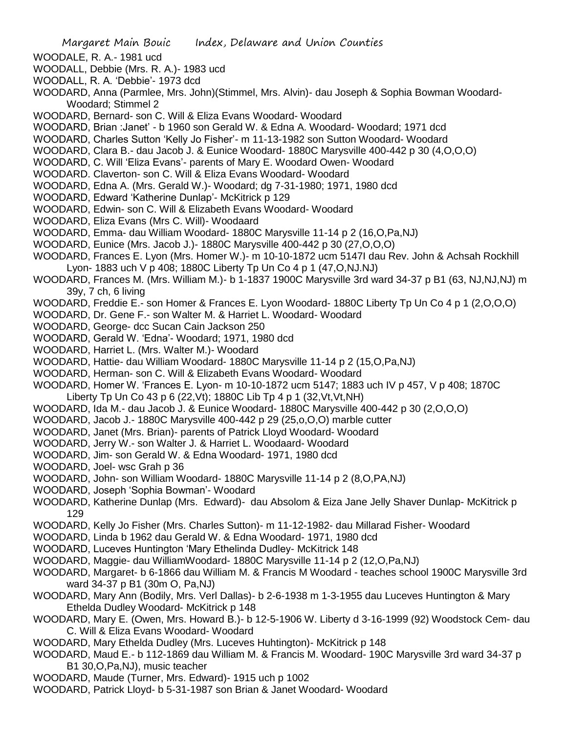WOODALE, R. A.- 1981 ucd

WOODALL, Debbie (Mrs. R. A.)- 1983 ucd

WOODALL, R. A. 'Debbie'- 1973 dcd

WOODARD, Anna (Parmlee, Mrs. John)(Stimmel, Mrs. Alvin)- dau Joseph & Sophia Bowman Woodard- Woodard; Stimmel 2

WOODARD, Bernard- son C. Will & Eliza Evans Woodard- Woodard

WOODARD, Brian :Janet' - b 1960 son Gerald W. & Edna A. Woodard- Woodard; 1971 dcd

WOODARD, Charles Sutton 'Kelly Jo Fisher'- m 11-13-1982 son Sutton Woodard- Woodard

WOODARD, Clara B.- dau Jacob J. & Eunice Woodard- 1880C Marysville 400-442 p 30 (4,O,O,O)

WOODARD, C. Will 'Eliza Evans'- parents of Mary E. Woodard Owen- Woodard

WOODARD. Claverton- son C. Will & Eliza Evans Woodard- Woodard

WOODARD, Edna A. (Mrs. Gerald W.)- Woodard; dg 7-31-1980; 1971, 1980 dcd

WOODARD, Edward 'Katherine Dunlap'- McKitrick p 129

WOODARD, Edwin- son C. Will & Elizabeth Evans Woodard- Woodard

WOODARD, Eliza Evans (Mrs C. Will)- Woodaard

WOODARD, Emma- dau William Woodard- 1880C Marysville 11-14 p 2 (16,O,Pa,NJ)

WOODARD, Eunice (Mrs. Jacob J.)- 1880C Marysville 400-442 p 30 (27,O,O,O)

WOODARD, Frances E. Lyon (Mrs. Homer W.)- m 10-10-1872 ucm 5147I dau Rev. John & Achsah Rockhill Lyon- 1883 uch V p 408; 1880C Liberty Tp Un Co 4 p 1 (47,O,NJ.NJ)

WOODARD, Frances M. (Mrs. William M.)- b 1-1837 1900C Marysville 3rd ward 34-37 p B1 (63, NJ,NJ,NJ) m 39y, 7 ch, 6 living

WOODARD, Freddie E.- son Homer & Frances E. Lyon Woodard- 1880C Liberty Tp Un Co 4 p 1 (2,O,O,O)

WOODARD, Dr. Gene F.- son Walter M. & Harriet L. Woodard- Woodard

WOODARD, George- dcc Sucan Cain Jackson 250

WOODARD, Gerald W. 'Edna'- Woodard; 1971, 1980 dcd

WOODARD, Harriet L. (Mrs. Walter M.)- Woodard

WOODARD, Hattie- dau William Woodard- 1880C Marysville 11-14 p 2 (15,O,Pa,NJ)

WOODARD, Herman- son C. Will & Elizabeth Evans Woodard- Woodard

WOODARD, Homer W. 'Frances E. Lyon- m 10-10-1872 ucm 5147; 1883 uch IV p 457, V p 408; 1870C Liberty Tp Un Co 43 p 6 (22,Vt); 1880C Lib Tp 4 p 1 (32,Vt,Vt,NH)

WOODARD, Ida M.- dau Jacob J. & Eunice Woodard- 1880C Marysville 400-442 p 30 (2,O,O,O)

WOODARD, Jacob J.- 1880C Marysville 400-442 p 29 (25,o,O,O) marble cutter

WOODARD, Janet (Mrs. Brian)- parents of Patrick Lloyd Woodard- Woodard

WOODARD, Jerry W.- son Walter J. & Harriet L. Woodaard- Woodard

WOODARD, Jim- son Gerald W. & Edna Woodard- 1971, 1980 dcd

WOODARD, Joel- wsc Grah p 36

WOODARD, John- son William Woodard- 1880C Marysville 11-14 p 2 (8,O,PA,NJ)

WOODARD, Joseph 'Sophia Bowman'- Woodard

WOODARD, Katherine Dunlap (Mrs. Edward)- dau Absolom & Eiza Jane Jelly Shaver Dunlap- McKitrick p 129

WOODARD, Kelly Jo Fisher (Mrs. Charles Sutton)- m 11-12-1982- dau Millarad Fisher- Woodard

WOODARD, Linda b 1962 dau Gerald W. & Edna Woodard- 1971, 1980 dcd

WOODARD, Luceves Huntington 'Mary Ethelinda Dudley- McKitrick 148

WOODARD, Maggie- dau WilliamWoodard- 1880C Marysville 11-14 p 2 (12,O,Pa,NJ)

WOODARD, Margaret- b 6-1866 dau William M. & Francis M Woodard - teaches school 1900C Marysville 3rd ward 34-37 p B1 (30m O, Pa,NJ)

WOODARD, Mary Ann (Bodily, Mrs. Verl Dallas)- b 2-6-1938 m 1-3-1955 dau Luceves Huntington & Mary Ethelda Dudley Woodard- McKitrick p 148

WOODARD, Mary E. (Owen, Mrs. Howard B.)- b 12-5-1906 W. Liberty d 3-16-1999 (92) Woodstock Cem- dau C. Will & Eliza Evans Woodard- Woodard

WOODARD, Mary Ethelda Dudley (Mrs. Luceves Huhtington)- McKitrick p 148

WOODARD, Maud E.- b 112-1869 dau William M. & Francis M. Woodard- 190C Marysville 3rd ward 34-37 p B1 30,O,Pa,NJ), music teacher

WOODARD, Maude (Turner, Mrs. Edward)- 1915 uch p 1002

WOODARD, Patrick Lloyd- b 5-31-1987 son Brian & Janet Woodard- Woodard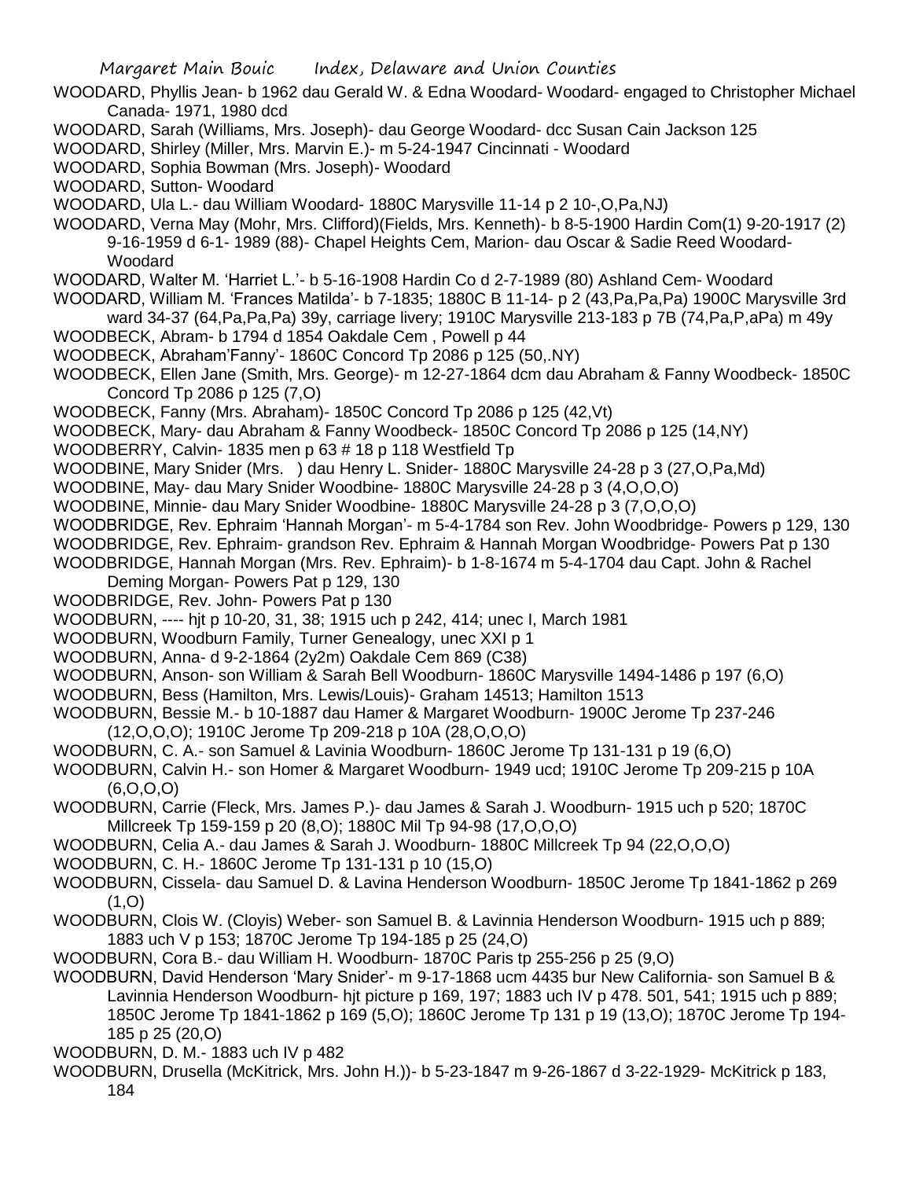WOODARD, Phyllis Jean- b 1962 dau Gerald W. & Edna Woodard- Woodard- engaged to Christopher Michael Canada- 1971, 1980 dcd

WOODARD, Sarah (Williams, Mrs. Joseph)- dau George Woodard- dcc Susan Cain Jackson 125

WOODARD, Shirley (Miller, Mrs. Marvin E.)- m 5-24-1947 Cincinnati - Woodard

WOODARD, Sophia Bowman (Mrs. Joseph)- Woodard

WOODARD, Sutton- Woodard

WOODARD, Ula L.- dau William Woodard- 1880C Marysville 11-14 p 2 10-,O,Pa,NJ)

WOODARD, Verna May (Mohr, Mrs. Clifford)(Fields, Mrs. Kenneth)- b 8-5-1900 Hardin Com(1) 9-20-1917 (2) 9-16-1959 d 6-1- 1989 (88)- Chapel Heights Cem, Marion- dau Oscar & Sadie Reed Woodard- Woodard

WOODARD, Walter M. 'Harriet L.'- b 5-16-1908 Hardin Co d 2-7-1989 (80) Ashland Cem- Woodard

WOODARD, William M. 'Frances Matilda'- b 7-1835; 1880C B 11-14- p 2 (43,Pa,Pa,Pa) 1900C Marysville 3rd ward 34-37 (64,Pa,Pa,Pa) 39y, carriage livery; 1910C Marysville 213-183 p 7B (74,Pa,P,aPa) m 49y

WOODBECK, Abram- b 1794 d 1854 Oakdale Cem , Powell p 44

WOODBECK, Abraham'Fanny'- 1860C Concord Tp 2086 p 125 (50,.NY)

WOODBECK, Ellen Jane (Smith, Mrs. George)- m 12-27-1864 dcm dau Abraham & Fanny Woodbeck- 1850C Concord Tp 2086 p 125 (7,O)

WOODBECK, Fanny (Mrs. Abraham)- 1850C Concord Tp 2086 p 125 (42,Vt)

WOODBECK, Mary- dau Abraham & Fanny Woodbeck- 1850C Concord Tp 2086 p 125 (14,NY)

WOODBERRY, Calvin- 1835 men p 63 # 18 p 118 Westfield Tp

WOODBINE, Mary Snider (Mrs. ) dau Henry L. Snider- 1880C Marysville 24-28 p 3 (27,O,Pa,Md)

WOODBINE, May- dau Mary Snider Woodbine- 1880C Marysville 24-28 p 3 (4,O,O,O)

WOODBINE, Minnie- dau Mary Snider Woodbine- 1880C Marysville 24-28 p 3 (7,O,O,O)

WOODBRIDGE, Rev. Ephraim 'Hannah Morgan'- m 5-4-1784 son Rev. John Woodbridge- Powers p 129, 130

WOODBRIDGE, Rev. Ephraim- grandson Rev. Ephraim & Hannah Morgan Woodbridge- Powers Pat p 130

WOODBRIDGE, Hannah Morgan (Mrs. Rev. Ephraim)- b 1-8-1674 m 5-4-1704 dau Capt. John & Rachel Deming Morgan- Powers Pat p 129, 130

WOODBRIDGE, Rev. John- Powers Pat p 130

WOODBURN, ---- hjt p 10-20, 31, 38; 1915 uch p 242, 414; unec I, March 1981

WOODBURN, Woodburn Family, Turner Genealogy, unec XXI p 1

WOODBURN, Anna- d 9-2-1864 (2y2m) Oakdale Cem 869 (C38)

WOODBURN, Anson- son William & Sarah Bell Woodburn- 1860C Marysville 1494-1486 p 197 (6,O)

WOODBURN, Bess (Hamilton, Mrs. Lewis/Louis)- Graham 14513; Hamilton 1513

WOODBURN, Bessie M.- b 10-1887 dau Hamer & Margaret Woodburn- 1900C Jerome Tp 237-246 (12,O,O,O); 1910C Jerome Tp 209-218 p 10A (28,O,O,O)

WOODBURN, C. A.- son Samuel & Lavinia Woodburn- 1860C Jerome Tp 131-131 p 19 (6,O)

WOODBURN, Calvin H.- son Homer & Margaret Woodburn- 1949 ucd; 1910C Jerome Tp 209-215 p 10A (6,O,O,O)

WOODBURN, Carrie (Fleck, Mrs. James P.)- dau James & Sarah J. Woodburn- 1915 uch p 520; 1870C Millcreek Tp 159-159 p 20 (8,O); 1880C Mil Tp 94-98 (17,O,O,O)

WOODBURN, Celia A.- dau James & Sarah J. Woodburn- 1880C Millcreek Tp 94 (22,O,O,O)

WOODBURN, C. H.- 1860C Jerome Tp 131-131 p 10 (15,O)

WOODBURN, Cissela- dau Samuel D. & Lavina Henderson Woodburn- 1850C Jerome Tp 1841-1862 p 269 (1,O)

WOODBURN, Clois W. (Cloyis) Weber- son Samuel B. & Lavinnia Henderson Woodburn- 1915 uch p 889; 1883 uch V p 153; 1870C Jerome Tp 194-185 p 25 (24,O)

WOODBURN, Cora B.- dau William H. Woodburn- 1870C Paris tp 255-256 p 25 (9,O)

WOODBURN, David Henderson 'Mary Snider'- m 9-17-1868 ucm 4435 bur New California- son Samuel B & Lavinnia Henderson Woodburn- hjt picture p 169, 197; 1883 uch IV p 478. 501, 541; 1915 uch p 889; 1850C Jerome Tp 1841-1862 p 169 (5,O); 1860C Jerome Tp 131 p 19 (13,O); 1870C Jerome Tp 194-185 p 25 (20,O)

WOODBURN, D. M.- 1883 uch IV p 482

WOODBURN, Drusella (McKitrick, Mrs. John H.))- b 5-23-1847 m 9-26-1867 d 3-22-1929- McKitrick p 183, 184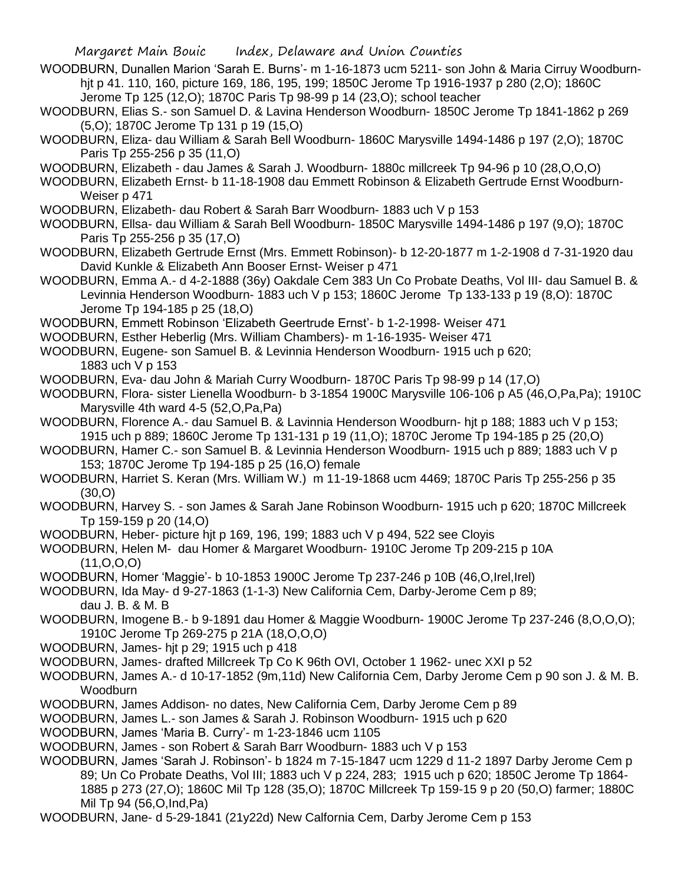WOODBURN, Dunallen Marion 'Sarah E. Burns'- m 1-16-1873 ucm 5211- son John & Maria Cirruy Woodburn- hjt p 41. 110, 160, picture 169, 186, 195, 199; 1850C Jerome Tp 1916-1937 p 280 (2,O); 1860C Jerome Tp 125 (12,O); 1870C Paris Tp 98-99 p 14 (23,O); school teacher

WOODBURN, Elias S.- son Samuel D. & Lavina Henderson Woodburn- 1850C Jerome Tp 1841-1862 p 269 (5,O); 1870C Jerome Tp 131 p 19 (15,O)

WOODBURN, Eliza- dau William & Sarah Bell Woodburn- 1860C Marysville 1494-1486 p 197 (2,O); 1870C Paris Tp 255-256 p 35 (11,O)

WOODBURN, Elizabeth - dau James & Sarah J. Woodburn- 1880c millcreek Tp 94-96 p 10 (28,O,O,O)

WOODBURN, Elizabeth Ernst- b 11-18-1908 dau Emmett Robinson & Elizabeth Gertrude Ernst Woodburn- Weiser p 471

WOODBURN, Elizabeth- dau Robert & Sarah Barr Woodburn- 1883 uch V p 153

WOODBURN, Ellsa- dau William & Sarah Bell Woodburn- 1850C Marysville 1494-1486 p 197 (9,O); 1870C Paris Tp 255-256 p 35 (17,O)

WOODBURN, Elizabeth Gertrude Ernst (Mrs. Emmett Robinson)- b 12-20-1877 m 1-2-1908 d 7-31-1920 dau David Kunkle & Elizabeth Ann Booser Ernst- Weiser p 471

WOODBURN, Emma A.- d 4-2-1888 (36y) Oakdale Cem 383 Un Co Probate Deaths, Vol III- dau Samuel B. & Levinnia Henderson Woodburn- 1883 uch V p 153; 1860C Jerome Tp 133-133 p 19 (8,O): 1870C Jerome Tp 194-185 p 25 (18,O)

WOODBURN, Emmett Robinson 'Elizabeth Geertrude Ernst'- b 1-2-1998- Weiser 471

WOODBURN, Esther Heberlig (Mrs. William Chambers)- m 1-16-1935- Weiser 471

WOODBURN, Eugene- son Samuel B. & Levinnia Henderson Woodburn- 1915 uch p 620; 1883 uch V p 153

WOODBURN, Eva- dau John & Mariah Curry Woodburn- 1870C Paris Tp 98-99 p 14 (17,O)

WOODBURN, Flora- sister Lienella Woodburn- b 3-1854 1900C Marysville 106-106 p A5 (46,O,Pa,Pa); 1910C Marysville 4th ward 4-5 (52,O,Pa,Pa)

WOODBURN, Florence A.- dau Samuel B. & Lavinnia Henderson Woodburn- hjt p 188; 1883 uch V p 153; 1915 uch p 889; 1860C Jerome Tp 131-131 p 19 (11,O); 1870C Jerome Tp 194-185 p 25 (20,O)

WOODBURN, Hamer C.- son Samuel B. & Levinnia Henderson Woodburn- 1915 uch p 889; 1883 uch V p 153; 1870C Jerome Tp 194-185 p 25 (16,O) female

WOODBURN, Harriet S. Keran (Mrs. William W.) m 11-19-1868 ucm 4469; 1870C Paris Tp 255-256 p 35 (30,O)

WOODBURN, Harvey S. - son James & Sarah Jane Robinson Woodburn- 1915 uch p 620; 1870C Millcreek Tp 159-159 p 20 (14,O)

WOODBURN, Heber- picture hjt p 169, 196, 199; 1883 uch V p 494, 522 see Cloyis

WOODBURN, Helen M- dau Homer & Margaret Woodburn- 1910C Jerome Tp 209-215 p 10A (11,O,O,O)

WOODBURN, Homer 'Maggie'- b 10-1853 1900C Jerome Tp 237-246 p 10B (46,O,Irel,Irel)

WOODBURN, Ida May- d 9-27-1863 (1-1-3) New California Cem, Darby-Jerome Cem p 89; dau J. B. & M. B

WOODBURN, Imogene B.- b 9-1891 dau Homer & Maggie Woodburn- 1900C Jerome Tp 237-246 (8,O,O,O); 1910C Jerome Tp 269-275 p 21A (18,O,O,O)

WOODBURN, James- hjt p 29; 1915 uch p 418

WOODBURN, James- drafted Millcreek Tp Co K 96th OVI, October 1 1962- unec XXI p 52

WOODBURN, James A.- d 10-17-1852 (9m,11d) New California Cem, Darby Jerome Cem p 90 son J. & M. B. Woodburn

WOODBURN, James Addison- no dates, New California Cem, Darby Jerome Cem p 89

WOODBURN, James L.- son James & Sarah J. Robinson Woodburn- 1915 uch p 620

WOODBURN, James 'Maria B. Curry'- m 1-23-1846 ucm 1105

WOODBURN, James - son Robert & Sarah Barr Woodburn- 1883 uch V p 153

WOODBURN, James 'Sarah J. Robinson'- b 1824 m 7-15-1847 ucm 1229 d 11-2 1897 Darby Jerome Cem p 89; Un Co Probate Deaths, Vol III; 1883 uch V p 224, 283; 1915 uch p 620; 1850C Jerome Tp 1864-1885 p 273 (27,O); 1860C Mil Tp 128 (35,O); 1870C Millcreek Tp 159-15 9 p 20 (50,O) farmer; 1880C Mil Tp 94 (56,O,Ind,Pa)

WOODBURN, Jane- d 5-29-1841 (21y22d) New Calfornia Cem, Darby Jerome Cem p 153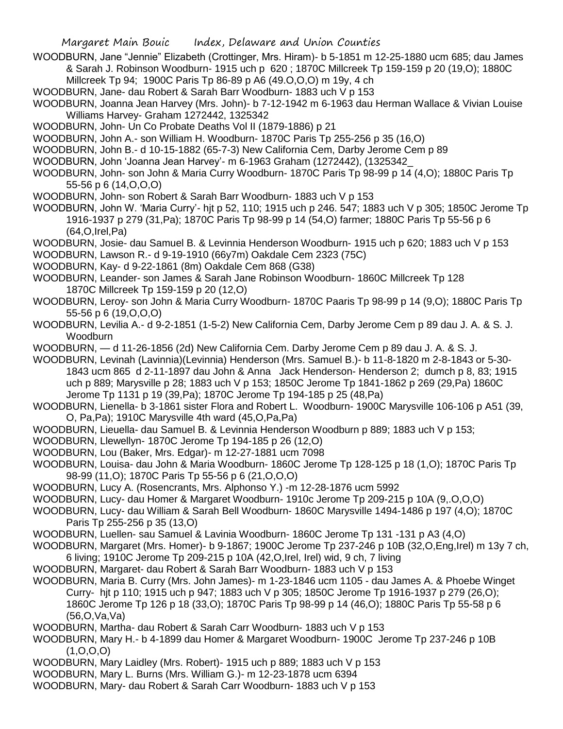WOODBURN, Jane "Jennie" Elizabeth (Crottinger, Mrs. Hiram)- b 5-1851 m 12-25-1880 ucm 685; dau James & Sarah J. Robinson Woodburn- 1915 uch p 620 ; 1870C Millcreek Tp 159-159 p 20 (19,O); 1880C Millcreek Tp 94; 1900C Paris Tp 86-89 p A6 (49.O,O,O) m 19y, 4 ch

WOODBURN, Jane- dau Robert & Sarah Barr Woodburn- 1883 uch V p 153

WOODBURN, Joanna Jean Harvey (Mrs. John)- b 7-12-1942 m 6-1963 dau Herman Wallace & Vivian Louise Williams Harvey- Graham 1272442, 1325342

WOODBURN, John- Un Co Probate Deaths Vol II (1879-1886) p 21

WOODBURN, John A.- son William H. Woodburn- 1870C Paris Tp 255-256 p 35 (16,O)

WOODBURN, John B.- d 10-15-1882 (65-7-3) New California Cem, Darby Jerome Cem p 89

WOODBURN, John 'Joanna Jean Harvey'- m 6-1963 Graham (1272442), (1325342_

WOODBURN, John- son John & Maria Curry Woodburn- 1870C Paris Tp 98-99 p 14 (4,O); 1880C Paris Tp 55-56 p 6 (14,O,O,O)

WOODBURN, John- son Robert & Sarah Barr Woodburn- 1883 uch V p 153

WOODBURN, John W. 'Maria Curry'- hjt p 52, 110; 1915 uch p 246. 547; 1883 uch V p 305; 1850C Jerome Tp 1916-1937 p 279 (31,Pa); 1870C Paris Tp 98-99 p 14 (54,O) farmer; 1880C Paris Tp 55-56 p 6 (64,O,Irel,Pa)

WOODBURN, Josie- dau Samuel B. & Levinnia Henderson Woodburn- 1915 uch p 620; 1883 uch V p 153

WOODBURN, Lawson R.- d 9-19-1910 (66y7m) Oakdale Cem 2323 (75C)

WOODBURN, Kay- d 9-22-1861 (8m) Oakdale Cem 868 (G38)

WOODBURN, Leander- son James & Sarah Jane Robinson Woodburn- 1860C Millcreek Tp 128 1870C Millcreek Tp 159-159 p 20 (12,O)

WOODBURN, Leroy- son John & Maria Curry Woodburn- 1870C Paaris Tp 98-99 p 14 (9,O); 1880C Paris Tp 55-56 p 6 (19,O,O,O)

WOODBURN, Levilia A.- d 9-2-1851 (1-5-2) New California Cem, Darby Jerome Cem p 89 dau J. A. & S. J. Woodburn

WOODBURN, — d 11-26-1856 (2d) New California Cem. Darby Jerome Cem p 89 dau J. A. & S. J.

WOODBURN, Levinah (Lavinnia)(Levinnia) Henderson (Mrs. Samuel B.)- b 11-8-1820 m 2-8-1843 or 5-30-1843 ucm 865 d 2-11-1897 dau John & Anna Jack Henderson- Henderson 2; dumch p 8, 83; 1915 uch p 889; Marysville p 28; 1883 uch V p 153; 1850C Jerome Tp 1841-1862 p 269 (29,Pa) 1860C Jerome Tp 1131 p 19 (39,Pa); 1870C Jerome Tp 194-185 p 25 (48,Pa)

WOODBURN, Lienella- b 3-1861 sister Flora and Robert L. Woodburn- 1900C Marysville 106-106 p A51 (39, O, Pa,Pa); 1910C Marysville 4th ward (45,O,Pa,Pa)

WOODBURN, Lieuella- dau Samuel B. & Levinnia Henderson Woodburn p 889; 1883 uch V p 153;

WOODBURN, Llewellyn- 1870C Jerome Tp 194-185 p 26 (12,O)

WOODBURN, Lou (Baker, Mrs. Edgar)- m 12-27-1881 ucm 7098

WOODBURN, Louisa- dau John & Maria Woodburn- 1860C Jerome Tp 128-125 p 18 (1,O); 1870C Paris Tp 98-99 (11,O); 1870C Paris Tp 55-56 p 6 (21,O,O,O)

WOODBURN, Lucy A. (Rosencrants, Mrs. Alphonso Y.) -m 12-28-1876 ucm 5992

WOODBURN, Lucy- dau Homer & Margaret Woodburn- 1910c Jerome Tp 209-215 p 10A (9,.O,O,O)

WOODBURN, Lucy- dau William & Sarah Bell Woodburn- 1860C Marysville 1494-1486 p 197 (4,O); 1870C Paris Tp 255-256 p 35 (13,O)

WOODBURN, Luellen- sau Samuel & Lavinia Woodburn- 1860C Jerome Tp 131 -131 p A3 (4,O)

WOODBURN, Margaret (Mrs. Homer)- b 9-1867; 1900C Jerome Tp 237-246 p 10B (32,O,Eng,Irel) m 13y 7 ch, 6 living; 1910C Jerome Tp 209-215 p 10A (42,O,Irel, Irel) wid, 9 ch, 7 living

WOODBURN, Margaret- dau Robert & Sarah Barr Woodburn- 1883 uch V p 153

WOODBURN, Maria B. Curry (Mrs. John James)- m 1-23-1846 ucm 1105 - dau James A. & Phoebe Winget Curry- hjt p 110; 1915 uch p 947; 1883 uch V p 305; 1850C Jerome Tp 1916-1937 p 279 (26,O); 1860C Jerome Tp 126 p 18 (33,O); 1870C Paris Tp 98-99 p 14 (46,O); 1880C Paris Tp 55-58 p 6 (56,O,Va,Va)

WOODBURN, Martha- dau Robert & Sarah Carr Woodburn- 1883 uch V p 153

WOODBURN, Mary H.- b 4-1899 dau Homer & Margaret Woodburn- 1900C Jerome Tp 237-246 p 10B (1,O,O,O)

WOODBURN, Mary Laidley (Mrs. Robert)- 1915 uch p 889; 1883 uch V p 153

WOODBURN, Mary L. Burns (Mrs. William G.)- m 12-23-1878 ucm 6394

WOODBURN, Mary- dau Robert & Sarah Carr Woodburn- 1883 uch V p 153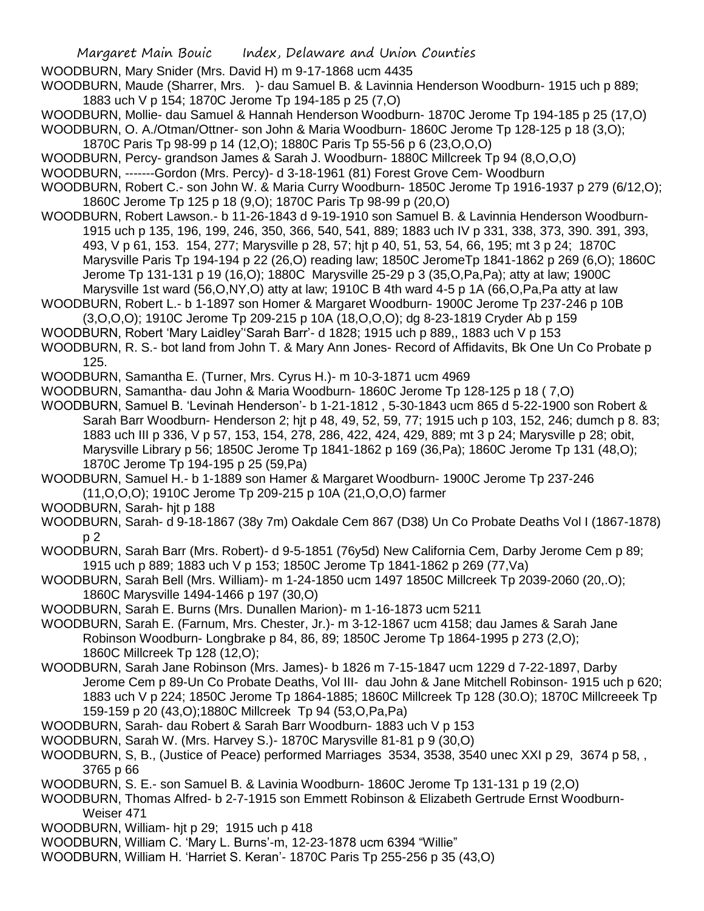WOODBURN, Mary Snider (Mrs. David H) m 9-17-1868 ucm 4435

WOODBURN, Maude (Sharrer, Mrs. )- dau Samuel B. & Lavinnia Henderson Woodburn- 1915 uch p 889; 1883 uch V p 154; 1870C Jerome Tp 194-185 p 25 (7,O)

WOODBURN, Mollie- dau Samuel & Hannah Henderson Woodburn- 1870C Jerome Tp 194-185 p 25 (17,O)

WOODBURN, O. A./Otman/Ottner- son John & Maria Woodburn- 1860C Jerome Tp 128-125 p 18 (3,O); 1870C Paris Tp 98-99 p 14 (12,O); 1880C Paris Tp 55-56 p 6 (23,O,O,O)

WOODBURN, Percy- grandson James & Sarah J. Woodburn- 1880C Millcreek Tp 94 (8,O,O,O)

WOODBURN, -------Gordon (Mrs. Percy)- d 3-18-1961 (81) Forest Grove Cem- Woodburn

WOODBURN, Robert C.- son John W. & Maria Curry Woodburn- 1850C Jerome Tp 1916-1937 p 279 (6/12,O); 1860C Jerome Tp 125 p 18 (9,O); 1870C Paris Tp 98-99 p (20,O)

WOODBURN, Robert Lawson.- b 11-26-1843 d 9-19-1910 son Samuel B. & Lavinnia Henderson Woodburn- 1915 uch p 135, 196, 199, 246, 350, 366, 540, 541, 889; 1883 uch IV p 331, 338, 373, 390. 391, 393, 493, V p 61, 153. 154, 277; Marysville p 28, 57; hjt p 40, 51, 53, 54, 66, 195; mt 3 p 24; 1870C Marysville Paris Tp 194-194 p 22 (26,O) reading law; 1850C JeromeTp 1841-1862 p 269 (6,O); 1860C Jerome Tp 131-131 p 19 (16,O); 1880C Marysville 25-29 p 3 (35,O,Pa,Pa); atty at law; 1900C Marysville 1st ward (56,O,NY,O) atty at law; 1910C B 4th ward 4-5 p 1A (66,O,Pa,Pa atty at law

WOODBURN, Robert L.- b 1-1897 son Homer & Margaret Woodburn- 1900C Jerome Tp 237-246 p 10B (3,O,O,O); 1910C Jerome Tp 209-215 p 10A (18,O,O,O); dg 8-23-1819 Cryder Ab p 159

WOODBURN, Robert 'Mary Laidley''Sarah Barr'- d 1828; 1915 uch p 889,, 1883 uch V p 153

WOODBURN, R. S.- bot land from John T. & Mary Ann Jones- Record of Affidavits, Bk One Un Co Probate p 125.

WOODBURN, Samantha E. (Turner, Mrs. Cyrus H.)- m 10-3-1871 ucm 4969

WOODBURN, Samantha- dau John & Maria Woodburn- 1860C Jerome Tp 128-125 p 18 ( 7,O)

WOODBURN, Samuel B. 'Levinah Henderson'- b 1-21-1812 , 5-30-1843 ucm 865 d 5-22-1900 son Robert & Sarah Barr Woodburn- Henderson 2; hjt p 48, 49, 52, 59, 77; 1915 uch p 103, 152, 246; dumch p 8. 83; 1883 uch III p 336, V p 57, 153, 154, 278, 286, 422, 424, 429, 889; mt 3 p 24; Marysville p 28; obit, Marysville Library p 56; 1850C Jerome Tp 1841-1862 p 169 (36,Pa); 1860C Jerome Tp 131 (48,O); 1870C Jerome Tp 194-195 p 25 (59,Pa)

WOODBURN, Samuel H.- b 1-1889 son Hamer & Margaret Woodburn- 1900C Jerome Tp 237-246 (11,O,O,O); 1910C Jerome Tp 209-215 p 10A (21,O,O,O) farmer

WOODBURN, Sarah- hjt p 188

WOODBURN, Sarah- d 9-18-1867 (38y 7m) Oakdale Cem 867 (D38) Un Co Probate Deaths Vol I (1867-1878) p 2

WOODBURN, Sarah Barr (Mrs. Robert)- d 9-5-1851 (76y5d) New California Cem, Darby Jerome Cem p 89; 1915 uch p 889; 1883 uch V p 153; 1850C Jerome Tp 1841-1862 p 269 (77,Va)

WOODBURN, Sarah Bell (Mrs. William)- m 1-24-1850 ucm 1497 1850C Millcreek Tp 2039-2060 (20,.O); 1860C Marysville 1494-1466 p 197 (30,O)

WOODBURN, Sarah E. Burns (Mrs. Dunallen Marion)- m 1-16-1873 ucm 5211

WOODBURN, Sarah E. (Farnum, Mrs. Chester, Jr.)- m 3-12-1867 ucm 4158; dau James & Sarah Jane Robinson Woodburn- Longbrake p 84, 86, 89; 1850C Jerome Tp 1864-1995 p 273 (2,O); 1860C Millcreek Tp 128 (12,O);

WOODBURN, Sarah Jane Robinson (Mrs. James)- b 1826 m 7-15-1847 ucm 1229 d 7-22-1897, Darby Jerome Cem p 89-Un Co Probate Deaths, Vol III- dau John & Jane Mitchell Robinson- 1915 uch p 620; 1883 uch V p 224; 1850C Jerome Tp 1864-1885; 1860C Millcreek Tp 128 (30.O); 1870C Millcreeek Tp 159-159 p 20 (43,O);1880C Millcreek Tp 94 (53,O,Pa,Pa)

WOODBURN, Sarah- dau Robert & Sarah Barr Woodburn- 1883 uch V p 153

WOODBURN, Sarah W. (Mrs. Harvey S.)- 1870C Marysville 81-81 p 9 (30,O)

WOODBURN, S, B., (Justice of Peace) performed Marriages 3534, 3538, 3540 unec XXI p 29, 3674 p 58, , 3765 p 66

WOODBURN, S. E.- son Samuel B. & Lavinia Woodburn- 1860C Jerome Tp 131-131 p 19 (2,O)

WOODBURN, Thomas Alfred- b 2-7-1915 son Emmett Robinson & Elizabeth Gertrude Ernst Woodburn- Weiser 471

WOODBURN, William- hjt p 29; 1915 uch p 418

WOODBURN, William C. 'Mary L. Burns'-m, 12-23-1878 ucm 6394 "Willie"

WOODBURN, William H. 'Harriet S. Keran'- 1870C Paris Tp 255-256 p 35 (43,O)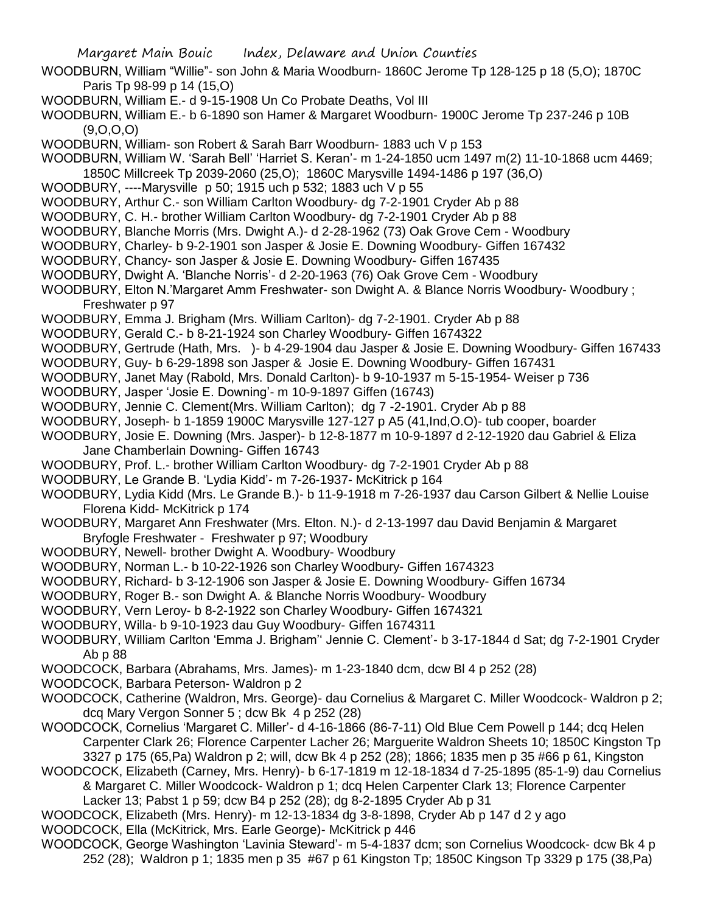WOODBURN, William "Willie"- son John & Maria Woodburn- 1860C Jerome Tp 128-125 p 18 (5,O); 1870C Paris Tp 98-99 p 14 (15,O)

WOODBURN, William E.- d 9-15-1908 Un Co Probate Deaths, Vol III

WOODBURN, William E.- b 6-1890 son Hamer & Margaret Woodburn- 1900C Jerome Tp 237-246 p 10B (9,O,O,O)

WOODBURN, William- son Robert & Sarah Barr Woodburn- 1883 uch V p 153

WOODBURN, William W. 'Sarah Bell' 'Harriet S. Keran'- m 1-24-1850 ucm 1497 m(2) 11-10-1868 ucm 4469; 1850C Millcreek Tp 2039-2060 (25,O); 1860C Marysville 1494-1486 p 197 (36,O)

WOODBURY, ----Marysville p 50; 1915 uch p 532; 1883 uch V p 55

WOODBURY, Arthur C.- son William Carlton Woodbury- dg 7-2-1901 Cryder Ab p 88

WOODBURY, C. H.- brother William Carlton Woodbury- dg 7-2-1901 Cryder Ab p 88

WOODBURY, Blanche Morris (Mrs. Dwight A.)- d 2-28-1962 (73) Oak Grove Cem - Woodbury

WOODBURY, Charley- b 9-2-1901 son Jasper & Josie E. Downing Woodbury- Giffen 167432

WOODBURY, Chancy- son Jasper & Josie E. Downing Woodbury- Giffen 167435

WOODBURY, Dwight A. 'Blanche Norris'- d 2-20-1963 (76) Oak Grove Cem - Woodbury

WOODBURY, Elton N.'Margaret Amm Freshwater- son Dwight A. & Blance Norris Woodbury- Woodbury ; Freshwater p 97

WOODBURY, Emma J. Brigham (Mrs. William Carlton)- dg 7-2-1901. Cryder Ab p 88

WOODBURY, Gerald C.- b 8-21-1924 son Charley Woodbury- Giffen 1674322

WOODBURY, Gertrude (Hath, Mrs. )- b 4-29-1904 dau Jasper & Josie E. Downing Woodbury- Giffen 167433

WOODBURY, Guy- b 6-29-1898 son Jasper & Josie E. Downing Woodbury- Giffen 167431

WOODBURY, Janet May (Rabold, Mrs. Donald Carlton)- b 9-10-1937 m 5-15-1954- Weiser p 736

WOODBURY, Jasper 'Josie E. Downing'- m 10-9-1897 Giffen (16743)

WOODBURY, Jennie C. Clement(Mrs. William Carlton); dg 7 -2-1901. Cryder Ab p 88

WOODBURY, Joseph- b 1-1859 1900C Marysville 127-127 p A5 (41,Ind,O.O)- tub cooper, boarder

WOODBURY, Josie E. Downing (Mrs. Jasper)- b 12-8-1877 m 10-9-1897 d 2-12-1920 dau Gabriel & Eliza Jane Chamberlain Downing- Giffen 16743

WOODBURY, Prof. L.- brother William Carlton Woodbury- dg 7-2-1901 Cryder Ab p 88

WOODBURY, Le Grande B. 'Lydia Kidd'- m 7-26-1937- McKitrick p 164

WOODBURY, Lydia Kidd (Mrs. Le Grande B.)- b 11-9-1918 m 7-26-1937 dau Carson Gilbert & Nellie Louise Florena Kidd- McKitrick p 174

WOODBURY, Margaret Ann Freshwater (Mrs. Elton. N.)- d 2-13-1997 dau David Benjamin & Margaret Bryfogle Freshwater - Freshwater p 97; Woodbury

WOODBURY, Newell- brother Dwight A. Woodbury- Woodbury

WOODBURY, Norman L.- b 10-22-1926 son Charley Woodbury- Giffen 1674323

WOODBURY, Richard- b 3-12-1906 son Jasper & Josie E. Downing Woodbury- Giffen 16734

WOODBURY, Roger B.- son Dwight A. & Blanche Norris Woodbury- Woodbury

WOODBURY, Vern Leroy- b 8-2-1922 son Charley Woodbury- Giffen 1674321

WOODBURY, Willa- b 9-10-1923 dau Guy Woodbury- Giffen 1674311

WOODBURY, William Carlton 'Emma J. Brigham'' Jennie C. Clement'- b 3-17-1844 d Sat; dg 7-2-1901 Cryder Ab p 88

WOODCOCK, Barbara (Abrahams, Mrs. James)- m 1-23-1840 dcm, dcw Bl 4 p 252 (28)

WOODCOCK, Barbara Peterson- Waldron p 2

WOODCOCK, Catherine (Waldron, Mrs. George)- dau Cornelius & Margaret C. Miller Woodcock- Waldron p 2; dcq Mary Vergon Sonner 5 ; dcw Bk 4 p 252 (28)

WOODCOCK, Cornelius 'Margaret C. Miller'- d 4-16-1866 (86-7-11) Old Blue Cem Powell p 144; dcq Helen Carpenter Clark 26; Florence Carpenter Lacher 26; Marguerite Waldron Sheets 10; 1850C Kingston Tp 3327 p 175 (65,Pa) Waldron p 2; will, dcw Bk 4 p 252 (28); 1866; 1835 men p 35 #66 p 61, Kingston

WOODCOCK, Elizabeth (Carney, Mrs. Henry)- b 6-17-1819 m 12-18-1834 d 7-25-1895 (85-1-9) dau Cornelius & Margaret C. Miller Woodcock- Waldron p 1; dcq Helen Carpenter Clark 13; Florence Carpenter Lacker 13; Pabst 1 p 59; dcw B4 p 252 (28); dg 8-2-1895 Cryder Ab p 31

WOODCOCK, Elizabeth (Mrs. Henry)- m 12-13-1834 dg 3-8-1898, Cryder Ab p 147 d 2 y ago

WOODCOCK, Ella (McKitrick, Mrs. Earle George)- McKitrick p 446

WOODCOCK, George Washington 'Lavinia Steward'- m 5-4-1837 dcm; son Cornelius Woodcock- dcw Bk 4 p 252 (28); Waldron p 1; 1835 men p 35 #67 p 61 Kingston Tp; 1850C Kingson Tp 3329 p 175 (38,Pa)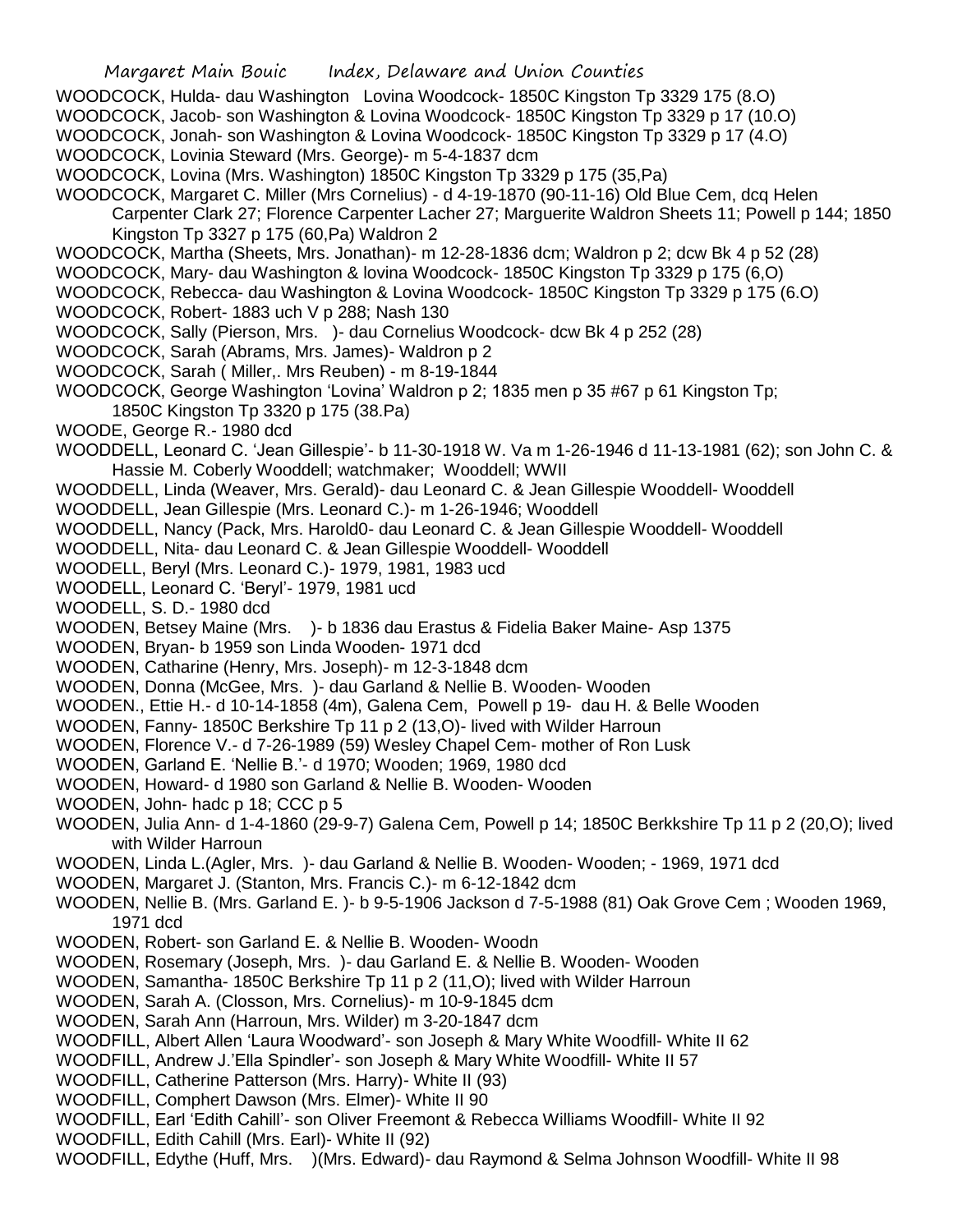WOODCOCK, Hulda- dau Washington Lovina Woodcock- 1850C Kingston Tp 3329 175 (8.O)
WOODCOCK, Jacob- son Washington & Lovina Woodcock- 1850C Kingston Tp 3329 p 17 (10.O)
WOODCOCK, Jonah- son Washington & Lovina Woodcock- 1850C Kingston Tp 3329 p 17 (4.O)
WOODCOCK, Lovinia Steward (Mrs. George)- m 5-4-1837 dcm
WOODCOCK, Lovina (Mrs. Washington) 1850C Kingston Tp 3329 p 175 (35,Pa)
WOODCOCK, Margaret C. Miller (Mrs Cornelius) - d 4-19-1870 (90-11-16) Old Blue Cem, dcq Helen Carpenter Clark 27; Florence Carpenter Lacher 27; Marguerite Waldron Sheets 11; Powell p 144; 1850 Kingston Tp 3327 p 175 (60,Pa) Waldron 2
WOODCOCK, Martha (Sheets, Mrs. Jonathan)- m 12-28-1836 dcm; Waldron p 2; dcw Bk 4 p 52 (28)
WOODCOCK, Mary- dau Washington & lovina Woodcock- 1850C Kingston Tp 3329 p 175 (6,O)
WOODCOCK, Rebecca- dau Washington & Lovina Woodcock- 1850C Kingston Tp 3329 p 175 (6.O)
WOODCOCK, Robert- 1883 uch V p 288; Nash 130
WOODCOCK, Sally (Pierson, Mrs. )- dau Cornelius Woodcock- dcw Bk 4 p 252 (28)
WOODCOCK, Sarah (Abrams, Mrs. James)- Waldron p 2
WOODCOCK, Sarah ( Miller,. Mrs Reuben) - m 8-19-1844
WOODCOCK, George Washington 'Lovina' Waldron p 2; 1835 men p 35 #67 p 61 Kingston Tp; 1850C Kingston Tp 3320 p 175 (38.Pa)
WOODE, George R.- 1980 dcd
WOODDELL, Leonard C. 'Jean Gillespie'- b 11-30-1918 W. Va m 1-26-1946 d 11-13-1981 (62); son John C. & Hassie M. Coberly Wooddell; watchmaker; Wooddell; WWII
WOODDELL, Linda (Weaver, Mrs. Gerald)- dau Leonard C. & Jean Gillespie Wooddell- Wooddell
WOODDELL, Jean Gillespie (Mrs. Leonard C.)- m 1-26-1946; Wooddell
WOODDELL, Nancy (Pack, Mrs. Harold0- dau Leonard C. & Jean Gillespie Wooddell- Wooddell
WOODDELL, Nita- dau Leonard C. & Jean Gillespie Wooddell- Wooddell
WOODELL, Beryl (Mrs. Leonard C.)- 1979, 1981, 1983 ucd
WOODELL, Leonard C. 'Beryl'- 1979, 1981 ucd
WOODELL, S. D.- 1980 dcd
WOODEN, Betsey Maine (Mrs. )- b 1836 dau Erastus & Fidelia Baker Maine- Asp 1375
WOODEN, Bryan- b 1959 son Linda Wooden- 1971 dcd
WOODEN, Catharine (Henry, Mrs. Joseph)- m 12-3-1848 dcm
WOODEN, Donna (McGee, Mrs. )- dau Garland & Nellie B. Wooden- Wooden
WOODEN., Ettie H.- d 10-14-1858 (4m), Galena Cem, Powell p 19- dau H. & Belle Wooden
WOODEN, Fanny- 1850C Berkshire Tp 11 p 2 (13,O)- lived with Wilder Harroun
WOODEN, Florence V.- d 7-26-1989 (59) Wesley Chapel Cem- mother of Ron Lusk
WOODEN, Garland E. 'Nellie B.'- d 1970; Wooden; 1969, 1980 dcd
WOODEN, Howard- d 1980 son Garland & Nellie B. Wooden- Wooden
WOODEN, John- hadc p 18; CCC p 5
WOODEN, Julia Ann- d 1-4-1860 (29-9-7) Galena Cem, Powell p 14; 1850C Berkkshire Tp 11 p 2 (20,O); lived with Wilder Harroun
WOODEN, Linda L.(Agler, Mrs. )- dau Garland & Nellie B. Wooden- Wooden; - 1969, 1971 dcd
WOODEN, Margaret J. (Stanton, Mrs. Francis C.)- m 6-12-1842 dcm
WOODEN, Nellie B. (Mrs. Garland E. )- b 9-5-1906 Jackson d 7-5-1988 (81) Oak Grove Cem ; Wooden 1969, 1971 dcd
WOODEN, Robert- son Garland E. & Nellie B. Wooden- Woodn
WOODEN, Rosemary (Joseph, Mrs. )- dau Garland E. & Nellie B. Wooden- Wooden
WOODEN, Samantha- 1850C Berkshire Tp 11 p 2 (11,O); lived with Wilder Harroun
WOODEN, Sarah A. (Closson, Mrs. Cornelius)- m 10-9-1845 dcm
WOODEN, Sarah Ann (Harroun, Mrs. Wilder) m 3-20-1847 dcm
WOODFILL, Albert Allen 'Laura Woodward'- son Joseph & Mary White Woodfill- White II 62
WOODFILL, Andrew J.'Ella Spindler'- son Joseph & Mary White Woodfill- White II 57
WOODFILL, Catherine Patterson (Mrs. Harry)- White II (93)
WOODFILL, Comphert Dawson (Mrs. Elmer)- White II 90
WOODFILL, Earl 'Edith Cahill'- son Oliver Freemont & Rebecca Williams Woodfill- White II 92
WOODFILL, Edith Cahill (Mrs. Earl)- White II (92)
WOODFILL, Edythe (Huff, Mrs. )(Mrs. Edward)- dau Raymond & Selma Johnson Woodfill- White II 98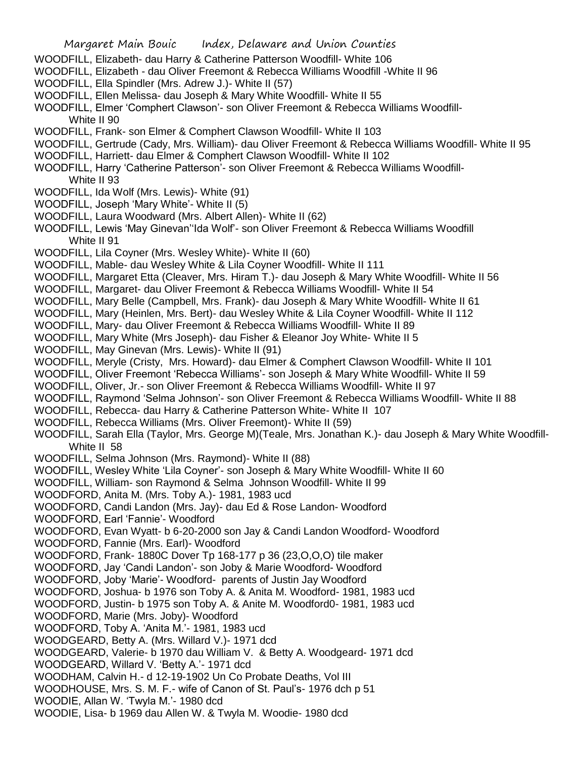WOODFILL, Elizabeth- dau Harry & Catherine Patterson Woodfill- White 106
WOODFILL, Elizabeth - dau Oliver Freemont & Rebecca Williams Woodfill -White II 96
WOODFILL, Ella Spindler (Mrs. Adrew J.)- White II (57)
WOODFILL, Ellen Melissa- dau Joseph & Mary White Woodfill- White II 55
WOODFILL, Elmer 'Comphert Clawson'- son Oliver Freemont & Rebecca Williams Woodfill- White II 90
WOODFILL, Frank- son Elmer & Comphert Clawson Woodfill- White II 103
WOODFILL, Gertrude (Cady, Mrs. William)- dau Oliver Freemont & Rebecca Williams Woodfill- White II 95
WOODFILL, Harriett- dau Elmer & Comphert Clawson Woodfill- White II 102
WOODFILL, Harry 'Catherine Patterson'- son Oliver Freemont & Rebecca Williams Woodfill- White II 93
WOODFILL, Ida Wolf (Mrs. Lewis)- White (91)
WOODFILL, Joseph 'Mary White'- White II (5)
WOODFILL, Laura Woodward (Mrs. Albert Allen)- White II (62)
WOODFILL, Lewis 'May Ginevan''Ida Wolf'- son Oliver Freemont & Rebecca Williams Woodfill White II 91
WOODFILL, Lila Coyner (Mrs. Wesley White)- White II (60)
WOODFILL, Mable- dau Wesley White & Lila Coyner Woodfill- White II 111
WOODFILL, Margaret Etta (Cleaver, Mrs. Hiram T.)- dau Joseph & Mary White Woodfill- White II 56
WOODFILL, Margaret- dau Oliver Freemont & Rebecca Williams Woodfill- White II 54
WOODFILL, Mary Belle (Campbell, Mrs. Frank)- dau Joseph & Mary White Woodfill- White II 61
WOODFILL, Mary (Heinlen, Mrs. Bert)- dau Wesley White & Lila Coyner Woodfill- White II 112
WOODFILL, Mary- dau Oliver Freemont & Rebecca Williams Woodfill- White II 89
WOODFILL, Mary White (Mrs Joseph)- dau Fisher & Eleanor Joy White- White II 5
WOODFILL, May Ginevan (Mrs. Lewis)- White II (91)
WOODFILL, Meryle (Cristy, Mrs. Howard)- dau Elmer & Comphert Clawson Woodfill- White II 101
WOODFILL, Oliver Freemont 'Rebecca Williams'- son Joseph & Mary White Woodfill- White II 59
WOODFILL, Oliver, Jr.- son Oliver Freemont & Rebecca Williams Woodfill- White II 97
WOODFILL, Raymond 'Selma Johnson'- son Oliver Freemont & Rebecca Williams Woodfill- White II 88
WOODFILL, Rebecca- dau Harry & Catherine Patterson White- White II 107
WOODFILL, Rebecca Williams (Mrs. Oliver Freemont)- White II (59)
WOODFILL, Sarah Ella (Taylor, Mrs. George M)(Teale, Mrs. Jonathan K.)- dau Joseph & Mary White Woodfill- White II 58
WOODFILL, Selma Johnson (Mrs. Raymond)- White II (88)
WOODFILL, Wesley White 'Lila Coyner'- son Joseph & Mary White Woodfill- White II 60
WOODFILL, William- son Raymond & Selma Johnson Woodfill- White II 99
WOODFORD, Anita M. (Mrs. Toby A.)- 1981, 1983 ucd
WOODFORD, Candi Landon (Mrs. Jay)- dau Ed & Rose Landon- Woodford
WOODFORD, Earl 'Fannie'- Woodford
WOODFORD, Evan Wyatt- b 6-20-2000 son Jay & Candi Landon Woodford- Woodford
WOODFORD, Fannie (Mrs. Earl)- Woodford
WOODFORD, Frank- 1880C Dover Tp 168-177 p 36 (23,O,O,O) tile maker
WOODFORD, Jay 'Candi Landon'- son Joby & Marie Woodford- Woodford
WOODFORD, Joby 'Marie'- Woodford- parents of Justin Jay Woodford
WOODFORD, Joshua- b 1976 son Toby A. & Anita M. Woodford- 1981, 1983 ucd
WOODFORD, Justin- b 1975 son Toby A. & Anite M. Woodford0- 1981, 1983 ucd
WOODFORD, Marie (Mrs. Joby)- Woodford
WOODFORD, Toby A. 'Anita M.'- 1981, 1983 ucd
WOODGEARD, Betty A. (Mrs. Willard V.)- 1971 dcd
WOODGEARD, Valerie- b 1970 dau William V. & Betty A. Woodgeard- 1971 dcd
WOODGEARD, Willard V. 'Betty A.'- 1971 dcd
WOODHAM, Calvin H.- d 12-19-1902 Un Co Probate Deaths, Vol III
WOODHOUSE, Mrs. S. M. F.- wife of Canon of St. Paul's- 1976 dch p 51
WOODIE, Allan W. 'Twyla M.'- 1980 dcd
WOODIE, Lisa- b 1969 dau Allen W. & Twyla M. Woodie- 1980 dcd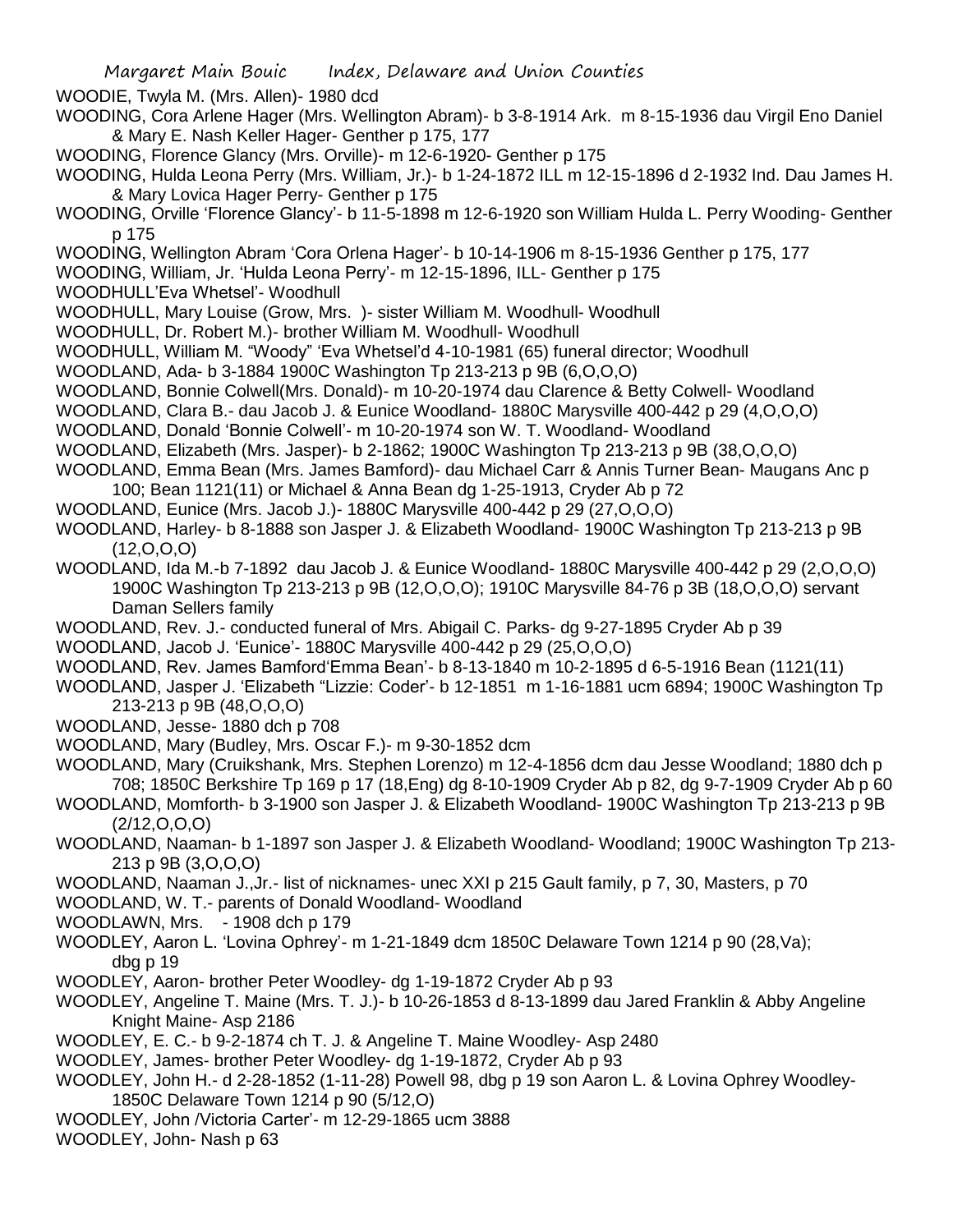WOODIE, Twyla M. (Mrs. Allen)- 1980 dcd

WOODING, Cora Arlene Hager (Mrs. Wellington Abram)- b 3-8-1914 Ark. m 8-15-1936 dau Virgil Eno Daniel & Mary E. Nash Keller Hager- Genther p 175, 177

WOODING, Florence Glancy (Mrs. Orville)- m 12-6-1920- Genther p 175

WOODING, Hulda Leona Perry (Mrs. William, Jr.)- b 1-24-1872 ILL m 12-15-1896 d 2-1932 Ind. Dau James H. & Mary Lovica Hager Perry- Genther p 175

WOODING, Orville 'Florence Glancy'- b 11-5-1898 m 12-6-1920 son William Hulda L. Perry Wooding- Genther p 175

WOODING, Wellington Abram 'Cora Orlena Hager'- b 10-14-1906 m 8-15-1936 Genther p 175, 177

WOODING, William, Jr. 'Hulda Leona Perry'- m 12-15-1896, ILL- Genther p 175

WOODHULL'Eva Whetsel'- Woodhull

WOODHULL, Mary Louise (Grow, Mrs. )- sister William M. Woodhull- Woodhull

WOODHULL, Dr. Robert M.)- brother William M. Woodhull- Woodhull

WOODHULL, William M. "Woody" 'Eva Whetsel'd 4-10-1981 (65) funeral director; Woodhull

WOODLAND, Ada- b 3-1884 1900C Washington Tp 213-213 p 9B (6,O,O,O)

WOODLAND, Bonnie Colwell(Mrs. Donald)- m 10-20-1974 dau Clarence & Betty Colwell- Woodland

WOODLAND, Clara B.- dau Jacob J. & Eunice Woodland- 1880C Marysville 400-442 p 29 (4,O,O,O)

WOODLAND, Donald 'Bonnie Colwell'- m 10-20-1974 son W. T. Woodland- Woodland

WOODLAND, Elizabeth (Mrs. Jasper)- b 2-1862; 1900C Washington Tp 213-213 p 9B (38,O,O,O)

WOODLAND, Emma Bean (Mrs. James Bamford)- dau Michael Carr & Annis Turner Bean- Maugans Anc p 100; Bean 1121(11) or Michael & Anna Bean dg 1-25-1913, Cryder Ab p 72

WOODLAND, Eunice (Mrs. Jacob J.)- 1880C Marysville 400-442 p 29 (27,O,O,O)

WOODLAND, Harley- b 8-1888 son Jasper J. & Elizabeth Woodland- 1900C Washington Tp 213-213 p 9B (12,O,O,O)

WOODLAND, Ida M.-b 7-1892 dau Jacob J. & Eunice Woodland- 1880C Marysville 400-442 p 29 (2,O,O,O) 1900C Washington Tp 213-213 p 9B (12,O,O,O); 1910C Marysville 84-76 p 3B (18,O,O,O) servant Daman Sellers family

WOODLAND, Rev. J.- conducted funeral of Mrs. Abigail C. Parks- dg 9-27-1895 Cryder Ab p 39

WOODLAND, Jacob J. 'Eunice'- 1880C Marysville 400-442 p 29 (25,O,O,O)

WOODLAND, Rev. James Bamford'Emma Bean'- b 8-13-1840 m 10-2-1895 d 6-5-1916 Bean (1121(11)

WOODLAND, Jasper J. 'Elizabeth "Lizzie: Coder'- b 12-1851 m 1-16-1881 ucm 6894; 1900C Washington Tp 213-213 p 9B (48,O,O,O)

WOODLAND, Jesse- 1880 dch p 708

WOODLAND, Mary (Budley, Mrs. Oscar F.)- m 9-30-1852 dcm

WOODLAND, Mary (Cruikshank, Mrs. Stephen Lorenzo) m 12-4-1856 dcm dau Jesse Woodland; 1880 dch p 708; 1850C Berkshire Tp 169 p 17 (18,Eng) dg 8-10-1909 Cryder Ab p 82, dg 9-7-1909 Cryder Ab p 60

WOODLAND, Momforth- b 3-1900 son Jasper J. & Elizabeth Woodland- 1900C Washington Tp 213-213 p 9B (2/12,O,O,O)

WOODLAND, Naaman- b 1-1897 son Jasper J. & Elizabeth Woodland- Woodland; 1900C Washington Tp 213-213 p 9B (3,O,O,O)

WOODLAND, Naaman J.,Jr.- list of nicknames- unec XXI p 215 Gault family, p 7, 30, Masters, p 70

WOODLAND, W. T.- parents of Donald Woodland- Woodland

WOODLAWN, Mrs. - 1908 dch p 179

WOODLEY, Aaron L. 'Lovina Ophrey'- m 1-21-1849 dcm 1850C Delaware Town 1214 p 90 (28,Va); dbg p 19

WOODLEY, Aaron- brother Peter Woodley- dg 1-19-1872 Cryder Ab p 93

WOODLEY, Angeline T. Maine (Mrs. T. J.)- b 10-26-1853 d 8-13-1899 dau Jared Franklin & Abby Angeline Knight Maine- Asp 2186

WOODLEY, E. C.- b 9-2-1874 ch T. J. & Angeline T. Maine Woodley- Asp 2480

WOODLEY, James- brother Peter Woodley- dg 1-19-1872, Cryder Ab p 93

WOODLEY, John H.- d 2-28-1852 (1-11-28) Powell 98, dbg p 19 son Aaron L. & Lovina Ophrey Woodley- 1850C Delaware Town 1214 p 90 (5/12,O)

WOODLEY, John /Victoria Carter'- m 12-29-1865 ucm 3888

WOODLEY, John- Nash p 63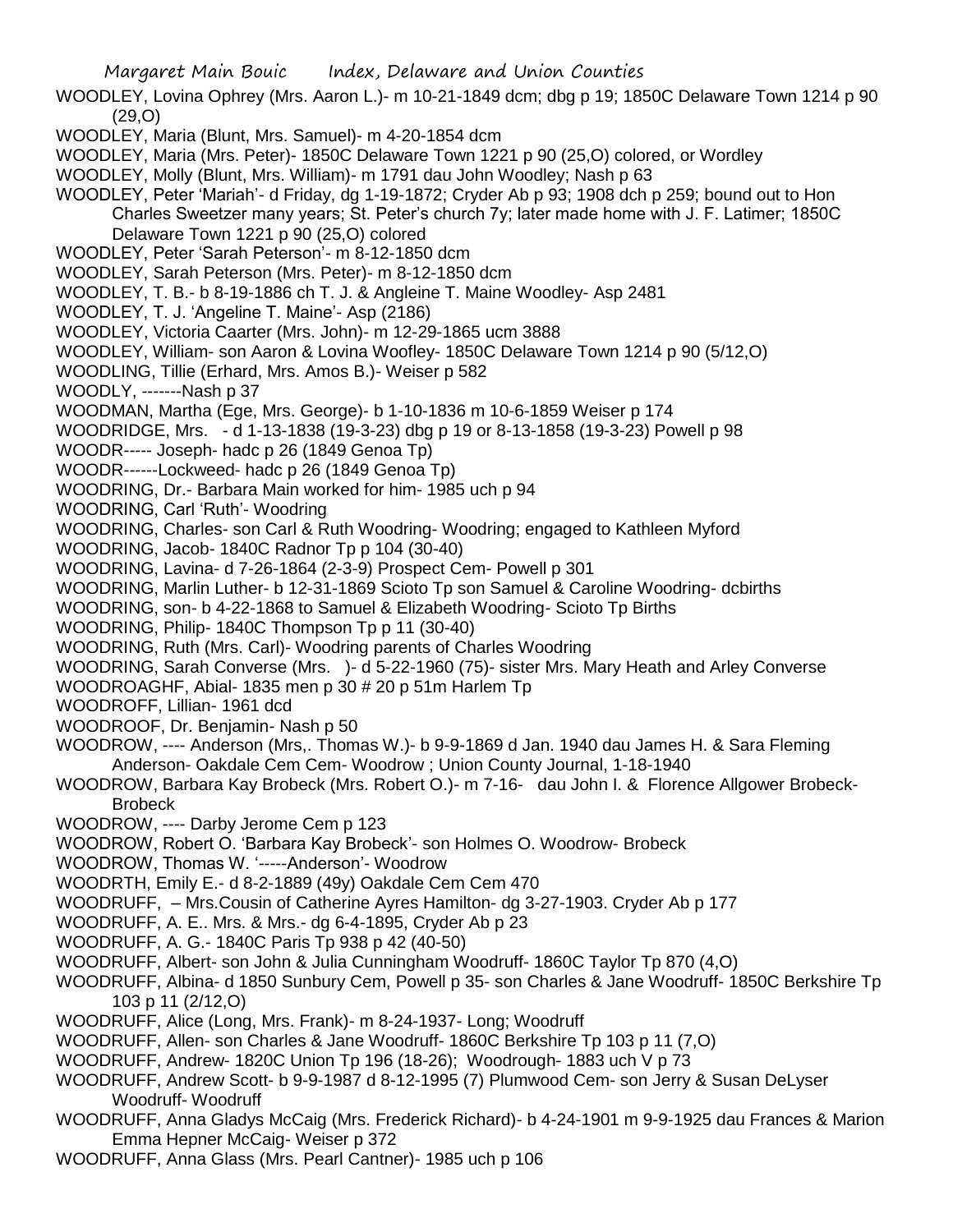WOODLEY, Lovina Ophrey (Mrs. Aaron L.)- m 10-21-1849 dcm; dbg p 19; 1850C Delaware Town 1214 p 90 (29,O)

WOODLEY, Maria (Blunt, Mrs. Samuel)- m 4-20-1854 dcm

WOODLEY, Maria (Mrs. Peter)- 1850C Delaware Town 1221 p 90 (25,O) colored, or Wordley

WOODLEY, Molly (Blunt, Mrs. William)- m 1791 dau John Woodley; Nash p 63

WOODLEY, Peter 'Mariah'- d Friday, dg 1-19-1872; Cryder Ab p 93; 1908 dch p 259; bound out to Hon Charles Sweetzer many years; St. Peter's church 7y; later made home with J. F. Latimer; 1850C Delaware Town 1221 p 90 (25,O) colored

WOODLEY, Peter 'Sarah Peterson'- m 8-12-1850 dcm

WOODLEY, Sarah Peterson (Mrs. Peter)- m 8-12-1850 dcm

WOODLEY, T. B.- b 8-19-1886 ch T. J. & Angleine T. Maine Woodley- Asp 2481

WOODLEY, T. J. 'Angeline T. Maine'- Asp (2186)

WOODLEY, Victoria Caarter (Mrs. John)- m 12-29-1865 ucm 3888

WOODLEY, William- son Aaron & Lovina Woofley- 1850C Delaware Town 1214 p 90 (5/12,O)

WOODLING, Tillie (Erhard, Mrs. Amos B.)- Weiser p 582

WOODLY, -------Nash p 37

WOODMAN, Martha (Ege, Mrs. George)- b 1-10-1836 m 10-6-1859 Weiser p 174

WOODRIDGE, Mrs. - d 1-13-1838 (19-3-23) dbg p 19 or 8-13-1858 (19-3-23) Powell p 98

WOODR----- Joseph- hadc p 26 (1849 Genoa Tp)

WOODR------Lockweed- hadc p 26 (1849 Genoa Tp)

WOODRING, Dr.- Barbara Main worked for him- 1985 uch p 94

WOODRING, Carl 'Ruth'- Woodring

WOODRING, Charles- son Carl & Ruth Woodring- Woodring; engaged to Kathleen Myford

WOODRING, Jacob- 1840C Radnor Tp p 104 (30-40)

WOODRING, Lavina- d 7-26-1864 (2-3-9) Prospect Cem- Powell p 301

WOODRING, Marlin Luther- b 12-31-1869 Scioto Tp son Samuel & Caroline Woodring- dcbirths

WOODRING, son- b 4-22-1868 to Samuel & Elizabeth Woodring- Scioto Tp Births

WOODRING, Philip- 1840C Thompson Tp p 11 (30-40)

WOODRING, Ruth (Mrs. Carl)- Woodring parents of Charles Woodring

WOODRING, Sarah Converse (Mrs. )- d 5-22-1960 (75)- sister Mrs. Mary Heath and Arley Converse

WOODROAGHF, Abial- 1835 men p 30 # 20 p 51m Harlem Tp

WOODROFF, Lillian- 1961 dcd

WOODROOF, Dr. Benjamin- Nash p 50

WOODROW, ---- Anderson (Mrs,. Thomas W.)- b 9-9-1869 d Jan. 1940 dau James H. & Sara Fleming Anderson- Oakdale Cem Cem- Woodrow ; Union County Journal, 1-18-1940

WOODROW, Barbara Kay Brobeck (Mrs. Robert O.)- m 7-16- dau John I. & Florence Allgower Brobeck- Brobeck

WOODROW, ---- Darby Jerome Cem p 123

WOODROW, Robert O. 'Barbara Kay Brobeck'- son Holmes O. Woodrow- Brobeck

WOODROW, Thomas W. '-----Anderson'- Woodrow

WOODRTH, Emily E.- d 8-2-1889 (49y) Oakdale Cem Cem 470

WOODRUFF, – Mrs.Cousin of Catherine Ayres Hamilton- dg 3-27-1903. Cryder Ab p 177

WOODRUFF, A. E.. Mrs. & Mrs.- dg 6-4-1895, Cryder Ab p 23

WOODRUFF, A. G.- 1840C Paris Tp 938 p 42 (40-50)

WOODRUFF, Albert- son John & Julia Cunningham Woodruff- 1860C Taylor Tp 870 (4,O)

WOODRUFF, Albina- d 1850 Sunbury Cem, Powell p 35- son Charles & Jane Woodruff- 1850C Berkshire Tp 103 p 11 (2/12,O)

WOODRUFF, Alice (Long, Mrs. Frank)- m 8-24-1937- Long; Woodruff

WOODRUFF, Allen- son Charles & Jane Woodruff- 1860C Berkshire Tp 103 p 11 (7,O)

WOODRUFF, Andrew- 1820C Union Tp 196 (18-26); Woodrough- 1883 uch V p 73

WOODRUFF, Andrew Scott- b 9-9-1987 d 8-12-1995 (7) Plumwood Cem- son Jerry & Susan DeLyser Woodruff- Woodruff

WOODRUFF, Anna Gladys McCaig (Mrs. Frederick Richard)- b 4-24-1901 m 9-9-1925 dau Frances & Marion Emma Hepner McCaig- Weiser p 372

WOODRUFF, Anna Glass (Mrs. Pearl Cantner)- 1985 uch p 106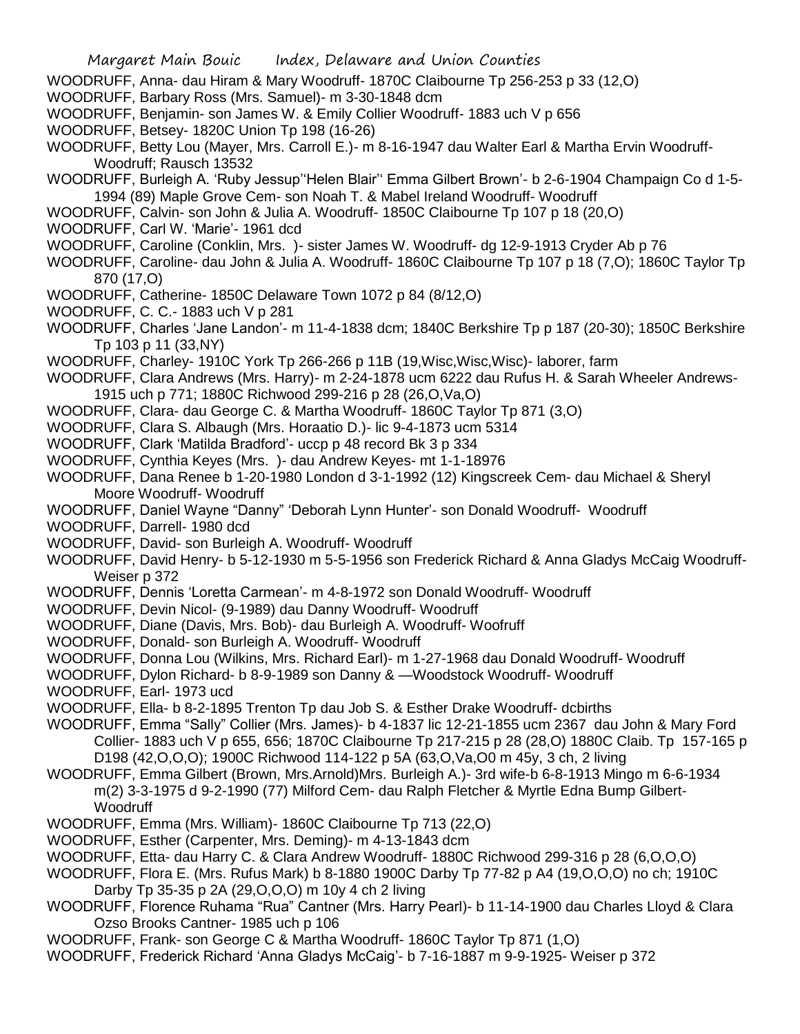WOODRUFF, Anna- dau Hiram & Mary Woodruff- 1870C Claibourne Tp 256-253 p 33 (12,O)

WOODRUFF, Barbary Ross (Mrs. Samuel)- m 3-30-1848 dcm

WOODRUFF, Benjamin- son James W. & Emily Collier Woodruff- 1883 uch V p 656

WOODRUFF, Betsey- 1820C Union Tp 198 (16-26)

WOODRUFF, Betty Lou (Mayer, Mrs. Carroll E.)- m 8-16-1947 dau Walter Earl & Martha Ervin Woodruff- Woodruff; Rausch 13532

WOODRUFF, Burleigh A. 'Ruby Jessup''Helen Blair'' Emma Gilbert Brown'- b 2-6-1904 Champaign Co d 1-5-1994 (89) Maple Grove Cem- son Noah T. & Mabel Ireland Woodruff- Woodruff

WOODRUFF, Calvin- son John & Julia A. Woodruff- 1850C Claibourne Tp 107 p 18 (20,O)

WOODRUFF, Carl W. 'Marie'- 1961 dcd

WOODRUFF, Caroline (Conklin, Mrs. )- sister James W. Woodruff- dg 12-9-1913 Cryder Ab p 76

WOODRUFF, Caroline- dau John & Julia A. Woodruff- 1860C Claibourne Tp 107 p 18 (7,O); 1860C Taylor Tp 870 (17,O)

WOODRUFF, Catherine- 1850C Delaware Town 1072 p 84 (8/12,O)

WOODRUFF, C. C.- 1883 uch V p 281

WOODRUFF, Charles 'Jane Landon'- m 11-4-1838 dcm; 1840C Berkshire Tp p 187 (20-30); 1850C Berkshire Tp 103 p 11 (33,NY)

WOODRUFF, Charley- 1910C York Tp 266-266 p 11B (19,Wisc,Wisc,Wisc)- laborer, farm

WOODRUFF, Clara Andrews (Mrs. Harry)- m 2-24-1878 ucm 6222 dau Rufus H. & Sarah Wheeler Andrews- 1915 uch p 771; 1880C Richwood 299-216 p 28 (26,O,Va,O)

WOODRUFF, Clara- dau George C. & Martha Woodruff- 1860C Taylor Tp 871 (3,O)

WOODRUFF, Clara S. Albaugh (Mrs. Horaatio D.)- lic 9-4-1873 ucm 5314

WOODRUFF, Clark 'Matilda Bradford'- uccp p 48 record Bk 3 p 334

WOODRUFF, Cynthia Keyes (Mrs. )- dau Andrew Keyes- mt 1-1-18976

WOODRUFF, Dana Renee b 1-20-1980 London d 3-1-1992 (12) Kingscreek Cem- dau Michael & Sheryl Moore Woodruff- Woodruff

WOODRUFF, Daniel Wayne "Danny" 'Deborah Lynn Hunter'- son Donald Woodruff- Woodruff

WOODRUFF, Darrell- 1980 dcd

WOODRUFF, David- son Burleigh A. Woodruff- Woodruff

WOODRUFF, David Henry- b 5-12-1930 m 5-5-1956 son Frederick Richard & Anna Gladys McCaig Woodruff- Weiser p 372

WOODRUFF, Dennis 'Loretta Carmean'- m 4-8-1972 son Donald Woodruff- Woodruff

WOODRUFF, Devin Nicol- (9-1989) dau Danny Woodruff- Woodruff

WOODRUFF, Diane (Davis, Mrs. Bob)- dau Burleigh A. Woodruff- Woofruff

WOODRUFF, Donald- son Burleigh A. Woodruff- Woodruff

WOODRUFF, Donna Lou (Wilkins, Mrs. Richard Earl)- m 1-27-1968 dau Donald Woodruff- Woodruff

WOODRUFF, Dylon Richard- b 8-9-1989 son Danny & —Woodstock Woodruff- Woodruff

WOODRUFF, Earl- 1973 ucd

WOODRUFF, Ella- b 8-2-1895 Trenton Tp dau Job S. & Esther Drake Woodruff- dcbirths

WOODRUFF, Emma "Sally" Collier (Mrs. James)- b 4-1837 lic 12-21-1855 ucm 2367 dau John & Mary Ford Collier- 1883 uch V p 655, 656; 1870C Claibourne Tp 217-215 p 28 (28,O) 1880C Claib. Tp 157-165 p D198 (42,O,O,O); 1900C Richwood 114-122 p 5A (63,O,Va,O0 m 45y, 3 ch, 2 living

WOODRUFF, Emma Gilbert (Brown, Mrs.Arnold)Mrs. Burleigh A.)- 3rd wife-b 6-8-1913 Mingo m 6-6-1934 m(2) 3-3-1975 d 9-2-1990 (77) Milford Cem- dau Ralph Fletcher & Myrtle Edna Bump Gilbert-Woodruff

WOODRUFF, Emma (Mrs. William)- 1860C Claibourne Tp 713 (22,O)

WOODRUFF, Esther (Carpenter, Mrs. Deming)- m 4-13-1843 dcm

WOODRUFF, Etta- dau Harry C. & Clara Andrew Woodruff- 1880C Richwood 299-316 p 28 (6,O,O,O)

WOODRUFF, Flora E. (Mrs. Rufus Mark) b 8-1880 1900C Darby Tp 77-82 p A4 (19,O,O,O) no ch; 1910C Darby Tp 35-35 p 2A (29,O,O,O) m 10y 4 ch 2 living

WOODRUFF, Florence Ruhama "Rua" Cantner (Mrs. Harry Pearl)- b 11-14-1900 dau Charles Lloyd & Clara Ozso Brooks Cantner- 1985 uch p 106

WOODRUFF, Frank- son George C & Martha Woodruff- 1860C Taylor Tp 871 (1,O)

WOODRUFF, Frederick Richard 'Anna Gladys McCaig'- b 7-16-1887 m 9-9-1925- Weiser p 372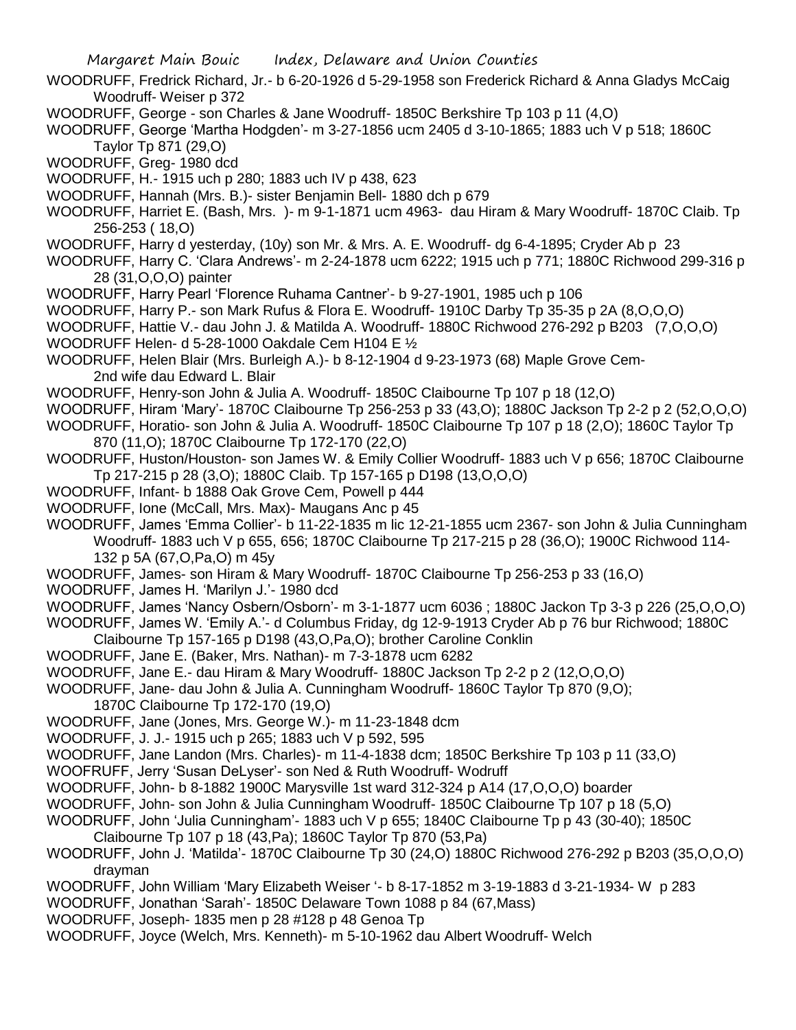WOODRUFF, Fredrick Richard, Jr.- b 6-20-1926 d 5-29-1958 son Frederick Richard & Anna Gladys McCaig Woodruff- Weiser p 372

WOODRUFF, George - son Charles & Jane Woodruff- 1850C Berkshire Tp 103 p 11 (4,O)

WOODRUFF, George 'Martha Hodgden'- m 3-27-1856 ucm 2405 d 3-10-1865; 1883 uch V p 518; 1860C Taylor Tp 871 (29,O)

WOODRUFF, Greg- 1980 dcd

WOODRUFF, H.- 1915 uch p 280; 1883 uch IV p 438, 623

WOODRUFF, Hannah (Mrs. B.)- sister Benjamin Bell- 1880 dch p 679

WOODRUFF, Harriet E. (Bash, Mrs. )- m 9-1-1871 ucm 4963- dau Hiram & Mary Woodruff- 1870C Claib. Tp 256-253 ( 18,O)

WOODRUFF, Harry d yesterday, (10y) son Mr. & Mrs. A. E. Woodruff- dg 6-4-1895; Cryder Ab p 23

WOODRUFF, Harry C. 'Clara Andrews'- m 2-24-1878 ucm 6222; 1915 uch p 771; 1880C Richwood 299-316 p 28 (31,O,O,O) painter

WOODRUFF, Harry Pearl 'Florence Ruhama Cantner'- b 9-27-1901, 1985 uch p 106

WOODRUFF, Harry P.- son Mark Rufus & Flora E. Woodruff- 1910C Darby Tp 35-35 p 2A (8,O,O,O)

WOODRUFF, Hattie V.- dau John J. & Matilda A. Woodruff- 1880C Richwood 276-292 p B203 (7,O,O,O)

WOODRUFF Helen- d 5-28-1000 Oakdale Cem H104 E ½

WOODRUFF, Helen Blair (Mrs. Burleigh A.)- b 8-12-1904 d 9-23-1973 (68) Maple Grove Cem- 2nd wife dau Edward L. Blair

WOODRUFF, Henry-son John & Julia A. Woodruff- 1850C Claibourne Tp 107 p 18 (12,O)

WOODRUFF, Hiram 'Mary'- 1870C Claibourne Tp 256-253 p 33 (43,O); 1880C Jackson Tp 2-2 p 2 (52,O,O,O)

WOODRUFF, Horatio- son John & Julia A. Woodruff- 1850C Claibourne Tp 107 p 18 (2,O); 1860C Taylor Tp 870 (11,O); 1870C Claibourne Tp 172-170 (22,O)

WOODRUFF, Huston/Houston- son James W. & Emily Collier Woodruff- 1883 uch V p 656; 1870C Claibourne Tp 217-215 p 28 (3,O); 1880C Claib. Tp 157-165 p D198 (13,O,O,O)

WOODRUFF, Infant- b 1888 Oak Grove Cem, Powell p 444

WOODRUFF, Ione (McCall, Mrs. Max)- Maugans Anc p 45

WOODRUFF, James 'Emma Collier'- b 11-22-1835 m lic 12-21-1855 ucm 2367- son John & Julia Cunningham Woodruff- 1883 uch V p 655, 656; 1870C Claibourne Tp 217-215 p 28 (36,O); 1900C Richwood 114-132 p 5A (67,O,Pa,O) m 45y

WOODRUFF, James- son Hiram & Mary Woodruff- 1870C Claibourne Tp 256-253 p 33 (16,O)

WOODRUFF, James H. 'Marilyn J.'- 1980 dcd

WOODRUFF, James 'Nancy Osbern/Osborn'- m 3-1-1877 ucm 6036 ; 1880C Jackon Tp 3-3 p 226 (25,O,O,O)

WOODRUFF, James W. 'Emily A.'- d Columbus Friday, dg 12-9-1913 Cryder Ab p 76 bur Richwood; 1880C Claibourne Tp 157-165 p D198 (43,O,Pa,O); brother Caroline Conklin

WOODRUFF, Jane E. (Baker, Mrs. Nathan)- m 7-3-1878 ucm 6282

WOODRUFF, Jane E.- dau Hiram & Mary Woodruff- 1880C Jackson Tp 2-2 p 2 (12,O,O,O)

WOODRUFF, Jane- dau John & Julia A. Cunningham Woodruff- 1860C Taylor Tp 870 (9,O); 1870C Claibourne Tp 172-170 (19,O)

WOODRUFF, Jane (Jones, Mrs. George W.)- m 11-23-1848 dcm

WOODRUFF, J. J.- 1915 uch p 265; 1883 uch V p 592, 595

WOODRUFF, Jane Landon (Mrs. Charles)- m 11-4-1838 dcm; 1850C Berkshire Tp 103 p 11 (33,O)

WOOFRUFF, Jerry 'Susan DeLyser'- son Ned & Ruth Woodruff- Wodruff

WOODRUFF, John- b 8-1882 1900C Marysville 1st ward 312-324 p A14 (17,O,O,O) boarder

WOODRUFF, John- son John & Julia Cunningham Woodruff- 1850C Claibourne Tp 107 p 18 (5,O)

WOODRUFF, John 'Julia Cunningham'- 1883 uch V p 655; 1840C Claibourne Tp p 43 (30-40); 1850C Claibourne Tp 107 p 18 (43,Pa); 1860C Taylor Tp 870 (53,Pa)

WOODRUFF, John J. 'Matilda'- 1870C Claibourne Tp 30 (24,O) 1880C Richwood 276-292 p B203 (35,O,O,O) drayman

WOODRUFF, John William 'Mary Elizabeth Weiser '- b 8-17-1852 m 3-19-1883 d 3-21-1934- W p 283

WOODRUFF, Jonathan 'Sarah'- 1850C Delaware Town 1088 p 84 (67,Mass)

WOODRUFF, Joseph- 1835 men p 28 #128 p 48 Genoa Tp

WOODRUFF, Joyce (Welch, Mrs. Kenneth)- m 5-10-1962 dau Albert Woodruff- Welch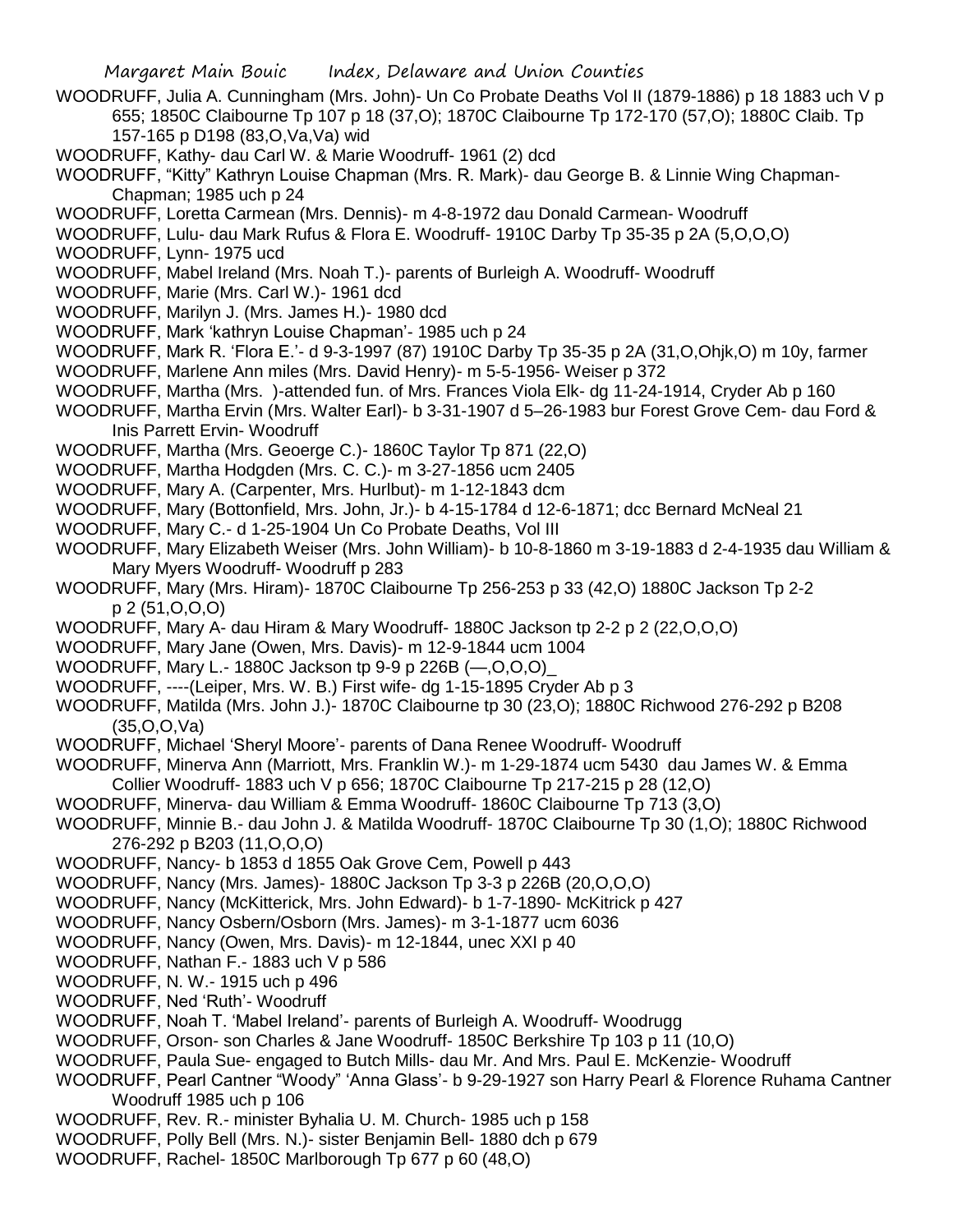WOODRUFF, Julia A. Cunningham (Mrs. John)- Un Co Probate Deaths Vol II (1879-1886) p 18 1883 uch V p 655; 1850C Claibourne Tp 107 p 18 (37,O); 1870C Claibourne Tp 172-170 (57,O); 1880C Claib. Tp 157-165 p D198 (83,O,Va,Va) wid

WOODRUFF, Kathy- dau Carl W. & Marie Woodruff- 1961 (2) dcd

WOODRUFF, "Kitty" Kathryn Louise Chapman (Mrs. R. Mark)- dau George B. & Linnie Wing Chapman- Chapman; 1985 uch p 24

WOODRUFF, Loretta Carmean (Mrs. Dennis)- m 4-8-1972 dau Donald Carmean- Woodruff

WOODRUFF, Lulu- dau Mark Rufus & Flora E. Woodruff- 1910C Darby Tp 35-35 p 2A (5,O,O,O)

WOODRUFF, Lynn- 1975 ucd

WOODRUFF, Mabel Ireland (Mrs. Noah T.)- parents of Burleigh A. Woodruff- Woodruff

WOODRUFF, Marie (Mrs. Carl W.)- 1961 dcd

WOODRUFF, Marilyn J. (Mrs. James H.)- 1980 dcd

WOODRUFF, Mark 'kathryn Louise Chapman'- 1985 uch p 24

WOODRUFF, Mark R. 'Flora E.'- d 9-3-1997 (87) 1910C Darby Tp 35-35 p 2A (31,O,Ohjk,O) m 10y, farmer

WOODRUFF, Marlene Ann miles (Mrs. David Henry)- m 5-5-1956- Weiser p 372

WOODRUFF, Martha (Mrs. )-attended fun. of Mrs. Frances Viola Elk- dg 11-24-1914, Cryder Ab p 160

WOODRUFF, Martha Ervin (Mrs. Walter Earl)- b 3-31-1907 d 5–26-1983 bur Forest Grove Cem- dau Ford & Inis Parrett Ervin- Woodruff

WOODRUFF, Martha (Mrs. Geoerge C.)- 1860C Taylor Tp 871 (22,O)

WOODRUFF, Martha Hodgden (Mrs. C. C.)- m 3-27-1856 ucm 2405

WOODRUFF, Mary A. (Carpenter, Mrs. Hurlbut)- m 1-12-1843 dcm

WOODRUFF, Mary (Bottonfield, Mrs. John, Jr.)- b 4-15-1784 d 12-6-1871; dcc Bernard McNeal 21

WOODRUFF, Mary C.- d 1-25-1904 Un Co Probate Deaths, Vol III

WOODRUFF, Mary Elizabeth Weiser (Mrs. John William)- b 10-8-1860 m 3-19-1883 d 2-4-1935 dau William & Mary Myers Woodruff- Woodruff p 283

WOODRUFF, Mary (Mrs. Hiram)- 1870C Claibourne Tp 256-253 p 33 (42,O) 1880C Jackson Tp 2-2 p 2 (51,O,O,O)

WOODRUFF, Mary A- dau Hiram & Mary Woodruff- 1880C Jackson tp 2-2 p 2 (22,O,O,O)

WOODRUFF, Mary Jane (Owen, Mrs. Davis)- m 12-9-1844 ucm 1004

WOODRUFF, Mary L.- 1880C Jackson tp 9-9 p 226B (—,O,O,O)_

WOODRUFF, ----(Leiper, Mrs. W. B.) First wife- dg 1-15-1895 Cryder Ab p 3

WOODRUFF, Matilda (Mrs. John J.)- 1870C Claibourne tp 30 (23,O); 1880C Richwood 276-292 p B208 (35,O,O,Va)

WOODRUFF, Michael 'Sheryl Moore'- parents of Dana Renee Woodruff- Woodruff

WOODRUFF, Minerva Ann (Marriott, Mrs. Franklin W.)- m 1-29-1874 ucm 5430 dau James W. & Emma Collier Woodruff- 1883 uch V p 656; 1870C Claibourne Tp 217-215 p 28 (12,O)

WOODRUFF, Minerva- dau William & Emma Woodruff- 1860C Claibourne Tp 713 (3,O)

WOODRUFF, Minnie B.- dau John J. & Matilda Woodruff- 1870C Claibourne Tp 30 (1,O); 1880C Richwood 276-292 p B203 (11,O,O,O)

WOODRUFF, Nancy- b 1853 d 1855 Oak Grove Cem, Powell p 443

WOODRUFF, Nancy (Mrs. James)- 1880C Jackson Tp 3-3 p 226B (20,O,O,O)

WOODRUFF, Nancy (McKitterick, Mrs. John Edward)- b 1-7-1890- McKitrick p 427

WOODRUFF, Nancy Osbern/Osborn (Mrs. James)- m 3-1-1877 ucm 6036

WOODRUFF, Nancy (Owen, Mrs. Davis)- m 12-1844, unec XXI p 40

WOODRUFF, Nathan F.- 1883 uch V p 586

WOODRUFF, N. W.- 1915 uch p 496

WOODRUFF, Ned 'Ruth'- Woodruff

WOODRUFF, Noah T. 'Mabel Ireland'- parents of Burleigh A. Woodruff- Woodrugg

WOODRUFF, Orson- son Charles & Jane Woodruff- 1850C Berkshire Tp 103 p 11 (10,O)

WOODRUFF, Paula Sue- engaged to Butch Mills- dau Mr. And Mrs. Paul E. McKenzie- Woodruff

WOODRUFF, Pearl Cantner "Woody" 'Anna Glass'- b 9-29-1927 son Harry Pearl & Florence Ruhama Cantner Woodruff 1985 uch p 106

WOODRUFF, Rev. R.- minister Byhalia U. M. Church- 1985 uch p 158

WOODRUFF, Polly Bell (Mrs. N.)- sister Benjamin Bell- 1880 dch p 679

WOODRUFF, Rachel- 1850C Marlborough Tp 677 p 60 (48,O)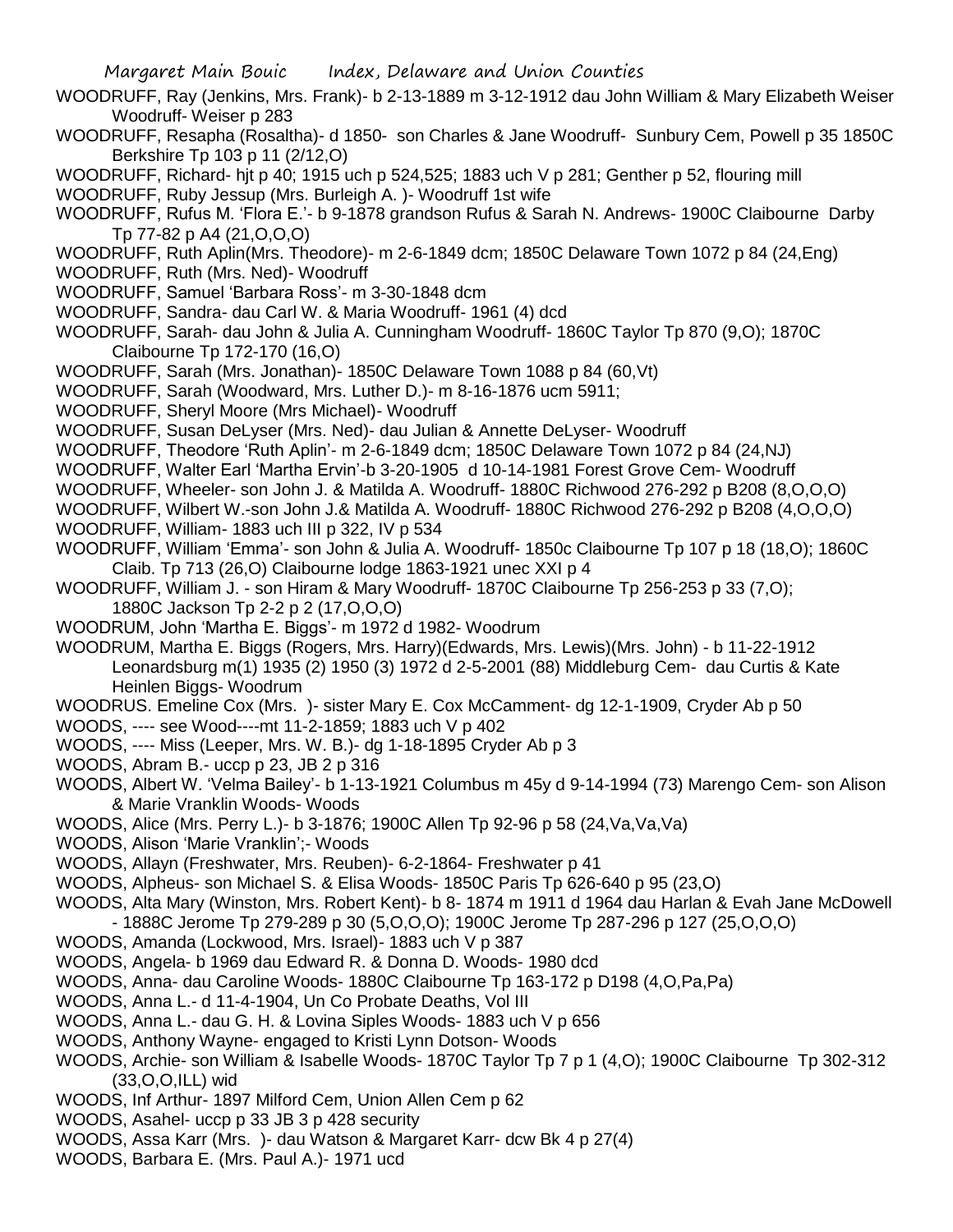WOODRUFF, Ray (Jenkins, Mrs. Frank)- b 2-13-1889 m 3-12-1912 dau John William & Mary Elizabeth Weiser Woodruff- Weiser p 283

WOODRUFF, Resapha (Rosaltha)- d 1850- son Charles & Jane Woodruff- Sunbury Cem, Powell p 35 1850C Berkshire Tp 103 p 11 (2/12,O)

WOODRUFF, Richard- hjt p 40; 1915 uch p 524,525; 1883 uch V p 281; Genther p 52, flouring mill

WOODRUFF, Ruby Jessup (Mrs. Burleigh A. )- Woodruff 1st wife

WOODRUFF, Rufus M. 'Flora E.'- b 9-1878 grandson Rufus & Sarah N. Andrews- 1900C Claibourne Darby Tp 77-82 p A4 (21,O,O,O)

WOODRUFF, Ruth Aplin(Mrs. Theodore)- m 2-6-1849 dcm; 1850C Delaware Town 1072 p 84 (24,Eng)

WOODRUFF, Ruth (Mrs. Ned)- Woodruff

WOODRUFF, Samuel 'Barbara Ross'- m 3-30-1848 dcm

WOODRUFF, Sandra- dau Carl W. & Maria Woodruff- 1961 (4) dcd

WOODRUFF, Sarah- dau John & Julia A. Cunningham Woodruff- 1860C Taylor Tp 870 (9,O); 1870C Claibourne Tp 172-170 (16,O)

WOODRUFF, Sarah (Mrs. Jonathan)- 1850C Delaware Town 1088 p 84 (60,Vt)

WOODRUFF, Sarah (Woodward, Mrs. Luther D.)- m 8-16-1876 ucm 5911;

WOODRUFF, Sheryl Moore (Mrs Michael)- Woodruff

WOODRUFF, Susan DeLyser (Mrs. Ned)- dau Julian & Annette DeLyser- Woodruff

WOODRUFF, Theodore 'Ruth Aplin'- m 2-6-1849 dcm; 1850C Delaware Town 1072 p 84 (24,NJ)

WOODRUFF, Walter Earl 'Martha Ervin'-b 3-20-1905 d 10-14-1981 Forest Grove Cem- Woodruff

WOODRUFF, Wheeler- son John J. & Matilda A. Woodruff- 1880C Richwood 276-292 p B208 (8,O,O,O)

WOODRUFF, Wilbert W.-son John J.& Matilda A. Woodruff- 1880C Richwood 276-292 p B208 (4,O,O,O)

WOODRUFF, William- 1883 uch III p 322, IV p 534

WOODRUFF, William 'Emma'- son John & Julia A. Woodruff- 1850c Claibourne Tp 107 p 18 (18,O); 1860C Claib. Tp 713 (26,O) Claibourne lodge 1863-1921 unec XXI p 4

WOODRUFF, William J. - son Hiram & Mary Woodruff- 1870C Claibourne Tp 256-253 p 33 (7,O); 1880C Jackson Tp 2-2 p 2 (17,O,O,O)

WOODRUM, John 'Martha E. Biggs'- m 1972 d 1982- Woodrum

WOODRUM, Martha E. Biggs (Rogers, Mrs. Harry)(Edwards, Mrs. Lewis)(Mrs. John) - b 11-22-1912 Leonardsburg m(1) 1935 (2) 1950 (3) 1972 d 2-5-2001 (88) Middleburg Cem- dau Curtis & Kate Heinlen Biggs- Woodrum

WOODRUS. Emeline Cox (Mrs. )- sister Mary E. Cox McCamment- dg 12-1-1909, Cryder Ab p 50

WOODS, ---- see Wood----mt 11-2-1859; 1883 uch V p 402

WOODS, ---- Miss (Leeper, Mrs. W. B.)- dg 1-18-1895 Cryder Ab p 3

WOODS, Abram B.- uccp p 23, JB 2 p 316

WOODS, Albert W. 'Velma Bailey'- b 1-13-1921 Columbus m 45y d 9-14-1994 (73) Marengo Cem- son Alison & Marie Vranklin Woods- Woods

WOODS, Alice (Mrs. Perry L.)- b 3-1876; 1900C Allen Tp 92-96 p 58 (24,Va,Va,Va)

WOODS, Alison 'Marie Vranklin';- Woods

WOODS, Allayn (Freshwater, Mrs. Reuben)- 6-2-1864- Freshwater p 41

WOODS, Alpheus- son Michael S. & Elisa Woods- 1850C Paris Tp 626-640 p 95 (23,O)

WOODS, Alta Mary (Winston, Mrs. Robert Kent)- b 8- 1874 m 1911 d 1964 dau Harlan & Evah Jane McDowell - 1888C Jerome Tp 279-289 p 30 (5,O,O,O); 1900C Jerome Tp 287-296 p 127 (25,O,O,O)

WOODS, Amanda (Lockwood, Mrs. Israel)- 1883 uch V p 387

WOODS, Angela- b 1969 dau Edward R. & Donna D. Woods- 1980 dcd

WOODS, Anna- dau Caroline Woods- 1880C Claibourne Tp 163-172 p D198 (4,O,Pa,Pa)

WOODS, Anna L.- d 11-4-1904, Un Co Probate Deaths, Vol III

WOODS, Anna L.- dau G. H. & Lovina Siples Woods- 1883 uch V p 656

WOODS, Anthony Wayne- engaged to Kristi Lynn Dotson- Woods

WOODS, Archie- son William & Isabelle Woods- 1870C Taylor Tp 7 p 1 (4,O); 1900C Claibourne Tp 302-312 (33,O,O,ILL) wid

WOODS, Inf Arthur- 1897 Milford Cem, Union Allen Cem p 62

WOODS, Asahel- uccp p 33 JB 3 p 428 security

WOODS, Assa Karr (Mrs. )- dau Watson & Margaret Karr- dcw Bk 4 p 27(4)

WOODS, Barbara E. (Mrs. Paul A.)- 1971 ucd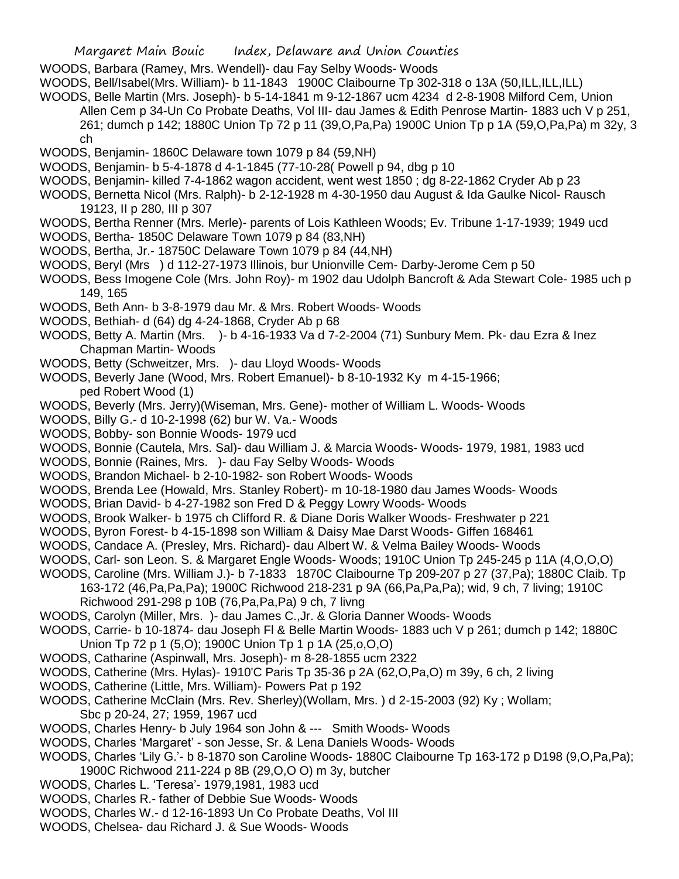WOODS, Barbara (Ramey, Mrs. Wendell)- dau Fay Selby Woods- Woods

WOODS, Bell/Isabel(Mrs. William)- b 11-1843 1900C Claibourne Tp 302-318 o 13A (50,ILL,ILL,ILL)

WOODS, Belle Martin (Mrs. Joseph)- b 5-14-1841 m 9-12-1867 ucm 4234 d 2-8-1908 Milford Cem, Union Allen Cem p 34-Un Co Probate Deaths, Vol III- dau James & Edith Penrose Martin- 1883 uch V p 251, 261; dumch p 142; 1880C Union Tp 72 p 11 (39,O,Pa,Pa) 1900C Union Tp p 1A (59,O,Pa,Pa) m 32y, 3 ch

WOODS, Benjamin- 1860C Delaware town 1079 p 84 (59,NH)

WOODS, Benjamin- b 5-4-1878 d 4-1-1845 (77-10-28( Powell p 94, dbg p 10

WOODS, Benjamin- killed 7-4-1862 wagon accident, went west 1850 ; dg 8-22-1862 Cryder Ab p 23

WOODS, Bernetta Nicol (Mrs. Ralph)- b 2-12-1928 m 4-30-1950 dau August & Ida Gaulke Nicol- Rausch 19123, II p 280, III p 307

WOODS, Bertha Renner (Mrs. Merle)- parents of Lois Kathleen Woods; Ev. Tribune 1-17-1939; 1949 ucd

WOODS, Bertha- 1850C Delaware Town 1079 p 84 (83,NH)

WOODS, Bertha, Jr.- 18750C Delaware Town 1079 p 84 (44,NH)

WOODS, Beryl (Mrs ) d 112-27-1973 Illinois, bur Unionville Cem- Darby-Jerome Cem p 50

WOODS, Bess Imogene Cole (Mrs. John Roy)- m 1902 dau Udolph Bancroft & Ada Stewart Cole- 1985 uch p 149, 165

WOODS, Beth Ann- b 3-8-1979 dau Mr. & Mrs. Robert Woods- Woods

WOODS, Bethiah- d (64) dg 4-24-1868, Cryder Ab p 68

WOODS, Betty A. Martin (Mrs. )- b 4-16-1933 Va d 7-2-2004 (71) Sunbury Mem. Pk- dau Ezra & Inez Chapman Martin- Woods

WOODS, Betty (Schweitzer, Mrs. )- dau Lloyd Woods- Woods

WOODS, Beverly Jane (Wood, Mrs. Robert Emanuel)- b 8-10-1932 Ky m 4-15-1966; ped Robert Wood (1)

WOODS, Beverly (Mrs. Jerry)(Wiseman, Mrs. Gene)- mother of William L. Woods- Woods

WOODS, Billy G.- d 10-2-1998 (62) bur W. Va.- Woods

WOODS, Bobby- son Bonnie Woods- 1979 ucd

WOODS, Bonnie (Cautela, Mrs. Sal)- dau William J. & Marcia Woods- Woods- 1979, 1981, 1983 ucd

WOODS, Bonnie (Raines, Mrs. )- dau Fay Selby Woods- Woods

WOODS, Brandon Michael- b 2-10-1982- son Robert Woods- Woods

WOODS, Brenda Lee (Howald, Mrs. Stanley Robert)- m 10-18-1980 dau James Woods- Woods

WOODS, Brian David- b 4-27-1982 son Fred D & Peggy Lowry Woods- Woods

WOODS, Brook Walker- b 1975 ch Clifford R. & Diane Doris Walker Woods- Freshwater p 221

WOODS, Byron Forest- b 4-15-1898 son William & Daisy Mae Darst Woods- Giffen 168461

WOODS, Candace A. (Presley, Mrs. Richard)- dau Albert W. & Velma Bailey Woods- Woods

WOODS, Carl- son Leon. S. & Margaret Engle Woods- Woods; 1910C Union Tp 245-245 p 11A (4,O,O,O)

WOODS, Caroline (Mrs. William J.)- b 7-1833 1870C Claibourne Tp 209-207 p 27 (37,Pa); 1880C Claib. Tp 163-172 (46,Pa,Pa,Pa); 1900C Richwood 218-231 p 9A (66,Pa,Pa,Pa); wid, 9 ch, 7 living; 1910C Richwood 291-298 p 10B (76,Pa,Pa,Pa) 9 ch, 7 livng

WOODS, Carolyn (Miller, Mrs. )- dau James C.,Jr. & Gloria Danner Woods- Woods

WOODS, Carrie- b 10-1874- dau Joseph Fl & Belle Martin Woods- 1883 uch V p 261; dumch p 142; 1880C Union Tp 72 p 1 (5,O); 1900C Union Tp 1 p 1A (25,o,O,O)

WOODS, Catharine (Aspinwall, Mrs. Joseph)- m 8-28-1855 ucm 2322

WOODS, Catherine (Mrs. Hylas)- 1910'C Paris Tp 35-36 p 2A (62,O,Pa,O) m 39y, 6 ch, 2 living

WOODS, Catherine (Little, Mrs. William)- Powers Pat p 192

WOODS, Catherine McClain (Mrs. Rev. Sherley)(Wollam, Mrs. ) d 2-15-2003 (92) Ky ; Wollam; Sbc p 20-24, 27; 1959, 1967 ucd

WOODS, Charles Henry- b July 1964 son John & --- Smith Woods- Woods

WOODS, Charles 'Margaret' - son Jesse, Sr. & Lena Daniels Woods- Woods

WOODS, Charles 'Lily G.'- b 8-1870 son Caroline Woods- 1880C Claibourne Tp 163-172 p D198 (9,O,Pa,Pa); 1900C Richwood 211-224 p 8B (29,O,O O) m 3y, butcher

WOODS, Charles L. 'Teresa'- 1979,1981, 1983 ucd

WOODS, Charles R.- father of Debbie Sue Woods- Woods

WOODS, Charles W.- d 12-16-1893 Un Co Probate Deaths, Vol III

WOODS, Chelsea- dau Richard J. & Sue Woods- Woods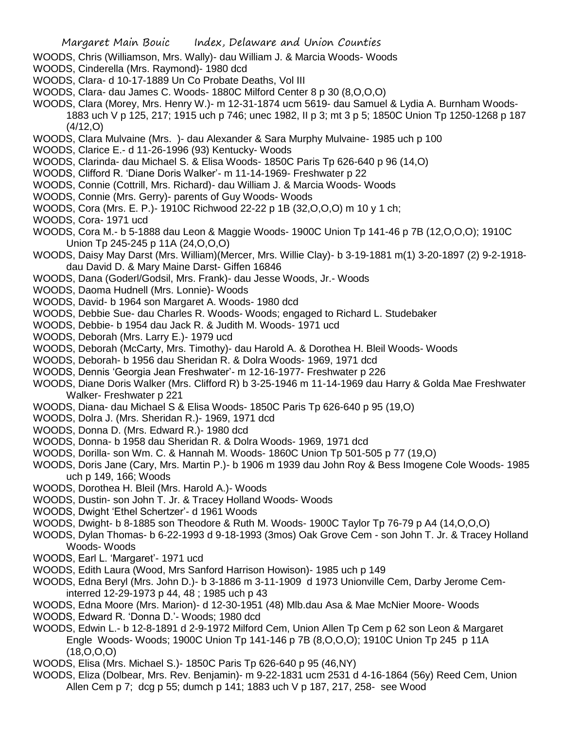WOODS, Chris (Williamson, Mrs. Wally)- dau William J. & Marcia Woods- Woods

WOODS, Cinderella (Mrs. Raymond)- 1980 dcd

WOODS, Clara- d 10-17-1889 Un Co Probate Deaths, Vol III

WOODS, Clara- dau James C. Woods- 1880C Milford Center 8 p 30 (8,O,O,O)

WOODS, Clara (Morey, Mrs. Henry W.)- m 12-31-1874 ucm 5619- dau Samuel & Lydia A. Burnham Woods- 1883 uch V p 125, 217; 1915 uch p 746; unec 1982, II p 3; mt 3 p 5; 1850C Union Tp 1250-1268 p 187 (4/12,O)

WOODS, Clara Mulvaine (Mrs. )- dau Alexander & Sara Murphy Mulvaine- 1985 uch p 100

WOODS, Clarice E.- d 11-26-1996 (93) Kentucky- Woods

WOODS, Clarinda- dau Michael S. & Elisa Woods- 1850C Paris Tp 626-640 p 96 (14,O)

WOODS, Clifford R. 'Diane Doris Walker'- m 11-14-1969- Freshwater p 22

WOODS, Connie (Cottrill, Mrs. Richard)- dau William J. & Marcia Woods- Woods

WOODS, Connie (Mrs. Gerry)- parents of Guy Woods- Woods

WOODS, Cora (Mrs. E. P.)- 1910C Richwood 22-22 p 1B (32,O,O,O) m 10 y 1 ch;

WOODS, Cora- 1971 ucd

WOODS, Cora M.- b 5-1888 dau Leon & Maggie Woods- 1900C Union Tp 141-46 p 7B (12,O,O,O); 1910C Union Tp 245-245 p 11A (24,O,O,O)

WOODS, Daisy May Darst (Mrs. William)(Mercer, Mrs. Willie Clay)- b 3-19-1881 m(1) 3-20-1897 (2) 9-2-1918- dau David D. & Mary Maine Darst- Giffen 16846

WOODS, Dana (Goderl/Godsil, Mrs. Frank)- dau Jesse Woods, Jr.- Woods

WOODS, Daoma Hudnell (Mrs. Lonnie)- Woods

WOODS, David- b 1964 son Margaret A. Woods- 1980 dcd

WOODS, Debbie Sue- dau Charles R. Woods- Woods; engaged to Richard L. Studebaker

WOODS, Debbie- b 1954 dau Jack R. & Judith M. Woods- 1971 ucd

WOODS, Deborah (Mrs. Larry E.)- 1979 ucd

WOODS, Deborah (McCarty, Mrs. Timothy)- dau Harold A. & Dorothea H. Bleil Woods- Woods

WOODS, Deborah- b 1956 dau Sheridan R. & Dolra Woods- 1969, 1971 dcd

WOODS, Dennis 'Georgia Jean Freshwater'- m 12-16-1977- Freshwater p 226

WOODS, Diane Doris Walker (Mrs. Clifford R) b 3-25-1946 m 11-14-1969 dau Harry & Golda Mae Freshwater Walker- Freshwater p 221

WOODS, Diana- dau Michael S & Elisa Woods- 1850C Paris Tp 626-640 p 95 (19,O)

WOODS, Dolra J. (Mrs. Sheridan R.)- 1969, 1971 dcd

WOODS, Donna D. (Mrs. Edward R.)- 1980 dcd

WOODS, Donna- b 1958 dau Sheridan R. & Dolra Woods- 1969, 1971 dcd

WOODS, Dorilla- son Wm. C. & Hannah M. Woods- 1860C Union Tp 501-505 p 77 (19,O)

WOODS, Doris Jane (Cary, Mrs. Martin P.)- b 1906 m 1939 dau John Roy & Bess Imogene Cole Woods- 1985 uch p 149, 166; Woods

WOODS, Dorothea H. Bleil (Mrs. Harold A.)- Woods

WOODS, Dustin- son John T. Jr. & Tracey Holland Woods- Woods

WOODS, Dwight 'Ethel Schertzer'- d 1961 Woods

WOODS, Dwight- b 8-1885 son Theodore & Ruth M. Woods- 1900C Taylor Tp 76-79 p A4 (14,O,O,O)

WOODS, Dylan Thomas- b 6-22-1993 d 9-18-1993 (3mos) Oak Grove Cem - son John T. Jr. & Tracey Holland Woods- Woods

WOODS, Earl L. 'Margaret'- 1971 ucd

WOODS, Edith Laura (Wood, Mrs Sanford Harrison Howison)- 1985 uch p 149

WOODS, Edna Beryl (Mrs. John D.)- b 3-1886 m 3-11-1909 d 1973 Unionville Cem, Darby Jerome Cem- interred 12-29-1973 p 44, 48 ; 1985 uch p 43

WOODS, Edna Moore (Mrs. Marion)- d 12-30-1951 (48) Mlb.dau Asa & Mae McNier Moore- Woods

WOODS, Edward R. 'Donna D.'- Woods; 1980 dcd

WOODS, Edwin L.- b 12-8-1891 d 2-9-1972 Milford Cem, Union Allen Tp Cem p 62 son Leon & Margaret Engle Woods- Woods; 1900C Union Tp 141-146 p 7B (8,O,O,O); 1910C Union Tp 245 p 11A (18,O,O,O)

WOODS, Elisa (Mrs. Michael S.)- 1850C Paris Tp 626-640 p 95 (46,NY)

WOODS, Eliza (Dolbear, Mrs. Rev. Benjamin)- m 9-22-1831 ucm 2531 d 4-16-1864 (56y) Reed Cem, Union Allen Cem p 7; dcg p 55; dumch p 141; 1883 uch V p 187, 217, 258- see Wood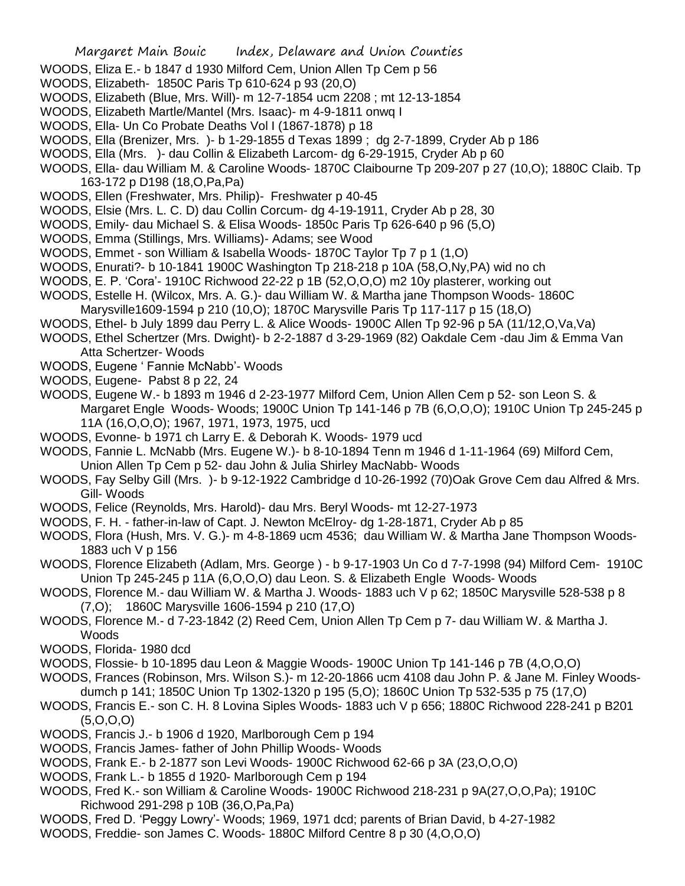WOODS, Eliza E.- b 1847 d 1930 Milford Cem, Union Allen Tp Cem p 56

WOODS, Elizabeth- 1850C Paris Tp 610-624 p 93 (20,O)

WOODS, Elizabeth (Blue, Mrs. Will)- m 12-7-1854 ucm 2208 ; mt 12-13-1854

WOODS, Elizabeth Martle/Mantel (Mrs. Isaac)- m 4-9-1811 onwq I

WOODS, Ella- Un Co Probate Deaths Vol I (1867-1878) p 18

WOODS, Ella (Brenizer, Mrs. )- b 1-29-1855 d Texas 1899 ; dg 2-7-1899, Cryder Ab p 186

WOODS, Ella (Mrs. )- dau Collin & Elizabeth Larcom- dg 6-29-1915, Cryder Ab p 60

WOODS, Ella- dau William M. & Caroline Woods- 1870C Claibourne Tp 209-207 p 27 (10,O); 1880C Claib. Tp 163-172 p D198 (18,O,Pa,Pa)

WOODS, Ellen (Freshwater, Mrs. Philip)- Freshwater p 40-45

WOODS, Elsie (Mrs. L. C. D) dau Collin Corcum- dg 4-19-1911, Cryder Ab p 28, 30

WOODS, Emily- dau Michael S. & Elisa Woods- 1850c Paris Tp 626-640 p 96 (5,O)

WOODS, Emma (Stillings, Mrs. Williams)- Adams; see Wood

WOODS, Emmet - son William & Isabella Woods- 1870C Taylor Tp 7 p 1 (1,O)

WOODS, Enurati?- b 10-1841 1900C Washington Tp 218-218 p 10A (58,O,Ny,PA) wid no ch

WOODS, E. P. 'Cora'- 1910C Richwood 22-22 p 1B (52,O,O,O) m2 10y plasterer, working out

WOODS, Estelle H. (Wilcox, Mrs. A. G.)- dau William W. & Martha jane Thompson Woods- 1860C Marysville1609-1594 p 210 (10,O); 1870C Marysville Paris Tp 117-117 p 15 (18,O)

WOODS, Ethel- b July 1899 dau Perry L. & Alice Woods- 1900C Allen Tp 92-96 p 5A (11/12,O,Va,Va)

WOODS, Ethel Schertzer (Mrs. Dwight)- b 2-2-1887 d 3-29-1969 (82) Oakdale Cem -dau Jim & Emma Van Atta Schertzer- Woods

WOODS, Eugene ' Fannie McNabb'- Woods

WOODS, Eugene- Pabst 8 p 22, 24

WOODS, Eugene W.- b 1893 m 1946 d 2-23-1977 Milford Cem, Union Allen Cem p 52- son Leon S. & Margaret Engle Woods- Woods; 1900C Union Tp 141-146 p 7B (6,O,O,O); 1910C Union Tp 245-245 p 11A (16,O,O,O); 1967, 1971, 1973, 1975, ucd

WOODS, Evonne- b 1971 ch Larry E. & Deborah K. Woods- 1979 ucd

WOODS, Fannie L. McNabb (Mrs. Eugene W.)- b 8-10-1894 Tenn m 1946 d 1-11-1964 (69) Milford Cem, Union Allen Tp Cem p 52- dau John & Julia Shirley MacNabb- Woods

WOODS, Fay Selby Gill (Mrs. )- b 9-12-1922 Cambridge d 10-26-1992 (70)Oak Grove Cem dau Alfred & Mrs. Gill- Woods

WOODS, Felice (Reynolds, Mrs. Harold)- dau Mrs. Beryl Woods- mt 12-27-1973

WOODS, F. H. - father-in-law of Capt. J. Newton McElroy- dg 1-28-1871, Cryder Ab p 85

WOODS, Flora (Hush, Mrs. V. G.)- m 4-8-1869 ucm 4536; dau William W. & Martha Jane Thompson Woods- 1883 uch V p 156

WOODS, Florence Elizabeth (Adlam, Mrs. George ) - b 9-17-1903 Un Co d 7-7-1998 (94) Milford Cem- 1910C Union Tp 245-245 p 11A (6,O,O,O) dau Leon. S. & Elizabeth Engle Woods- Woods

WOODS, Florence M.- dau William W. & Martha J. Woods- 1883 uch V p 62; 1850C Marysville 528-538 p 8 (7,O); 1860C Marysville 1606-1594 p 210 (17,O)

WOODS, Florence M.- d 7-23-1842 (2) Reed Cem, Union Allen Tp Cem p 7- dau William W. & Martha J. Woods

WOODS, Florida- 1980 dcd

WOODS, Flossie- b 10-1895 dau Leon & Maggie Woods- 1900C Union Tp 141-146 p 7B (4,O,O,O)

WOODS, Frances (Robinson, Mrs. Wilson S.)- m 12-20-1866 ucm 4108 dau John P. & Jane M. Finley Woods- dumch p 141; 1850C Union Tp 1302-1320 p 195 (5,O); 1860C Union Tp 532-535 p 75 (17,O)

WOODS, Francis E.- son C. H. 8 Lovina Siples Woods- 1883 uch V p 656; 1880C Richwood 228-241 p B201 (5,O,O,O)

WOODS, Francis J.- b 1906 d 1920, Marlborough Cem p 194

WOODS, Francis James- father of John Phillip Woods- Woods

WOODS, Frank E.- b 2-1877 son Levi Woods- 1900C Richwood 62-66 p 3A (23,O,O,O)

WOODS, Frank L.- b 1855 d 1920- Marlborough Cem p 194

WOODS, Fred K.- son William & Caroline Woods- 1900C Richwood 218-231 p 9A(27,O,O,Pa); 1910C Richwood 291-298 p 10B (36,O,Pa,Pa)

WOODS, Fred D. 'Peggy Lowry'- Woods; 1969, 1971 dcd; parents of Brian David, b 4-27-1982

WOODS, Freddie- son James C. Woods- 1880C Milford Centre 8 p 30 (4,O,O,O)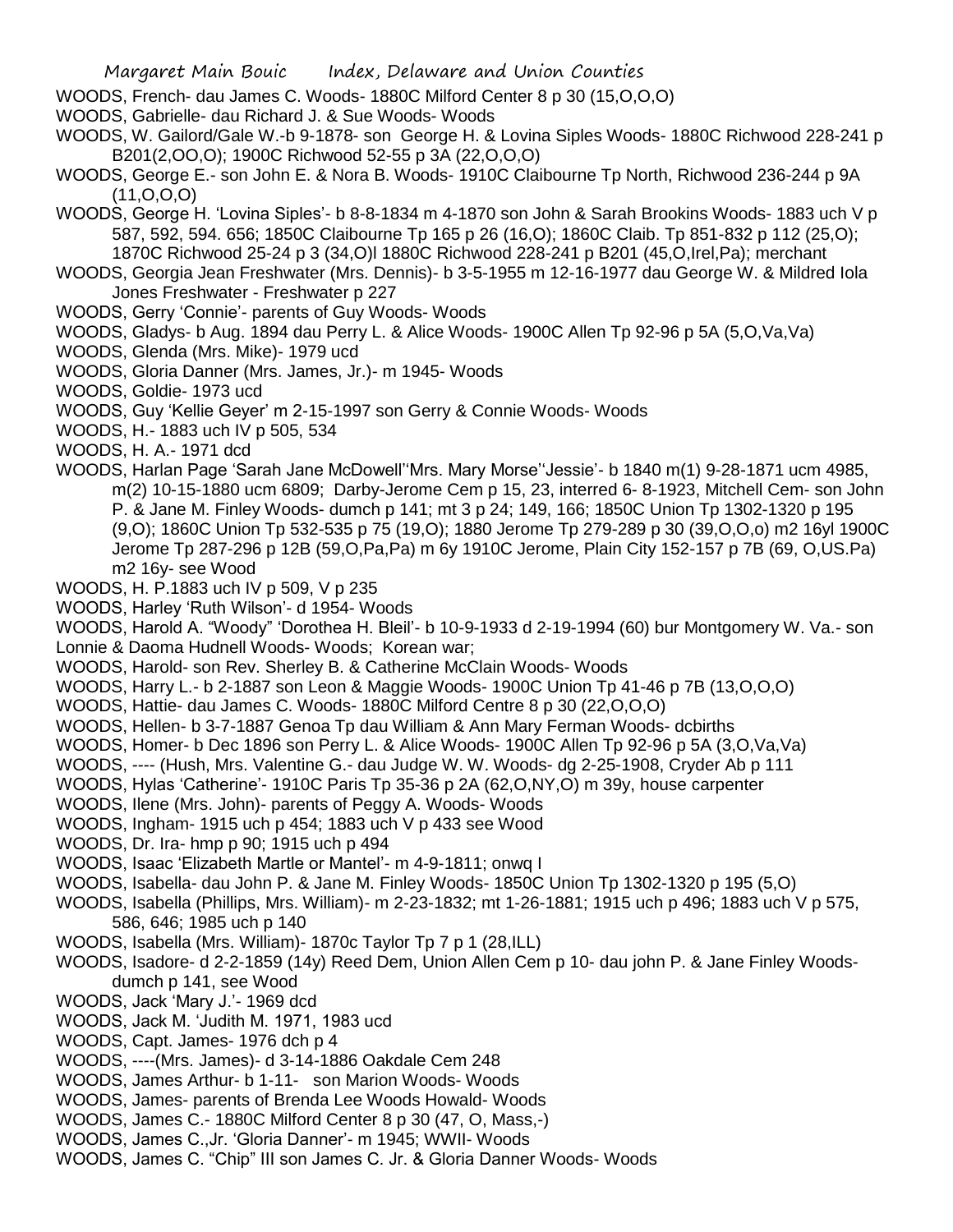WOODS, French- dau James C. Woods- 1880C Milford Center 8 p 30 (15,O,O,O)

WOODS, Gabrielle- dau Richard J. & Sue Woods- Woods

WOODS, W. Gailord/Gale W.-b 9-1878- son George H. & Lovina Siples Woods- 1880C Richwood 228-241 p B201(2,OO,O); 1900C Richwood 52-55 p 3A (22,O,O,O)

WOODS, George E.- son John E. & Nora B. Woods- 1910C Claibourne Tp North, Richwood 236-244 p 9A (11,O,O,O)

WOODS, George H. 'Lovina Siples'- b 8-8-1834 m 4-1870 son John & Sarah Brookins Woods- 1883 uch V p 587, 592, 594. 656; 1850C Claibourne Tp 165 p 26 (16,O); 1860C Claib. Tp 851-832 p 112 (25,O); 1870C Richwood 25-24 p 3 (34,O)l 1880C Richwood 228-241 p B201 (45,O,Irel,Pa); merchant

WOODS, Georgia Jean Freshwater (Mrs. Dennis)- b 3-5-1955 m 12-16-1977 dau George W. & Mildred Iola Jones Freshwater - Freshwater p 227

WOODS, Gerry 'Connie'- parents of Guy Woods- Woods

WOODS, Gladys- b Aug. 1894 dau Perry L. & Alice Woods- 1900C Allen Tp 92-96 p 5A (5,O,Va,Va)

WOODS, Glenda (Mrs. Mike)- 1979 ucd

WOODS, Gloria Danner (Mrs. James, Jr.)- m 1945- Woods

WOODS, Goldie- 1973 ucd

WOODS, Guy 'Kellie Geyer' m 2-15-1997 son Gerry & Connie Woods- Woods

WOODS, H.- 1883 uch IV p 505, 534

WOODS, H. A.- 1971 dcd

WOODS, Harlan Page 'Sarah Jane McDowell''Mrs. Mary Morse''Jessie'- b 1840 m(1) 9-28-1871 ucm 4985, m(2) 10-15-1880 ucm 6809; Darby-Jerome Cem p 15, 23, interred 6- 8-1923, Mitchell Cem- son John P. & Jane M. Finley Woods- dumch p 141; mt 3 p 24; 149, 166; 1850C Union Tp 1302-1320 p 195 (9,O); 1860C Union Tp 532-535 p 75 (19,O); 1880 Jerome Tp 279-289 p 30 (39,O,O,o) m2 16yl 1900C Jerome Tp 287-296 p 12B (59,O,Pa,Pa) m 6y 1910C Jerome, Plain City 152-157 p 7B (69, O,US.Pa) m2 16y- see Wood

WOODS, H. P.1883 uch IV p 509, V p 235

WOODS, Harley 'Ruth Wilson'- d 1954- Woods

WOODS, Harold A. "Woody" 'Dorothea H. Bleil'- b 10-9-1933 d 2-19-1994 (60) bur Montgomery W. Va.- son Lonnie & Daoma Hudnell Woods- Woods; Korean war;

WOODS, Harold- son Rev. Sherley B. & Catherine McClain Woods- Woods

WOODS, Harry L.- b 2-1887 son Leon & Maggie Woods- 1900C Union Tp 41-46 p 7B (13,O,O,O)

WOODS, Hattie- dau James C. Woods- 1880C Milford Centre 8 p 30 (22,O,O,O)

WOODS, Hellen- b 3-7-1887 Genoa Tp dau William & Ann Mary Ferman Woods- dcbirths

WOODS, Homer- b Dec 1896 son Perry L. & Alice Woods- 1900C Allen Tp 92-96 p 5A (3,O,Va,Va)

WOODS, ---- (Hush, Mrs. Valentine G.- dau Judge W. W. Woods- dg 2-25-1908, Cryder Ab p 111

WOODS, Hylas 'Catherine'- 1910C Paris Tp 35-36 p 2A (62,O,NY,O) m 39y, house carpenter

WOODS, Ilene (Mrs. John)- parents of Peggy A. Woods- Woods

WOODS, Ingham- 1915 uch p 454; 1883 uch V p 433 see Wood

WOODS, Dr. Ira- hmp p 90; 1915 uch p 494

WOODS, Isaac 'Elizabeth Martle or Mantel'- m 4-9-1811; onwq I

WOODS, Isabella- dau John P. & Jane M. Finley Woods- 1850C Union Tp 1302-1320 p 195 (5,O)

WOODS, Isabella (Phillips, Mrs. William)- m 2-23-1832; mt 1-26-1881; 1915 uch p 496; 1883 uch V p 575, 586, 646; 1985 uch p 140

WOODS, Isabella (Mrs. William)- 1870c Taylor Tp 7 p 1 (28,ILL)

WOODS, Isadore- d 2-2-1859 (14y) Reed Dem, Union Allen Cem p 10- dau john P. & Jane Finley Woods- dumch p 141, see Wood

WOODS, Jack 'Mary J.'- 1969 dcd

WOODS, Jack M. 'Judith M. 1971, 1983 ucd

WOODS, Capt. James- 1976 dch p 4

WOODS, ----(Mrs. James)- d 3-14-1886 Oakdale Cem 248

WOODS, James Arthur- b 1-11- son Marion Woods- Woods

WOODS, James- parents of Brenda Lee Woods Howald- Woods

WOODS, James C.- 1880C Milford Center 8 p 30 (47, O, Mass,-)

WOODS, James C.,Jr. 'Gloria Danner'- m 1945; WWII- Woods

WOODS, James C. "Chip" III son James C. Jr. & Gloria Danner Woods- Woods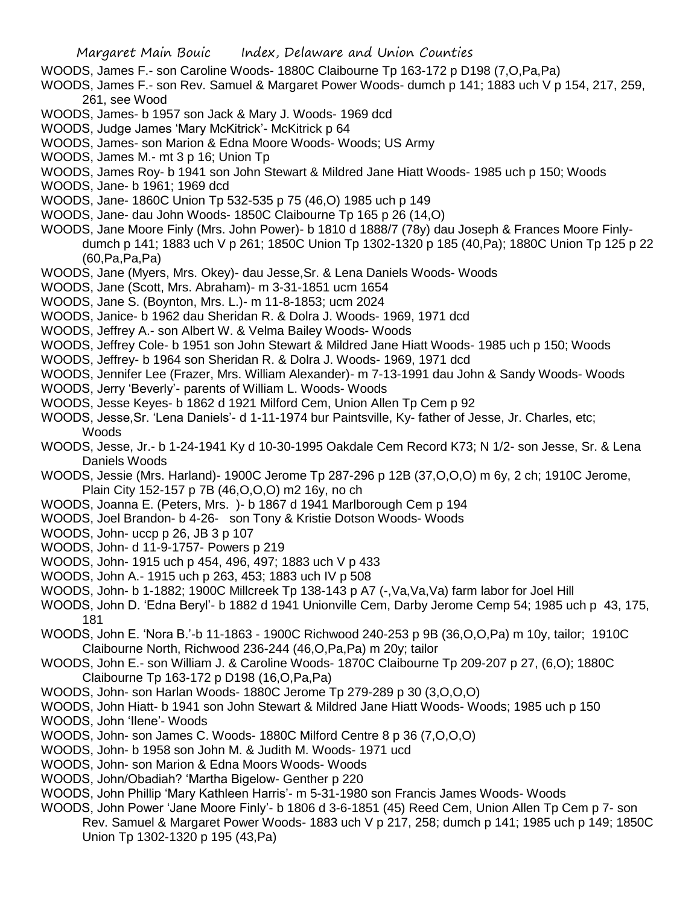WOODS, James F.- son Caroline Woods- 1880C Claibourne Tp 163-172 p D198 (7,O,Pa,Pa)

WOODS, James F.- son Rev. Samuel & Margaret Power Woods- dumch p 141; 1883 uch V p 154, 217, 259, 261, see Wood

WOODS, James- b 1957 son Jack & Mary J. Woods- 1969 dcd

WOODS, Judge James 'Mary McKitrick'- McKitrick p 64

WOODS, James- son Marion & Edna Moore Woods- Woods; US Army

WOODS, James M.- mt 3 p 16; Union Tp

WOODS, James Roy- b 1941 son John Stewart & Mildred Jane Hiatt Woods- 1985 uch p 150; Woods

WOODS, Jane- b 1961; 1969 dcd

WOODS, Jane- 1860C Union Tp 532-535 p 75 (46,O) 1985 uch p 149

WOODS, Jane- dau John Woods- 1850C Claibourne Tp 165 p 26 (14,O)

WOODS, Jane Moore Finly (Mrs. John Power)- b 1810 d 1888/7 (78y) dau Joseph & Frances Moore Finly- dumch p 141; 1883 uch V p 261; 1850C Union Tp 1302-1320 p 185 (40,Pa); 1880C Union Tp 125 p 22 (60,Pa,Pa,Pa)

WOODS, Jane (Myers, Mrs. Okey)- dau Jesse,Sr. & Lena Daniels Woods- Woods

WOODS, Jane (Scott, Mrs. Abraham)- m 3-31-1851 ucm 1654

WOODS, Jane S. (Boynton, Mrs. L.)- m 11-8-1853; ucm 2024

WOODS, Janice- b 1962 dau Sheridan R. & Dolra J. Woods- 1969, 1971 dcd

WOODS, Jeffrey A.- son Albert W. & Velma Bailey Woods- Woods

WOODS, Jeffrey Cole- b 1951 son John Stewart & Mildred Jane Hiatt Woods- 1985 uch p 150; Woods

WOODS, Jeffrey- b 1964 son Sheridan R. & Dolra J. Woods- 1969, 1971 dcd

WOODS, Jennifer Lee (Frazer, Mrs. William Alexander)- m 7-13-1991 dau John & Sandy Woods- Woods

WOODS, Jerry 'Beverly'- parents of William L. Woods- Woods

WOODS, Jesse Keyes- b 1862 d 1921 Milford Cem, Union Allen Tp Cem p 92

WOODS, Jesse,Sr. 'Lena Daniels'- d 1-11-1974 bur Paintsville, Ky- father of Jesse, Jr. Charles, etc; Woods

WOODS, Jesse, Jr.- b 1-24-1941 Ky d 10-30-1995 Oakdale Cem Record K73; N 1/2- son Jesse, Sr. & Lena Daniels Woods

WOODS, Jessie (Mrs. Harland)- 1900C Jerome Tp 287-296 p 12B (37,O,O,O) m 6y, 2 ch; 1910C Jerome, Plain City 152-157 p 7B (46,O,O,O) m2 16y, no ch

WOODS, Joanna E. (Peters, Mrs. )- b 1867 d 1941 Marlborough Cem p 194

WOODS, Joel Brandon- b 4-26- son Tony & Kristie Dotson Woods- Woods

WOODS, John- uccp p 26, JB 3 p 107

WOODS, John- d 11-9-1757- Powers p 219

WOODS, John- 1915 uch p 454, 496, 497; 1883 uch V p 433

WOODS, John A.- 1915 uch p 263, 453; 1883 uch IV p 508

WOODS, John- b 1-1882; 1900C Millcreek Tp 138-143 p A7 (-,Va,Va,Va) farm labor for Joel Hill

WOODS, John D. 'Edna Beryl'- b 1882 d 1941 Unionville Cem, Darby Jerome Cemp 54; 1985 uch p 43, 175, 181

WOODS, John E. 'Nora B.'-b 11-1863 - 1900C Richwood 240-253 p 9B (36,O,O,Pa) m 10y, tailor; 1910C Claibourne North, Richwood 236-244 (46,O,Pa,Pa) m 20y; tailor

WOODS, John E.- son William J. & Caroline Woods- 1870C Claibourne Tp 209-207 p 27, (6,O); 1880C Claibourne Tp 163-172 p D198 (16,O,Pa,Pa)

WOODS, John- son Harlan Woods- 1880C Jerome Tp 279-289 p 30 (3,O,O,O)

WOODS, John Hiatt- b 1941 son John Stewart & Mildred Jane Hiatt Woods- Woods; 1985 uch p 150

WOODS, John 'Ilene'- Woods

WOODS, John- son James C. Woods- 1880C Milford Centre 8 p 36 (7,O,O,O)

WOODS, John- b 1958 son John M. & Judith M. Woods- 1971 ucd

WOODS, John- son Marion & Edna Moors Woods- Woods

WOODS, John/Obadiah? 'Martha Bigelow- Genther p 220

WOODS, John Phillip 'Mary Kathleen Harris'- m 5-31-1980 son Francis James Woods- Woods

WOODS, John Power 'Jane Moore Finly'- b 1806 d 3-6-1851 (45) Reed Cem, Union Allen Tp Cem p 7- son Rev. Samuel & Margaret Power Woods- 1883 uch V p 217, 258; dumch p 141; 1985 uch p 149; 1850C Union Tp 1302-1320 p 195 (43,Pa)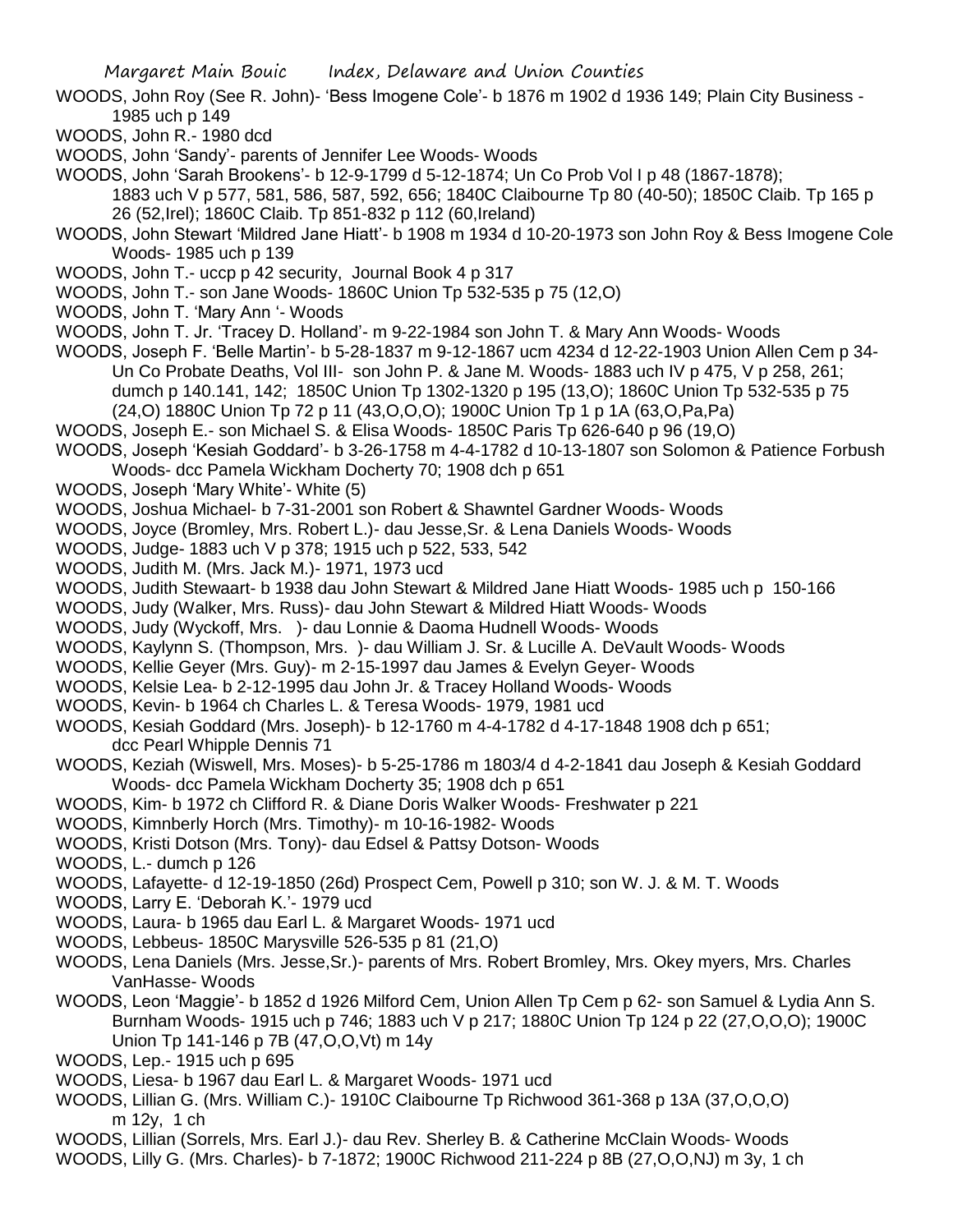WOODS, John Roy (See R. John)- 'Bess Imogene Cole'- b 1876 m 1902 d 1936 149; Plain City Business - 1985 uch p 149

WOODS, John R.- 1980 dcd

WOODS, John 'Sandy'- parents of Jennifer Lee Woods- Woods

WOODS, John 'Sarah Brookens'- b 12-9-1799 d 5-12-1874; Un Co Prob Vol I p 48 (1867-1878); 1883 uch V p 577, 581, 586, 587, 592, 656; 1840C Claibourne Tp 80 (40-50); 1850C Claib. Tp 165 p 26 (52,Irel); 1860C Claib. Tp 851-832 p 112 (60,Ireland)

WOODS, John Stewart 'Mildred Jane Hiatt'- b 1908 m 1934 d 10-20-1973 son John Roy & Bess Imogene Cole Woods- 1985 uch p 139

WOODS, John T.- uccp p 42 security, Journal Book 4 p 317

WOODS, John T.- son Jane Woods- 1860C Union Tp 532-535 p 75 (12,O)

WOODS, John T. 'Mary Ann '- Woods

WOODS, John T. Jr. 'Tracey D. Holland'- m 9-22-1984 son John T. & Mary Ann Woods- Woods

WOODS, Joseph F. 'Belle Martin'- b 5-28-1837 m 9-12-1867 ucm 4234 d 12-22-1903 Union Allen Cem p 34- Un Co Probate Deaths, Vol III- son John P. & Jane M. Woods- 1883 uch IV p 475, V p 258, 261; dumch p 140.141, 142; 1850C Union Tp 1302-1320 p 195 (13,O); 1860C Union Tp 532-535 p 75 (24,O) 1880C Union Tp 72 p 11 (43,O,O,O); 1900C Union Tp 1 p 1A (63,O,Pa,Pa)

WOODS, Joseph E.- son Michael S. & Elisa Woods- 1850C Paris Tp 626-640 p 96 (19,O)

WOODS, Joseph 'Kesiah Goddard'- b 3-26-1758 m 4-4-1782 d 10-13-1807 son Solomon & Patience Forbush Woods- dcc Pamela Wickham Docherty 70; 1908 dch p 651

WOODS, Joseph 'Mary White'- White (5)

WOODS, Joshua Michael- b 7-31-2001 son Robert & Shawntel Gardner Woods- Woods

WOODS, Joyce (Bromley, Mrs. Robert L.)- dau Jesse,Sr. & Lena Daniels Woods- Woods

WOODS, Judge- 1883 uch V p 378; 1915 uch p 522, 533, 542

WOODS, Judith M. (Mrs. Jack M.)- 1971, 1973 ucd

WOODS, Judith Stewaart- b 1938 dau John Stewart & Mildred Jane Hiatt Woods- 1985 uch p 150-166

WOODS, Judy (Walker, Mrs. Russ)- dau John Stewart & Mildred Hiatt Woods- Woods

WOODS, Judy (Wyckoff, Mrs. )- dau Lonnie & Daoma Hudnell Woods- Woods

WOODS, Kaylynn S. (Thompson, Mrs. )- dau William J. Sr. & Lucille A. DeVault Woods- Woods

WOODS, Kellie Geyer (Mrs. Guy)- m 2-15-1997 dau James & Evelyn Geyer- Woods

WOODS, Kelsie Lea- b 2-12-1995 dau John Jr. & Tracey Holland Woods- Woods

WOODS, Kevin- b 1964 ch Charles L. & Teresa Woods- 1979, 1981 ucd

WOODS, Kesiah Goddard (Mrs. Joseph)- b 12-1760 m 4-4-1782 d 4-17-1848 1908 dch p 651; dcc Pearl Whipple Dennis 71

WOODS, Keziah (Wiswell, Mrs. Moses)- b 5-25-1786 m 1803/4 d 4-2-1841 dau Joseph & Kesiah Goddard Woods- dcc Pamela Wickham Docherty 35; 1908 dch p 651

WOODS, Kim- b 1972 ch Clifford R. & Diane Doris Walker Woods- Freshwater p 221

WOODS, Kimnberly Horch (Mrs. Timothy)- m 10-16-1982- Woods

WOODS, Kristi Dotson (Mrs. Tony)- dau Edsel & Pattsy Dotson- Woods

WOODS, L.- dumch p 126

WOODS, Lafayette- d 12-19-1850 (26d) Prospect Cem, Powell p 310; son W. J. & M. T. Woods

WOODS, Larry E. 'Deborah K.'- 1979 ucd

WOODS, Laura- b 1965 dau Earl L. & Margaret Woods- 1971 ucd

WOODS, Lebbeus- 1850C Marysville 526-535 p 81 (21,O)

WOODS, Lena Daniels (Mrs. Jesse,Sr.)- parents of Mrs. Robert Bromley, Mrs. Okey myers, Mrs. Charles VanHasse- Woods

WOODS, Leon 'Maggie'- b 1852 d 1926 Milford Cem, Union Allen Tp Cem p 62- son Samuel & Lydia Ann S. Burnham Woods- 1915 uch p 746; 1883 uch V p 217; 1880C Union Tp 124 p 22 (27,O,O,O); 1900C Union Tp 141-146 p 7B (47,O,O,Vt) m 14y

WOODS, Lep.- 1915 uch p 695

WOODS, Liesa- b 1967 dau Earl L. & Margaret Woods- 1971 ucd

WOODS, Lillian G. (Mrs. William C.)- 1910C Claibourne Tp Richwood 361-368 p 13A (37,O,O,O) m 12y, 1 ch

WOODS, Lillian (Sorrels, Mrs. Earl J.)- dau Rev. Sherley B. & Catherine McClain Woods- Woods

WOODS, Lilly G. (Mrs. Charles)- b 7-1872; 1900C Richwood 211-224 p 8B (27,O,O,NJ) m 3y, 1 ch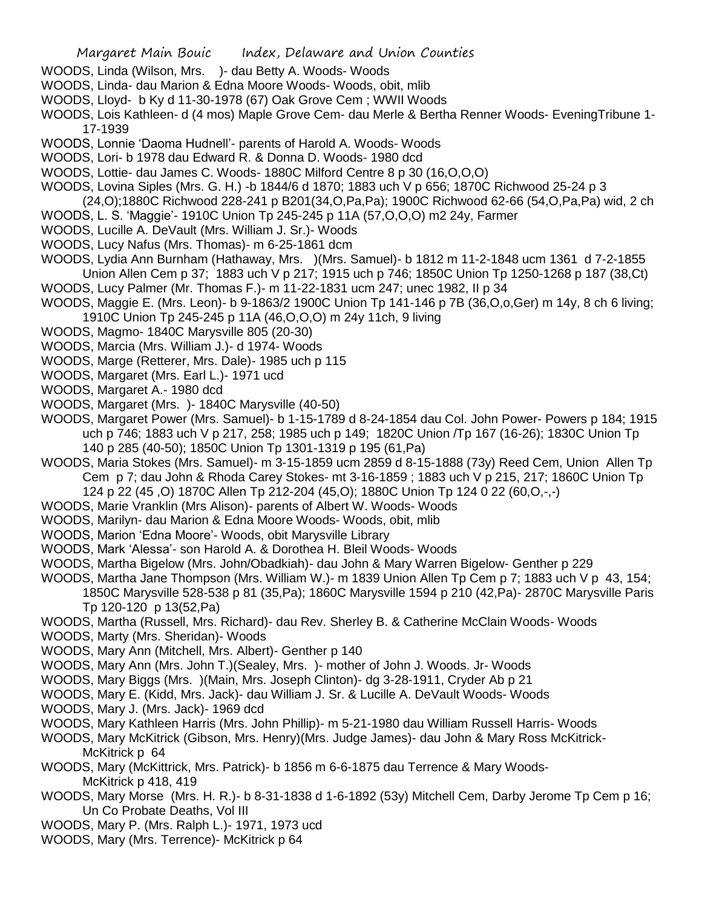WOODS, Linda (Wilson, Mrs. )- dau Betty A. Woods- Woods

WOODS, Linda- dau Marion & Edna Moore Woods- Woods, obit, mlib

WOODS, Lloyd- b Ky d 11-30-1978 (67) Oak Grove Cem ; WWII Woods

WOODS, Lois Kathleen- d (4 mos) Maple Grove Cem- dau Merle & Bertha Renner Woods- EveningTribune 1-17-1939

WOODS, Lonnie 'Daoma Hudnell'- parents of Harold A. Woods- Woods

WOODS, Lori- b 1978 dau Edward R. & Donna D. Woods- 1980 dcd

WOODS, Lottie- dau James C. Woods- 1880C Milford Centre 8 p 30 (16,O,O,O)

WOODS, Lovina Siples (Mrs. G. H.) -b 1844/6 d 1870; 1883 uch V p 656; 1870C Richwood 25-24 p 3 (24,O);1880C Richwood 228-241 p B201(34,O,Pa,Pa); 1900C Richwood 62-66 (54,O,Pa,Pa) wid, 2 ch

WOODS, L. S. 'Maggie'- 1910C Union Tp 245-245 p 11A (57,O,O,O) m2 24y, Farmer

WOODS, Lucille A. DeVault (Mrs. William J. Sr.)- Woods

WOODS, Lucy Nafus (Mrs. Thomas)- m 6-25-1861 dcm

WOODS, Lydia Ann Burnham (Hathaway, Mrs. )(Mrs. Samuel)- b 1812 m 11-2-1848 ucm 1361 d 7-2-1855 Union Allen Cem p 37; 1883 uch V p 217; 1915 uch p 746; 1850C Union Tp 1250-1268 p 187 (38,Ct)

WOODS, Lucy Palmer (Mr. Thomas F.)- m 11-22-1831 ucm 247; unec 1982, II p 34

WOODS, Maggie E. (Mrs. Leon)- b 9-1863/2 1900C Union Tp 141-146 p 7B (36,O,o,Ger) m 14y, 8 ch 6 living; 1910C Union Tp 245-245 p 11A (46,O,O,O) m 24y 11ch, 9 living

WOODS, Magmo- 1840C Marysville 805 (20-30)

WOODS, Marcia (Mrs. William J.)- d 1974- Woods

WOODS, Marge (Retterer, Mrs. Dale)- 1985 uch p 115

WOODS, Margaret (Mrs. Earl L.)- 1971 ucd

WOODS, Margaret A.- 1980 dcd

WOODS, Margaret (Mrs. )- 1840C Marysville (40-50)

WOODS, Margaret Power (Mrs. Samuel)- b 1-15-1789 d 8-24-1854 dau Col. John Power- Powers p 184; 1915 uch p 746; 1883 uch V p 217, 258; 1985 uch p 149; 1820C Union /Tp 167 (16-26); 1830C Union Tp 140 p 285 (40-50); 1850C Union Tp 1301-1319 p 195 (61,Pa)

WOODS, Maria Stokes (Mrs. Samuel)- m 3-15-1859 ucm 2859 d 8-15-1888 (73y) Reed Cem, Union Allen Tp Cem p 7; dau John & Rhoda Carey Stokes- mt 3-16-1859 ; 1883 uch V p 215, 217; 1860C Union Tp 124 p 22 (45 ,O) 1870C Allen Tp 212-204 (45,O); 1880C Union Tp 124 0 22 (60,O,-,-)

WOODS, Marie Vranklin (Mrs Alison)- parents of Albert W. Woods- Woods

WOODS, Marilyn- dau Marion & Edna Moore Woods- Woods, obit, mlib

WOODS, Marion 'Edna Moore'- Woods, obit Marysville Library

WOODS, Mark 'Alessa'- son Harold A. & Dorothea H. Bleil Woods- Woods

WOODS, Martha Bigelow (Mrs. John/Obadkiah)- dau John & Mary Warren Bigelow- Genther p 229

WOODS, Martha Jane Thompson (Mrs. William W.)- m 1839 Union Allen Tp Cem p 7; 1883 uch V p 43, 154; 1850C Marysville 528-538 p 81 (35,Pa); 1860C Marysville 1594 p 210 (42,Pa)- 2870C Marysville Paris Tp 120-120 p 13(52,Pa)

WOODS, Martha (Russell, Mrs. Richard)- dau Rev. Sherley B. & Catherine McClain Woods- Woods

WOODS, Marty (Mrs. Sheridan)- Woods

WOODS, Mary Ann (Mitchell, Mrs. Albert)- Genther p 140

WOODS, Mary Ann (Mrs. John T.)(Sealey, Mrs. )- mother of John J. Woods. Jr- Woods

WOODS, Mary Biggs (Mrs. )(Main, Mrs. Joseph Clinton)- dg 3-28-1911, Cryder Ab p 21

WOODS, Mary E. (Kidd, Mrs. Jack)- dau William J. Sr. & Lucille A. DeVault Woods- Woods

WOODS, Mary J. (Mrs. Jack)- 1969 dcd

WOODS, Mary Kathleen Harris (Mrs. John Phillip)- m 5-21-1980 dau William Russell Harris- Woods

WOODS, Mary McKitrick (Gibson, Mrs. Henry)(Mrs. Judge James)- dau John & Mary Ross McKitrick- McKitrick p 64

WOODS, Mary (McKittrick, Mrs. Patrick)- b 1856 m 6-6-1875 dau Terrence & Mary Woods- McKitrick p 418, 419

WOODS, Mary Morse (Mrs. H. R.)- b 8-31-1838 d 1-6-1892 (53y) Mitchell Cem, Darby Jerome Tp Cem p 16; Un Co Probate Deaths, Vol III

WOODS, Mary P. (Mrs. Ralph L.)- 1971, 1973 ucd

WOODS, Mary (Mrs. Terrence)- McKitrick p 64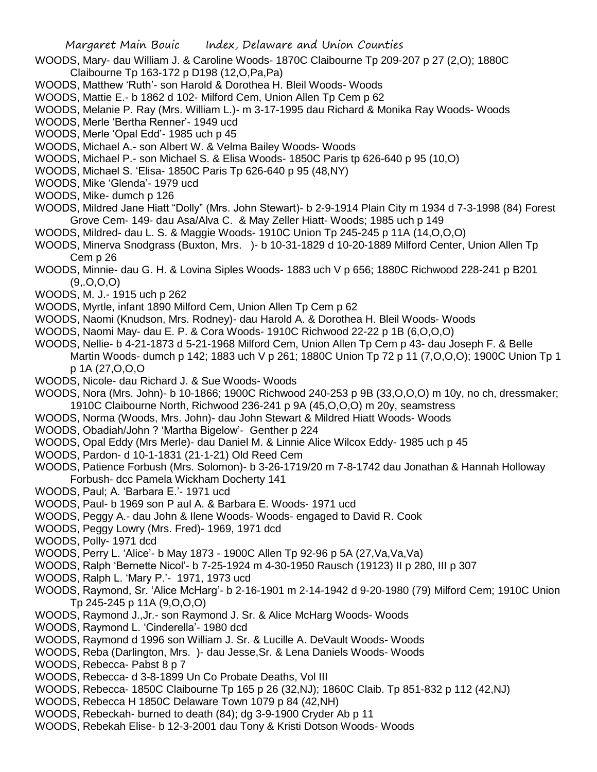WOODS, Mary- dau William J. & Caroline Woods- 1870C Claibourne Tp 209-207 p 27 (2,O); 1880C Claibourne Tp 163-172 p D198 (12,O,Pa,Pa)

WOODS, Matthew 'Ruth'- son Harold & Dorothea H. Bleil Woods- Woods

WOODS, Mattie E.- b 1862 d 102- Milford Cem, Union Allen Tp Cem p 62

WOODS, Melanie P. Ray (Mrs. William L.)- m 3-17-1995 dau Richard & Monika Ray Woods- Woods

WOODS, Merle 'Bertha Renner'- 1949 ucd

WOODS, Merle 'Opal Edd'- 1985 uch p 45

WOODS, Michael A.- son Albert W. & Velma Bailey Woods- Woods

WOODS, Michael P.- son Michael S. & Elisa Woods- 1850C Paris tp 626-640 p 95 (10,O)

WOODS, Michael S. 'Elisa- 1850C Paris Tp 626-640 p 95 (48,NY)

WOODS, Mike 'Glenda'- 1979 ucd

WOODS, Mike- dumch p 126

WOODS, Mildred Jane Hiatt "Dolly" (Mrs. John Stewart)- b 2-9-1914 Plain City m 1934 d 7-3-1998 (84) Forest Grove Cem- 149- dau Asa/Alva C. & May Zeller Hiatt- Woods; 1985 uch p 149

WOODS, Mildred- dau L. S. & Maggie Woods- 1910C Union Tp 245-245 p 11A (14,O,O,O)

WOODS, Minerva Snodgrass (Buxton, Mrs. )- b 10-31-1829 d 10-20-1889 Milford Center, Union Allen Tp Cem p 26

WOODS, Minnie- dau G. H. & Lovina Siples Woods- 1883 uch V p 656; 1880C Richwood 228-241 p B201 (9,.O,O,O)

WOODS, M. J.- 1915 uch p 262

WOODS, Myrtle, infant 1890 Milford Cem, Union Allen Tp Cem p 62

WOODS, Naomi (Knudson, Mrs. Rodney)- dau Harold A. & Dorothea H. Bleil Woods- Woods

WOODS, Naomi May- dau E. P. & Cora Woods- 1910C Richwood 22-22 p 1B (6,O,O,O)

WOODS, Nellie- b 4-21-1873 d 5-21-1968 Milford Cem, Union Allen Tp Cem p 43- dau Joseph F. & Belle Martin Woods- dumch p 142; 1883 uch V p 261; 1880C Union Tp 72 p 11 (7,O,O,O); 1900C Union Tp 1 p 1A (27,O,O,O

WOODS, Nicole- dau Richard J. & Sue Woods- Woods

WOODS, Nora (Mrs. John)- b 10-1866; 1900C Richwood 240-253 p 9B (33,O,O,O) m 10y, no ch, dressmaker; 1910C Claibourne North, Richwood 236-241 p 9A (45,O,O,O) m 20y, seamstress

WOODS, Norma (Woods, Mrs. John)- dau John Stewart & Mildred Hiatt Woods- Woods

WOODS, Obadiah/John ? 'Martha Bigelow'- Genther p 224

WOODS, Opal Eddy (Mrs Merle)- dau Daniel M. & Linnie Alice Wilcox Eddy- 1985 uch p 45

WOODS, Pardon- d 10-1-1831 (21-1-21) Old Reed Cem

WOODS, Patience Forbush (Mrs. Solomon)- b 3-26-1719/20 m 7-8-1742 dau Jonathan & Hannah Holloway Forbush- dcc Pamela Wickham Docherty 141

WOODS, Paul; A. 'Barbara E.'- 1971 ucd

WOODS, Paul- b 1969 son P aul A. & Barbara E. Woods- 1971 ucd

WOODS, Peggy A.- dau John & Ilene Woods- Woods- engaged to David R. Cook

WOODS, Peggy Lowry (Mrs. Fred)- 1969, 1971 dcd

WOODS, Polly- 1971 dcd

WOODS, Perry L. 'Alice'- b May 1873 - 1900C Allen Tp 92-96 p 5A (27,Va,Va,Va)

WOODS, Ralph 'Bernette Nicol'- b 7-25-1924 m 4-30-1950 Rausch (19123) II p 280, III p 307

WOODS, Ralph L. 'Mary P.'- 1971, 1973 ucd

WOODS, Raymond, Sr. 'Alice McHarg'- b 2-16-1901 m 2-14-1942 d 9-20-1980 (79) Milford Cem; 1910C Union Tp 245-245 p 11A (9,O,O,O)

WOODS, Raymond J.,Jr.- son Raymond J. Sr. & Alice McHarg Woods- Woods

WOODS, Raymond L. 'Cinderella'- 1980 dcd

WOODS, Raymond d 1996 son William J. Sr. & Lucille A. DeVault Woods- Woods

WOODS, Reba (Darlington, Mrs. )- dau Jesse,Sr. & Lena Daniels Woods- Woods

WOODS, Rebecca- Pabst 8 p 7

WOODS, Rebecca- d 3-8-1899 Un Co Probate Deaths, Vol III

WOODS, Rebecca- 1850C Claibourne Tp 165 p 26 (32,NJ); 1860C Claib. Tp 851-832 p 112 (42,NJ)

WOODS, Rebecca H 1850C Delaware Town 1079 p 84 (42,NH)

WOODS, Rebeckah- burned to death (84); dg 3-9-1900 Cryder Ab p 11

WOODS, Rebekah Elise- b 12-3-2001 dau Tony & Kristi Dotson Woods- Woods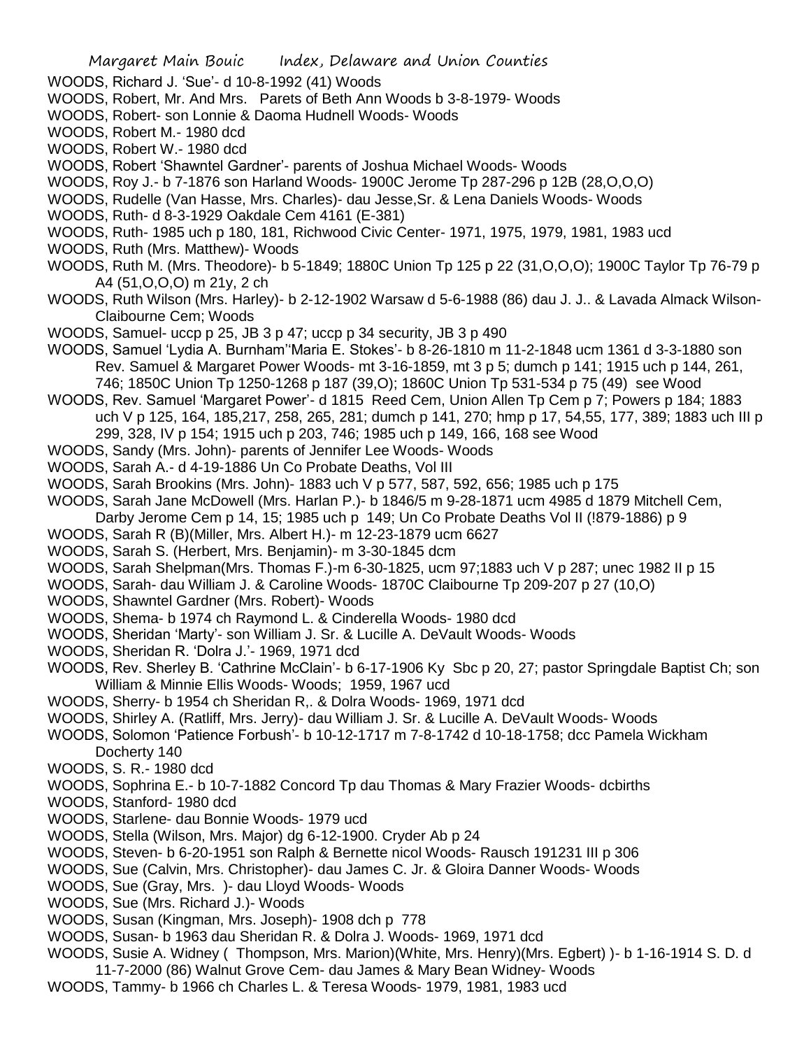WOODS, Richard J. 'Sue'- d 10-8-1992 (41) Woods

WOODS, Robert, Mr. And Mrs. Parets of Beth Ann Woods b 3-8-1979- Woods

WOODS, Robert- son Lonnie & Daoma Hudnell Woods- Woods

WOODS, Robert M.- 1980 dcd

WOODS, Robert W.- 1980 dcd

WOODS, Robert 'Shawntel Gardner'- parents of Joshua Michael Woods- Woods

WOODS, Roy J.- b 7-1876 son Harland Woods- 1900C Jerome Tp 287-296 p 12B (28,O,O,O)

WOODS, Rudelle (Van Hasse, Mrs. Charles)- dau Jesse,Sr. & Lena Daniels Woods- Woods

WOODS, Ruth- d 8-3-1929 Oakdale Cem 4161 (E-381)

WOODS, Ruth- 1985 uch p 180, 181, Richwood Civic Center- 1971, 1975, 1979, 1981, 1983 ucd

WOODS, Ruth (Mrs. Matthew)- Woods

WOODS, Ruth M. (Mrs. Theodore)- b 5-1849; 1880C Union Tp 125 p 22 (31,O,O,O); 1900C Taylor Tp 76-79 p A4 (51,O,O,O) m 21y, 2 ch

WOODS, Ruth Wilson (Mrs. Harley)- b 2-12-1902 Warsaw d 5-6-1988 (86) dau J. J.. & Lavada Almack Wilson- Claibourne Cem; Woods

WOODS, Samuel- uccp p 25, JB 3 p 47; uccp p 34 security, JB 3 p 490

WOODS, Samuel 'Lydia A. Burnham''Maria E. Stokes'- b 8-26-1810 m 11-2-1848 ucm 1361 d 3-3-1880 son Rev. Samuel & Margaret Power Woods- mt 3-16-1859, mt 3 p 5; dumch p 141; 1915 uch p 144, 261, 746; 1850C Union Tp 1250-1268 p 187 (39,O); 1860C Union Tp 531-534 p 75 (49) see Wood

WOODS, Rev. Samuel 'Margaret Power'- d 1815 Reed Cem, Union Allen Tp Cem p 7; Powers p 184; 1883 uch V p 125, 164, 185,217, 258, 265, 281; dumch p 141, 270; hmp p 17, 54,55, 177, 389; 1883 uch III p 299, 328, IV p 154; 1915 uch p 203, 746; 1985 uch p 149, 166, 168 see Wood

WOODS, Sandy (Mrs. John)- parents of Jennifer Lee Woods- Woods

WOODS, Sarah A.- d 4-19-1886 Un Co Probate Deaths, Vol III

WOODS, Sarah Brookins (Mrs. John)- 1883 uch V p 577, 587, 592, 656; 1985 uch p 175

WOODS, Sarah Jane McDowell (Mrs. Harlan P.)- b 1846/5 m 9-28-1871 ucm 4985 d 1879 Mitchell Cem, Darby Jerome Cem p 14, 15; 1985 uch p 149; Un Co Probate Deaths Vol II (!879-1886) p 9

WOODS, Sarah R (B)(Miller, Mrs. Albert H.)- m 12-23-1879 ucm 6627

WOODS, Sarah S. (Herbert, Mrs. Benjamin)- m 3-30-1845 dcm

WOODS, Sarah Shelpman(Mrs. Thomas F.)-m 6-30-1825, ucm 97;1883 uch V p 287; unec 1982 II p 15

WOODS, Sarah- dau William J. & Caroline Woods- 1870C Claibourne Tp 209-207 p 27 (10,O)

WOODS, Shawntel Gardner (Mrs. Robert)- Woods

WOODS, Shema- b 1974 ch Raymond L. & Cinderella Woods- 1980 dcd

WOODS, Sheridan 'Marty'- son William J. Sr. & Lucille A. DeVault Woods- Woods

WOODS, Sheridan R. 'Dolra J.'- 1969, 1971 dcd

WOODS, Rev. Sherley B. 'Cathrine McClain'- b 6-17-1906 Ky Sbc p 20, 27; pastor Springdale Baptist Ch; son William & Minnie Ellis Woods- Woods; 1959, 1967 ucd

WOODS, Sherry- b 1954 ch Sheridan R,. & Dolra Woods- 1969, 1971 dcd

WOODS, Shirley A. (Ratliff, Mrs. Jerry)- dau William J. Sr. & Lucille A. DeVault Woods- Woods

WOODS, Solomon 'Patience Forbush'- b 10-12-1717 m 7-8-1742 d 10-18-1758; dcc Pamela Wickham Docherty 140

WOODS, S. R.- 1980 dcd

WOODS, Sophrina E.- b 10-7-1882 Concord Tp dau Thomas & Mary Frazier Woods- dcbirths

WOODS, Stanford- 1980 dcd

WOODS, Starlene- dau Bonnie Woods- 1979 ucd

WOODS, Stella (Wilson, Mrs. Major) dg 6-12-1900. Cryder Ab p 24

WOODS, Steven- b 6-20-1951 son Ralph & Bernette nicol Woods- Rausch 191231 III p 306

WOODS, Sue (Calvin, Mrs. Christopher)- dau James C. Jr. & Gloira Danner Woods- Woods

WOODS, Sue (Gray, Mrs. )- dau Lloyd Woods- Woods

WOODS, Sue (Mrs. Richard J.)- Woods

WOODS, Susan (Kingman, Mrs. Joseph)- 1908 dch p 778

WOODS, Susan- b 1963 dau Sheridan R. & Dolra J. Woods- 1969, 1971 dcd

WOODS, Susie A. Widney ( Thompson, Mrs. Marion)(White, Mrs. Henry)(Mrs. Egbert) )- b 1-16-1914 S. D. d 11-7-2000 (86) Walnut Grove Cem- dau James & Mary Bean Widney- Woods

WOODS, Tammy- b 1966 ch Charles L. & Teresa Woods- 1979, 1981, 1983 ucd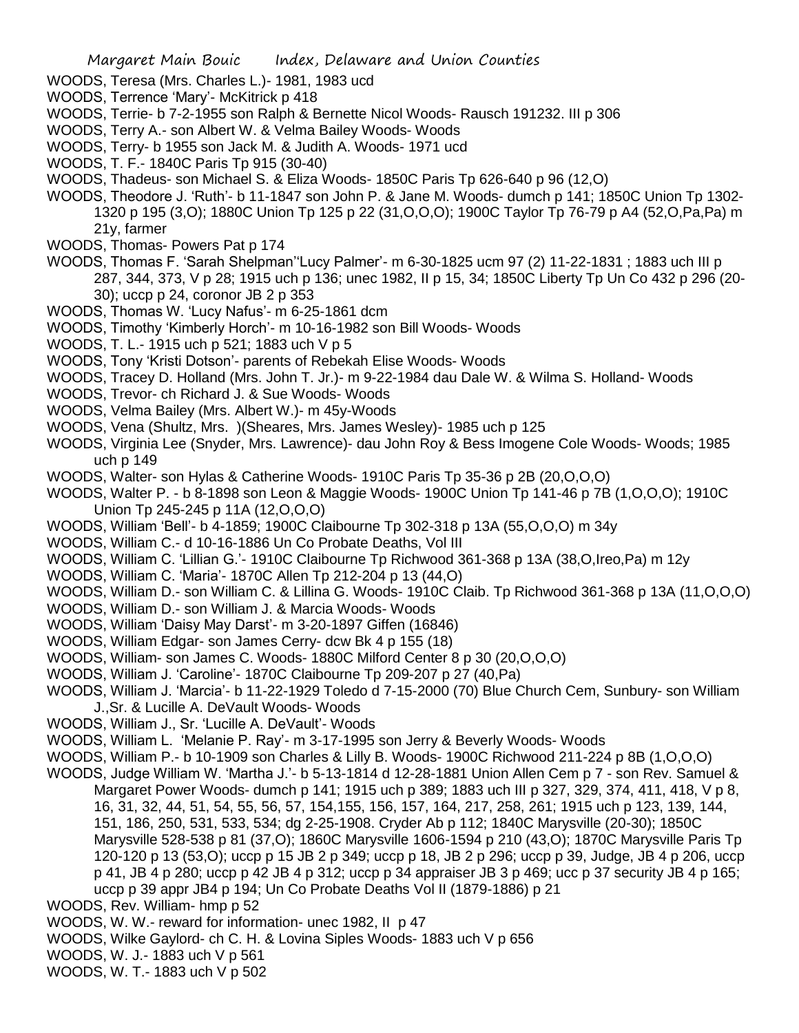WOODS, Teresa (Mrs. Charles L.)- 1981, 1983 ucd

WOODS, Terrence 'Mary'- McKitrick p 418

WOODS, Terrie- b 7-2-1955 son Ralph & Bernette Nicol Woods- Rausch 191232. III p 306

WOODS, Terry A.- son Albert W. & Velma Bailey Woods- Woods

WOODS, Terry- b 1955 son Jack M. & Judith A. Woods- 1971 ucd

WOODS, T. F.- 1840C Paris Tp 915 (30-40)

WOODS, Thadeus- son Michael S. & Eliza Woods- 1850C Paris Tp 626-640 p 96 (12,O)

WOODS, Theodore J. 'Ruth'- b 11-1847 son John P. & Jane M. Woods- dumch p 141; 1850C Union Tp 1302-1320 p 195 (3,O); 1880C Union Tp 125 p 22 (31,O,O,O); 1900C Taylor Tp 76-79 p A4 (52,O,Pa,Pa) m 21y, farmer

WOODS, Thomas- Powers Pat p 174

WOODS, Thomas F. 'Sarah Shelpman''Lucy Palmer'- m 6-30-1825 ucm 97 (2) 11-22-1831 ; 1883 uch III p 287, 344, 373, V p 28; 1915 uch p 136; unec 1982, II p 15, 34; 1850C Liberty Tp Un Co 432 p 296 (20-30); uccp p 24, coronor JB 2 p 353

WOODS, Thomas W. 'Lucy Nafus'- m 6-25-1861 dcm

WOODS, Timothy 'Kimberly Horch'- m 10-16-1982 son Bill Woods- Woods

WOODS, T. L.- 1915 uch p 521; 1883 uch V p 5

WOODS, Tony 'Kristi Dotson'- parents of Rebekah Elise Woods- Woods

WOODS, Tracey D. Holland (Mrs. John T. Jr.)- m 9-22-1984 dau Dale W. & Wilma S. Holland- Woods

WOODS, Trevor- ch Richard J. & Sue Woods- Woods

WOODS, Velma Bailey (Mrs. Albert W.)- m 45y-Woods

WOODS, Vena (Shultz, Mrs. )(Sheares, Mrs. James Wesley)- 1985 uch p 125

WOODS, Virginia Lee (Snyder, Mrs. Lawrence)- dau John Roy & Bess Imogene Cole Woods- Woods; 1985 uch p 149

WOODS, Walter- son Hylas & Catherine Woods- 1910C Paris Tp 35-36 p 2B (20,O,O,O)

WOODS, Walter P. - b 8-1898 son Leon & Maggie Woods- 1900C Union Tp 141-46 p 7B (1,O,O,O); 1910C Union Tp 245-245 p 11A (12,O,O,O)

WOODS, William 'Bell'- b 4-1859; 1900C Claibourne Tp 302-318 p 13A (55,O,O,O) m 34y

WOODS, William C.- d 10-16-1886 Un Co Probate Deaths, Vol III

WOODS, William C. 'Lillian G.'- 1910C Claibourne Tp Richwood 361-368 p 13A (38,O,Ireo,Pa) m 12y

WOODS, William C. 'Maria'- 1870C Allen Tp 212-204 p 13 (44,O)

WOODS, William D.- son William C. & Lillina G. Woods- 1910C Claib. Tp Richwood 361-368 p 13A (11,O,O,O)

WOODS, William D.- son William J. & Marcia Woods- Woods

WOODS, William 'Daisy May Darst'- m 3-20-1897 Giffen (16846)

WOODS, William Edgar- son James Cerry- dcw Bk 4 p 155 (18)

WOODS, William- son James C. Woods- 1880C Milford Center 8 p 30 (20,O,O,O)

WOODS, William J. 'Caroline'- 1870C Claibourne Tp 209-207 p 27 (40,Pa)

WOODS, William J. 'Marcia'- b 11-22-1929 Toledo d 7-15-2000 (70) Blue Church Cem, Sunbury- son William J.,Sr. & Lucille A. DeVault Woods- Woods

WOODS, William J., Sr. 'Lucille A. DeVault'- Woods

WOODS, William L. 'Melanie P. Ray'- m 3-17-1995 son Jerry & Beverly Woods- Woods

WOODS, William P.- b 10-1909 son Charles & Lilly B. Woods- 1900C Richwood 211-224 p 8B (1,O,O,O)

WOODS, Judge William W. 'Martha J.'- b 5-13-1814 d 12-28-1881 Union Allen Cem p 7 - son Rev. Samuel & Margaret Power Woods- dumch p 141; 1915 uch p 389; 1883 uch III p 327, 329, 374, 411, 418, V p 8, 16, 31, 32, 44, 51, 54, 55, 56, 57, 154,155, 156, 157, 164, 217, 258, 261; 1915 uch p 123, 139, 144, 151, 186, 250, 531, 533, 534; dg 2-25-1908. Cryder Ab p 112; 1840C Marysville (20-30); 1850C Marysville 528-538 p 81 (37,O); 1860C Marysville 1606-1594 p 210 (43,O); 1870C Marysville Paris Tp 120-120 p 13 (53,O); uccp p 15 JB 2 p 349; uccp p 18, JB 2 p 296; uccp p 39, Judge, JB 4 p 206, uccp p 41, JB 4 p 280; uccp p 42 JB 4 p 312; uccp p 34 appraiser JB 3 p 469; ucc p 37 security JB 4 p 165; uccp p 39 appr JB4 p 194; Un Co Probate Deaths Vol II (1879-1886) p 21

WOODS, Rev. William- hmp p 52

WOODS, W. W.- reward for information- unec 1982, II p 47

WOODS, Wilke Gaylord- ch C. H. & Lovina Siples Woods- 1883 uch V p 656

WOODS, W. J.- 1883 uch V p 561

WOODS, W. T.- 1883 uch V p 502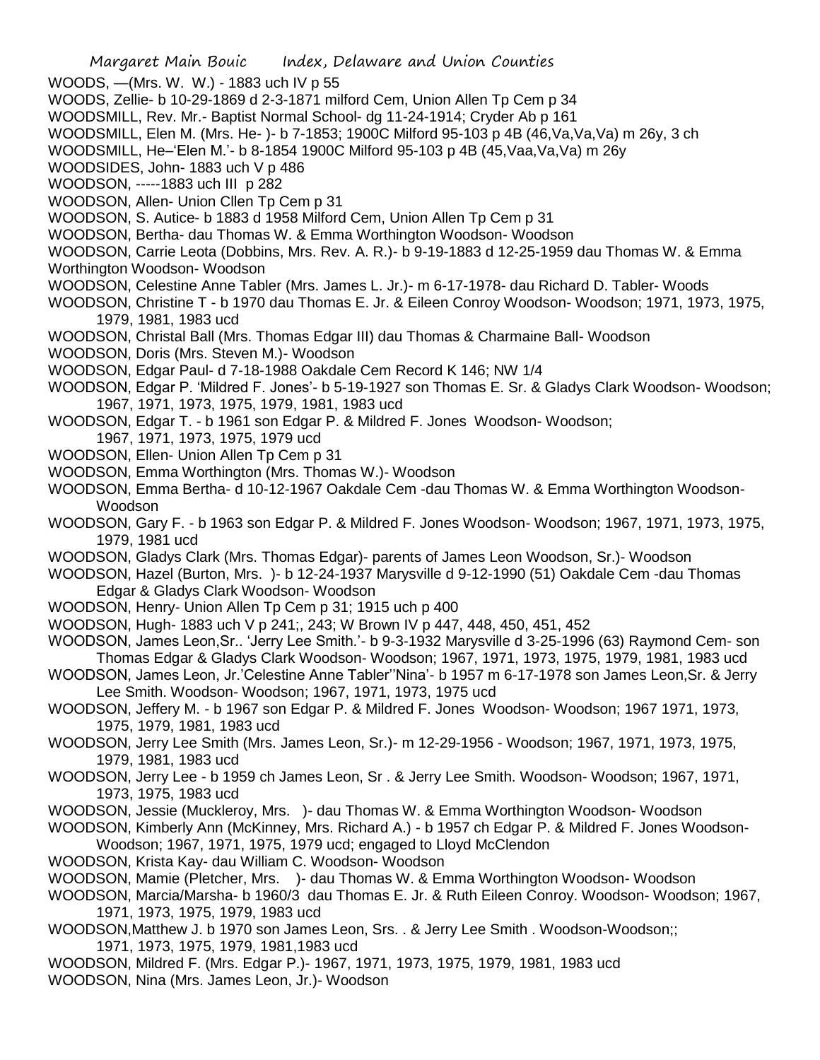WOODS, —(Mrs. W. W.) - 1883 uch IV p 55

WOODS, Zellie- b 10-29-1869 d 2-3-1871 milford Cem, Union Allen Tp Cem p 34

WOODSMILL, Rev. Mr.- Baptist Normal School- dg 11-24-1914; Cryder Ab p 161

WOODSMILL, Elen M. (Mrs. He- )- b 7-1853; 1900C Milford 95-103 p 4B (46,Va,Va,Va) m 26y, 3 ch

WOODSMILL, He–'Elen M.'- b 8-1854 1900C Milford 95-103 p 4B (45,Vaa,Va,Va) m 26y

WOODSIDES, John- 1883 uch V p 486

WOODSON, -----1883 uch III p 282

WOODSON, Allen- Union Cllen Tp Cem p 31

WOODSON, S. Autice- b 1883 d 1958 Milford Cem, Union Allen Tp Cem p 31

WOODSON, Bertha- dau Thomas W. & Emma Worthington Woodson- Woodson

WOODSON, Carrie Leota (Dobbins, Mrs. Rev. A. R.)- b 9-19-1883 d 12-25-1959 dau Thomas W. & Emma Worthington Woodson- Woodson

WOODSON, Celestine Anne Tabler (Mrs. James L. Jr.)- m 6-17-1978- dau Richard D. Tabler- Woods

WOODSON, Christine T - b 1970 dau Thomas E. Jr. & Eileen Conroy Woodson- Woodson; 1971, 1973, 1975, 1979, 1981, 1983 ucd

WOODSON, Christal Ball (Mrs. Thomas Edgar III) dau Thomas & Charmaine Ball- Woodson

WOODSON, Doris (Mrs. Steven M.)- Woodson

WOODSON, Edgar Paul- d 7-18-1988 Oakdale Cem Record K 146; NW 1/4

WOODSON, Edgar P. 'Mildred F. Jones'- b 5-19-1927 son Thomas E. Sr. & Gladys Clark Woodson- Woodson; 1967, 1971, 1973, 1975, 1979, 1981, 1983 ucd

WOODSON, Edgar T. - b 1961 son Edgar P. & Mildred F. Jones Woodson- Woodson; 1967, 1971, 1973, 1975, 1979 ucd

WOODSON, Ellen- Union Allen Tp Cem p 31

WOODSON, Emma Worthington (Mrs. Thomas W.)- Woodson

WOODSON, Emma Bertha- d 10-12-1967 Oakdale Cem -dau Thomas W. & Emma Worthington Woodson- Woodson

WOODSON, Gary F. - b 1963 son Edgar P. & Mildred F. Jones Woodson- Woodson; 1967, 1971, 1973, 1975, 1979, 1981 ucd

WOODSON, Gladys Clark (Mrs. Thomas Edgar)- parents of James Leon Woodson, Sr.)- Woodson

WOODSON, Hazel (Burton, Mrs. )- b 12-24-1937 Marysville d 9-12-1990 (51) Oakdale Cem -dau Thomas Edgar & Gladys Clark Woodson- Woodson

WOODSON, Henry- Union Allen Tp Cem p 31; 1915 uch p 400

WOODSON, Hugh- 1883 uch V p 241;, 243; W Brown IV p 447, 448, 450, 451, 452

WOODSON, James Leon,Sr.. 'Jerry Lee Smith.'- b 9-3-1932 Marysville d 3-25-1996 (63) Raymond Cem- son Thomas Edgar & Gladys Clark Woodson- Woodson; 1967, 1971, 1973, 1975, 1979, 1981, 1983 ucd

WOODSON, James Leon, Jr.'Celestine Anne Tabler''Nina'- b 1957 m 6-17-1978 son James Leon,Sr. & Jerry Lee Smith. Woodson- Woodson; 1967, 1971, 1973, 1975 ucd

WOODSON, Jeffery M. - b 1967 son Edgar P. & Mildred F. Jones Woodson- Woodson; 1967 1971, 1973, 1975, 1979, 1981, 1983 ucd

WOODSON, Jerry Lee Smith (Mrs. James Leon, Sr.)- m 12-29-1956 - Woodson; 1967, 1971, 1973, 1975, 1979, 1981, 1983 ucd

WOODSON, Jerry Lee - b 1959 ch James Leon, Sr . & Jerry Lee Smith. Woodson- Woodson; 1967, 1971, 1973, 1975, 1983 ucd

WOODSON, Jessie (Muckleroy, Mrs. )- dau Thomas W. & Emma Worthington Woodson- Woodson

WOODSON, Kimberly Ann (McKinney, Mrs. Richard A.) - b 1957 ch Edgar P. & Mildred F. Jones Woodson- Woodson; 1967, 1971, 1975, 1979 ucd; engaged to Lloyd McClendon

WOODSON, Krista Kay- dau William C. Woodson- Woodson

WOODSON, Mamie (Pletcher, Mrs. )- dau Thomas W. & Emma Worthington Woodson- Woodson

WOODSON, Marcia/Marsha- b 1960/3 dau Thomas E. Jr. & Ruth Eileen Conroy. Woodson- Woodson; 1967, 1971, 1973, 1975, 1979, 1983 ucd

WOODSON,Matthew J. b 1970 son James Leon, Srs. . & Jerry Lee Smith . Woodson-Woodson;; 1971, 1973, 1975, 1979, 1981,1983 ucd

WOODSON, Mildred F. (Mrs. Edgar P.)- 1967, 1971, 1973, 1975, 1979, 1981, 1983 ucd

WOODSON, Nina (Mrs. James Leon, Jr.)- Woodson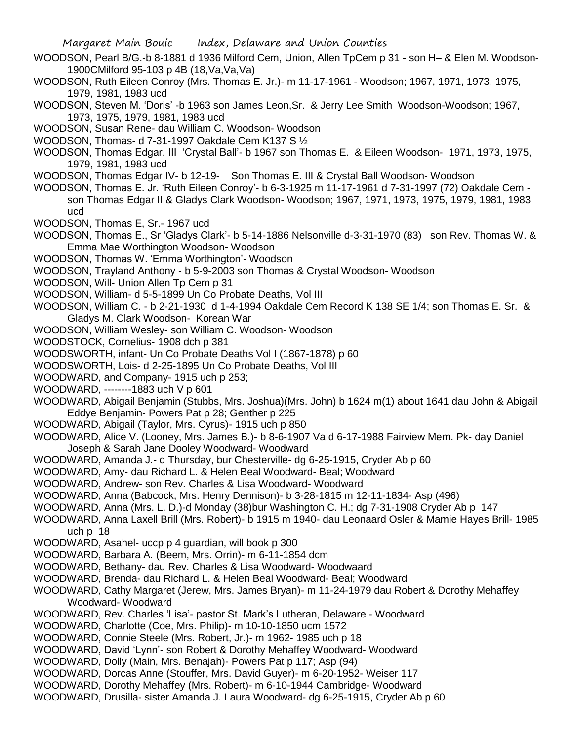WOODSON, Pearl B/G.-b 8-1881 d 1936 Milford Cem, Union, Allen TpCem p 31 - son H– & Elen M. Woodson-1900CMilford 95-103 p 4B (18,Va,Va,Va)

WOODSON, Ruth Eileen Conroy (Mrs. Thomas E. Jr.)- m 11-17-1961 - Woodson; 1967, 1971, 1973, 1975, 1979, 1981, 1983 ucd

WOODSON, Steven M. 'Doris' -b 1963 son James Leon,Sr. & Jerry Lee Smith Woodson-Woodson; 1967, 1973, 1975, 1979, 1981, 1983 ucd

WOODSON, Susan Rene- dau William C. Woodson- Woodson

WOODSON, Thomas- d 7-31-1997 Oakdale Cem K137 S ½

WOODSON, Thomas Edgar. III 'Crystal Ball'- b 1967 son Thomas E. & Eileen Woodson- 1971, 1973, 1975, 1979, 1981, 1983 ucd

WOODSON, Thomas Edgar IV- b 12-19- Son Thomas E. III & Crystal Ball Woodson- Woodson

WOODSON, Thomas E. Jr. 'Ruth Eileen Conroy'- b 6-3-1925 m 11-17-1961 d 7-31-1997 (72) Oakdale Cem - son Thomas Edgar II & Gladys Clark Woodson- Woodson; 1967, 1971, 1973, 1975, 1979, 1981, 1983 ucd

WOODSON, Thomas E, Sr.- 1967 ucd

WOODSON, Thomas E., Sr 'Gladys Clark'- b 5-14-1886 Nelsonville d-3-31-1970 (83) son Rev. Thomas W. & Emma Mae Worthington Woodson- Woodson

WOODSON, Thomas W. 'Emma Worthington'- Woodson

WOODSON, Trayland Anthony - b 5-9-2003 son Thomas & Crystal Woodson- Woodson

WOODSON, Will- Union Allen Tp Cem p 31

WOODSON, William- d 5-5-1899 Un Co Probate Deaths, Vol III

WOODSON, William C. - b 2-21-1930 d 1-4-1994 Oakdale Cem Record K 138 SE 1/4; son Thomas E. Sr. & Gladys M. Clark Woodson- Korean War

WOODSON, William Wesley- son William C. Woodson- Woodson

WOODSTOCK, Cornelius- 1908 dch p 381

WOODSWORTH, infant- Un Co Probate Deaths Vol I (1867-1878) p 60

WOODSWORTH, Lois- d 2-25-1895 Un Co Probate Deaths, Vol III

WOODWARD, and Company- 1915 uch p 253;

WOODWARD, --------1883 uch V p 601

WOODWARD, Abigail Benjamin (Stubbs, Mrs. Joshua)(Mrs. John) b 1624 m(1) about 1641 dau John & Abigail Eddye Benjamin- Powers Pat p 28; Genther p 225

WOODWARD, Abigail (Taylor, Mrs. Cyrus)- 1915 uch p 850

WOODWARD, Alice V. (Looney, Mrs. James B.)- b 8-6-1907 Va d 6-17-1988 Fairview Mem. Pk- day Daniel Joseph & Sarah Jane Dooley Woodward- Woodward

WOODWARD, Amanda J.- d Thursday, bur Chesterville- dg 6-25-1915, Cryder Ab p 60

WOODWARD, Amy- dau Richard L. & Helen Beal Woodward- Beal; Woodward

WOODWARD, Andrew- son Rev. Charles & Lisa Woodward- Woodward

WOODWARD, Anna (Babcock, Mrs. Henry Dennison)- b 3-28-1815 m 12-11-1834- Asp (496)

WOODWARD, Anna (Mrs. L. D.)-d Monday (38)bur Washington C. H.; dg 7-31-1908 Cryder Ab p 147

WOODWARD, Anna Laxell Brill (Mrs. Robert)- b 1915 m 1940- dau Leonaard Osler & Mamie Hayes Brill- 1985 uch p 18

WOODWARD, Asahel- uccp p 4 guardian, will book p 300

WOODWARD, Barbara A. (Beem, Mrs. Orrin)- m 6-11-1854 dcm

WOODWARD, Bethany- dau Rev. Charles & Lisa Woodward- Woodwaard

WOODWARD, Brenda- dau Richard L. & Helen Beal Woodward- Beal; Woodward

WOODWARD, Cathy Margaret (Jerew, Mrs. James Bryan)- m 11-24-1979 dau Robert & Dorothy Mehaffey Woodward- Woodward

WOODWARD, Rev. Charles 'Lisa'- pastor St. Mark's Lutheran, Delaware - Woodward

WOODWARD, Charlotte (Coe, Mrs. Philip)- m 10-10-1850 ucm 1572

WOODWARD, Connie Steele (Mrs. Robert, Jr.)- m 1962- 1985 uch p 18

WOODWARD, David 'Lynn'- son Robert & Dorothy Mehaffey Woodward- Woodward

WOODWARD, Dolly (Main, Mrs. Benajah)- Powers Pat p 117; Asp (94)

WOODWARD, Dorcas Anne (Stouffer, Mrs. David Guyer)- m 6-20-1952- Weiser 117

WOODWARD, Dorothy Mehaffey (Mrs. Robert)- m 6-10-1944 Cambridge- Woodward

WOODWARD, Drusilla- sister Amanda J. Laura Woodward- dg 6-25-1915, Cryder Ab p 60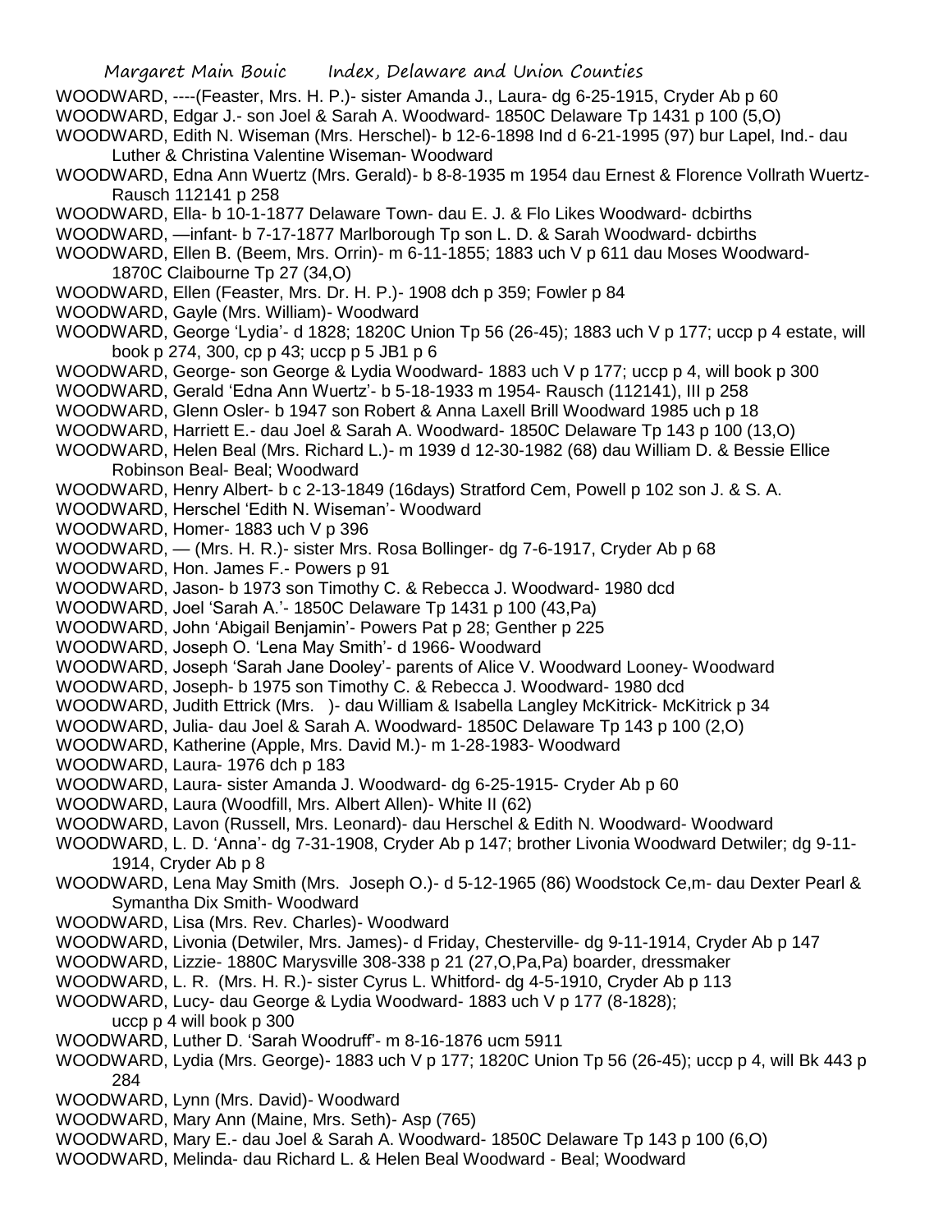WOODWARD, ----(Feaster, Mrs. H. P.)- sister Amanda J., Laura- dg 6-25-1915, Cryder Ab p 60

WOODWARD, Edgar J.- son Joel & Sarah A. Woodward- 1850C Delaware Tp 1431 p 100 (5,O)

WOODWARD, Edith N. Wiseman (Mrs. Herschel)- b 12-6-1898 Ind d 6-21-1995 (97) bur Lapel, Ind.- dau Luther & Christina Valentine Wiseman- Woodward

WOODWARD, Edna Ann Wuertz (Mrs. Gerald)- b 8-8-1935 m 1954 dau Ernest & Florence Vollrath Wuertz- Rausch 112141 p 258

WOODWARD, Ella- b 10-1-1877 Delaware Town- dau E. J. & Flo Likes Woodward- dcbirths

WOODWARD, —infant- b 7-17-1877 Marlborough Tp son L. D. & Sarah Woodward- dcbirths

WOODWARD, Ellen B. (Beem, Mrs. Orrin)- m 6-11-1855; 1883 uch V p 611 dau Moses Woodward- 1870C Claibourne Tp 27 (34,O)

WOODWARD, Ellen (Feaster, Mrs. Dr. H. P.)- 1908 dch p 359; Fowler p 84

WOODWARD, Gayle (Mrs. William)- Woodward

WOODWARD, George 'Lydia'- d 1828; 1820C Union Tp 56 (26-45); 1883 uch V p 177; uccp p 4 estate, will book p 274, 300, cp p 43; uccp p 5 JB1 p 6

WOODWARD, George- son George & Lydia Woodward- 1883 uch V p 177; uccp p 4, will book p 300

WOODWARD, Gerald 'Edna Ann Wuertz'- b 5-18-1933 m 1954- Rausch (112141), III p 258

WOODWARD, Glenn Osler- b 1947 son Robert & Anna Laxell Brill Woodward 1985 uch p 18

WOODWARD, Harriett E.- dau Joel & Sarah A. Woodward- 1850C Delaware Tp 143 p 100 (13,O)

WOODWARD, Helen Beal (Mrs. Richard L.)- m 1939 d 12-30-1982 (68) dau William D. & Bessie Ellice Robinson Beal- Beal; Woodward

WOODWARD, Henry Albert- b c 2-13-1849 (16days) Stratford Cem, Powell p 102 son J. & S. A.

WOODWARD, Herschel 'Edith N. Wiseman'- Woodward

WOODWARD, Homer- 1883 uch V p 396

WOODWARD, — (Mrs. H. R.)- sister Mrs. Rosa Bollinger- dg 7-6-1917, Cryder Ab p 68

WOODWARD, Hon. James F.- Powers p 91

WOODWARD, Jason- b 1973 son Timothy C. & Rebecca J. Woodward- 1980 dcd

WOODWARD, Joel 'Sarah A.'- 1850C Delaware Tp 1431 p 100 (43,Pa)

WOODWARD, John 'Abigail Benjamin'- Powers Pat p 28; Genther p 225

WOODWARD, Joseph O. 'Lena May Smith'- d 1966- Woodward

WOODWARD, Joseph 'Sarah Jane Dooley'- parents of Alice V. Woodward Looney- Woodward

WOODWARD, Joseph- b 1975 son Timothy C. & Rebecca J. Woodward- 1980 dcd

WOODWARD, Judith Ettrick (Mrs. )- dau William & Isabella Langley McKitrick- McKitrick p 34

WOODWARD, Julia- dau Joel & Sarah A. Woodward- 1850C Delaware Tp 143 p 100 (2,O)

WOODWARD, Katherine (Apple, Mrs. David M.)- m 1-28-1983- Woodward

WOODWARD, Laura- 1976 dch p 183

WOODWARD, Laura- sister Amanda J. Woodward- dg 6-25-1915- Cryder Ab p 60

WOODWARD, Laura (Woodfill, Mrs. Albert Allen)- White II (62)

WOODWARD, Lavon (Russell, Mrs. Leonard)- dau Herschel & Edith N. Woodward- Woodward

WOODWARD, L. D. 'Anna'- dg 7-31-1908, Cryder Ab p 147; brother Livonia Woodward Detwiler; dg 9-11-1914, Cryder Ab p 8

WOODWARD, Lena May Smith (Mrs. Joseph O.)- d 5-12-1965 (86) Woodstock Ce,m- dau Dexter Pearl & Symantha Dix Smith- Woodward

WOODWARD, Lisa (Mrs. Rev. Charles)- Woodward

WOODWARD, Livonia (Detwiler, Mrs. James)- d Friday, Chesterville- dg 9-11-1914, Cryder Ab p 147

WOODWARD, Lizzie- 1880C Marysville 308-338 p 21 (27,O,Pa,Pa) boarder, dressmaker

WOODWARD, L. R. (Mrs. H. R.)- sister Cyrus L. Whitford- dg 4-5-1910, Cryder Ab p 113

WOODWARD, Lucy- dau George & Lydia Woodward- 1883 uch V p 177 (8-1828); uccp p 4 will book p 300

WOODWARD, Luther D. 'Sarah Woodruff'- m 8-16-1876 ucm 5911

WOODWARD, Lydia (Mrs. George)- 1883 uch V p 177; 1820C Union Tp 56 (26-45); uccp p 4, will Bk 443 p 284

WOODWARD, Lynn (Mrs. David)- Woodward

WOODWARD, Mary Ann (Maine, Mrs. Seth)- Asp (765)

WOODWARD, Mary E.- dau Joel & Sarah A. Woodward- 1850C Delaware Tp 143 p 100 (6,O)

WOODWARD, Melinda- dau Richard L. & Helen Beal Woodward - Beal; Woodward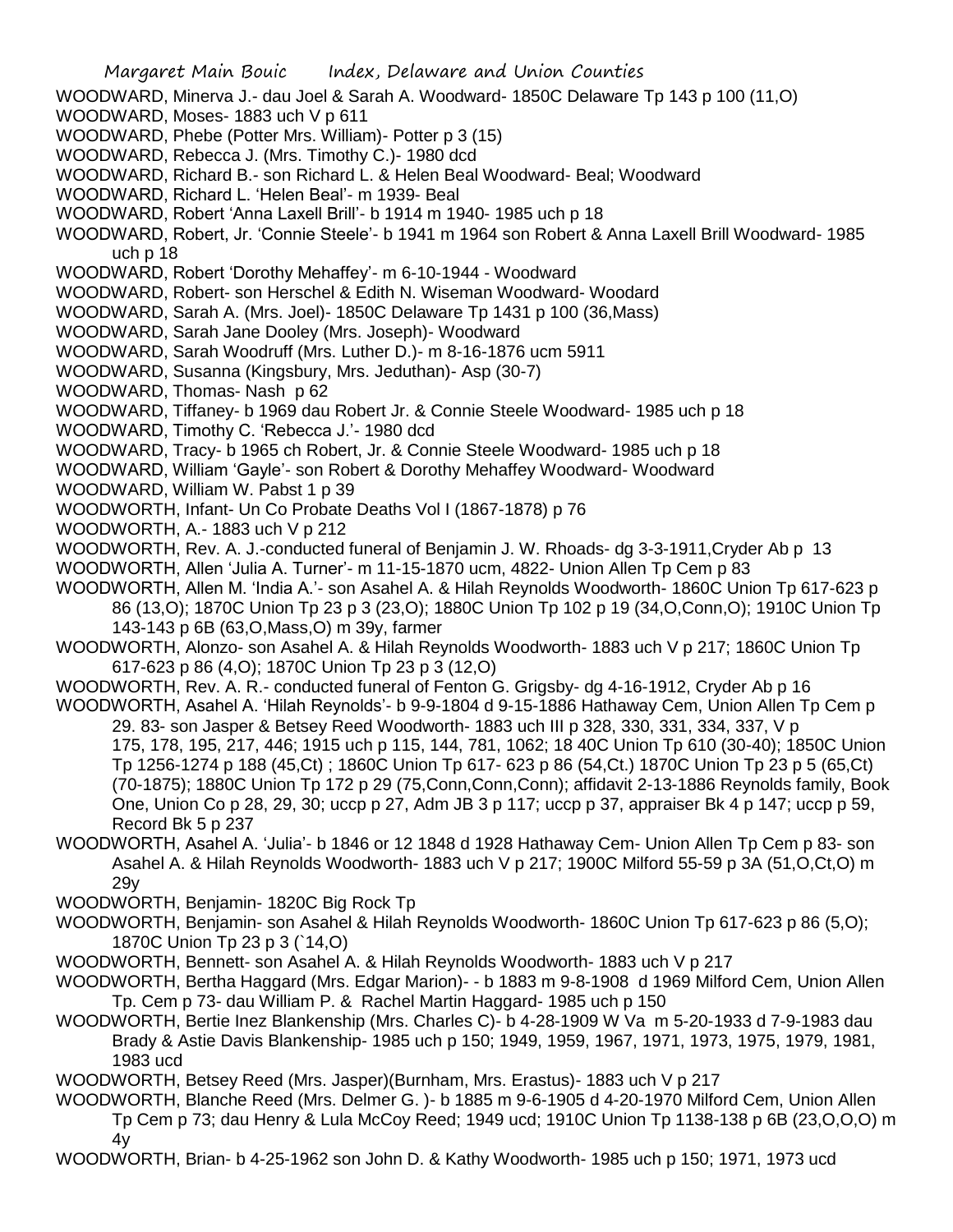WOODWARD, Minerva J.- dau Joel & Sarah A. Woodward- 1850C Delaware Tp 143 p 100 (11,O)

WOODWARD, Moses- 1883 uch V p 611

WOODWARD, Phebe (Potter Mrs. William)- Potter p 3 (15)

WOODWARD, Rebecca J. (Mrs. Timothy C.)- 1980 dcd

WOODWARD, Richard B.- son Richard L. & Helen Beal Woodward- Beal; Woodward

WOODWARD, Richard L. 'Helen Beal'- m 1939- Beal

WOODWARD, Robert 'Anna Laxell Brill'- b 1914 m 1940- 1985 uch p 18

WOODWARD, Robert, Jr. 'Connie Steele'- b 1941 m 1964 son Robert & Anna Laxell Brill Woodward- 1985 uch p 18

WOODWARD, Robert 'Dorothy Mehaffey'- m 6-10-1944 - Woodward

WOODWARD, Robert- son Herschel & Edith N. Wiseman Woodward- Woodard

WOODWARD, Sarah A. (Mrs. Joel)- 1850C Delaware Tp 1431 p 100 (36,Mass)

WOODWARD, Sarah Jane Dooley (Mrs. Joseph)- Woodward

WOODWARD, Sarah Woodruff (Mrs. Luther D.)- m 8-16-1876 ucm 5911

WOODWARD, Susanna (Kingsbury, Mrs. Jeduthan)- Asp (30-7)

WOODWARD, Thomas- Nash p 62

WOODWARD, Tiffaney- b 1969 dau Robert Jr. & Connie Steele Woodward- 1985 uch p 18

WOODWARD, Timothy C. 'Rebecca J.'- 1980 dcd

WOODWARD, Tracy- b 1965 ch Robert, Jr. & Connie Steele Woodward- 1985 uch p 18

WOODWARD, William 'Gayle'- son Robert & Dorothy Mehaffey Woodward- Woodward

WOODWARD, William W. Pabst 1 p 39

WOODWORTH, Infant- Un Co Probate Deaths Vol I (1867-1878) p 76

WOODWORTH, A.- 1883 uch V p 212

WOODWORTH, Rev. A. J.-conducted funeral of Benjamin J. W. Rhoads- dg 3-3-1911,Cryder Ab p 13

WOODWORTH, Allen 'Julia A. Turner'- m 11-15-1870 ucm, 4822- Union Allen Tp Cem p 83

WOODWORTH, Allen M. 'India A.'- son Asahel A. & Hilah Reynolds Woodworth- 1860C Union Tp 617-623 p 86 (13,O); 1870C Union Tp 23 p 3 (23,O); 1880C Union Tp 102 p 19 (34,O,Conn,O); 1910C Union Tp 143-143 p 6B (63,O,Mass,O) m 39y, farmer

WOODWORTH, Alonzo- son Asahel A. & Hilah Reynolds Woodworth- 1883 uch V p 217; 1860C Union Tp 617-623 p 86 (4,O); 1870C Union Tp 23 p 3 (12,O)

WOODWORTH, Rev. A. R.- conducted funeral of Fenton G. Grigsby- dg 4-16-1912, Cryder Ab p 16

WOODWORTH, Asahel A. 'Hilah Reynolds'- b 9-9-1804 d 9-15-1886 Hathaway Cem, Union Allen Tp Cem p 29. 83- son Jasper & Betsey Reed Woodworth- 1883 uch III p 328, 330, 331, 334, 337, V p 175, 178, 195, 217, 446; 1915 uch p 115, 144, 781, 1062; 18 40C Union Tp 610 (30-40); 1850C Union Tp 1256-1274 p 188 (45,Ct) ; 1860C Union Tp 617- 623 p 86 (54,Ct.) 1870C Union Tp 23 p 5 (65,Ct) (70-1875); 1880C Union Tp 172 p 29 (75,Conn,Conn,Conn); affidavit 2-13-1886 Reynolds family, Book One, Union Co p 28, 29, 30; uccp p 27, Adm JB 3 p 117; uccp p 37, appraiser Bk 4 p 147; uccp p 59, Record Bk 5 p 237

WOODWORTH, Asahel A. 'Julia'- b 1846 or 12 1848 d 1928 Hathaway Cem- Union Allen Tp Cem p 83- son Asahel A. & Hilah Reynolds Woodworth- 1883 uch V p 217; 1900C Milford 55-59 p 3A (51,O,Ct,O) m 29y

WOODWORTH, Benjamin- 1820C Big Rock Tp

WOODWORTH, Benjamin- son Asahel & Hilah Reynolds Woodworth- 1860C Union Tp 617-623 p 86 (5,O); 1870C Union Tp 23 p 3 (`14,O)

WOODWORTH, Bennett- son Asahel A. & Hilah Reynolds Woodworth- 1883 uch V p 217

WOODWORTH, Bertha Haggard (Mrs. Edgar Marion)- - b 1883 m 9-8-1908 d 1969 Milford Cem, Union Allen Tp. Cem p 73- dau William P. & Rachel Martin Haggard- 1985 uch p 150

WOODWORTH, Bertie Inez Blankenship (Mrs. Charles C)- b 4-28-1909 W Va m 5-20-1933 d 7-9-1983 dau Brady & Astie Davis Blankenship- 1985 uch p 150; 1949, 1959, 1967, 1971, 1973, 1975, 1979, 1981, 1983 ucd

WOODWORTH, Betsey Reed (Mrs. Jasper)(Burnham, Mrs. Erastus)- 1883 uch V p 217

WOODWORTH, Blanche Reed (Mrs. Delmer G. )- b 1885 m 9-6-1905 d 4-20-1970 Milford Cem, Union Allen Tp Cem p 73; dau Henry & Lula McCoy Reed; 1949 ucd; 1910C Union Tp 1138-138 p 6B (23,O,O,O) m 4y

WOODWORTH, Brian- b 4-25-1962 son John D. & Kathy Woodworth- 1985 uch p 150; 1971, 1973 ucd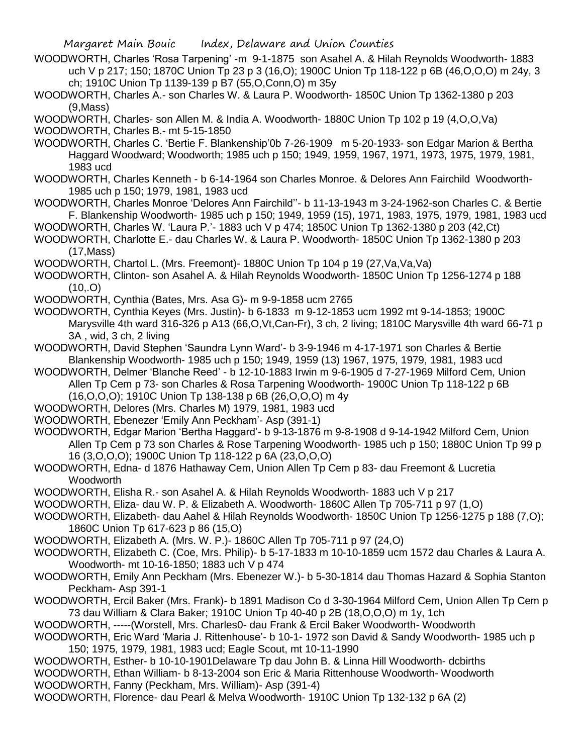WOODWORTH, Charles 'Rosa Tarpening' -m 9-1-1875 son Asahel A. & Hilah Reynolds Woodworth- 1883 uch V p 217; 150; 1870C Union Tp 23 p 3 (16,O); 1900C Union Tp 118-122 p 6B (46,O,O,O) m 24y, 3 ch; 1910C Union Tp 1139-139 p B7 (55,O,Conn,O) m 35y

WOODWORTH, Charles A.- son Charles W. & Laura P. Woodworth- 1850C Union Tp 1362-1380 p 203 (9,Mass)

WOODWORTH, Charles- son Allen M. & India A. Woodworth- 1880C Union Tp 102 p 19 (4,O,O,Va)

WOODWORTH, Charles B.- mt 5-15-1850

WOODWORTH, Charles C. 'Bertie F. Blankenship'0b 7-26-1909 m 5-20-1933- son Edgar Marion & Bertha Haggard Woodward; Woodworth; 1985 uch p 150; 1949, 1959, 1967, 1971, 1973, 1975, 1979, 1981, 1983 ucd

WOODWORTH, Charles Kenneth - b 6-14-1964 son Charles Monroe. & Delores Ann Fairchild Woodworth- 1985 uch p 150; 1979, 1981, 1983 ucd

WOODWORTH, Charles Monroe 'Delores Ann Fairchild''- b 11-13-1943 m 3-24-1962-son Charles C. & Bertie F. Blankenship Woodworth- 1985 uch p 150; 1949, 1959 (15), 1971, 1983, 1975, 1979, 1981, 1983 ucd

WOODWORTH, Charles W. 'Laura P.'- 1883 uch V p 474; 1850C Union Tp 1362-1380 p 203 (42,Ct)

WOODWORTH, Charlotte E.- dau Charles W. & Laura P. Woodworth- 1850C Union Tp 1362-1380 p 203 (17,Mass)

WOODWORTH, Chartol L. (Mrs. Freemont)- 1880C Union Tp 104 p 19 (27,Va,Va,Va)

WOODWORTH, Clinton- son Asahel A. & Hilah Reynolds Woodworth- 1850C Union Tp 1256-1274 p 188 (10,.O)

WOODWORTH, Cynthia (Bates, Mrs. Asa G)- m 9-9-1858 ucm 2765

WOODWORTH, Cynthia Keyes (Mrs. Justin)- b 6-1833 m 9-12-1853 ucm 1992 mt 9-14-1853; 1900C Marysville 4th ward 316-326 p A13 (66,O,Vt,Can-Fr), 3 ch, 2 living; 1810C Marysville 4th ward 66-71 p 3A , wid, 3 ch, 2 living

WOODWORTH, David Stephen 'Saundra Lynn Ward'- b 3-9-1946 m 4-17-1971 son Charles & Bertie Blankenship Woodworth- 1985 uch p 150; 1949, 1959 (13) 1967, 1975, 1979, 1981, 1983 ucd

WOODWORTH, Delmer 'Blanche Reed' - b 12-10-1883 Irwin m 9-6-1905 d 7-27-1969 Milford Cem, Union Allen Tp Cem p 73- son Charles & Rosa Tarpening Woodworth- 1900C Union Tp 118-122 p 6B (16,O,O,O); 1910C Union Tp 138-138 p 6B (26,O,O,O) m 4y

WOODWORTH, Delores (Mrs. Charles M) 1979, 1981, 1983 ucd

WOODWORTH, Ebenezer 'Emily Ann Peckham'- Asp (391-1)

WOODWORTH, Edgar Marion 'Bertha Haggard'- b 9-13-1876 m 9-8-1908 d 9-14-1942 Milford Cem, Union Allen Tp Cem p 73 son Charles & Rose Tarpening Woodworth- 1985 uch p 150; 1880C Union Tp 99 p 16 (3,O,O,O); 1900C Union Tp 118-122 p 6A (23,O,O,O)

WOODWORTH, Edna- d 1876 Hathaway Cem, Union Allen Tp Cem p 83- dau Freemont & Lucretia Woodworth

WOODWORTH, Elisha R.- son Asahel A. & Hilah Reynolds Woodworth- 1883 uch V p 217

WOODWORTH, Eliza- dau W. P. & Elizabeth A. Woodworth- 1860C Allen Tp 705-711 p 97 (1,O)

WOODWORTH, Elizabeth- dau Aahel & Hilah Reynolds Woodworth- 1850C Union Tp 1256-1275 p 188 (7,O); 1860C Union Tp 617-623 p 86 (15,O)

WOODWORTH, Elizabeth A. (Mrs. W. P.)- 1860C Allen Tp 705-711 p 97 (24,O)

WOODWORTH, Elizabeth C. (Coe, Mrs. Philip)- b 5-17-1833 m 10-10-1859 ucm 1572 dau Charles & Laura A. Woodworth- mt 10-16-1850; 1883 uch V p 474

WOODWORTH, Emily Ann Peckham (Mrs. Ebenezer W.)- b 5-30-1814 dau Thomas Hazard & Sophia Stanton Peckham- Asp 391-1

WOODWORTH, Ercil Baker (Mrs. Frank)- b 1891 Madison Co d 3-30-1964 Milford Cem, Union Allen Tp Cem p 73 dau William & Clara Baker; 1910C Union Tp 40-40 p 2B (18,O,O,O) m 1y, 1ch

WOODWORTH, -----(Worstell, Mrs. Charles0- dau Frank & Ercil Baker Woodworth- Woodworth

WOODWORTH, Eric Ward 'Maria J. Rittenhouse'- b 10-1- 1972 son David & Sandy Woodworth- 1985 uch p 150; 1975, 1979, 1981, 1983 ucd; Eagle Scout, mt 10-11-1990

WOODWORTH, Esther- b 10-10-1901Delaware Tp dau John B. & Linna Hill Woodworth- dcbirths

WOODWORTH, Ethan William- b 8-13-2004 son Eric & Maria Rittenhouse Woodworth- Woodworth

WOODWORTH, Fanny (Peckham, Mrs. William)- Asp (391-4)

WOODWORTH, Florence- dau Pearl & Melva Woodworth- 1910C Union Tp 132-132 p 6A (2)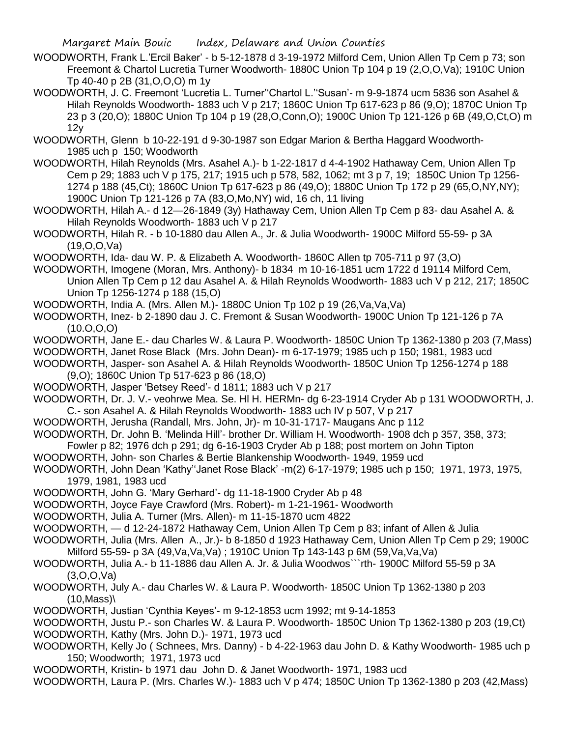WOODWORTH, Frank L.'Ercil Baker' - b 5-12-1878 d 3-19-1972 Milford Cem, Union Allen Tp Cem p 73; son Freemont & Chartol Lucretia Turner Woodworth- 1880C Union Tp 104 p 19 (2,O,O,Va); 1910C Union Tp 40-40 p 2B (31,O,O,O) m 1y

WOODWORTH, J. C. Freemont 'Lucretia L. Turner''Chartol L.''Susan'- m 9-9-1874 ucm 5836 son Asahel & Hilah Reynolds Woodworth- 1883 uch V p 217; 1860C Union Tp 617-623 p 86 (9,O); 1870C Union Tp 23 p 3 (20,O); 1880C Union Tp 104 p 19 (28,O,Conn,O); 1900C Union Tp 121-126 p 6B (49,O,Ct,O) m 12y

WOODWORTH, Glenn b 10-22-191 d 9-30-1987 son Edgar Marion & Bertha Haggard Woodworth- 1985 uch p 150; Woodworth

WOODWORTH, Hilah Reynolds (Mrs. Asahel A.)- b 1-22-1817 d 4-4-1902 Hathaway Cem, Union Allen Tp Cem p 29; 1883 uch V p 175, 217; 1915 uch p 578, 582, 1062; mt 3 p 7, 19; 1850C Union Tp 1256-1274 p 188 (45,Ct); 1860C Union Tp 617-623 p 86 (49,O); 1880C Union Tp 172 p 29 (65,O,NY,NY); 1900C Union Tp 121-126 p 7A (83,O,Mo,NY) wid, 16 ch, 11 living

WOODWORTH, Hilah A.- d 12—26-1849 (3y) Hathaway Cem, Union Allen Tp Cem p 83- dau Asahel A. & Hilah Reynolds Woodworth- 1883 uch V p 217

WOODWORTH, Hilah R. - b 10-1880 dau Allen A., Jr. & Julia Woodworth- 1900C Milford 55-59- p 3A (19,O,O,Va)

WOODWORTH, Ida- dau W. P. & Elizabeth A. Woodworth- 1860C Allen tp 705-711 p 97 (3,O)

WOODWORTH, Imogene (Moran, Mrs. Anthony)- b 1834 m 10-16-1851 ucm 1722 d 19114 Milford Cem, Union Allen Tp Cem p 12 dau Asahel A. & Hilah Reynolds Woodworth- 1883 uch V p 212, 217; 1850C Union Tp 1256-1274 p 188 (15,O)

WOODWORTH, India A. (Mrs. Allen M.)- 1880C Union Tp 102 p 19 (26,Va,Va,Va)

WOODWORTH, Inez- b 2-1890 dau J. C. Fremont & Susan Woodworth- 1900C Union Tp 121-126 p 7A (10.O,O,O)

WOODWORTH, Jane E.- dau Charles W. & Laura P. Woodworth- 1850C Union Tp 1362-1380 p 203 (7,Mass)

WOODWORTH, Janet Rose Black (Mrs. John Dean)- m 6-17-1979; 1985 uch p 150; 1981, 1983 ucd

WOODWORTH, Jasper- son Asahel A. & Hilah Reynolds Woodworth- 1850C Union Tp 1256-1274 p 188 (9,O); 1860C Union Tp 517-623 p 86 (18,O)

WOODWORTH, Jasper 'Betsey Reed'- d 1811; 1883 uch V p 217

WOODWORTH, Dr. J. V.- veohrwe Mea. Se. Hl H. HERMn- dg 6-23-1914 Cryder Ab p 131 WOODWORTH, J. C.- son Asahel A. & Hilah Reynolds Woodworth- 1883 uch IV p 507, V p 217

WOODWORTH, Jerusha (Randall, Mrs. John, Jr)- m 10-31-1717- Maugans Anc p 112

WOODWORTH, Dr. John B. 'Melinda Hill'- brother Dr. William H. Woodworth- 1908 dch p 357, 358, 373; Fowler p 82; 1976 dch p 291; dg 6-16-1903 Cryder Ab p 188; post mortem on John Tipton

WOODWORTH, John- son Charles & Bertie Blankenship Woodworth- 1949, 1959 ucd

WOODWORTH, John Dean 'Kathy''Janet Rose Black' -m(2) 6-17-1979; 1985 uch p 150; 1971, 1973, 1975, 1979, 1981, 1983 ucd

WOODWORTH, John G. 'Mary Gerhard'- dg 11-18-1900 Cryder Ab p 48

WOODWORTH, Joyce Faye Crawford (Mrs. Robert)- m 1-21-1961- Woodworth

WOODWORTH, Julia A. Turner (Mrs. Allen)- m 11-15-1870 ucm 4822

WOODWORTH, — d 12-24-1872 Hathaway Cem, Union Allen Tp Cem p 83; infant of Allen & Julia

WOODWORTH, Julia (Mrs. Allen A., Jr.)- b 8-1850 d 1923 Hathaway Cem, Union Allen Tp Cem p 29; 1900C Milford 55-59- p 3A (49,Va,Va,Va) ; 1910C Union Tp 143-143 p 6M (59,Va,Va,Va)

WOODWORTH, Julia A.- b 11-1886 dau Allen A. Jr. & Julia Woodwos```rth- 1900C Milford 55-59 p 3A (3,O,O,Va)

WOODWORTH, July A.- dau Charles W. & Laura P. Woodworth- 1850C Union Tp 1362-1380 p 203 (10,Mass)\

WOODWORTH, Justian 'Cynthia Keyes'- m 9-12-1853 ucm 1992; mt 9-14-1853

WOODWORTH, Justu P.- son Charles W. & Laura P. Woodworth- 1850C Union Tp 1362-1380 p 203 (19,Ct)

WOODWORTH, Kathy (Mrs. John D.)- 1971, 1973 ucd

WOODWORTH, Kelly Jo ( Schnees, Mrs. Danny) - b 4-22-1963 dau John D. & Kathy Woodworth- 1985 uch p 150; Woodworth; 1971, 1973 ucd

WOODWORTH, Kristin- b 1971 dau John D. & Janet Woodworth- 1971, 1983 ucd

WOODWORTH, Laura P. (Mrs. Charles W.)- 1883 uch V p 474; 1850C Union Tp 1362-1380 p 203 (42,Mass)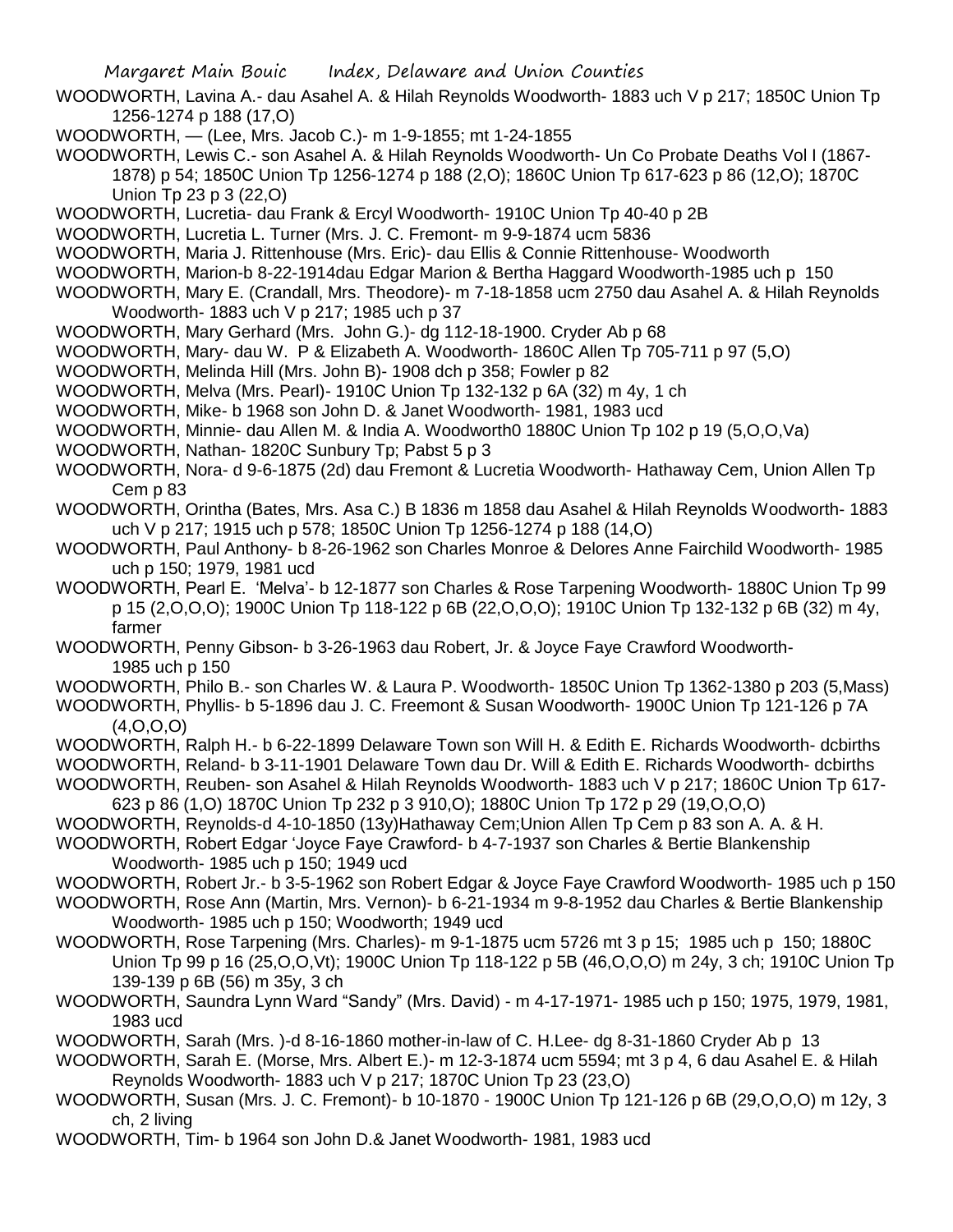WOODWORTH, Lavina A.- dau Asahel A. & Hilah Reynolds Woodworth- 1883 uch V p 217; 1850C Union Tp 1256-1274 p 188 (17,O)

WOODWORTH, — (Lee, Mrs. Jacob C.)- m 1-9-1855; mt 1-24-1855

WOODWORTH, Lewis C.- son Asahel A. & Hilah Reynolds Woodworth- Un Co Probate Deaths Vol I (1867-1878) p 54; 1850C Union Tp 1256-1274 p 188 (2,O); 1860C Union Tp 617-623 p 86 (12,O); 1870C Union Tp 23 p 3 (22,O)

WOODWORTH, Lucretia- dau Frank & Ercyl Woodworth- 1910C Union Tp 40-40 p 2B

WOODWORTH, Lucretia L. Turner (Mrs. J. C. Fremont- m 9-9-1874 ucm 5836

WOODWORTH, Maria J. Rittenhouse (Mrs. Eric)- dau Ellis & Connie Rittenhouse- Woodworth

WOODWORTH, Marion-b 8-22-1914dau Edgar Marion & Bertha Haggard Woodworth-1985 uch p 150

WOODWORTH, Mary E. (Crandall, Mrs. Theodore)- m 7-18-1858 ucm 2750 dau Asahel A. & Hilah Reynolds Woodworth- 1883 uch V p 217; 1985 uch p 37

WOODWORTH, Mary Gerhard (Mrs. John G.)- dg 112-18-1900. Cryder Ab p 68

WOODWORTH, Mary- dau W. P & Elizabeth A. Woodworth- 1860C Allen Tp 705-711 p 97 (5,O)

WOODWORTH, Melinda Hill (Mrs. John B)- 1908 dch p 358; Fowler p 82

WOODWORTH, Melva (Mrs. Pearl)- 1910C Union Tp 132-132 p 6A (32) m 4y, 1 ch

WOODWORTH, Mike- b 1968 son John D. & Janet Woodworth- 1981, 1983 ucd

WOODWORTH, Minnie- dau Allen M. & India A. Woodworth0 1880C Union Tp 102 p 19 (5,O,O,Va)

WOODWORTH, Nathan- 1820C Sunbury Tp; Pabst 5 p 3

WOODWORTH, Nora- d 9-6-1875 (2d) dau Fremont & Lucretia Woodworth- Hathaway Cem, Union Allen Tp Cem p 83

WOODWORTH, Orintha (Bates, Mrs. Asa C.) B 1836 m 1858 dau Asahel & Hilah Reynolds Woodworth- 1883 uch V p 217; 1915 uch p 578; 1850C Union Tp 1256-1274 p 188 (14,O)

WOODWORTH, Paul Anthony- b 8-26-1962 son Charles Monroe & Delores Anne Fairchild Woodworth- 1985 uch p 150; 1979, 1981 ucd

WOODWORTH, Pearl E. 'Melva'- b 12-1877 son Charles & Rose Tarpening Woodworth- 1880C Union Tp 99 p 15 (2,O,O,O); 1900C Union Tp 118-122 p 6B (22,O,O,O); 1910C Union Tp 132-132 p 6B (32) m 4y, farmer

WOODWORTH, Penny Gibson- b 3-26-1963 dau Robert, Jr. & Joyce Faye Crawford Woodworth- 1985 uch p 150

WOODWORTH, Philo B.- son Charles W. & Laura P. Woodworth- 1850C Union Tp 1362-1380 p 203 (5,Mass)

WOODWORTH, Phyllis- b 5-1896 dau J. C. Freemont & Susan Woodworth- 1900C Union Tp 121-126 p 7A (4,O,O,O)

WOODWORTH, Ralph H.- b 6-22-1899 Delaware Town son Will H. & Edith E. Richards Woodworth- dcbirths

WOODWORTH, Reland- b 3-11-1901 Delaware Town dau Dr. Will & Edith E. Richards Woodworth- dcbirths

WOODWORTH, Reuben- son Asahel & Hilah Reynolds Woodworth- 1883 uch V p 217; 1860C Union Tp 617-623 p 86 (1,O) 1870C Union Tp 232 p 3 910,O); 1880C Union Tp 172 p 29 (19,O,O,O)

WOODWORTH, Reynolds-d 4-10-1850 (13y)Hathaway Cem;Union Allen Tp Cem p 83 son A. A. & H.

WOODWORTH, Robert Edgar 'Joyce Faye Crawford- b 4-7-1937 son Charles & Bertie Blankenship Woodworth- 1985 uch p 150; 1949 ucd

WOODWORTH, Robert Jr.- b 3-5-1962 son Robert Edgar & Joyce Faye Crawford Woodworth- 1985 uch p 150

WOODWORTH, Rose Ann (Martin, Mrs. Vernon)- b 6-21-1934 m 9-8-1952 dau Charles & Bertie Blankenship Woodworth- 1985 uch p 150; Woodworth; 1949 ucd

WOODWORTH, Rose Tarpening (Mrs. Charles)- m 9-1-1875 ucm 5726 mt 3 p 15; 1985 uch p 150; 1880C Union Tp 99 p 16 (25,O,O,Vt); 1900C Union Tp 118-122 p 5B (46,O,O,O) m 24y, 3 ch; 1910C Union Tp 139-139 p 6B (56) m 35y, 3 ch

WOODWORTH, Saundra Lynn Ward "Sandy" (Mrs. David) - m 4-17-1971- 1985 uch p 150; 1975, 1979, 1981, 1983 ucd

WOODWORTH, Sarah (Mrs. )-d 8-16-1860 mother-in-law of C. H.Lee- dg 8-31-1860 Cryder Ab p 13

WOODWORTH, Sarah E. (Morse, Mrs. Albert E.)- m 12-3-1874 ucm 5594; mt 3 p 4, 6 dau Asahel E. & Hilah Reynolds Woodworth- 1883 uch V p 217; 1870C Union Tp 23 (23,O)

WOODWORTH, Susan (Mrs. J. C. Fremont)- b 10-1870 - 1900C Union Tp 121-126 p 6B (29,O,O,O) m 12y, 3 ch, 2 living

WOODWORTH, Tim- b 1964 son John D.& Janet Woodworth- 1981, 1983 ucd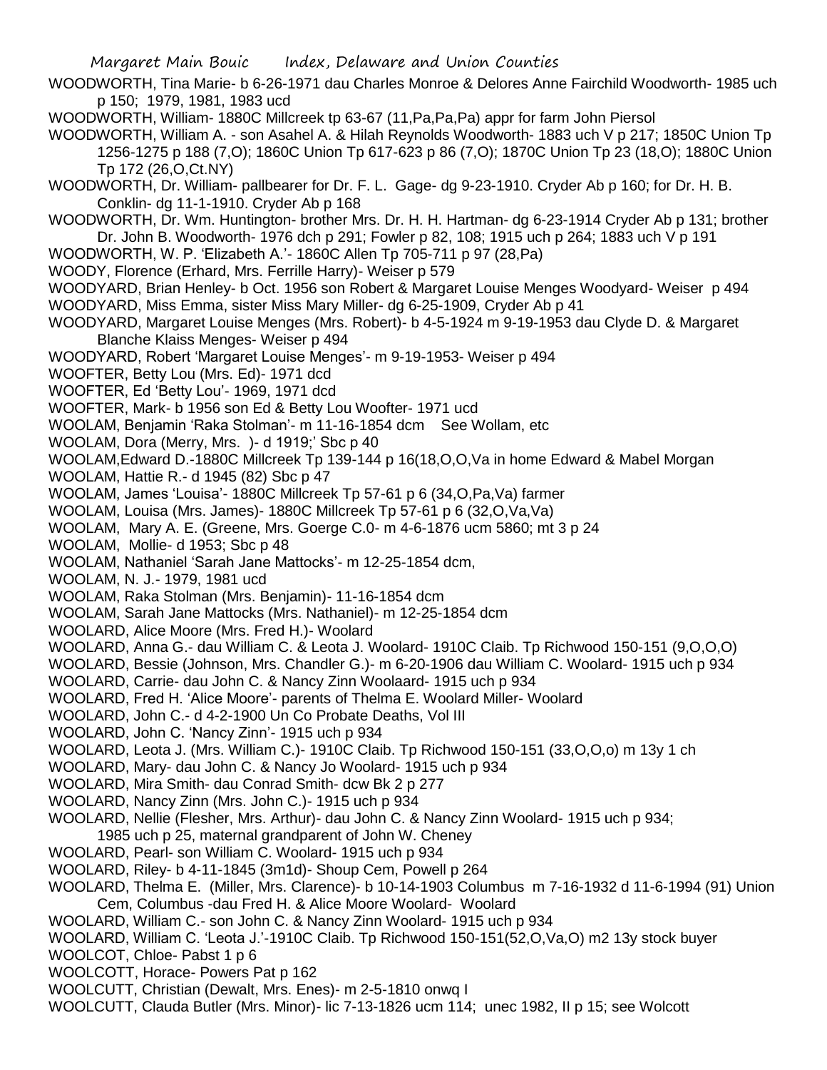WOODWORTH, Tina Marie- b 6-26-1971 dau Charles Monroe & Delores Anne Fairchild Woodworth- 1985 uch p 150; 1979, 1981, 1983 ucd

WOODWORTH, William- 1880C Millcreek tp 63-67 (11,Pa,Pa,Pa) appr for farm John Piersol

WOODWORTH, William A. - son Asahel A. & Hilah Reynolds Woodworth- 1883 uch V p 217; 1850C Union Tp 1256-1275 p 188 (7,O); 1860C Union Tp 617-623 p 86 (7,O); 1870C Union Tp 23 (18,O); 1880C Union Tp 172 (26,O,Ct.NY)

WOODWORTH, Dr. William- pallbearer for Dr. F. L. Gage- dg 9-23-1910. Cryder Ab p 160; for Dr. H. B. Conklin- dg 11-1-1910. Cryder Ab p 168

WOODWORTH, Dr. Wm. Huntington- brother Mrs. Dr. H. H. Hartman- dg 6-23-1914 Cryder Ab p 131; brother Dr. John B. Woodworth- 1976 dch p 291; Fowler p 82, 108; 1915 uch p 264; 1883 uch V p 191

WOODWORTH, W. P. 'Elizabeth A.'- 1860C Allen Tp 705-711 p 97 (28,Pa)

WOODY, Florence (Erhard, Mrs. Ferrille Harry)- Weiser p 579

WOODYARD, Brian Henley- b Oct. 1956 son Robert & Margaret Louise Menges Woodyard- Weiser p 494

WOODYARD, Miss Emma, sister Miss Mary Miller- dg 6-25-1909, Cryder Ab p 41

WOODYARD, Margaret Louise Menges (Mrs. Robert)- b 4-5-1924 m 9-19-1953 dau Clyde D. & Margaret Blanche Klaiss Menges- Weiser p 494

WOODYARD, Robert 'Margaret Louise Menges'- m 9-19-1953- Weiser p 494

WOOFTER, Betty Lou (Mrs. Ed)- 1971 dcd

WOOFTER, Ed 'Betty Lou'- 1969, 1971 dcd

WOOFTER, Mark- b 1956 son Ed & Betty Lou Woofter- 1971 ucd

WOOLAM, Benjamin 'Raka Stolman'- m 11-16-1854 dcm See Wollam, etc

WOOLAM, Dora (Merry, Mrs. )- d 1919;' Sbc p 40

WOOLAM,Edward D.-1880C Millcreek Tp 139-144 p 16(18,O,O,Va in home Edward & Mabel Morgan

WOOLAM, Hattie R.- d 1945 (82) Sbc p 47

WOOLAM, James 'Louisa'- 1880C Millcreek Tp 57-61 p 6 (34,O,Pa,Va) farmer

WOOLAM, Louisa (Mrs. James)- 1880C Millcreek Tp 57-61 p 6 (32,O,Va,Va)

WOOLAM, Mary A. E. (Greene, Mrs. Goerge C.0- m 4-6-1876 ucm 5860; mt 3 p 24

WOOLAM, Mollie- d 1953; Sbc p 48

WOOLAM, Nathaniel 'Sarah Jane Mattocks'- m 12-25-1854 dcm,

WOOLAM, N. J.- 1979, 1981 ucd

WOOLAM, Raka Stolman (Mrs. Benjamin)- 11-16-1854 dcm

WOOLAM, Sarah Jane Mattocks (Mrs. Nathaniel)- m 12-25-1854 dcm

WOOLARD, Alice Moore (Mrs. Fred H.)- Woolard

WOOLARD, Anna G.- dau William C. & Leota J. Woolard- 1910C Claib. Tp Richwood 150-151 (9,O,O,O)

WOOLARD, Bessie (Johnson, Mrs. Chandler G.)- m 6-20-1906 dau William C. Woolard- 1915 uch p 934

WOOLARD, Carrie- dau John C. & Nancy Zinn Woolaard- 1915 uch p 934

WOOLARD, Fred H. 'Alice Moore'- parents of Thelma E. Woolard Miller- Woolard

WOOLARD, John C.- d 4-2-1900 Un Co Probate Deaths, Vol III

WOOLARD, John C. 'Nancy Zinn'- 1915 uch p 934

WOOLARD, Leota J. (Mrs. William C.)- 1910C Claib. Tp Richwood 150-151 (33,O,O,o) m 13y 1 ch

WOOLARD, Mary- dau John C. & Nancy Jo Woolard- 1915 uch p 934

WOOLARD, Mira Smith- dau Conrad Smith- dcw Bk 2 p 277

WOOLARD, Nancy Zinn (Mrs. John C.)- 1915 uch p 934

WOOLARD, Nellie (Flesher, Mrs. Arthur)- dau John C. & Nancy Zinn Woolard- 1915 uch p 934; 1985 uch p 25, maternal grandparent of John W. Cheney

WOOLARD, Pearl- son William C. Woolard- 1915 uch p 934

WOOLARD, Riley- b 4-11-1845 (3m1d)- Shoup Cem, Powell p 264

WOOLARD, Thelma E. (Miller, Mrs. Clarence)- b 10-14-1903 Columbus m 7-16-1932 d 11-6-1994 (91) Union Cem, Columbus -dau Fred H. & Alice Moore Woolard- Woolard

WOOLARD, William C.- son John C. & Nancy Zinn Woolard- 1915 uch p 934

WOOLARD, William C. 'Leota J.'-1910C Claib. Tp Richwood 150-151(52,O,Va,O) m2 13y stock buyer

WOOLCOT, Chloe- Pabst 1 p 6

WOOLCOTT, Horace- Powers Pat p 162

WOOLCUTT, Christian (Dewalt, Mrs. Enes)- m 2-5-1810 onwq I

WOOLCUTT, Clauda Butler (Mrs. Minor)- lic 7-13-1826 ucm 114; unec 1982, II p 15; see Wolcott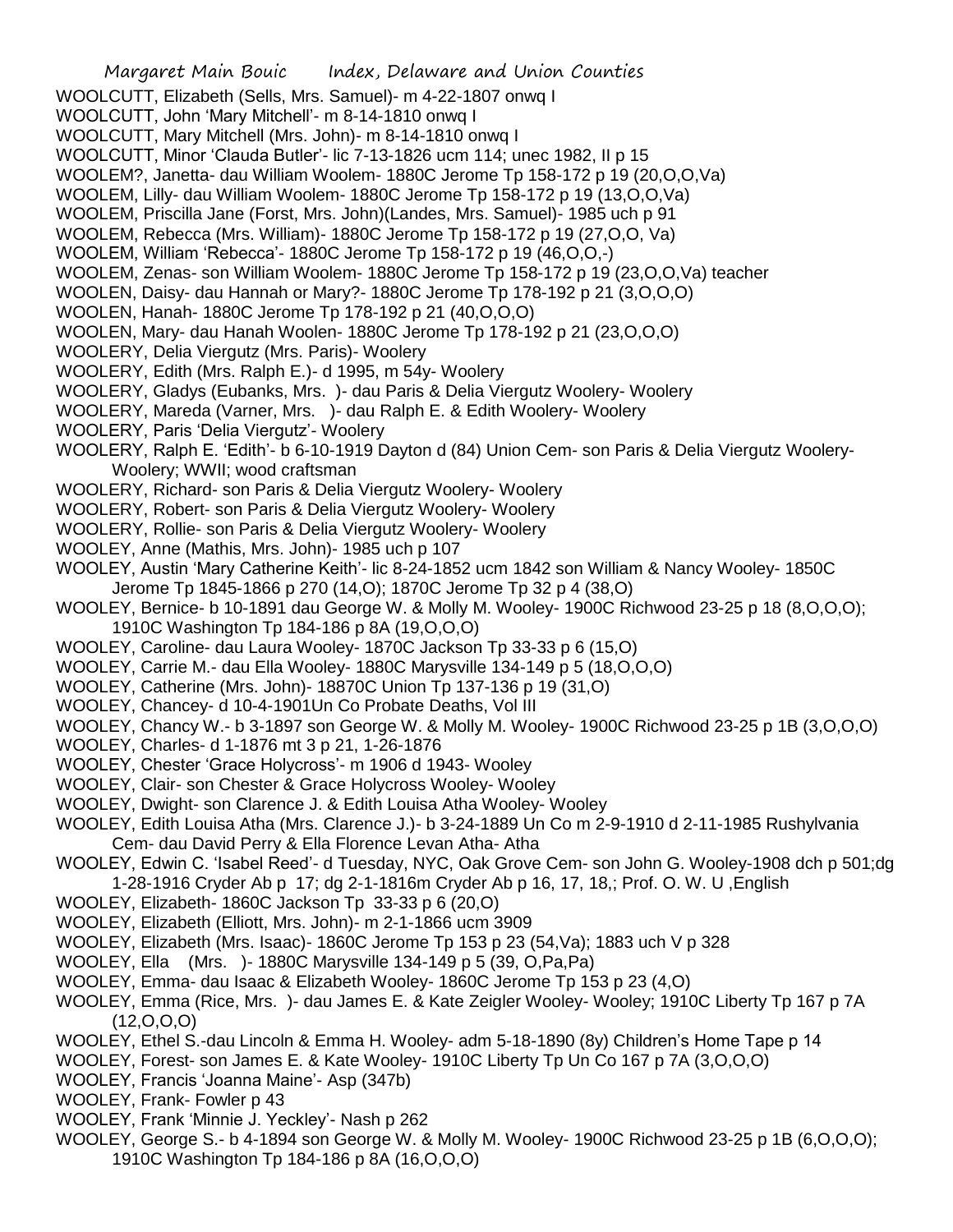WOOLCUTT, Elizabeth (Sells, Mrs. Samuel)- m 4-22-1807 onwq I
WOOLCUTT, John 'Mary Mitchell'- m 8-14-1810 onwq I
WOOLCUTT, Mary Mitchell (Mrs. John)- m 8-14-1810 onwq I
WOOLCUTT, Minor 'Clauda Butler'- lic 7-13-1826 ucm 114; unec 1982, II p 15
WOOLEM?, Janetta- dau William Woolem- 1880C Jerome Tp 158-172 p 19 (20,O,O,Va)
WOOLEM, Lilly- dau William Woolem- 1880C Jerome Tp 158-172 p 19 (13,O,O,Va)
WOOLEM, Priscilla Jane (Forst, Mrs. John)(Landes, Mrs. Samuel)- 1985 uch p 91
WOOLEM, Rebecca (Mrs. William)- 1880C Jerome Tp 158-172 p 19 (27,O,O, Va)
WOOLEM, William 'Rebecca'- 1880C Jerome Tp 158-172 p 19 (46,O,O,-)
WOOLEM, Zenas- son William Woolem- 1880C Jerome Tp 158-172 p 19 (23,O,O,Va) teacher
WOOLEN, Daisy- dau Hannah or Mary?- 1880C Jerome Tp 178-192 p 21 (3,O,O,O)
WOOLEN, Hanah- 1880C Jerome Tp 178-192 p 21 (40,O,O,O)
WOOLEN, Mary- dau Hanah Woolen- 1880C Jerome Tp 178-192 p 21 (23,O,O,O)
WOOLERY, Delia Viergutz (Mrs. Paris)- Woolery
WOOLERY, Edith (Mrs. Ralph E.)- d 1995, m 54y- Woolery
WOOLERY, Gladys (Eubanks, Mrs. )- dau Paris & Delia Viergutz Woolery- Woolery
WOOLERY, Mareda (Varner, Mrs. )- dau Ralph E. & Edith Woolery- Woolery
WOOLERY, Paris 'Delia Viergutz'- Woolery
WOOLERY, Ralph E. 'Edith'- b 6-10-1919 Dayton d (84) Union Cem- son Paris & Delia Viergutz Woolery- Woolery; WWII; wood craftsman
WOOLERY, Richard- son Paris & Delia Viergutz Woolery- Woolery
WOOLERY, Robert- son Paris & Delia Viergutz Woolery- Woolery
WOOLERY, Rollie- son Paris & Delia Viergutz Woolery- Woolery
WOOLEY, Anne (Mathis, Mrs. John)- 1985 uch p 107
WOOLEY, Austin 'Mary Catherine Keith'- lic 8-24-1852 ucm 1842 son William & Nancy Wooley- 1850C Jerome Tp 1845-1866 p 270 (14,O); 1870C Jerome Tp 32 p 4 (38,O)
WOOLEY, Bernice- b 10-1891 dau George W. & Molly M. Wooley- 1900C Richwood 23-25 p 18 (8,O,O,O); 1910C Washington Tp 184-186 p 8A (19,O,O,O)
WOOLEY, Caroline- dau Laura Wooley- 1870C Jackson Tp 33-33 p 6 (15,O)
WOOLEY, Carrie M.- dau Ella Wooley- 1880C Marysville 134-149 p 5 (18,O,O,O)
WOOLEY, Catherine (Mrs. John)- 18870C Union Tp 137-136 p 19 (31,O)
WOOLEY, Chancey- d 10-4-1901Un Co Probate Deaths, Vol III
WOOLEY, Chancy W.- b 3-1897 son George W. & Molly M. Wooley- 1900C Richwood 23-25 p 1B (3,O,O,O)
WOOLEY, Charles- d 1-1876 mt 3 p 21, 1-26-1876
WOOLEY, Chester 'Grace Holycross'- m 1906 d 1943- Wooley
WOOLEY, Clair- son Chester & Grace Holycross Wooley- Wooley
WOOLEY, Dwight- son Clarence J. & Edith Louisa Atha Wooley- Wooley
WOOLEY, Edith Louisa Atha (Mrs. Clarence J.)- b 3-24-1889 Un Co m 2-9-1910 d 2-11-1985 Rushylvania Cem- dau David Perry & Ella Florence Levan Atha- Atha
WOOLEY, Edwin C. 'Isabel Reed'- d Tuesday, NYC, Oak Grove Cem- son John G. Wooley-1908 dch p 501;dg 1-28-1916 Cryder Ab p 17; dg 2-1-1816m Cryder Ab p 16, 17, 18,; Prof. O. W. U ,English
WOOLEY, Elizabeth- 1860C Jackson Tp 33-33 p 6 (20,O)
WOOLEY, Elizabeth (Elliott, Mrs. John)- m 2-1-1866 ucm 3909
WOOLEY, Elizabeth (Mrs. Isaac)- 1860C Jerome Tp 153 p 23 (54,Va); 1883 uch V p 328
WOOLEY, Ella (Mrs. )- 1880C Marysville 134-149 p 5 (39, O,Pa,Pa)
WOOLEY, Emma- dau Isaac & Elizabeth Wooley- 1860C Jerome Tp 153 p 23 (4,O)
WOOLEY, Emma (Rice, Mrs. )- dau James E. & Kate Zeigler Wooley- Wooley; 1910C Liberty Tp 167 p 7A (12,O,O,O)
WOOLEY, Ethel S.-dau Lincoln & Emma H. Wooley- adm 5-18-1890 (8y) Children's Home Tape p 14
WOOLEY, Forest- son James E. & Kate Wooley- 1910C Liberty Tp Un Co 167 p 7A (3,O,O,O)
WOOLEY, Francis 'Joanna Maine'- Asp (347b)
WOOLEY, Frank- Fowler p 43
WOOLEY, Frank 'Minnie J. Yeckley'- Nash p 262
WOOLEY, George S.- b 4-1894 son George W. & Molly M. Wooley- 1900C Richwood 23-25 p 1B (6,O,O,O); 1910C Washington Tp 184-186 p 8A (16,O,O,O)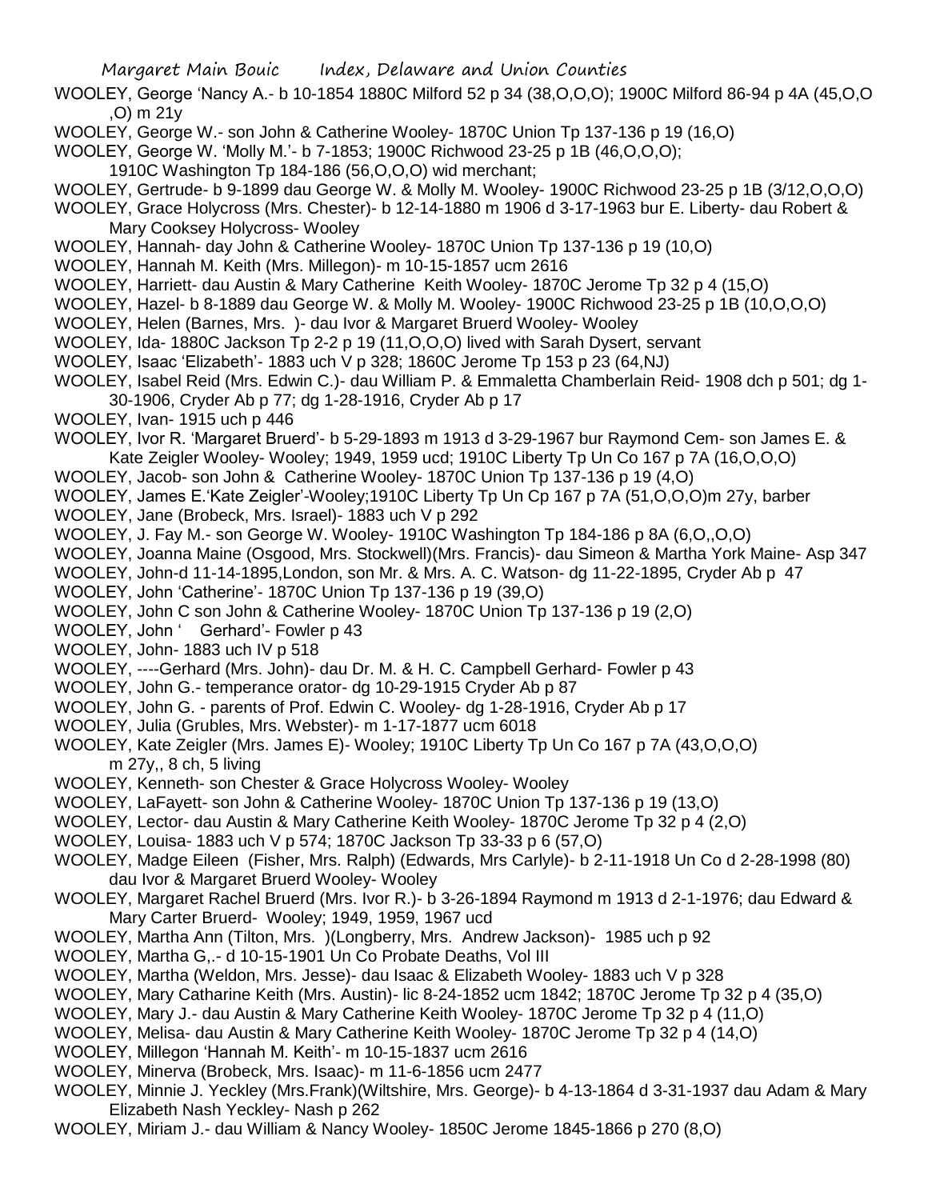WOOLEY, George 'Nancy A.- b 10-1854 1880C Milford 52 p 34 (38,O,O,O); 1900C Milford 86-94 p 4A (45,O,O ,O) m 21y

WOOLEY, George W.- son John & Catherine Wooley- 1870C Union Tp 137-136 p 19 (16,O)

WOOLEY, George W. 'Molly M.'- b 7-1853; 1900C Richwood 23-25 p 1B (46,O,O,O); 1910C Washington Tp 184-186 (56,O,O,O) wid merchant;

WOOLEY, Gertrude- b 9-1899 dau George W. & Molly M. Wooley- 1900C Richwood 23-25 p 1B (3/12,O,O,O)

WOOLEY, Grace Holycross (Mrs. Chester)- b 12-14-1880 m 1906 d 3-17-1963 bur E. Liberty- dau Robert & Mary Cooksey Holycross- Wooley

WOOLEY, Hannah- day John & Catherine Wooley- 1870C Union Tp 137-136 p 19 (10,O)

WOOLEY, Hannah M. Keith (Mrs. Millegon)- m 10-15-1857 ucm 2616

WOOLEY, Harriett- dau Austin & Mary Catherine Keith Wooley- 1870C Jerome Tp 32 p 4 (15,O)

WOOLEY, Hazel- b 8-1889 dau George W. & Molly M. Wooley- 1900C Richwood 23-25 p 1B (10,O,O,O)

WOOLEY, Helen (Barnes, Mrs. )- dau Ivor & Margaret Bruerd Wooley- Wooley

WOOLEY, Ida- 1880C Jackson Tp 2-2 p 19 (11,O,O,O) lived with Sarah Dysert, servant

WOOLEY, Isaac 'Elizabeth'- 1883 uch V p 328; 1860C Jerome Tp 153 p 23 (64,NJ)

WOOLEY, Isabel Reid (Mrs. Edwin C.)- dau William P. & Emmaletta Chamberlain Reid- 1908 dch p 501; dg 1-30-1906, Cryder Ab p 77; dg 1-28-1916, Cryder Ab p 17

WOOLEY, Ivan- 1915 uch p 446

WOOLEY, Ivor R. 'Margaret Bruerd'- b 5-29-1893 m 1913 d 3-29-1967 bur Raymond Cem- son James E. & Kate Zeigler Wooley- Wooley; 1949, 1959 ucd; 1910C Liberty Tp Un Co 167 p 7A (16,O,O,O)

WOOLEY, Jacob- son John & Catherine Wooley- 1870C Union Tp 137-136 p 19 (4,O)

WOOLEY, James E.'Kate Zeigler'-Wooley;1910C Liberty Tp Un Cp 167 p 7A (51,O,O,O)m 27y, barber

WOOLEY, Jane (Brobeck, Mrs. Israel)- 1883 uch V p 292

WOOLEY, J. Fay M.- son George W. Wooley- 1910C Washington Tp 184-186 p 8A (6,O,,O,O)

WOOLEY, Joanna Maine (Osgood, Mrs. Stockwell)(Mrs. Francis)- dau Simeon & Martha York Maine- Asp 347

WOOLEY, John-d 11-14-1895,London, son Mr. & Mrs. A. C. Watson- dg 11-22-1895, Cryder Ab p 47

WOOLEY, John 'Catherine'- 1870C Union Tp 137-136 p 19 (39,O)

WOOLEY, John C son John & Catherine Wooley- 1870C Union Tp 137-136 p 19 (2,O)

WOOLEY, John ' Gerhard'- Fowler p 43

WOOLEY, John- 1883 uch IV p 518

WOOLEY, ----Gerhard (Mrs. John)- dau Dr. M. & H. C. Campbell Gerhard- Fowler p 43

WOOLEY, John G.- temperance orator- dg 10-29-1915 Cryder Ab p 87

WOOLEY, John G. - parents of Prof. Edwin C. Wooley- dg 1-28-1916, Cryder Ab p 17

WOOLEY, Julia (Grubles, Mrs. Webster)- m 1-17-1877 ucm 6018

WOOLEY, Kate Zeigler (Mrs. James E)- Wooley; 1910C Liberty Tp Un Co 167 p 7A (43,O,O,O) m 27y,, 8 ch, 5 living

WOOLEY, Kenneth- son Chester & Grace Holycross Wooley- Wooley

WOOLEY, LaFayett- son John & Catherine Wooley- 1870C Union Tp 137-136 p 19 (13,O)

WOOLEY, Lector- dau Austin & Mary Catherine Keith Wooley- 1870C Jerome Tp 32 p 4 (2,O)

WOOLEY, Louisa- 1883 uch V p 574; 1870C Jackson Tp 33-33 p 6 (57,O)

WOOLEY, Madge Eileen (Fisher, Mrs. Ralph) (Edwards, Mrs Carlyle)- b 2-11-1918 Un Co d 2-28-1998 (80) dau Ivor & Margaret Bruerd Wooley- Wooley

WOOLEY, Margaret Rachel Bruerd (Mrs. Ivor R.)- b 3-26-1894 Raymond m 1913 d 2-1-1976; dau Edward & Mary Carter Bruerd- Wooley; 1949, 1959, 1967 ucd

WOOLEY, Martha Ann (Tilton, Mrs. )(Longberry, Mrs. Andrew Jackson)- 1985 uch p 92

WOOLEY, Martha G,.- d 10-15-1901 Un Co Probate Deaths, Vol III

WOOLEY, Martha (Weldon, Mrs. Jesse)- dau Isaac & Elizabeth Wooley- 1883 uch V p 328

WOOLEY, Mary Catharine Keith (Mrs. Austin)- lic 8-24-1852 ucm 1842; 1870C Jerome Tp 32 p 4 (35,O)

WOOLEY, Mary J.- dau Austin & Mary Catherine Keith Wooley- 1870C Jerome Tp 32 p 4 (11,O)

WOOLEY, Melisa- dau Austin & Mary Catherine Keith Wooley- 1870C Jerome Tp 32 p 4 (14,O)

WOOLEY, Millegon 'Hannah M. Keith'- m 10-15-1837 ucm 2616

WOOLEY, Minerva (Brobeck, Mrs. Isaac)- m 11-6-1856 ucm 2477

WOOLEY, Minnie J. Yeckley (Mrs.Frank)(Wiltshire, Mrs. George)- b 4-13-1864 d 3-31-1937 dau Adam & Mary Elizabeth Nash Yeckley- Nash p 262

WOOLEY, Miriam J.- dau William & Nancy Wooley- 1850C Jerome 1845-1866 p 270 (8,O)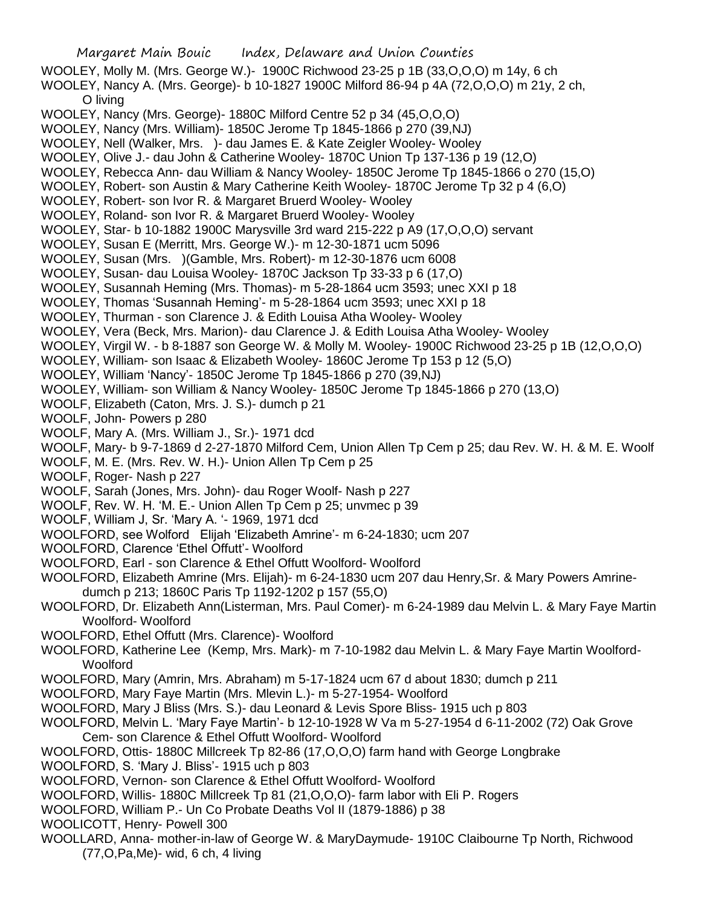WOOLEY, Molly M. (Mrs. George W.)- 1900C Richwood 23-25 p 1B (33,O,O,O) m 14y, 6 ch

WOOLEY, Nancy A. (Mrs. George)- b 10-1827 1900C Milford 86-94 p 4A (72,O,O,O) m 21y, 2 ch, O living

WOOLEY, Nancy (Mrs. George)- 1880C Milford Centre 52 p 34 (45,O,O,O)

WOOLEY, Nancy (Mrs. William)- 1850C Jerome Tp 1845-1866 p 270 (39,NJ)

WOOLEY, Nell (Walker, Mrs. )- dau James E. & Kate Zeigler Wooley- Wooley

WOOLEY, Olive J.- dau John & Catherine Wooley- 1870C Union Tp 137-136 p 19 (12,O)

WOOLEY, Rebecca Ann- dau William & Nancy Wooley- 1850C Jerome Tp 1845-1866 o 270 (15,O)

WOOLEY, Robert- son Austin & Mary Catherine Keith Wooley- 1870C Jerome Tp 32 p 4 (6,O)

WOOLEY, Robert- son Ivor R. & Margaret Bruerd Wooley- Wooley

WOOLEY, Roland- son Ivor R. & Margaret Bruerd Wooley- Wooley

WOOLEY, Star- b 10-1882 1900C Marysville 3rd ward 215-222 p A9 (17,O,O,O) servant

WOOLEY, Susan E (Merritt, Mrs. George W.)- m 12-30-1871 ucm 5096

WOOLEY, Susan (Mrs. )(Gamble, Mrs. Robert)- m 12-30-1876 ucm 6008

WOOLEY, Susan- dau Louisa Wooley- 1870C Jackson Tp 33-33 p 6 (17,O)

WOOLEY, Susannah Heming (Mrs. Thomas)- m 5-28-1864 ucm 3593; unec XXI p 18

WOOLEY, Thomas 'Susannah Heming'- m 5-28-1864 ucm 3593; unec XXI p 18

WOOLEY, Thurman - son Clarence J. & Edith Louisa Atha Wooley- Wooley

WOOLEY, Vera (Beck, Mrs. Marion)- dau Clarence J. & Edith Louisa Atha Wooley- Wooley

WOOLEY, Virgil W. - b 8-1887 son George W. & Molly M. Wooley- 1900C Richwood 23-25 p 1B (12,O,O,O)

WOOLEY, William- son Isaac & Elizabeth Wooley- 1860C Jerome Tp 153 p 12 (5,O)

WOOLEY, William 'Nancy'- 1850C Jerome Tp 1845-1866 p 270 (39,NJ)

WOOLEY, William- son William & Nancy Wooley- 1850C Jerome Tp 1845-1866 p 270 (13,O)

WOOLF, Elizabeth (Caton, Mrs. J. S.)- dumch p 21

WOOLF, John- Powers p 280

WOOLF, Mary A. (Mrs. William J., Sr.)- 1971 dcd

WOOLF, Mary- b 9-7-1869 d 2-27-1870 Milford Cem, Union Allen Tp Cem p 25; dau Rev. W. H. & M. E. Woolf

WOOLF, M. E. (Mrs. Rev. W. H.)- Union Allen Tp Cem p 25

WOOLF, Roger- Nash p 227

WOOLF, Sarah (Jones, Mrs. John)- dau Roger Woolf- Nash p 227

WOOLF, Rev. W. H. 'M. E.- Union Allen Tp Cem p 25; unvmec p 39

WOOLF, William J, Sr. 'Mary A. '- 1969, 1971 dcd

WOOLFORD, see Wolford Elijah 'Elizabeth Amrine'- m 6-24-1830; ucm 207

WOOLFORD, Clarence 'Ethel Offutt'- Woolford

WOOLFORD, Earl - son Clarence & Ethel Offutt Woolford- Woolford

WOOLFORD, Elizabeth Amrine (Mrs. Elijah)- m 6-24-1830 ucm 207 dau Henry,Sr. & Mary Powers Amrine- dumch p 213; 1860C Paris Tp 1192-1202 p 157 (55,O)

WOOLFORD, Dr. Elizabeth Ann(Listerman, Mrs. Paul Comer)- m 6-24-1989 dau Melvin L. & Mary Faye Martin Woolford- Woolford

WOOLFORD, Ethel Offutt (Mrs. Clarence)- Woolford

WOOLFORD, Katherine Lee (Kemp, Mrs. Mark)- m 7-10-1982 dau Melvin L. & Mary Faye Martin Woolford- Woolford

WOOLFORD, Mary (Amrin, Mrs. Abraham) m 5-17-1824 ucm 67 d about 1830; dumch p 211

WOOLFORD, Mary Faye Martin (Mrs. Mlevin L.)- m 5-27-1954- Woolford

WOOLFORD, Mary J Bliss (Mrs. S.)- dau Leonard & Levis Spore Bliss- 1915 uch p 803

WOOLFORD, Melvin L. 'Mary Faye Martin'- b 12-10-1928 W Va m 5-27-1954 d 6-11-2002 (72) Oak Grove Cem- son Clarence & Ethel Offutt Woolford- Woolford

WOOLFORD, Ottis- 1880C Millcreek Tp 82-86 (17,O,O,O) farm hand with George Longbrake

WOOLFORD, S. 'Mary J. Bliss'- 1915 uch p 803

WOOLFORD, Vernon- son Clarence & Ethel Offutt Woolford- Woolford

WOOLFORD, Willis- 1880C Millcreek Tp 81 (21,O,O,O)- farm labor with Eli P. Rogers

WOOLFORD, William P.- Un Co Probate Deaths Vol II (1879-1886) p 38

WOOLICOTT, Henry- Powell 300

WOOLLARD, Anna- mother-in-law of George W. & MaryDaymude- 1910C Claibourne Tp North, Richwood (77,O,Pa,Me)- wid, 6 ch, 4 living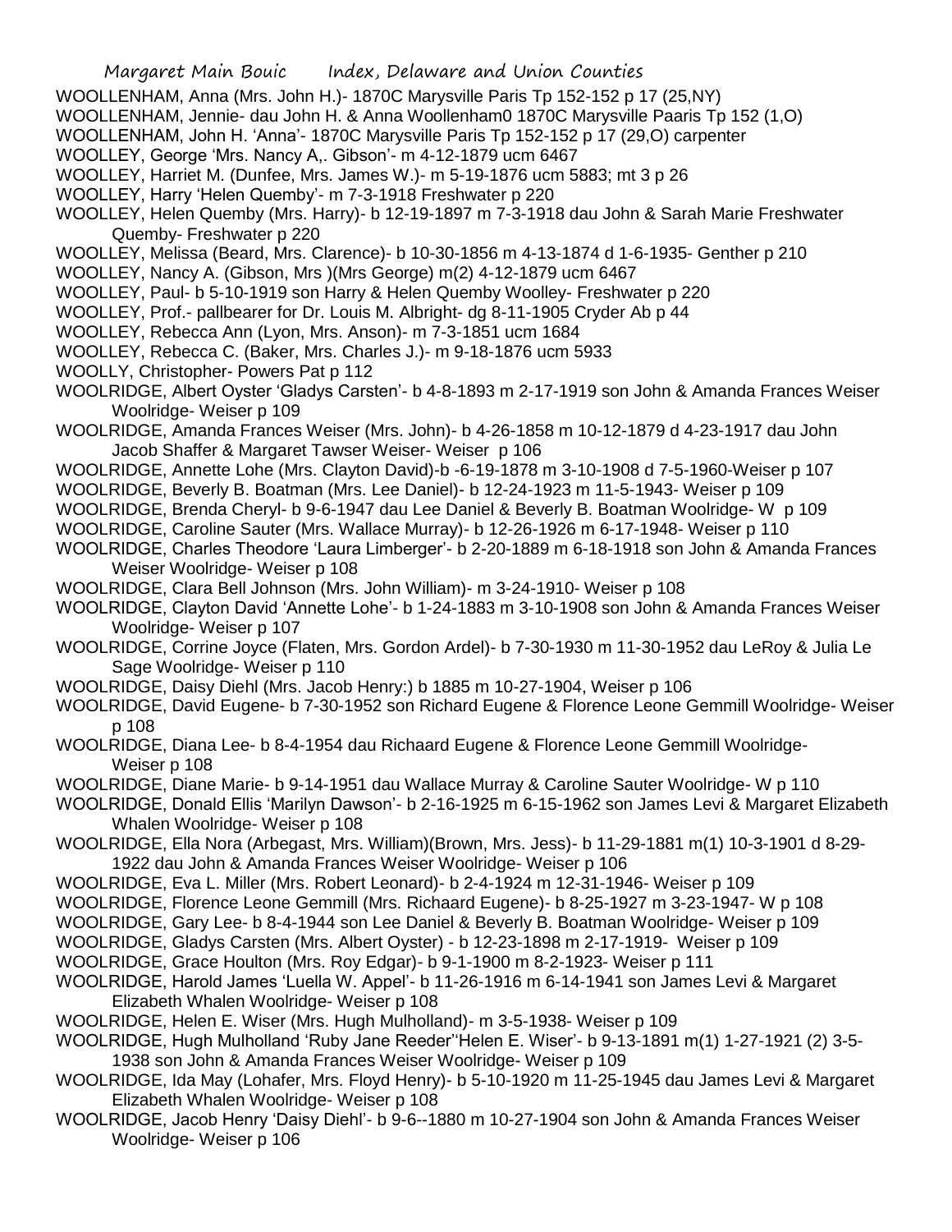WOOLLENHAM, Anna (Mrs. John H.)- 1870C Marysville Paris Tp 152-152 p 17 (25,NY)

WOOLLENHAM, Jennie- dau John H. & Anna Woollenham0 1870C Marysville Paaris Tp 152 (1,O)

WOOLLENHAM, John H. 'Anna'- 1870C Marysville Paris Tp 152-152 p 17 (29,O) carpenter

WOOLLEY, George 'Mrs. Nancy A,. Gibson'- m 4-12-1879 ucm 6467

WOOLLEY, Harriet M. (Dunfee, Mrs. James W.)- m 5-19-1876 ucm 5883; mt 3 p 26

WOOLLEY, Harry 'Helen Quemby'- m 7-3-1918 Freshwater p 220

WOOLLEY, Helen Quemby (Mrs. Harry)- b 12-19-1897 m 7-3-1918 dau John & Sarah Marie Freshwater Quemby- Freshwater p 220

WOOLLEY, Melissa (Beard, Mrs. Clarence)- b 10-30-1856 m 4-13-1874 d 1-6-1935- Genther p 210

WOOLLEY, Nancy A. (Gibson, Mrs )(Mrs George) m(2) 4-12-1879 ucm 6467

WOOLLEY, Paul- b 5-10-1919 son Harry & Helen Quemby Woolley- Freshwater p 220

WOOLLEY, Prof.- pallbearer for Dr. Louis M. Albright- dg 8-11-1905 Cryder Ab p 44

WOOLLEY, Rebecca Ann (Lyon, Mrs. Anson)- m 7-3-1851 ucm 1684

WOOLLEY, Rebecca C. (Baker, Mrs. Charles J.)- m 9-18-1876 ucm 5933

WOOLLY, Christopher- Powers Pat p 112

WOOLRIDGE, Albert Oyster 'Gladys Carsten'- b 4-8-1893 m 2-17-1919 son John & Amanda Frances Weiser Woolridge- Weiser p 109

WOOLRIDGE, Amanda Frances Weiser (Mrs. John)- b 4-26-1858 m 10-12-1879 d 4-23-1917 dau John Jacob Shaffer & Margaret Tawser Weiser- Weiser p 106

WOOLRIDGE, Annette Lohe (Mrs. Clayton David)-b -6-19-1878 m 3-10-1908 d 7-5-1960-Weiser p 107

WOOLRIDGE, Beverly B. Boatman (Mrs. Lee Daniel)- b 12-24-1923 m 11-5-1943- Weiser p 109

WOOLRIDGE, Brenda Cheryl- b 9-6-1947 dau Lee Daniel & Beverly B. Boatman Woolridge- W p 109

WOOLRIDGE, Caroline Sauter (Mrs. Wallace Murray)- b 12-26-1926 m 6-17-1948- Weiser p 110

WOOLRIDGE, Charles Theodore 'Laura Limberger'- b 2-20-1889 m 6-18-1918 son John & Amanda Frances Weiser Woolridge- Weiser p 108

WOOLRIDGE, Clara Bell Johnson (Mrs. John William)- m 3-24-1910- Weiser p 108

WOOLRIDGE, Clayton David 'Annette Lohe'- b 1-24-1883 m 3-10-1908 son John & Amanda Frances Weiser Woolridge- Weiser p 107

WOOLRIDGE, Corrine Joyce (Flaten, Mrs. Gordon Ardel)- b 7-30-1930 m 11-30-1952 dau LeRoy & Julia Le Sage Woolridge- Weiser p 110

WOOLRIDGE, Daisy Diehl (Mrs. Jacob Henry:) b 1885 m 10-27-1904, Weiser p 106

WOOLRIDGE, David Eugene- b 7-30-1952 son Richard Eugene & Florence Leone Gemmill Woolridge- Weiser p 108

WOOLRIDGE, Diana Lee- b 8-4-1954 dau Richaard Eugene & Florence Leone Gemmill Woolridge- Weiser p 108

WOOLRIDGE, Diane Marie- b 9-14-1951 dau Wallace Murray & Caroline Sauter Woolridge- W p 110

WOOLRIDGE, Donald Ellis 'Marilyn Dawson'- b 2-16-1925 m 6-15-1962 son James Levi & Margaret Elizabeth Whalen Woolridge- Weiser p 108

WOOLRIDGE, Ella Nora (Arbegast, Mrs. William)(Brown, Mrs. Jess)- b 11-29-1881 m(1) 10-3-1901 d 8-29-1922 dau John & Amanda Frances Weiser Woolridge- Weiser p 106

WOOLRIDGE, Eva L. Miller (Mrs. Robert Leonard)- b 2-4-1924 m 12-31-1946- Weiser p 109

WOOLRIDGE, Florence Leone Gemmill (Mrs. Richaard Eugene)- b 8-25-1927 m 3-23-1947- W p 108

WOOLRIDGE, Gary Lee- b 8-4-1944 son Lee Daniel & Beverly B. Boatman Woolridge- Weiser p 109

WOOLRIDGE, Gladys Carsten (Mrs. Albert Oyster) - b 12-23-1898 m 2-17-1919- Weiser p 109

WOOLRIDGE, Grace Houlton (Mrs. Roy Edgar)- b 9-1-1900 m 8-2-1923- Weiser p 111

WOOLRIDGE, Harold James 'Luella W. Appel'- b 11-26-1916 m 6-14-1941 son James Levi & Margaret Elizabeth Whalen Woolridge- Weiser p 108

WOOLRIDGE, Helen E. Wiser (Mrs. Hugh Mulholland)- m 3-5-1938- Weiser p 109

WOOLRIDGE, Hugh Mulholland 'Ruby Jane Reeder''Helen E. Wiser'- b 9-13-1891 m(1) 1-27-1921 (2) 3-5-1938 son John & Amanda Frances Weiser Woolridge- Weiser p 109

WOOLRIDGE, Ida May (Lohafer, Mrs. Floyd Henry)- b 5-10-1920 m 11-25-1945 dau James Levi & Margaret Elizabeth Whalen Woolridge- Weiser p 108

WOOLRIDGE, Jacob Henry 'Daisy Diehl'- b 9-6--1880 m 10-27-1904 son John & Amanda Frances Weiser Woolridge- Weiser p 106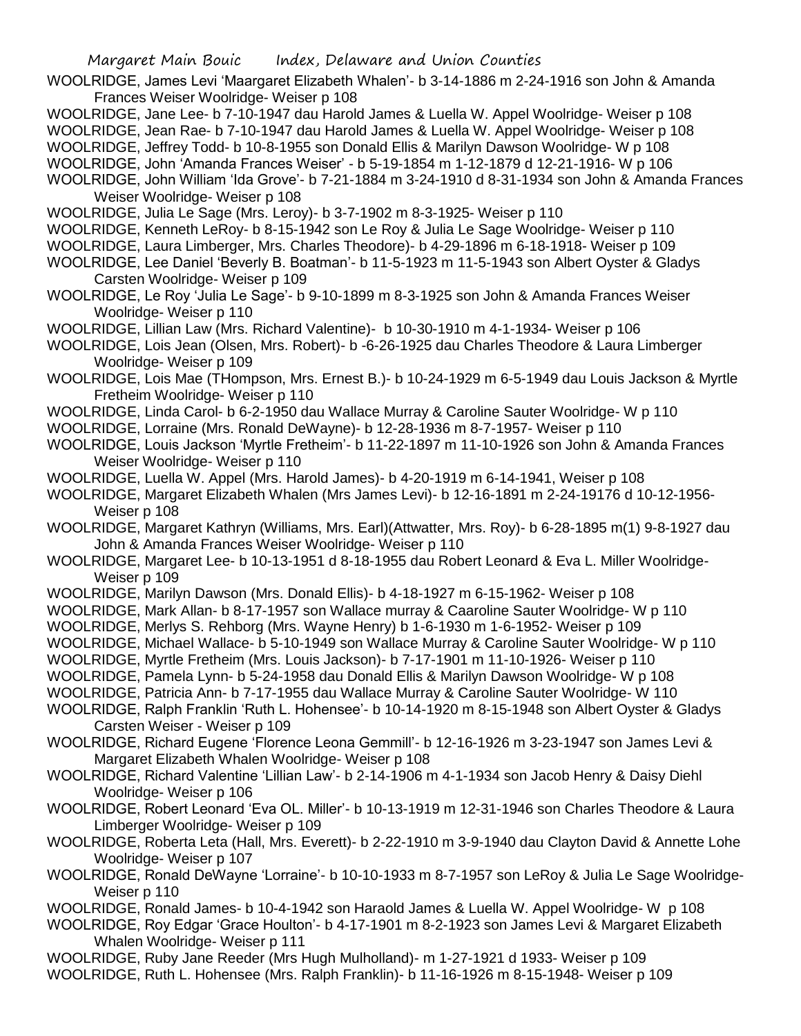WOOLRIDGE, James Levi 'Maargaret Elizabeth Whalen'- b 3-14-1886 m 2-24-1916 son John & Amanda Frances Weiser Woolridge- Weiser p 108

WOOLRIDGE, Jane Lee- b 7-10-1947 dau Harold James & Luella W. Appel Woolridge- Weiser p 108

WOOLRIDGE, Jean Rae- b 7-10-1947 dau Harold James & Luella W. Appel Woolridge- Weiser p 108

WOOLRIDGE, Jeffrey Todd- b 10-8-1955 son Donald Ellis & Marilyn Dawson Woolridge- W p 108

WOOLRIDGE, John 'Amanda Frances Weiser' - b 5-19-1854 m 1-12-1879 d 12-21-1916- W p 106

WOOLRIDGE, John William 'Ida Grove'- b 7-21-1884 m 3-24-1910 d 8-31-1934 son John & Amanda Frances Weiser Woolridge- Weiser p 108

WOOLRIDGE, Julia Le Sage (Mrs. Leroy)- b 3-7-1902 m 8-3-1925- Weiser p 110

WOOLRIDGE, Kenneth LeRoy- b 8-15-1942 son Le Roy & Julia Le Sage Woolridge- Weiser p 110

WOOLRIDGE, Laura Limberger, Mrs. Charles Theodore)- b 4-29-1896 m 6-18-1918- Weiser p 109

WOOLRIDGE, Lee Daniel 'Beverly B. Boatman'- b 11-5-1923 m 11-5-1943 son Albert Oyster & Gladys Carsten Woolridge- Weiser p 109

WOOLRIDGE, Le Roy 'Julia Le Sage'- b 9-10-1899 m 8-3-1925 son John & Amanda Frances Weiser Woolridge- Weiser p 110

WOOLRIDGE, Lillian Law (Mrs. Richard Valentine)- b 10-30-1910 m 4-1-1934- Weiser p 106

WOOLRIDGE, Lois Jean (Olsen, Mrs. Robert)- b -6-26-1925 dau Charles Theodore & Laura Limberger Woolridge- Weiser p 109

WOOLRIDGE, Lois Mae (THompson, Mrs. Ernest B.)- b 10-24-1929 m 6-5-1949 dau Louis Jackson & Myrtle Fretheim Woolridge- Weiser p 110

WOOLRIDGE, Linda Carol- b 6-2-1950 dau Wallace Murray & Caroline Sauter Woolridge- W p 110

WOOLRIDGE, Lorraine (Mrs. Ronald DeWayne)- b 12-28-1936 m 8-7-1957- Weiser p 110

WOOLRIDGE, Louis Jackson 'Myrtle Fretheim'- b 11-22-1897 m 11-10-1926 son John & Amanda Frances Weiser Woolridge- Weiser p 110

WOOLRIDGE, Luella W. Appel (Mrs. Harold James)- b 4-20-1919 m 6-14-1941, Weiser p 108

WOOLRIDGE, Margaret Elizabeth Whalen (Mrs James Levi)- b 12-16-1891 m 2-24-19176 d 10-12-1956- Weiser p 108

WOOLRIDGE, Margaret Kathryn (Williams, Mrs. Earl)(Attwatter, Mrs. Roy)- b 6-28-1895 m(1) 9-8-1927 dau John & Amanda Frances Weiser Woolridge- Weiser p 110

WOOLRIDGE, Margaret Lee- b 10-13-1951 d 8-18-1955 dau Robert Leonard & Eva L. Miller Woolridge- Weiser p 109

WOOLRIDGE, Marilyn Dawson (Mrs. Donald Ellis)- b 4-18-1927 m 6-15-1962- Weiser p 108

WOOLRIDGE, Mark Allan- b 8-17-1957 son Wallace murray & Caaroline Sauter Woolridge- W p 110

WOOLRIDGE, Merlys S. Rehborg (Mrs. Wayne Henry) b 1-6-1930 m 1-6-1952- Weiser p 109

WOOLRIDGE, Michael Wallace- b 5-10-1949 son Wallace Murray & Caroline Sauter Woolridge- W p 110

WOOLRIDGE, Myrtle Fretheim (Mrs. Louis Jackson)- b 7-17-1901 m 11-10-1926- Weiser p 110

WOOLRIDGE, Pamela Lynn- b 5-24-1958 dau Donald Ellis & Marilyn Dawson Woolridge- W p 108

WOOLRIDGE, Patricia Ann- b 7-17-1955 dau Wallace Murray & Caroline Sauter Woolridge- W 110

WOOLRIDGE, Ralph Franklin 'Ruth L. Hohensee'- b 10-14-1920 m 8-15-1948 son Albert Oyster & Gladys Carsten Weiser - Weiser p 109

WOOLRIDGE, Richard Eugene 'Florence Leona Gemmill'- b 12-16-1926 m 3-23-1947 son James Levi & Margaret Elizabeth Whalen Woolridge- Weiser p 108

WOOLRIDGE, Richard Valentine 'Lillian Law'- b 2-14-1906 m 4-1-1934 son Jacob Henry & Daisy Diehl Woolridge- Weiser p 106

WOOLRIDGE, Robert Leonard 'Eva OL. Miller'- b 10-13-1919 m 12-31-1946 son Charles Theodore & Laura Limberger Woolridge- Weiser p 109

WOOLRIDGE, Roberta Leta (Hall, Mrs. Everett)- b 2-22-1910 m 3-9-1940 dau Clayton David & Annette Lohe Woolridge- Weiser p 107

WOOLRIDGE, Ronald DeWayne 'Lorraine'- b 10-10-1933 m 8-7-1957 son LeRoy & Julia Le Sage Woolridge- Weiser p 110

WOOLRIDGE, Ronald James- b 10-4-1942 son Haraold James & Luella W. Appel Woolridge- W p 108

WOOLRIDGE, Roy Edgar 'Grace Houlton'- b 4-17-1901 m 8-2-1923 son James Levi & Margaret Elizabeth Whalen Woolridge- Weiser p 111

WOOLRIDGE, Ruby Jane Reeder (Mrs Hugh Mulholland)- m 1-27-1921 d 1933- Weiser p 109

WOOLRIDGE, Ruth L. Hohensee (Mrs. Ralph Franklin)- b 11-16-1926 m 8-15-1948- Weiser p 109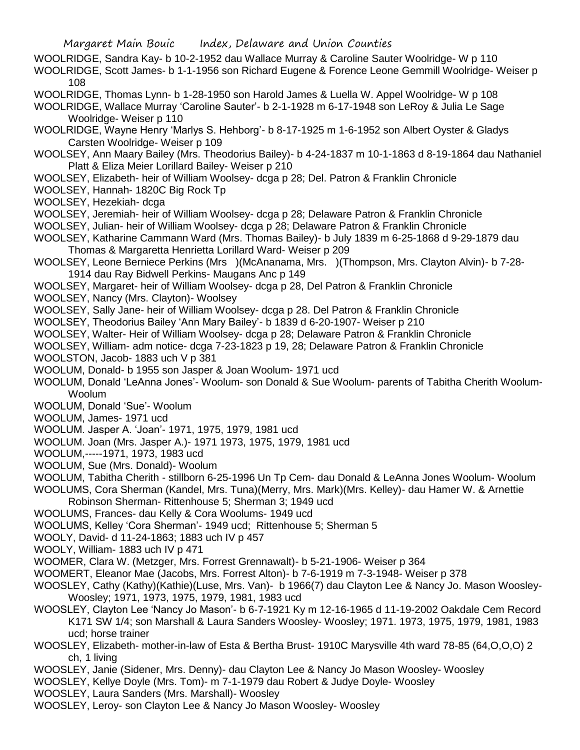WOOLRIDGE, Sandra Kay- b 10-2-1952 dau Wallace Murray & Caroline Sauter Woolridge- W p 110

WOOLRIDGE, Scott James- b 1-1-1956 son Richard Eugene & Forence Leone Gemmill Woolridge- Weiser p 108

WOOLRIDGE, Thomas Lynn- b 1-28-1950 son Harold James & Luella W. Appel Woolridge- W p 108

WOOLRIDGE, Wallace Murray 'Caroline Sauter'- b 2-1-1928 m 6-17-1948 son LeRoy & Julia Le Sage Woolridge- Weiser p 110

WOOLRIDGE, Wayne Henry 'Marlys S. Hehborg'- b 8-17-1925 m 1-6-1952 son Albert Oyster & Gladys Carsten Woolridge- Weiser p 109

WOOLSEY, Ann Maary Bailey (Mrs. Theodorius Bailey)- b 4-24-1837 m 10-1-1863 d 8-19-1864 dau Nathaniel Platt & Eliza Meier Lorillard Bailey- Weiser p 210

WOOLSEY, Elizabeth- heir of William Woolsey- dcga p 28; Del. Patron & Franklin Chronicle

WOOLSEY, Hannah- 1820C Big Rock Tp

WOOLSEY, Hezekiah- dcga

WOOLSEY, Jeremiah- heir of William Woolsey- dcga p 28; Delaware Patron & Franklin Chronicle

WOOLSEY, Julian- heir of William Woolsey- dcga p 28; Delaware Patron & Franklin Chronicle

WOOLSEY, Katharine Cammann Ward (Mrs. Thomas Bailey)- b July 1839 m 6-25-1868 d 9-29-1879 dau Thomas & Margaretta Henrietta Lorillard Ward- Weiser p 209

WOOLSEY, Leone Berniece Perkins (Mrs )(McAnanama, Mrs. )(Thompson, Mrs. Clayton Alvin)- b 7-28-1914 dau Ray Bidwell Perkins- Maugans Anc p 149

WOOLSEY, Margaret- heir of William Woolsey- dcga p 28, Del Patron & Franklin Chronicle

WOOLSEY, Nancy (Mrs. Clayton)- Woolsey

WOOLSEY, Sally Jane- heir of William Woolsey- dcga p 28. Del Patron & Franklin Chronicle

WOOLSEY, Theodorius Bailey 'Ann Mary Bailey'- b 1839 d 6-20-1907- Weiser p 210

WOOLSEY, Walter- Heir of William Woolsey- dcga p 28; Delaware Patron & Franklin Chronicle

WOOLSEY, William- adm notice- dcga 7-23-1823 p 19, 28; Delaware Patron & Franklin Chronicle

WOOLSTON, Jacob- 1883 uch V p 381

WOOLUM, Donald- b 1955 son Jasper & Joan Woolum- 1971 ucd

WOOLUM, Donald 'LeAnna Jones'- Woolum- son Donald & Sue Woolum- parents of Tabitha Cherith Woolum- Woolum

WOOLUM, Donald 'Sue'- Woolum

WOOLUM, James- 1971 ucd

WOOLUM. Jasper A. 'Joan'- 1971, 1975, 1979, 1981 ucd

WOOLUM. Joan (Mrs. Jasper A.)- 1971 1973, 1975, 1979, 1981 ucd

WOOLUM,-----1971, 1973, 1983 ucd

WOOLUM, Sue (Mrs. Donald)- Woolum

WOOLUM, Tabitha Cherith - stillborn 6-25-1996 Un Tp Cem- dau Donald & LeAnna Jones Woolum- Woolum

WOOLUMS, Cora Sherman (Kandel, Mrs. Tuna)(Merry, Mrs. Mark)(Mrs. Kelley)- dau Hamer W. & Arnettie Robinson Sherman- Rittenhouse 5; Sherman 3; 1949 ucd

WOOLUMS, Frances- dau Kelly & Cora Woolums- 1949 ucd

WOOLUMS, Kelley 'Cora Sherman'- 1949 ucd; Rittenhouse 5; Sherman 5

WOOLY, David- d 11-24-1863; 1883 uch IV p 457

WOOLY, William- 1883 uch IV p 471

WOOMER, Clara W. (Metzger, Mrs. Forrest Grennawalt)- b 5-21-1906- Weiser p 364

WOOMERT, Eleanor Mae (Jacobs, Mrs. Forrest Alton)- b 7-6-1919 m 7-3-1948- Weiser p 378

WOOSLEY, Cathy (Kathy)(Kathie)(Luse, Mrs. Van)- b 1966(7) dau Clayton Lee & Nancy Jo. Mason Woosley- Woosley; 1971, 1973, 1975, 1979, 1981, 1983 ucd

WOOSLEY, Clayton Lee 'Nancy Jo Mason'- b 6-7-1921 Ky m 12-16-1965 d 11-19-2002 Oakdale Cem Record K171 SW 1/4; son Marshall & Laura Sanders Woosley- Woosley; 1971. 1973, 1975, 1979, 1981, 1983 ucd; horse trainer

WOOSLEY, Elizabeth- mother-in-law of Esta & Bertha Brust- 1910C Marysville 4th ward 78-85 (64,O,O,O) 2 ch, 1 living

WOOSLEY, Janie (Sidener, Mrs. Denny)- dau Clayton Lee & Nancy Jo Mason Woosley- Woosley

WOOSLEY, Kellye Doyle (Mrs. Tom)- m 7-1-1979 dau Robert & Judye Doyle- Woosley

WOOSLEY, Laura Sanders (Mrs. Marshall)- Woosley

WOOSLEY, Leroy- son Clayton Lee & Nancy Jo Mason Woosley- Woosley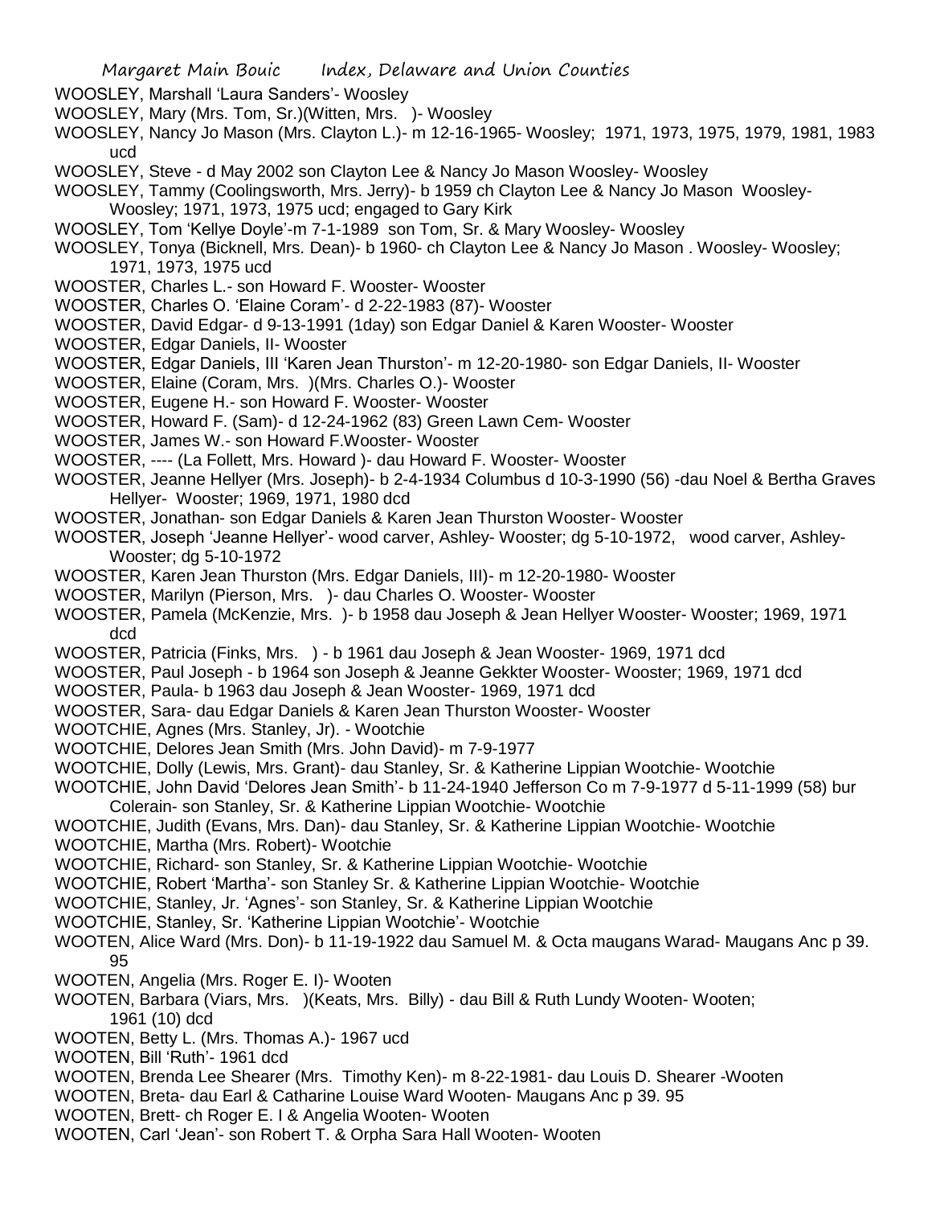WOOSLEY, Marshall 'Laura Sanders'- Woosley
WOOSLEY, Mary (Mrs. Tom, Sr.)(Witten, Mrs. )- Woosley
WOOSLEY, Nancy Jo Mason (Mrs. Clayton L.)- m 12-16-1965- Woosley; 1971, 1973, 1975, 1979, 1981, 1983 ucd
WOOSLEY, Steve - d May 2002 son Clayton Lee & Nancy Jo Mason Woosley- Woosley
WOOSLEY, Tammy (Coolingsworth, Mrs. Jerry)- b 1959 ch Clayton Lee & Nancy Jo Mason Woosley- Woosley; 1971, 1973, 1975 ucd; engaged to Gary Kirk
WOOSLEY, Tom 'Kellye Doyle'-m 7-1-1989 son Tom, Sr. & Mary Woosley- Woosley
WOOSLEY, Tonya (Bicknell, Mrs. Dean)- b 1960- ch Clayton Lee & Nancy Jo Mason . Woosley- Woosley; 1971, 1973, 1975 ucd
WOOSTER, Charles L.- son Howard F. Wooster- Wooster
WOOSTER, Charles O. 'Elaine Coram'- d 2-22-1983 (87)- Wooster
WOOSTER, David Edgar- d 9-13-1991 (1day) son Edgar Daniel & Karen Wooster- Wooster
WOOSTER, Edgar Daniels, II- Wooster
WOOSTER, Edgar Daniels, III 'Karen Jean Thurston'- m 12-20-1980- son Edgar Daniels, II- Wooster
WOOSTER, Elaine (Coram, Mrs. )(Mrs. Charles O.)- Wooster
WOOSTER, Eugene H.- son Howard F. Wooster- Wooster
WOOSTER, Howard F. (Sam)- d 12-24-1962 (83) Green Lawn Cem- Wooster
WOOSTER, James W.- son Howard F.Wooster- Wooster
WOOSTER, ---- (La Follett, Mrs. Howard )- dau Howard F. Wooster- Wooster
WOOSTER, Jeanne Hellyer (Mrs. Joseph)- b 2-4-1934 Columbus d 10-3-1990 (56) -dau Noel & Bertha Graves Hellyer- Wooster; 1969, 1971, 1980 dcd
WOOSTER, Jonathan- son Edgar Daniels & Karen Jean Thurston Wooster- Wooster
WOOSTER, Joseph 'Jeanne Hellyer'- wood carver, Ashley- Wooster; dg 5-10-1972, wood carver, Ashley- Wooster; dg 5-10-1972
WOOSTER, Karen Jean Thurston (Mrs. Edgar Daniels, III)- m 12-20-1980- Wooster
WOOSTER, Marilyn (Pierson, Mrs. )- dau Charles O. Wooster- Wooster
WOOSTER, Pamela (McKenzie, Mrs. )- b 1958 dau Joseph & Jean Hellyer Wooster- Wooster; 1969, 1971 dcd
WOOSTER, Patricia (Finks, Mrs. ) - b 1961 dau Joseph & Jean Wooster- 1969, 1971 dcd
WOOSTER, Paul Joseph - b 1964 son Joseph & Jeanne Gekkter Wooster- Wooster; 1969, 1971 dcd
WOOSTER, Paula- b 1963 dau Joseph & Jean Wooster- 1969, 1971 dcd
WOOSTER, Sara- dau Edgar Daniels & Karen Jean Thurston Wooster- Wooster
WOOTCHIE, Agnes (Mrs. Stanley, Jr). - Wootchie
WOOTCHIE, Delores Jean Smith (Mrs. John David)- m 7-9-1977
WOOTCHIE, Dolly (Lewis, Mrs. Grant)- dau Stanley, Sr. & Katherine Lippian Wootchie- Wootchie
WOOTCHIE, John David 'Delores Jean Smith'- b 11-24-1940 Jefferson Co m 7-9-1977 d 5-11-1999 (58) bur Colerain- son Stanley, Sr. & Katherine Lippian Wootchie- Wootchie
WOOTCHIE, Judith (Evans, Mrs. Dan)- dau Stanley, Sr. & Katherine Lippian Wootchie- Wootchie
WOOTCHIE, Martha (Mrs. Robert)- Wootchie
WOOTCHIE, Richard- son Stanley, Sr. & Katherine Lippian Wootchie- Wootchie
WOOTCHIE, Robert 'Martha'- son Stanley Sr. & Katherine Lippian Wootchie- Wootchie
WOOTCHIE, Stanley, Jr. 'Agnes'- son Stanley, Sr. & Katherine Lippian Wootchie
WOOTCHIE, Stanley, Sr. 'Katherine Lippian Wootchie'- Wootchie
WOOTEN, Alice Ward (Mrs. Don)- b 11-19-1922 dau Samuel M. & Octa maugans Warad- Maugans Anc p 39. 95
WOOTEN, Angelia (Mrs. Roger E. I)- Wooten
WOOTEN, Barbara (Viars, Mrs. )(Keats, Mrs. Billy) - dau Bill & Ruth Lundy Wooten- Wooten; 1961 (10) dcd
WOOTEN, Betty L. (Mrs. Thomas A.)- 1967 ucd
WOOTEN, Bill 'Ruth'- 1961 dcd
WOOTEN, Brenda Lee Shearer (Mrs. Timothy Ken)- m 8-22-1981- dau Louis D. Shearer -Wooten
WOOTEN, Breta- dau Earl & Catharine Louise Ward Wooten- Maugans Anc p 39. 95
WOOTEN, Brett- ch Roger E. I & Angelia Wooten- Wooten
WOOTEN, Carl 'Jean'- son Robert T. & Orpha Sara Hall Wooten- Wooten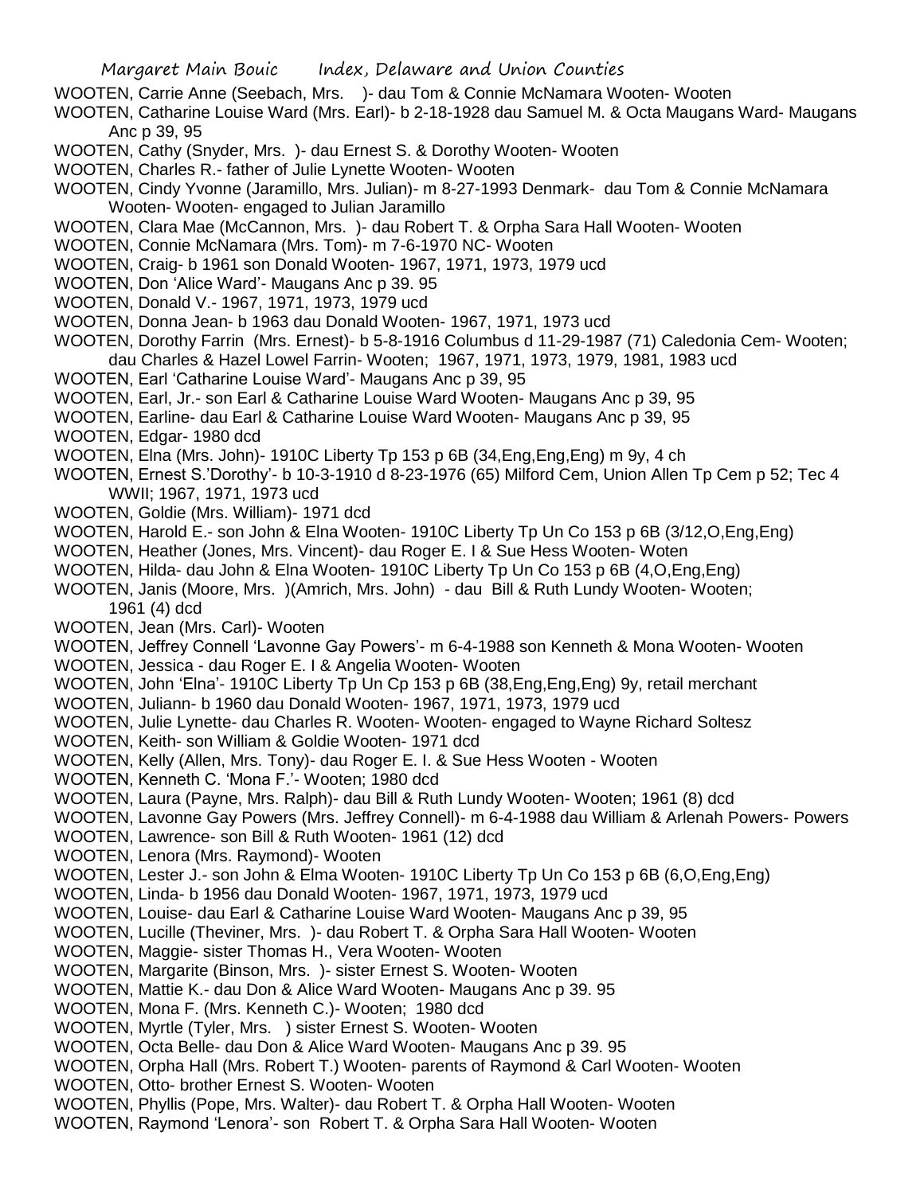WOOTEN, Carrie Anne (Seebach, Mrs. )- dau Tom & Connie McNamara Wooten- Wooten

WOOTEN, Catharine Louise Ward (Mrs. Earl)- b 2-18-1928 dau Samuel M. & Octa Maugans Ward- Maugans Anc p 39, 95

WOOTEN, Cathy (Snyder, Mrs. )- dau Ernest S. & Dorothy Wooten- Wooten

WOOTEN, Charles R.- father of Julie Lynette Wooten- Wooten

WOOTEN, Cindy Yvonne (Jaramillo, Mrs. Julian)- m 8-27-1993 Denmark- dau Tom & Connie McNamara Wooten- Wooten- engaged to Julian Jaramillo

WOOTEN, Clara Mae (McCannon, Mrs. )- dau Robert T. & Orpha Sara Hall Wooten- Wooten

WOOTEN, Connie McNamara (Mrs. Tom)- m 7-6-1970 NC- Wooten

WOOTEN, Craig- b 1961 son Donald Wooten- 1967, 1971, 1973, 1979 ucd

WOOTEN, Don 'Alice Ward'- Maugans Anc p 39. 95

WOOTEN, Donald V.- 1967, 1971, 1973, 1979 ucd

WOOTEN, Donna Jean- b 1963 dau Donald Wooten- 1967, 1971, 1973 ucd

WOOTEN, Dorothy Farrin (Mrs. Ernest)- b 5-8-1916 Columbus d 11-29-1987 (71) Caledonia Cem- Wooten; dau Charles & Hazel Lowel Farrin- Wooten; 1967, 1971, 1973, 1979, 1981, 1983 ucd

WOOTEN, Earl 'Catharine Louise Ward'- Maugans Anc p 39, 95

WOOTEN, Earl, Jr.- son Earl & Catharine Louise Ward Wooten- Maugans Anc p 39, 95

WOOTEN, Earline- dau Earl & Catharine Louise Ward Wooten- Maugans Anc p 39, 95

WOOTEN, Edgar- 1980 dcd

WOOTEN, Elna (Mrs. John)- 1910C Liberty Tp 153 p 6B (34,Eng,Eng,Eng) m 9y, 4 ch

WOOTEN, Ernest S.'Dorothy'- b 10-3-1910 d 8-23-1976 (65) Milford Cem, Union Allen Tp Cem p 52; Tec 4 WWII; 1967, 1971, 1973 ucd

WOOTEN, Goldie (Mrs. William)- 1971 dcd

WOOTEN, Harold E.- son John & Elna Wooten- 1910C Liberty Tp Un Co 153 p 6B (3/12,O,Eng,Eng)

WOOTEN, Heather (Jones, Mrs. Vincent)- dau Roger E. I & Sue Hess Wooten- Woten

WOOTEN, Hilda- dau John & Elna Wooten- 1910C Liberty Tp Un Co 153 p 6B (4,O,Eng,Eng)

WOOTEN, Janis (Moore, Mrs. )(Amrich, Mrs. John) - dau Bill & Ruth Lundy Wooten- Wooten; 1961 (4) dcd

WOOTEN, Jean (Mrs. Carl)- Wooten

WOOTEN, Jeffrey Connell 'Lavonne Gay Powers'- m 6-4-1988 son Kenneth & Mona Wooten- Wooten

WOOTEN, Jessica - dau Roger E. I & Angelia Wooten- Wooten

WOOTEN, John 'Elna'- 1910C Liberty Tp Un Cp 153 p 6B (38,Eng,Eng,Eng) 9y, retail merchant

WOOTEN, Juliann- b 1960 dau Donald Wooten- 1967, 1971, 1973, 1979 ucd

WOOTEN, Julie Lynette- dau Charles R. Wooten- Wooten- engaged to Wayne Richard Soltesz

WOOTEN, Keith- son William & Goldie Wooten- 1971 dcd

WOOTEN, Kelly (Allen, Mrs. Tony)- dau Roger E. I. & Sue Hess Wooten - Wooten

WOOTEN, Kenneth C. 'Mona F.'- Wooten; 1980 dcd

WOOTEN, Laura (Payne, Mrs. Ralph)- dau Bill & Ruth Lundy Wooten- Wooten; 1961 (8) dcd

WOOTEN, Lavonne Gay Powers (Mrs. Jeffrey Connell)- m 6-4-1988 dau William & Arlenah Powers- Powers

WOOTEN, Lawrence- son Bill & Ruth Wooten- 1961 (12) dcd

WOOTEN, Lenora (Mrs. Raymond)- Wooten

WOOTEN, Lester J.- son John & Elma Wooten- 1910C Liberty Tp Un Co 153 p 6B (6,O,Eng,Eng)

WOOTEN, Linda- b 1956 dau Donald Wooten- 1967, 1971, 1973, 1979 ucd

WOOTEN, Louise- dau Earl & Catharine Louise Ward Wooten- Maugans Anc p 39, 95

WOOTEN, Lucille (Theviner, Mrs. )- dau Robert T. & Orpha Sara Hall Wooten- Wooten

WOOTEN, Maggie- sister Thomas H., Vera Wooten- Wooten

WOOTEN, Margarite (Binson, Mrs. )- sister Ernest S. Wooten- Wooten

WOOTEN, Mattie K.- dau Don & Alice Ward Wooten- Maugans Anc p 39. 95

WOOTEN, Mona F. (Mrs. Kenneth C.)- Wooten; 1980 dcd

WOOTEN, Myrtle (Tyler, Mrs. ) sister Ernest S. Wooten- Wooten

WOOTEN, Octa Belle- dau Don & Alice Ward Wooten- Maugans Anc p 39. 95

WOOTEN, Orpha Hall (Mrs. Robert T.) Wooten- parents of Raymond & Carl Wooten- Wooten

WOOTEN, Otto- brother Ernest S. Wooten- Wooten

WOOTEN, Phyllis (Pope, Mrs. Walter)- dau Robert T. & Orpha Hall Wooten- Wooten

WOOTEN, Raymond 'Lenora'- son Robert T. & Orpha Sara Hall Wooten- Wooten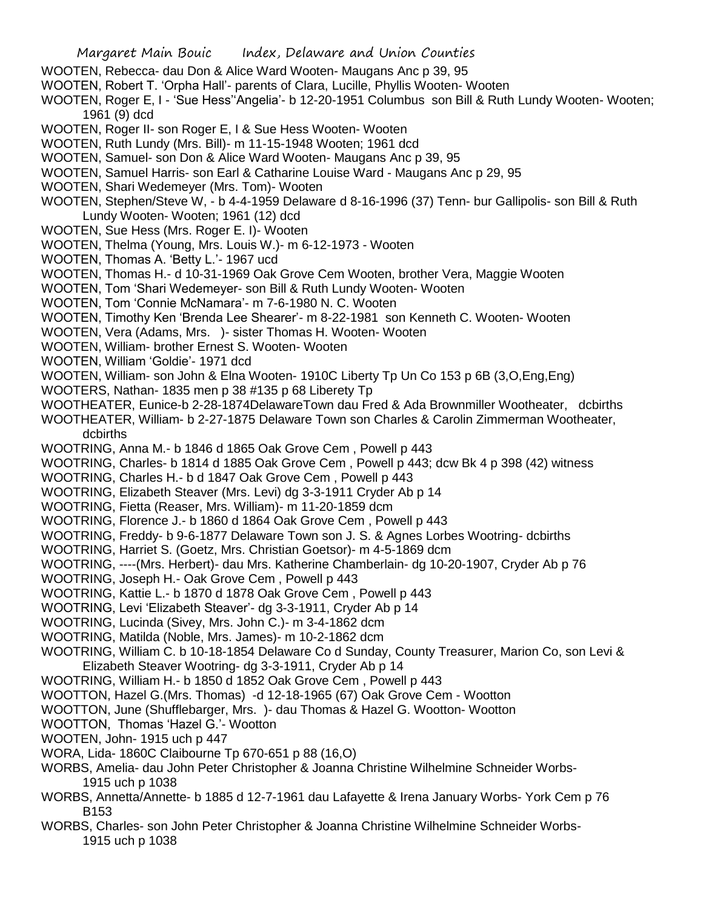WOOTEN, Rebecca- dau Don & Alice Ward Wooten- Maugans Anc p 39, 95

WOOTEN, Robert T. 'Orpha Hall'- parents of Clara, Lucille, Phyllis Wooten- Wooten

WOOTEN, Roger E, I - 'Sue Hess''Angelia'- b 12-20-1951 Columbus son Bill & Ruth Lundy Wooten- Wooten; 1961 (9) dcd

WOOTEN, Roger II- son Roger E, I & Sue Hess Wooten- Wooten

WOOTEN, Ruth Lundy (Mrs. Bill)- m 11-15-1948 Wooten; 1961 dcd

WOOTEN, Samuel- son Don & Alice Ward Wooten- Maugans Anc p 39, 95

WOOTEN, Samuel Harris- son Earl & Catharine Louise Ward - Maugans Anc p 29, 95

WOOTEN, Shari Wedemeyer (Mrs. Tom)- Wooten

WOOTEN, Stephen/Steve W, - b 4-4-1959 Delaware d 8-16-1996 (37) Tenn- bur Gallipolis- son Bill & Ruth Lundy Wooten- Wooten; 1961 (12) dcd

WOOTEN, Sue Hess (Mrs. Roger E. I)- Wooten

WOOTEN, Thelma (Young, Mrs. Louis W.)- m 6-12-1973 - Wooten

WOOTEN, Thomas A. 'Betty L.'- 1967 ucd

WOOTEN, Thomas H.- d 10-31-1969 Oak Grove Cem Wooten, brother Vera, Maggie Wooten

WOOTEN, Tom 'Shari Wedemeyer- son Bill & Ruth Lundy Wooten- Wooten

WOOTEN, Tom 'Connie McNamara'- m 7-6-1980 N. C. Wooten

WOOTEN, Timothy Ken 'Brenda Lee Shearer'- m 8-22-1981 son Kenneth C. Wooten- Wooten

WOOTEN, Vera (Adams, Mrs. )- sister Thomas H. Wooten- Wooten

WOOTEN, William- brother Ernest S. Wooten- Wooten

WOOTEN, William 'Goldie'- 1971 dcd

WOOTEN, William- son John & Elna Wooten- 1910C Liberty Tp Un Co 153 p 6B (3,O,Eng,Eng)

WOOTERS, Nathan- 1835 men p 38 #135 p 68 Liberety Tp

WOOTHEATER, Eunice-b 2-28-1874DelawareTown dau Fred & Ada Brownmiller Wootheater, dcbirths

WOOTHEATER, William- b 2-27-1875 Delaware Town son Charles & Carolin Zimmerman Wootheater, dcbirths

WOOTRING, Anna M.- b 1846 d 1865 Oak Grove Cem , Powell p 443

WOOTRING, Charles- b 1814 d 1885 Oak Grove Cem , Powell p 443; dcw Bk 4 p 398 (42) witness

WOOTRING, Charles H.- b d 1847 Oak Grove Cem , Powell p 443

WOOTRING, Elizabeth Steaver (Mrs. Levi) dg 3-3-1911 Cryder Ab p 14

WOOTRING, Fietta (Reaser, Mrs. William)- m 11-20-1859 dcm

WOOTRING, Florence J.- b 1860 d 1864 Oak Grove Cem , Powell p 443

WOOTRING, Freddy- b 9-6-1877 Delaware Town son J. S. & Agnes Lorbes Wootring- dcbirths

WOOTRING, Harriet S. (Goetz, Mrs. Christian Goetsor)- m 4-5-1869 dcm

WOOTRING, ----(Mrs. Herbert)- dau Mrs. Katherine Chamberlain- dg 10-20-1907, Cryder Ab p 76

WOOTRING, Joseph H.- Oak Grove Cem , Powell p 443

WOOTRING, Kattie L.- b 1870 d 1878 Oak Grove Cem , Powell p 443

WOOTRING, Levi 'Elizabeth Steaver'- dg 3-3-1911, Cryder Ab p 14

WOOTRING, Lucinda (Sivey, Mrs. John C.)- m 3-4-1862 dcm

WOOTRING, Matilda (Noble, Mrs. James)- m 10-2-1862 dcm

WOOTRING, William C. b 10-18-1854 Delaware Co d Sunday, County Treasurer, Marion Co, son Levi & Elizabeth Steaver Wootring- dg 3-3-1911, Cryder Ab p 14

WOOTRING, William H.- b 1850 d 1852 Oak Grove Cem , Powell p 443

WOOTTON, Hazel G.(Mrs. Thomas) -d 12-18-1965 (67) Oak Grove Cem - Wootton

WOOTTON, June (Shufflebarger, Mrs. )- dau Thomas & Hazel G. Wootton- Wootton

WOOTTON, Thomas 'Hazel G.'- Wootton

WOOTEN, John- 1915 uch p 447

WORA, Lida- 1860C Claibourne Tp 670-651 p 88 (16,O)

WORBS, Amelia- dau John Peter Christopher & Joanna Christine Wilhelmine Schneider Worbs- 1915 uch p 1038

WORBS, Annetta/Annette- b 1885 d 12-7-1961 dau Lafayette & Irena January Worbs- York Cem p 76 B153

WORBS, Charles- son John Peter Christopher & Joanna Christine Wilhelmine Schneider Worbs- 1915 uch p 1038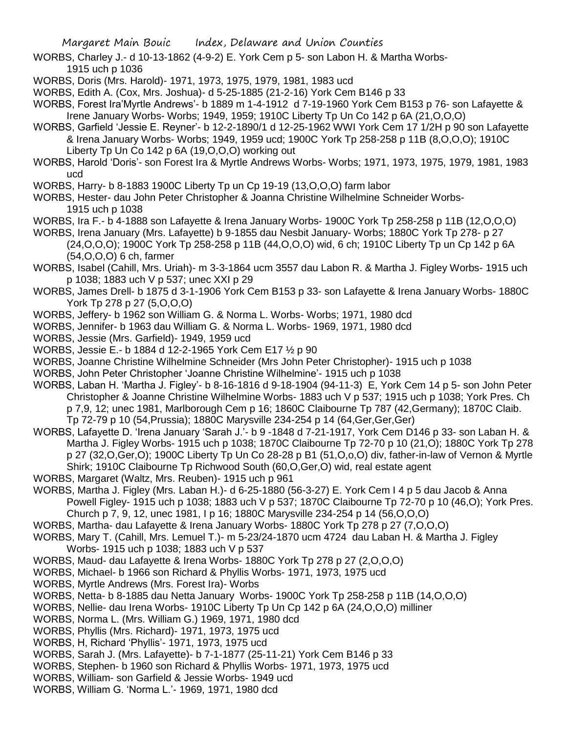WORBS, Charley J.- d 10-13-1862 (4-9-2) E. York Cem p 5- son Labon H. & Martha Worbs- 1915 uch p 1036

WORBS, Doris (Mrs. Harold)- 1971, 1973, 1975, 1979, 1981, 1983 ucd

WORBS, Edith A. (Cox, Mrs. Joshua)- d 5-25-1885 (21-2-16) York Cem B146 p 33

WORBS, Forest Ira'Myrtle Andrews'- b 1889 m 1-4-1912 d 7-19-1960 York Cem B153 p 76- son Lafayette & Irene January Worbs- Worbs; 1949, 1959; 1910C Liberty Tp Un Co 142 p 6A (21,O,O,O)

WORBS, Garfield 'Jessie E. Reyner'- b 12-2-1890/1 d 12-25-1962 WWI York Cem 17 1/2H p 90 son Lafayette & Irena January Worbs- Worbs; 1949, 1959 ucd; 1900C York Tp 258-258 p 11B (8,O,O,O); 1910C Liberty Tp Un Co 142 p 6A (19,O,O,O) working out

WORBS, Harold 'Doris'- son Forest Ira & Myrtle Andrews Worbs- Worbs; 1971, 1973, 1975, 1979, 1981, 1983 ucd

WORBS, Harry- b 8-1883 1900C Liberty Tp un Cp 19-19 (13,O,O,O) farm labor

WORBS, Hester- dau John Peter Christopher & Joanna Christine Wilhelmine Schneider Worbs- 1915 uch p 1038

WORBS, Ira F.- b 4-1888 son Lafayette & Irena January Worbs- 1900C York Tp 258-258 p 11B (12,O,O,O)

WORBS, Irena January (Mrs. Lafayette) b 9-1855 dau Nesbit January- Worbs; 1880C York Tp 278- p 27 (24,O,O,O); 1900C York Tp 258-258 p 11B (44,O,O,O) wid, 6 ch; 1910C Liberty Tp un Cp 142 p 6A (54,O,O,O) 6 ch, farmer

WORBS, Isabel (Cahill, Mrs. Uriah)- m 3-3-1864 ucm 3557 dau Labon R. & Martha J. Figley Worbs- 1915 uch p 1038; 1883 uch V p 537; unec XXI p 29

WORBS, James Drell- b 1875 d 3-1-1906 York Cem B153 p 33- son Lafayette & Irena January Worbs- 1880C York Tp 278 p 27 (5,O,O,O)

WORBS, Jeffery- b 1962 son William G. & Norma L. Worbs- Worbs; 1971, 1980 dcd

WORBS, Jennifer- b 1963 dau William G. & Norma L. Worbs- 1969, 1971, 1980 dcd

WORBS, Jessie (Mrs. Garfield)- 1949, 1959 ucd

WORBS, Jessie E.- b 1884 d 12-2-1965 York Cem E17 ½ p 90

WORBS, Joanne Christine Wilhelmine Schneider (Mrs John Peter Christopher)- 1915 uch p 1038

WORBS, John Peter Christopher 'Joanne Christine Wilhelmine'- 1915 uch p 1038

WORBS, Laban H. 'Martha J. Figley'- b 8-16-1816 d 9-18-1904 (94-11-3) E, York Cem 14 p 5- son John Peter Christopher & Joanne Christine Wilhelmine Worbs- 1883 uch V p 537; 1915 uch p 1038; York Pres. Ch p 7,9, 12; unec 1981, Marlborough Cem p 16; 1860C Claibourne Tp 787 (42,Germany); 1870C Claib. Tp 72-79 p 10 (54,Prussia); 1880C Marysville 234-254 p 14 (64,Ger,Ger,Ger)

WORBS, Lafayette D. 'Irena January 'Sarah J.'- b 9 -1848 d 7-21-1917, York Cem D146 p 33- son Laban H. & Martha J. Figley Worbs- 1915 uch p 1038; 1870C Claibourne Tp 72-70 p 10 (21,O); 1880C York Tp 278 p 27 (32,O,Ger,O); 1900C Liberty Tp Un Co 28-28 p B1 (51,O,o,O) div, father-in-law of Vernon & Myrtle Shirk; 1910C Claibourne Tp Richwood South (60,O,Ger,O) wid, real estate agent

WORBS, Margaret (Waltz, Mrs. Reuben)- 1915 uch p 961

WORBS, Martha J. Figley (Mrs. Laban H.)- d 6-25-1880 (56-3-27) E. York Cem I 4 p 5 dau Jacob & Anna Powell Figley- 1915 uch p 1038; 1883 uch V p 537; 1870C Claibourne Tp 72-70 p 10 (46,O); York Pres. Church p 7, 9, 12, unec 1981, I p 16; 1880C Marysville 234-254 p 14 (56,O,O,O)

WORBS, Martha- dau Lafayette & Irena January Worbs- 1880C York Tp 278 p 27 (7,O,O,O)

WORBS, Mary T. (Cahill, Mrs. Lemuel T.)- m 5-23/24-1870 ucm 4724 dau Laban H. & Martha J. Figley Worbs- 1915 uch p 1038; 1883 uch V p 537

WORBS, Maud- dau Lafayette & Irena Worbs- 1880C York Tp 278 p 27 (2,O,O,O)

WORBS, Michael- b 1966 son Richard & Phyllis Worbs- 1971, 1973, 1975 ucd

WORBS, Myrtle Andrews (Mrs. Forest Ira)- Worbs

WORBS, Netta- b 8-1885 dau Netta January Worbs- 1900C York Tp 258-258 p 11B (14,O,O,O)

WORBS, Nellie- dau Irena Worbs- 1910C Liberty Tp Un Cp 142 p 6A (24,O,O,O) milliner

WORBS, Norma L. (Mrs. William G.) 1969, 1971, 1980 dcd

WORBS, Phyllis (Mrs. Richard)- 1971, 1973, 1975 ucd

WORBS, H, Richard 'Phyllis'- 1971, 1973, 1975 ucd

WORBS, Sarah J. (Mrs. Lafayette)- b 7-1-1877 (25-11-21) York Cem B146 p 33

WORBS, Stephen- b 1960 son Richard & Phyllis Worbs- 1971, 1973, 1975 ucd

WORBS, William- son Garfield & Jessie Worbs- 1949 ucd

WORBS, William G. 'Norma L.'- 1969, 1971, 1980 dcd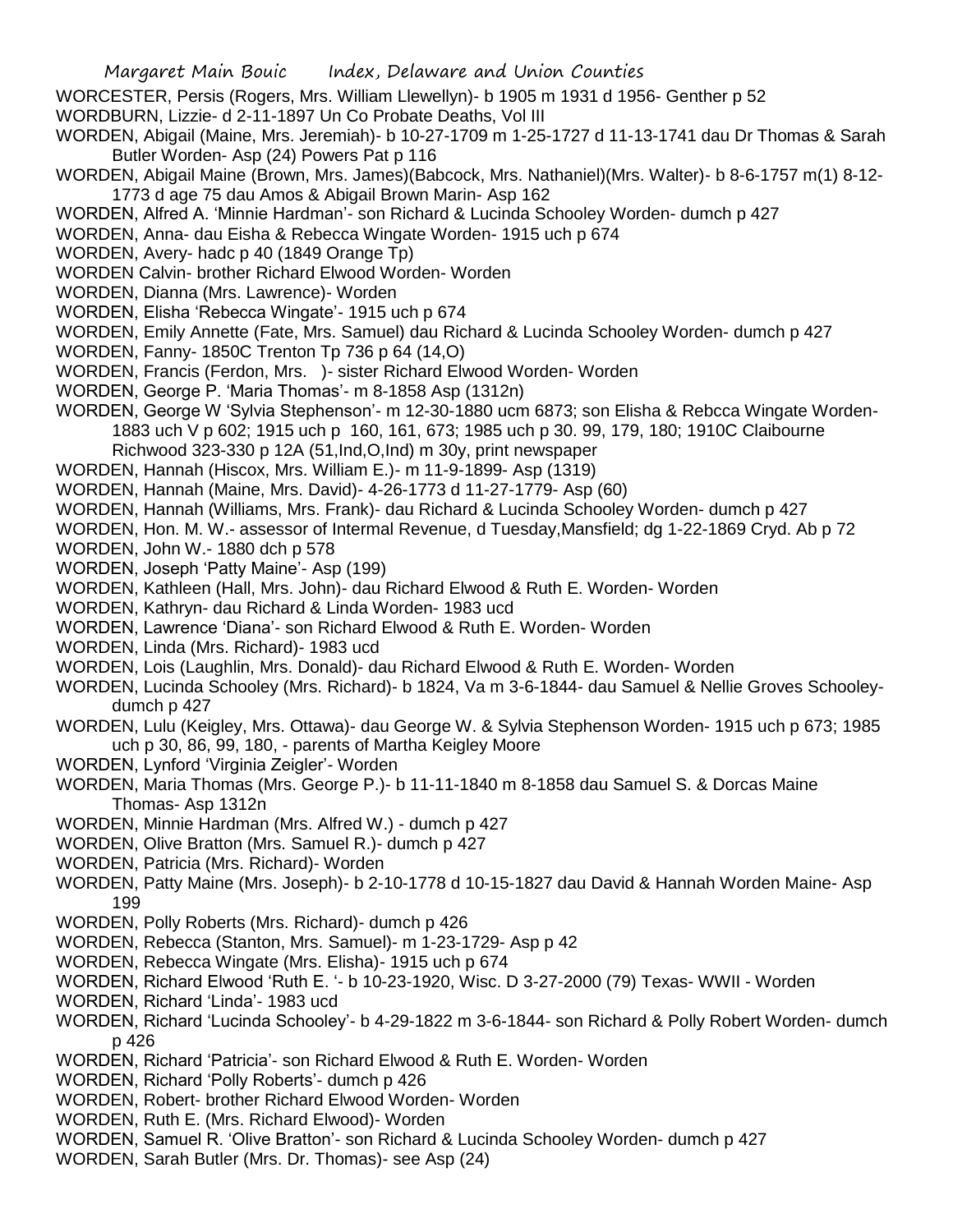WORCESTER, Persis (Rogers, Mrs. William Llewellyn)- b 1905 m 1931 d 1956- Genther p 52

WORDBURN, Lizzie- d 2-11-1897 Un Co Probate Deaths, Vol III

WORDEN, Abigail (Maine, Mrs. Jeremiah)- b 10-27-1709 m 1-25-1727 d 11-13-1741 dau Dr Thomas & Sarah Butler Worden- Asp (24) Powers Pat p 116

WORDEN, Abigail Maine (Brown, Mrs. James)(Babcock, Mrs. Nathaniel)(Mrs. Walter)- b 8-6-1757 m(1) 8-12-1773 d age 75 dau Amos & Abigail Brown Marin- Asp 162

WORDEN, Alfred A. 'Minnie Hardman'- son Richard & Lucinda Schooley Worden- dumch p 427

WORDEN, Anna- dau Eisha & Rebecca Wingate Worden- 1915 uch p 674

WORDEN, Avery- hadc p 40 (1849 Orange Tp)

WORDEN Calvin- brother Richard Elwood Worden- Worden

WORDEN, Dianna (Mrs. Lawrence)- Worden

WORDEN, Elisha 'Rebecca Wingate'- 1915 uch p 674

WORDEN, Emily Annette (Fate, Mrs. Samuel) dau Richard & Lucinda Schooley Worden- dumch p 427

WORDEN, Fanny- 1850C Trenton Tp 736 p 64 (14,O)

WORDEN, Francis (Ferdon, Mrs. )- sister Richard Elwood Worden- Worden

WORDEN, George P. 'Maria Thomas'- m 8-1858 Asp (1312n)

WORDEN, George W 'Sylvia Stephenson'- m 12-30-1880 ucm 6873; son Elisha & Rebcca Wingate Worden- 1883 uch V p 602; 1915 uch p 160, 161, 673; 1985 uch p 30. 99, 179, 180; 1910C Claibourne Richwood 323-330 p 12A (51,Ind,O,Ind) m 30y, print newspaper

WORDEN, Hannah (Hiscox, Mrs. William E.)- m 11-9-1899- Asp (1319)

WORDEN, Hannah (Maine, Mrs. David)- 4-26-1773 d 11-27-1779- Asp (60)

WORDEN, Hannah (Williams, Mrs. Frank)- dau Richard & Lucinda Schooley Worden- dumch p 427

WORDEN, Hon. M. W.- assessor of Intermal Revenue, d Tuesday,Mansfield; dg 1-22-1869 Cryd. Ab p 72

WORDEN, John W.- 1880 dch p 578

WORDEN, Joseph 'Patty Maine'- Asp (199)

WORDEN, Kathleen (Hall, Mrs. John)- dau Richard Elwood & Ruth E. Worden- Worden

WORDEN, Kathryn- dau Richard & Linda Worden- 1983 ucd

WORDEN, Lawrence 'Diana'- son Richard Elwood & Ruth E. Worden- Worden

WORDEN, Linda (Mrs. Richard)- 1983 ucd

WORDEN, Lois (Laughlin, Mrs. Donald)- dau Richard Elwood & Ruth E. Worden- Worden

WORDEN, Lucinda Schooley (Mrs. Richard)- b 1824, Va m 3-6-1844- dau Samuel & Nellie Groves Schooley- dumch p 427

WORDEN, Lulu (Keigley, Mrs. Ottawa)- dau George W. & Sylvia Stephenson Worden- 1915 uch p 673; 1985 uch p 30, 86, 99, 180, - parents of Martha Keigley Moore

WORDEN, Lynford 'Virginia Zeigler'- Worden

WORDEN, Maria Thomas (Mrs. George P.)- b 11-11-1840 m 8-1858 dau Samuel S. & Dorcas Maine Thomas- Asp 1312n

WORDEN, Minnie Hardman (Mrs. Alfred W.) - dumch p 427

WORDEN, Olive Bratton (Mrs. Samuel R.)- dumch p 427

WORDEN, Patricia (Mrs. Richard)- Worden

WORDEN, Patty Maine (Mrs. Joseph)- b 2-10-1778 d 10-15-1827 dau David & Hannah Worden Maine- Asp 199

WORDEN, Polly Roberts (Mrs. Richard)- dumch p 426

WORDEN, Rebecca (Stanton, Mrs. Samuel)- m 1-23-1729- Asp p 42

WORDEN, Rebecca Wingate (Mrs. Elisha)- 1915 uch p 674

WORDEN, Richard Elwood 'Ruth E. '- b 10-23-1920, Wisc. D 3-27-2000 (79) Texas- WWII - Worden

WORDEN, Richard 'Linda'- 1983 ucd

WORDEN, Richard 'Lucinda Schooley'- b 4-29-1822 m 3-6-1844- son Richard & Polly Robert Worden- dumch p 426

WORDEN, Richard 'Patricia'- son Richard Elwood & Ruth E. Worden- Worden

WORDEN, Richard 'Polly Roberts'- dumch p 426

WORDEN, Robert- brother Richard Elwood Worden- Worden

WORDEN, Ruth E. (Mrs. Richard Elwood)- Worden

WORDEN, Samuel R. 'Olive Bratton'- son Richard & Lucinda Schooley Worden- dumch p 427

WORDEN, Sarah Butler (Mrs. Dr. Thomas)- see Asp (24)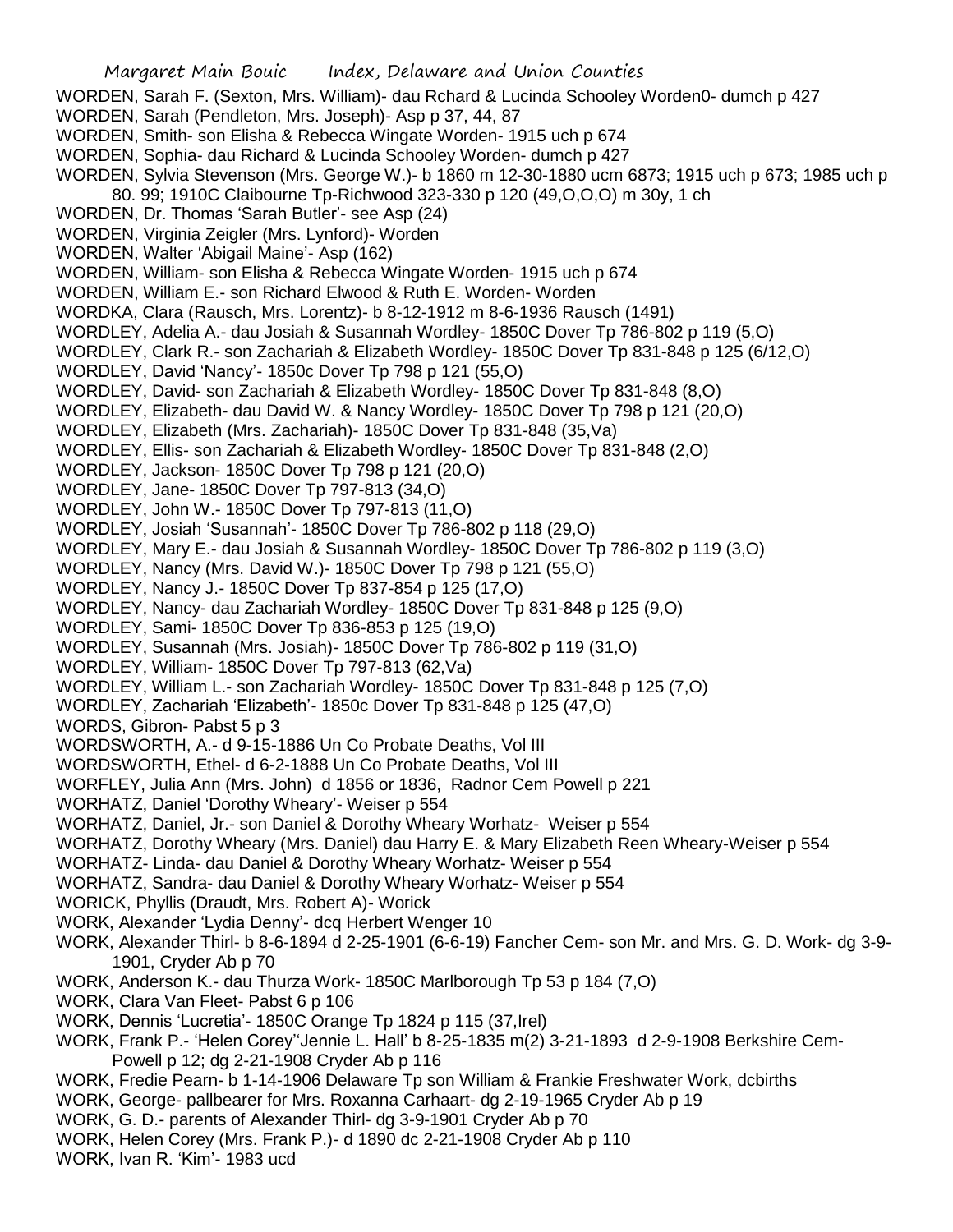WORDEN, Sarah F. (Sexton, Mrs. William)- dau Rchard & Lucinda Schooley Worden0- dumch p 427
WORDEN, Sarah (Pendleton, Mrs. Joseph)- Asp p 37, 44, 87
WORDEN, Smith- son Elisha & Rebecca Wingate Worden- 1915 uch p 674
WORDEN, Sophia- dau Richard & Lucinda Schooley Worden- dumch p 427
WORDEN, Sylvia Stevenson (Mrs. George W.)- b 1860 m 12-30-1880 ucm 6873; 1915 uch p 673; 1985 uch p 80. 99; 1910C Claibourne Tp-Richwood 323-330 p 120 (49,O,O,O) m 30y, 1 ch
WORDEN, Dr. Thomas 'Sarah Butler'- see Asp (24)
WORDEN, Virginia Zeigler (Mrs. Lynford)- Worden
WORDEN, Walter 'Abigail Maine'- Asp (162)
WORDEN, William- son Elisha & Rebecca Wingate Worden- 1915 uch p 674
WORDEN, William E.- son Richard Elwood & Ruth E. Worden- Worden
WORDKA, Clara (Rausch, Mrs. Lorentz)- b 8-12-1912 m 8-6-1936 Rausch (1491)
WORDLEY, Adelia A.- dau Josiah & Susannah Wordley- 1850C Dover Tp 786-802 p 119 (5,O)
WORDLEY, Clark R.- son Zachariah & Elizabeth Wordley- 1850C Dover Tp 831-848 p 125 (6/12,O)
WORDLEY, David 'Nancy'- 1850c Dover Tp 798 p 121 (55,O)
WORDLEY, David- son Zachariah & Elizabeth Wordley- 1850C Dover Tp 831-848 (8,O)
WORDLEY, Elizabeth- dau David W. & Nancy Wordley- 1850C Dover Tp 798 p 121 (20,O)
WORDLEY, Elizabeth (Mrs. Zachariah)- 1850C Dover Tp 831-848 (35,Va)
WORDLEY, Ellis- son Zachariah & Elizabeth Wordley- 1850C Dover Tp 831-848 (2,O)
WORDLEY, Jackson- 1850C Dover Tp 798 p 121 (20,O)
WORDLEY, Jane- 1850C Dover Tp 797-813 (34,O)
WORDLEY, John W.- 1850C Dover Tp 797-813 (11,O)
WORDLEY, Josiah 'Susannah'- 1850C Dover Tp 786-802 p 118 (29,O)
WORDLEY, Mary E.- dau Josiah & Susannah Wordley- 1850C Dover Tp 786-802 p 119 (3,O)
WORDLEY, Nancy (Mrs. David W.)- 1850C Dover Tp 798 p 121 (55,O)
WORDLEY, Nancy J.- 1850C Dover Tp 837-854 p 125 (17,O)
WORDLEY, Nancy- dau Zachariah Wordley- 1850C Dover Tp 831-848 p 125 (9,O)
WORDLEY, Sami- 1850C Dover Tp 836-853 p 125 (19,O)
WORDLEY, Susannah (Mrs. Josiah)- 1850C Dover Tp 786-802 p 119 (31,O)
WORDLEY, William- 1850C Dover Tp 797-813 (62,Va)
WORDLEY, William L.- son Zachariah Wordley- 1850C Dover Tp 831-848 p 125 (7,O)
WORDLEY, Zachariah 'Elizabeth'- 1850c Dover Tp 831-848 p 125 (47,O)
WORDS, Gibron- Pabst 5 p 3
WORDSWORTH, A.- d 9-15-1886 Un Co Probate Deaths, Vol III
WORDSWORTH, Ethel- d 6-2-1888 Un Co Probate Deaths, Vol III
WORFLEY, Julia Ann (Mrs. John) d 1856 or 1836, Radnor Cem Powell p 221
WORHATZ, Daniel 'Dorothy Wheary'- Weiser p 554
WORHATZ, Daniel, Jr.- son Daniel & Dorothy Wheary Worhatz- Weiser p 554
WORHATZ, Dorothy Wheary (Mrs. Daniel) dau Harry E. & Mary Elizabeth Reen Wheary-Weiser p 554
WORHATZ- Linda- dau Daniel & Dorothy Wheary Worhatz- Weiser p 554
WORHATZ, Sandra- dau Daniel & Dorothy Wheary Worhatz- Weiser p 554
WORICK, Phyllis (Draudt, Mrs. Robert A)- Worick
WORK, Alexander 'Lydia Denny'- dcq Herbert Wenger 10
WORK, Alexander Thirl- b 8-6-1894 d 2-25-1901 (6-6-19) Fancher Cem- son Mr. and Mrs. G. D. Work- dg 3-9-1901, Cryder Ab p 70
WORK, Anderson K.- dau Thurza Work- 1850C Marlborough Tp 53 p 184 (7,O)
WORK, Clara Van Fleet- Pabst 6 p 106
WORK, Dennis 'Lucretia'- 1850C Orange Tp 1824 p 115 (37,Irel)
WORK, Frank P.- 'Helen Corey''Jennie L. Hall' b 8-25-1835 m(2) 3-21-1893 d 2-9-1908 Berkshire Cem-Powell p 12; dg 2-21-1908 Cryder Ab p 116
WORK, Fredie Pearn- b 1-14-1906 Delaware Tp son William & Frankie Freshwater Work, dcbirths
WORK, George- pallbearer for Mrs. Roxanna Carhaart- dg 2-19-1965 Cryder Ab p 19
WORK, G. D.- parents of Alexander Thirl- dg 3-9-1901 Cryder Ab p 70
WORK, Helen Corey (Mrs. Frank P.)- d 1890 dc 2-21-1908 Cryder Ab p 110
WORK, Ivan R. 'Kim'- 1983 ucd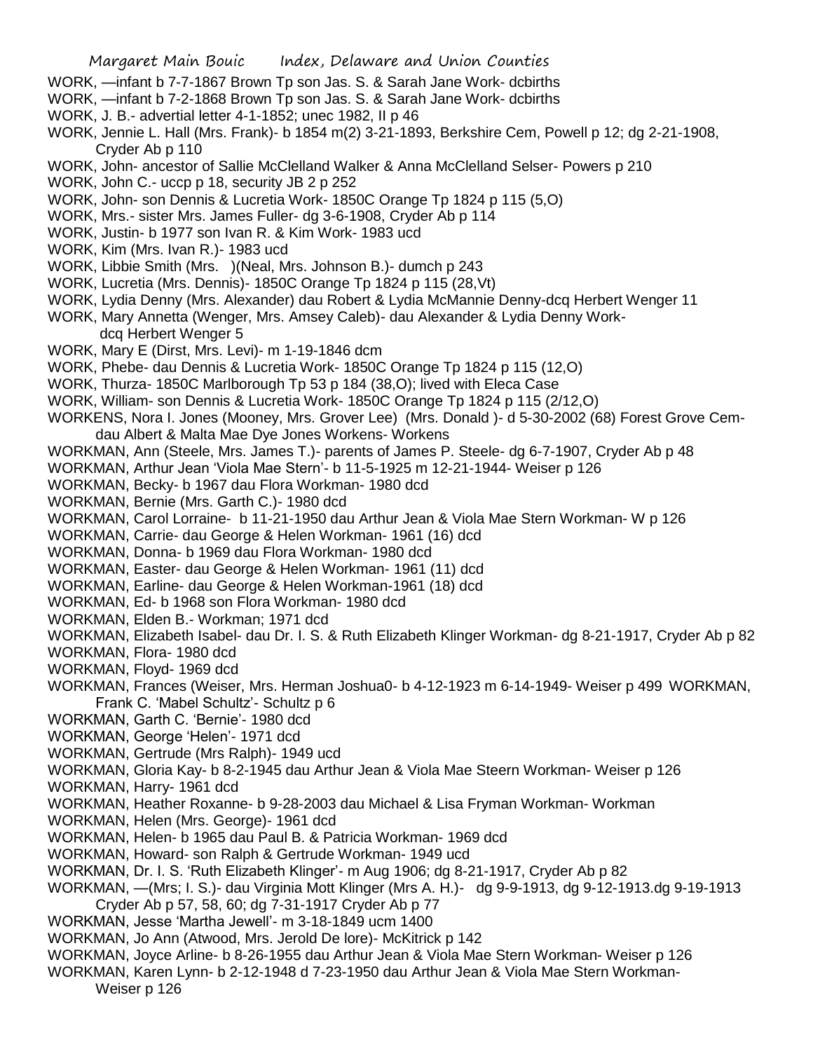WORK, —infant b 7-7-1867 Brown Tp son Jas. S. & Sarah Jane Work- dcbirths

WORK, —infant b 7-2-1868 Brown Tp son Jas. S. & Sarah Jane Work- dcbirths

WORK, J. B.- advertial letter 4-1-1852; unec 1982, II p 46

WORK, Jennie L. Hall (Mrs. Frank)- b 1854 m(2) 3-21-1893, Berkshire Cem, Powell p 12; dg 2-21-1908, Cryder Ab p 110

WORK, John- ancestor of Sallie McClelland Walker & Anna McClelland Selser- Powers p 210

WORK, John C.- uccp p 18, security JB 2 p 252

WORK, John- son Dennis & Lucretia Work- 1850C Orange Tp 1824 p 115 (5,O)

WORK, Mrs.- sister Mrs. James Fuller- dg 3-6-1908, Cryder Ab p 114

WORK, Justin- b 1977 son Ivan R. & Kim Work- 1983 ucd

WORK, Kim (Mrs. Ivan R.)- 1983 ucd

WORK, Libbie Smith (Mrs. )(Neal, Mrs. Johnson B.)- dumch p 243

WORK, Lucretia (Mrs. Dennis)- 1850C Orange Tp 1824 p 115 (28,Vt)

WORK, Lydia Denny (Mrs. Alexander) dau Robert & Lydia McMannie Denny-dcq Herbert Wenger 11

WORK, Mary Annetta (Wenger, Mrs. Amsey Caleb)- dau Alexander & Lydia Denny Work- dcq Herbert Wenger 5

WORK, Mary E (Dirst, Mrs. Levi)- m 1-19-1846 dcm

WORK, Phebe- dau Dennis & Lucretia Work- 1850C Orange Tp 1824 p 115 (12,O)

WORK, Thurza- 1850C Marlborough Tp 53 p 184 (38,O); lived with Eleca Case

WORK, William- son Dennis & Lucretia Work- 1850C Orange Tp 1824 p 115 (2/12,O)

WORKENS, Nora I. Jones (Mooney, Mrs. Grover Lee) (Mrs. Donald )- d 5-30-2002 (68) Forest Grove Cem- dau Albert & Malta Mae Dye Jones Workens- Workens

WORKMAN, Ann (Steele, Mrs. James T.)- parents of James P. Steele- dg 6-7-1907, Cryder Ab p 48

WORKMAN, Arthur Jean 'Viola Mae Stern'- b 11-5-1925 m 12-21-1944- Weiser p 126

WORKMAN, Becky- b 1967 dau Flora Workman- 1980 dcd

WORKMAN, Bernie (Mrs. Garth C.)- 1980 dcd

WORKMAN, Carol Lorraine- b 11-21-1950 dau Arthur Jean & Viola Mae Stern Workman- W p 126

WORKMAN, Carrie- dau George & Helen Workman- 1961 (16) dcd

WORKMAN, Donna- b 1969 dau Flora Workman- 1980 dcd

WORKMAN, Easter- dau George & Helen Workman- 1961 (11) dcd

WORKMAN, Earline- dau George & Helen Workman-1961 (18) dcd

WORKMAN, Ed- b 1968 son Flora Workman- 1980 dcd

WORKMAN, Elden B.- Workman; 1971 dcd

WORKMAN, Elizabeth Isabel- dau Dr. I. S. & Ruth Elizabeth Klinger Workman- dg 8-21-1917, Cryder Ab p 82

WORKMAN, Flora- 1980 dcd

WORKMAN, Floyd- 1969 dcd

WORKMAN, Frances (Weiser, Mrs. Herman Joshua0- b 4-12-1923 m 6-14-1949- Weiser p 499

WORKMAN, Frank C. 'Mabel Schultz'- Schultz p 6

WORKMAN, Garth C. 'Bernie'- 1980 dcd

WORKMAN, George 'Helen'- 1971 dcd

WORKMAN, Gertrude (Mrs Ralph)- 1949 ucd

WORKMAN, Gloria Kay- b 8-2-1945 dau Arthur Jean & Viola Mae Steern Workman- Weiser p 126

WORKMAN, Harry- 1961 dcd

WORKMAN, Heather Roxanne- b 9-28-2003 dau Michael & Lisa Fryman Workman- Workman

WORKMAN, Helen (Mrs. George)- 1961 dcd

WORKMAN, Helen- b 1965 dau Paul B. & Patricia Workman- 1969 dcd

WORKMAN, Howard- son Ralph & Gertrude Workman- 1949 ucd

WORKMAN, Dr. I. S. 'Ruth Elizabeth Klinger'- m Aug 1906; dg 8-21-1917, Cryder Ab p 82

WORKMAN, —(Mrs; I. S.)- dau Virginia Mott Klinger (Mrs A. H.)- dg 9-9-1913, dg 9-12-1913.dg 9-19-1913 Cryder Ab p 57, 58, 60; dg 7-31-1917 Cryder Ab p 77

WORKMAN, Jesse 'Martha Jewell'- m 3-18-1849 ucm 1400

WORKMAN, Jo Ann (Atwood, Mrs. Jerold De lore)- McKitrick p 142

WORKMAN, Joyce Arline- b 8-26-1955 dau Arthur Jean & Viola Mae Stern Workman- Weiser p 126

WORKMAN, Karen Lynn- b 2-12-1948 d 7-23-1950 dau Arthur Jean & Viola Mae Stern Workman- Weiser p 126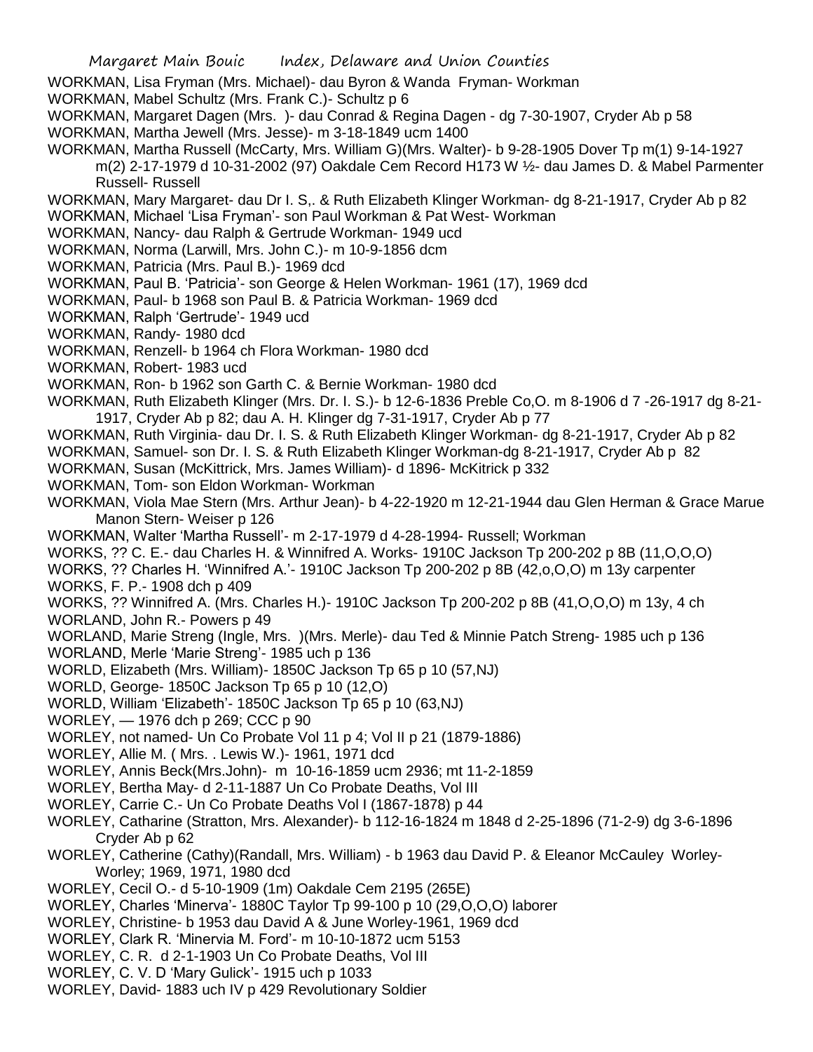WORKMAN, Lisa Fryman (Mrs. Michael)- dau Byron & Wanda Fryman- Workman

WORKMAN, Mabel Schultz (Mrs. Frank C.)- Schultz p 6

WORKMAN, Margaret Dagen (Mrs. )- dau Conrad & Regina Dagen - dg 7-30-1907, Cryder Ab p 58

WORKMAN, Martha Jewell (Mrs. Jesse)- m 3-18-1849 ucm 1400

WORKMAN, Martha Russell (McCarty, Mrs. William G)(Mrs. Walter)- b 9-28-1905 Dover Tp m(1) 9-14-1927 m(2) 2-17-1979 d 10-31-2002 (97) Oakdale Cem Record H173 W ½- dau James D. & Mabel Parmenter Russell- Russell

WORKMAN, Mary Margaret- dau Dr I. S,. & Ruth Elizabeth Klinger Workman- dg 8-21-1917, Cryder Ab p 82

WORKMAN, Michael 'Lisa Fryman'- son Paul Workman & Pat West- Workman

WORKMAN, Nancy- dau Ralph & Gertrude Workman- 1949 ucd

WORKMAN, Norma (Larwill, Mrs. John C.)- m 10-9-1856 dcm

WORKMAN, Patricia (Mrs. Paul B.)- 1969 dcd

WORKMAN, Paul B. 'Patricia'- son George & Helen Workman- 1961 (17), 1969 dcd

WORKMAN, Paul- b 1968 son Paul B. & Patricia Workman- 1969 dcd

WORKMAN, Ralph 'Gertrude'- 1949 ucd

WORKMAN, Randy- 1980 dcd

WORKMAN, Renzell- b 1964 ch Flora Workman- 1980 dcd

WORKMAN, Robert- 1983 ucd

WORKMAN, Ron- b 1962 son Garth C. & Bernie Workman- 1980 dcd

WORKMAN, Ruth Elizabeth Klinger (Mrs. Dr. I. S.)- b 12-6-1836 Preble Co,O. m 8-1906 d 7 -26-1917 dg 8-21-1917, Cryder Ab p 82; dau A. H. Klinger dg 7-31-1917, Cryder Ab p 77

WORKMAN, Ruth Virginia- dau Dr. I. S. & Ruth Elizabeth Klinger Workman- dg 8-21-1917, Cryder Ab p 82

WORKMAN, Samuel- son Dr. I. S. & Ruth Elizabeth Klinger Workman-dg 8-21-1917, Cryder Ab p 82

WORKMAN, Susan (McKittrick, Mrs. James William)- d 1896- McKitrick p 332

WORKMAN, Tom- son Eldon Workman- Workman

WORKMAN, Viola Mae Stern (Mrs. Arthur Jean)- b 4-22-1920 m 12-21-1944 dau Glen Herman & Grace Marue Manon Stern- Weiser p 126

WORKMAN, Walter 'Martha Russell'- m 2-17-1979 d 4-28-1994- Russell; Workman

WORKS, ?? C. E.- dau Charles H. & Winnifred A. Works- 1910C Jackson Tp 200-202 p 8B (11,O,O,O)

WORKS, ?? Charles H. 'Winnifred A.'- 1910C Jackson Tp 200-202 p 8B (42,o,O,O) m 13y carpenter

WORKS, F. P.- 1908 dch p 409

WORKS, ?? Winnifred A. (Mrs. Charles H.)- 1910C Jackson Tp 200-202 p 8B (41,O,O,O) m 13y, 4 ch

WORLAND, John R.- Powers p 49

WORLAND, Marie Streng (Ingle, Mrs. )(Mrs. Merle)- dau Ted & Minnie Patch Streng- 1985 uch p 136

WORLAND, Merle 'Marie Streng'- 1985 uch p 136

WORLD, Elizabeth (Mrs. William)- 1850C Jackson Tp 65 p 10 (57,NJ)

WORLD, George- 1850C Jackson Tp 65 p 10 (12,O)

WORLD, William 'Elizabeth'- 1850C Jackson Tp 65 p 10 (63,NJ)

WORLEY, — 1976 dch p 269; CCC p 90

WORLEY, not named- Un Co Probate Vol 11 p 4; Vol II p 21 (1879-1886)

WORLEY, Allie M. ( Mrs. . Lewis W.)- 1961, 1971 dcd

WORLEY, Annis Beck(Mrs.John)- m 10-16-1859 ucm 2936; mt 11-2-1859

WORLEY, Bertha May- d 2-11-1887 Un Co Probate Deaths, Vol III

WORLEY, Carrie C.- Un Co Probate Deaths Vol I (1867-1878) p 44

WORLEY, Catharine (Stratton, Mrs. Alexander)- b 112-16-1824 m 1848 d 2-25-1896 (71-2-9) dg 3-6-1896 Cryder Ab p 62

WORLEY, Catherine (Cathy)(Randall, Mrs. William) - b 1963 dau David P. & Eleanor McCauley Worley- Worley; 1969, 1971, 1980 dcd

WORLEY, Cecil O.- d 5-10-1909 (1m) Oakdale Cem 2195 (265E)

WORLEY, Charles 'Minerva'- 1880C Taylor Tp 99-100 p 10 (29,O,O,O) laborer

WORLEY, Christine- b 1953 dau David A & June Worley-1961, 1969 dcd

WORLEY, Clark R. 'Minervia M. Ford'- m 10-10-1872 ucm 5153

WORLEY, C. R. d 2-1-1903 Un Co Probate Deaths, Vol III

WORLEY, C. V. D 'Mary Gulick'- 1915 uch p 1033

WORLEY, David- 1883 uch IV p 429 Revolutionary Soldier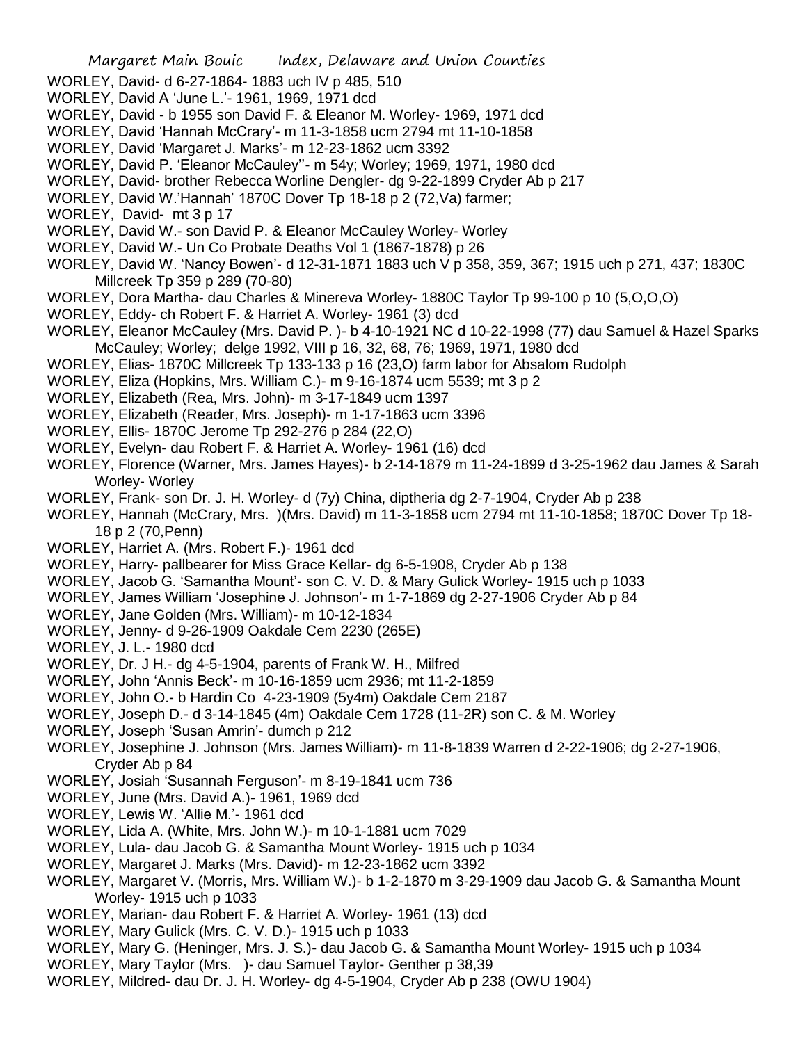WORLEY, David- d 6-27-1864- 1883 uch IV p 485, 510
WORLEY, David A 'June L.'- 1961, 1969, 1971 dcd
WORLEY, David - b 1955 son David F. & Eleanor M. Worley- 1969, 1971 dcd
WORLEY, David 'Hannah McCrary'- m 11-3-1858 ucm 2794 mt 11-10-1858
WORLEY, David 'Margaret J. Marks'- m 12-23-1862 ucm 3392
WORLEY, David P. 'Eleanor McCauley''- m 54y; Worley; 1969, 1971, 1980 dcd
WORLEY, David- brother Rebecca Worline Dengler- dg 9-22-1899 Cryder Ab p 217
WORLEY, David W.'Hannah' 1870C Dover Tp 18-18 p 2 (72,Va) farmer;
WORLEY, David- mt 3 p 17
WORLEY, David W.- son David P. & Eleanor McCauley Worley- Worley
WORLEY, David W.- Un Co Probate Deaths Vol 1 (1867-1878) p 26
WORLEY, David W. 'Nancy Bowen'- d 12-31-1871 1883 uch V p 358, 359, 367; 1915 uch p 271, 437; 1830C Millcreek Tp 359 p 289 (70-80)
WORLEY, Dora Martha- dau Charles & Minereva Worley- 1880C Taylor Tp 99-100 p 10 (5,O,O,O)
WORLEY, Eddy- ch Robert F. & Harriet A. Worley- 1961 (3) dcd
WORLEY, Eleanor McCauley (Mrs. David P. )- b 4-10-1921 NC d 10-22-1998 (77) dau Samuel & Hazel Sparks McCauley; Worley; delge 1992, VIII p 16, 32, 68, 76; 1969, 1971, 1980 dcd
WORLEY, Elias- 1870C Millcreek Tp 133-133 p 16 (23,O) farm labor for Absalom Rudolph
WORLEY, Eliza (Hopkins, Mrs. William C.)- m 9-16-1874 ucm 5539; mt 3 p 2
WORLEY, Elizabeth (Rea, Mrs. John)- m 3-17-1849 ucm 1397
WORLEY, Elizabeth (Reader, Mrs. Joseph)- m 1-17-1863 ucm 3396
WORLEY, Ellis- 1870C Jerome Tp 292-276 p 284 (22,O)
WORLEY, Evelyn- dau Robert F. & Harriet A. Worley- 1961 (16) dcd
WORLEY, Florence (Warner, Mrs. James Hayes)- b 2-14-1879 m 11-24-1899 d 3-25-1962 dau James & Sarah Worley- Worley
WORLEY, Frank- son Dr. J. H. Worley- d (7y) China, diptheria dg 2-7-1904, Cryder Ab p 238
WORLEY, Hannah (McCrary, Mrs. )(Mrs. David) m 11-3-1858 ucm 2794 mt 11-10-1858; 1870C Dover Tp 18-18 p 2 (70,Penn)
WORLEY, Harriet A. (Mrs. Robert F.)- 1961 dcd
WORLEY, Harry- pallbearer for Miss Grace Kellar- dg 6-5-1908, Cryder Ab p 138
WORLEY, Jacob G. 'Samantha Mount'- son C. V. D. & Mary Gulick Worley- 1915 uch p 1033
WORLEY, James William 'Josephine J. Johnson'- m 1-7-1869 dg 2-27-1906 Cryder Ab p 84
WORLEY, Jane Golden (Mrs. William)- m 10-12-1834
WORLEY, Jenny- d 9-26-1909 Oakdale Cem 2230 (265E)
WORLEY, J. L.- 1980 dcd
WORLEY, Dr. J H.- dg 4-5-1904, parents of Frank W. H., Milfred
WORLEY, John 'Annis Beck'- m 10-16-1859 ucm 2936; mt 11-2-1859
WORLEY, John O.- b Hardin Co 4-23-1909 (5y4m) Oakdale Cem 2187
WORLEY, Joseph D.- d 3-14-1845 (4m) Oakdale Cem 1728 (11-2R) son C. & M. Worley
WORLEY, Joseph 'Susan Amrin'- dumch p 212
WORLEY, Josephine J. Johnson (Mrs. James William)- m 11-8-1839 Warren d 2-22-1906; dg 2-27-1906, Cryder Ab p 84
WORLEY, Josiah 'Susannah Ferguson'- m 8-19-1841 ucm 736
WORLEY, June (Mrs. David A.)- 1961, 1969 dcd
WORLEY, Lewis W. 'Allie M.'- 1961 dcd
WORLEY, Lida A. (White, Mrs. John W.)- m 10-1-1881 ucm 7029
WORLEY, Lula- dau Jacob G. & Samantha Mount Worley- 1915 uch p 1034
WORLEY, Margaret J. Marks (Mrs. David)- m 12-23-1862 ucm 3392
WORLEY, Margaret V. (Morris, Mrs. William W.)- b 1-2-1870 m 3-29-1909 dau Jacob G. & Samantha Mount Worley- 1915 uch p 1033
WORLEY, Marian- dau Robert F. & Harriet A. Worley- 1961 (13) dcd
WORLEY, Mary Gulick (Mrs. C. V. D.)- 1915 uch p 1033
WORLEY, Mary G. (Heninger, Mrs. J. S.)- dau Jacob G. & Samantha Mount Worley- 1915 uch p 1034
WORLEY, Mary Taylor (Mrs. )- dau Samuel Taylor- Genther p 38,39
WORLEY, Mildred- dau Dr. J. H. Worley- dg 4-5-1904, Cryder Ab p 238 (OWU 1904)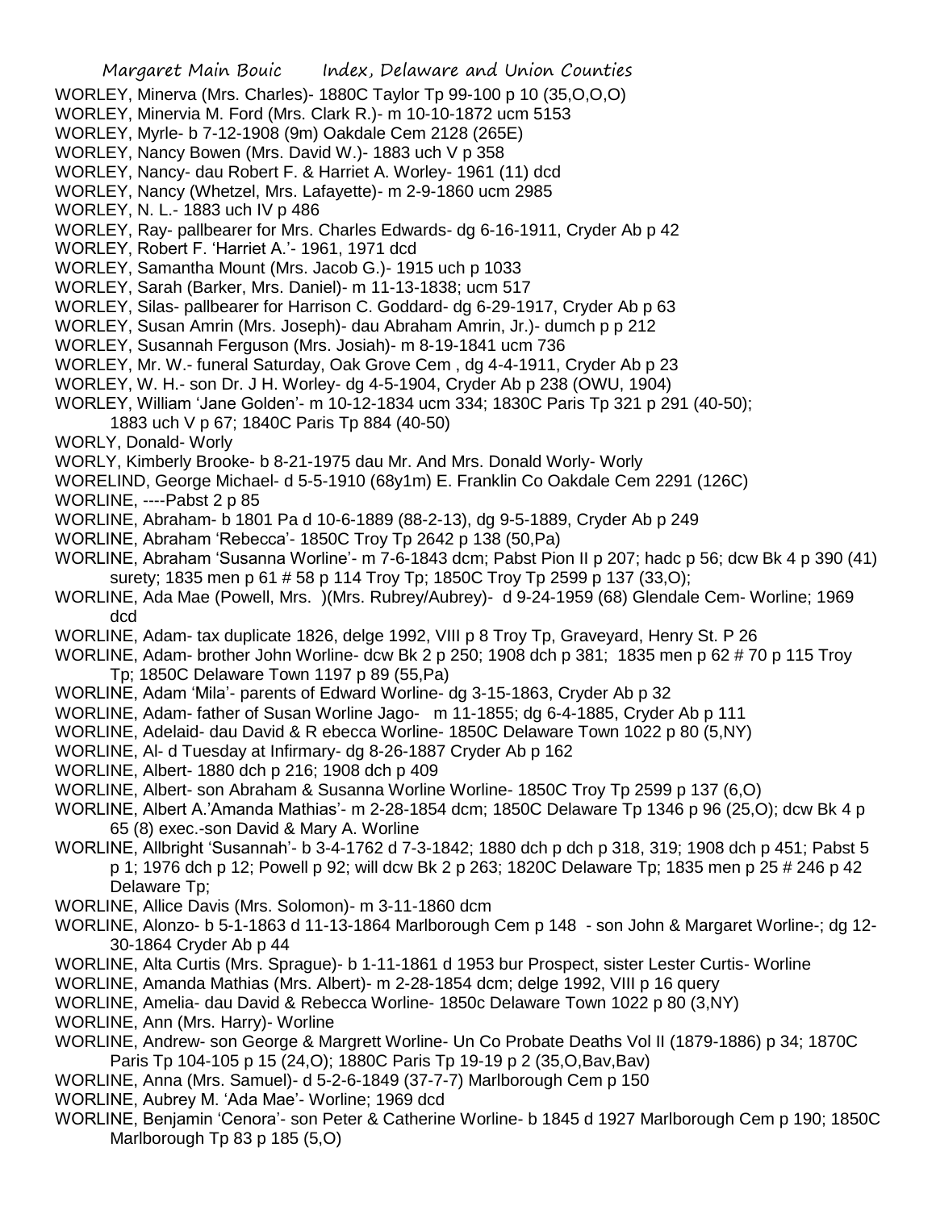WORLEY, Minerva (Mrs. Charles)- 1880C Taylor Tp 99-100 p 10 (35,O,O,O)
WORLEY, Minervia M. Ford (Mrs. Clark R.)- m 10-10-1872 ucm 5153
WORLEY, Myrle- b 7-12-1908 (9m) Oakdale Cem 2128 (265E)
WORLEY, Nancy Bowen (Mrs. David W.)- 1883 uch V p 358
WORLEY, Nancy- dau Robert F. & Harriet A. Worley- 1961 (11) dcd
WORLEY, Nancy (Whetzel, Mrs. Lafayette)- m 2-9-1860 ucm 2985
WORLEY, N. L.- 1883 uch IV p 486
WORLEY, Ray- pallbearer for Mrs. Charles Edwards- dg 6-16-1911, Cryder Ab p 42
WORLEY, Robert F. 'Harriet A.'- 1961, 1971 dcd
WORLEY, Samantha Mount (Mrs. Jacob G.)- 1915 uch p 1033
WORLEY, Sarah (Barker, Mrs. Daniel)- m 11-13-1838; ucm 517
WORLEY, Silas- pallbearer for Harrison C. Goddard- dg 6-29-1917, Cryder Ab p 63
WORLEY, Susan Amrin (Mrs. Joseph)- dau Abraham Amrin, Jr.)- dumch p p 212
WORLEY, Susannah Ferguson (Mrs. Josiah)- m 8-19-1841 ucm 736
WORLEY, Mr. W.- funeral Saturday, Oak Grove Cem , dg 4-4-1911, Cryder Ab p 23
WORLEY, W. H.- son Dr. J H. Worley- dg 4-5-1904, Cryder Ab p 238 (OWU, 1904)
WORLEY, William 'Jane Golden'- m 10-12-1834 ucm 334; 1830C Paris Tp 321 p 291 (40-50); 1883 uch V p 67; 1840C Paris Tp 884 (40-50)
WORLY, Donald- Worly
WORLY, Kimberly Brooke- b 8-21-1975 dau Mr. And Mrs. Donald Worly- Worly
WORELIND, George Michael- d 5-5-1910 (68y1m) E. Franklin Co Oakdale Cem 2291 (126C)
WORLINE, ----Pabst 2 p 85
WORLINE, Abraham- b 1801 Pa d 10-6-1889 (88-2-13), dg 9-5-1889, Cryder Ab p 249
WORLINE, Abraham 'Rebecca'- 1850C Troy Tp 2642 p 138 (50,Pa)
WORLINE, Abraham 'Susanna Worline'- m 7-6-1843 dcm; Pabst Pion II p 207; hadc p 56; dcw Bk 4 p 390 (41) surety; 1835 men p 61 # 58 p 114 Troy Tp; 1850C Troy Tp 2599 p 137 (33,O);
WORLINE, Ada Mae (Powell, Mrs. )(Mrs. Rubrey/Aubrey)- d 9-24-1959 (68) Glendale Cem- Worline; 1969 dcd
WORLINE, Adam- tax duplicate 1826, delge 1992, VIII p 8 Troy Tp, Graveyard, Henry St. P 26
WORLINE, Adam- brother John Worline- dcw Bk 2 p 250; 1908 dch p 381; 1835 men p 62 # 70 p 115 Troy Tp; 1850C Delaware Town 1197 p 89 (55,Pa)
WORLINE, Adam 'Mila'- parents of Edward Worline- dg 3-15-1863, Cryder Ab p 32
WORLINE, Adam- father of Susan Worline Jago- m 11-1855; dg 6-4-1885, Cryder Ab p 111
WORLINE, Adelaid- dau David & R ebecca Worline- 1850C Delaware Town 1022 p 80 (5,NY)
WORLINE, Al- d Tuesday at Infirmary- dg 8-26-1887 Cryder Ab p 162
WORLINE, Albert- 1880 dch p 216; 1908 dch p 409
WORLINE, Albert- son Abraham & Susanna Worline Worline- 1850C Troy Tp 2599 p 137 (6,O)
WORLINE, Albert A.'Amanda Mathias'- m 2-28-1854 dcm; 1850C Delaware Tp 1346 p 96 (25,O); dcw Bk 4 p 65 (8) exec.-son David & Mary A. Worline
WORLINE, Allbright 'Susannah'- b 3-4-1762 d 7-3-1842; 1880 dch p dch p 318, 319; 1908 dch p 451; Pabst 5 p 1; 1976 dch p 12; Powell p 92; will dcw Bk 2 p 263; 1820C Delaware Tp; 1835 men p 25 # 246 p 42 Delaware Tp;
WORLINE, Allice Davis (Mrs. Solomon)- m 3-11-1860 dcm
WORLINE, Alonzo- b 5-1-1863 d 11-13-1864 Marlborough Cem p 148 - son John & Margaret Worline-; dg 12-30-1864 Cryder Ab p 44
WORLINE, Alta Curtis (Mrs. Sprague)- b 1-11-1861 d 1953 bur Prospect, sister Lester Curtis- Worline
WORLINE, Amanda Mathias (Mrs. Albert)- m 2-28-1854 dcm; delge 1992, VIII p 16 query
WORLINE, Amelia- dau David & Rebecca Worline- 1850c Delaware Town 1022 p 80 (3,NY)
WORLINE, Ann (Mrs. Harry)- Worline
WORLINE, Andrew- son George & Margrett Worline- Un Co Probate Deaths Vol II (1879-1886) p 34; 1870C Paris Tp 104-105 p 15 (24,O); 1880C Paris Tp 19-19 p 2 (35,O,Bav,Bav)
WORLINE, Anna (Mrs. Samuel)- d 5-2-6-1849 (37-7-7) Marlborough Cem p 150
WORLINE, Aubrey M. 'Ada Mae'- Worline; 1969 dcd
WORLINE, Benjamin 'Cenora'- son Peter & Catherine Worline- b 1845 d 1927 Marlborough Cem p 190; 1850C Marlborough Tp 83 p 185 (5,O)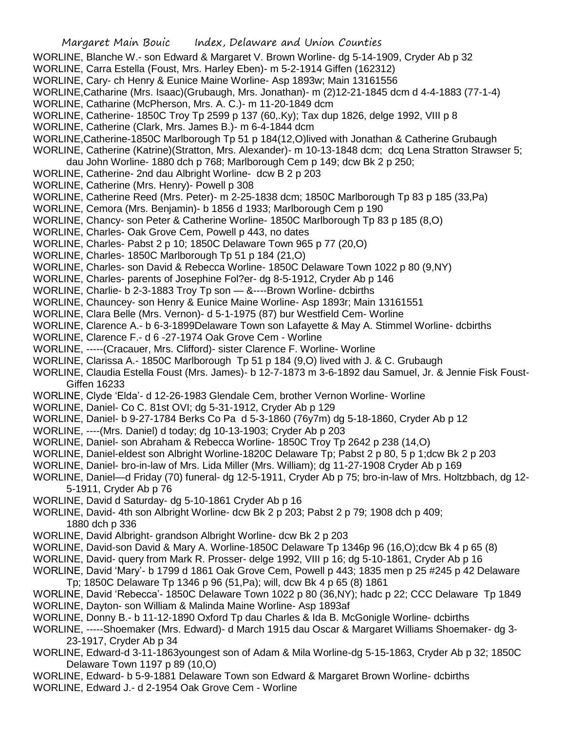WORLINE, Blanche W.- son Edward & Margaret V. Brown Worline- dg 5-14-1909, Cryder Ab p 32
WORLINE, Carra Estella (Foust, Mrs. Harley Eben)- m 5-2-1914 Giffen (162312)
WORLINE, Cary- ch Henry & Eunice Maine Worline- Asp 1893w; Main 13161556
WORLINE,Catharine (Mrs. Isaac)(Grubaugh, Mrs. Jonathan)- m (2)12-21-1845 dcm d 4-4-1883 (77-1-4)
WORLINE, Catharine (McPherson, Mrs. A. C.)- m 11-20-1849 dcm
WORLINE, Catherine- 1850C Troy Tp 2599 p 137 (60,.Ky); Tax dup 1826, delge 1992, VIII p 8
WORLINE, Catherine (Clark, Mrs. James B.)- m 6-4-1844 dcm
WORLINE,Catherine-1850C Marlborough Tp 51 p 184(12,O)lived with Jonathan & Catherine Grubaugh
WORLINE, Catherine (Katrine)(Stratton, Mrs. Alexander)- m 10-13-1848 dcm; dcq Lena Stratton Strawser 5; dau John Worline- 1880 dch p 768; Marlborough Cem p 149; dcw Bk 2 p 250;
WORLINE, Catherine- 2nd dau Albright Worline- dcw B 2 p 203
WORLINE, Catherine (Mrs. Henry)- Powell p 308
WORLINE, Catherine Reed (Mrs. Peter)- m 2-25-1838 dcm; 1850C Marlborough Tp 83 p 185 (33,Pa)
WORLINE, Cemora (Mrs. Benjamin)- b 1856 d 1933; Marlborough Cem p 190
WORLINE, Chancy- son Peter & Catherine Worline- 1850C Marlborough Tp 83 p 185 (8,O)
WORLINE, Charles- Oak Grove Cem, Powell p 443, no dates
WORLINE, Charles- Pabst 2 p 10; 1850C Delaware Town 965 p 77 (20,O)
WORLINE, Charles- 1850C Marlborough Tp 51 p 184 (21,O)
WORLINE, Charles- son David & Rebecca Worline- 1850C Delaware Town 1022 p 80 (9,NY)
WORLINE, Charles- parents of Josephine Fol?er- dg 8-5-1912, Cryder Ab p 146
WORLINE, Charlie- b 2-3-1883 Troy Tp son — &----Brown Worline- dcbirths
WORLINE, Chauncey- son Henry & Eunice Maine Worline- Asp 1893r; Main 13161551
WORLINE, Clara Belle (Mrs. Vernon)- d 5-1-1975 (87) bur Westfield Cem- Worline
WORLINE, Clarence A.- b 6-3-1899Delaware Town son Lafayette & May A. Stimmel Worline- dcbirths
WORLINE, Clarence F.- d 6 -27-1974 Oak Grove Cem - Worline
WORLINE, -----(Cracauer, Mrs. Clifford)- sister Clarence F. Worline- Worline
WORLINE, Clarissa A.- 1850C Marlborough Tp 51 p 184 (9,O) lived with J. & C. Grubaugh
WORLINE, Claudia Estella Foust (Mrs. James)- b 12-7-1873 m 3-6-1892 dau Samuel, Jr. & Jennie Fisk Foust- Giffen 16233
WORLINE, Clyde 'Elda'- d 12-26-1983 Glendale Cem, brother Vernon Worline- Worline
WORLINE, Daniel- Co C. 81st OVI; dg 5-31-1912, Cryder Ab p 129
WORLINE, Daniel- b 9-27-1784 Berks Co Pa d 5-3-1860 (76y7m) dg 5-18-1860, Cryder Ab p 12
WORLINE, ----(Mrs. Daniel) d today; dg 10-13-1903; Cryder Ab p 203
WORLINE, Daniel- son Abraham & Rebecca Worline- 1850C Troy Tp 2642 p 238 (14,O)
WORLINE, Daniel-eldest son Albright Worline-1820C Delaware Tp; Pabst 2 p 80, 5 p 1;dcw Bk 2 p 203
WORLINE, Daniel- bro-in-law of Mrs. Lida Miller (Mrs. William); dg 11-27-1908 Cryder Ab p 169
WORLINE, Daniel—d Friday (70) funeral- dg 12-5-1911, Cryder Ab p 75; bro-in-law of Mrs. Holtzbbach, dg 12-5-1911, Cryder Ab p 76
WORLINE, David d Saturday- dg 5-10-1861 Cryder Ab p 16
WORLINE, David- 4th son Albright Worline- dcw Bk 2 p 203; Pabst 2 p 79; 1908 dch p 409; 1880 dch p 336
WORLINE, David Albright- grandson Albright Worline- dcw Bk 2 p 203
WORLINE, David-son David & Mary A. Worline-1850C Delaware Tp 1346p 96 (16,O);dcw Bk 4 p 65 (8)
WORLINE, David- query from Mark R. Prosser- delge 1992, VIII p 16; dg 5-10-1861, Cryder Ab p 16
WORLINE, David 'Mary'- b 1799 d 1861 Oak Grove Cem, Powell p 443; 1835 men p 25 #245 p 42 Delaware Tp; 1850C Delaware Tp 1346 p 96 (51,Pa); will, dcw Bk 4 p 65 (8) 1861
WORLINE, David 'Rebecca'- 1850C Delaware Town 1022 p 80 (36,NY); hadc p 22; CCC Delaware Tp 1849
WORLINE, Dayton- son William & Malinda Maine Worline- Asp 1893af
WORLINE, Donny B.- b 11-12-1890 Oxford Tp dau Charles & Ida B. McGonigle Worline- dcbirths
WORLINE, -----Shoemaker (Mrs. Edward)- d March 1915 dau Oscar & Margaret Williams Shoemaker- dg 3-23-1917, Cryder Ab p 34
WORLINE, Edward-d 3-11-1863youngest son of Adam & Mila Worline-dg 5-15-1863, Cryder Ab p 32; 1850C Delaware Town 1197 p 89 (10,O)
WORLINE, Edward- b 5-9-1881 Delaware Town son Edward & Margaret Brown Worline- dcbirths
WORLINE, Edward J.- d 2-1954 Oak Grove Cem - Worline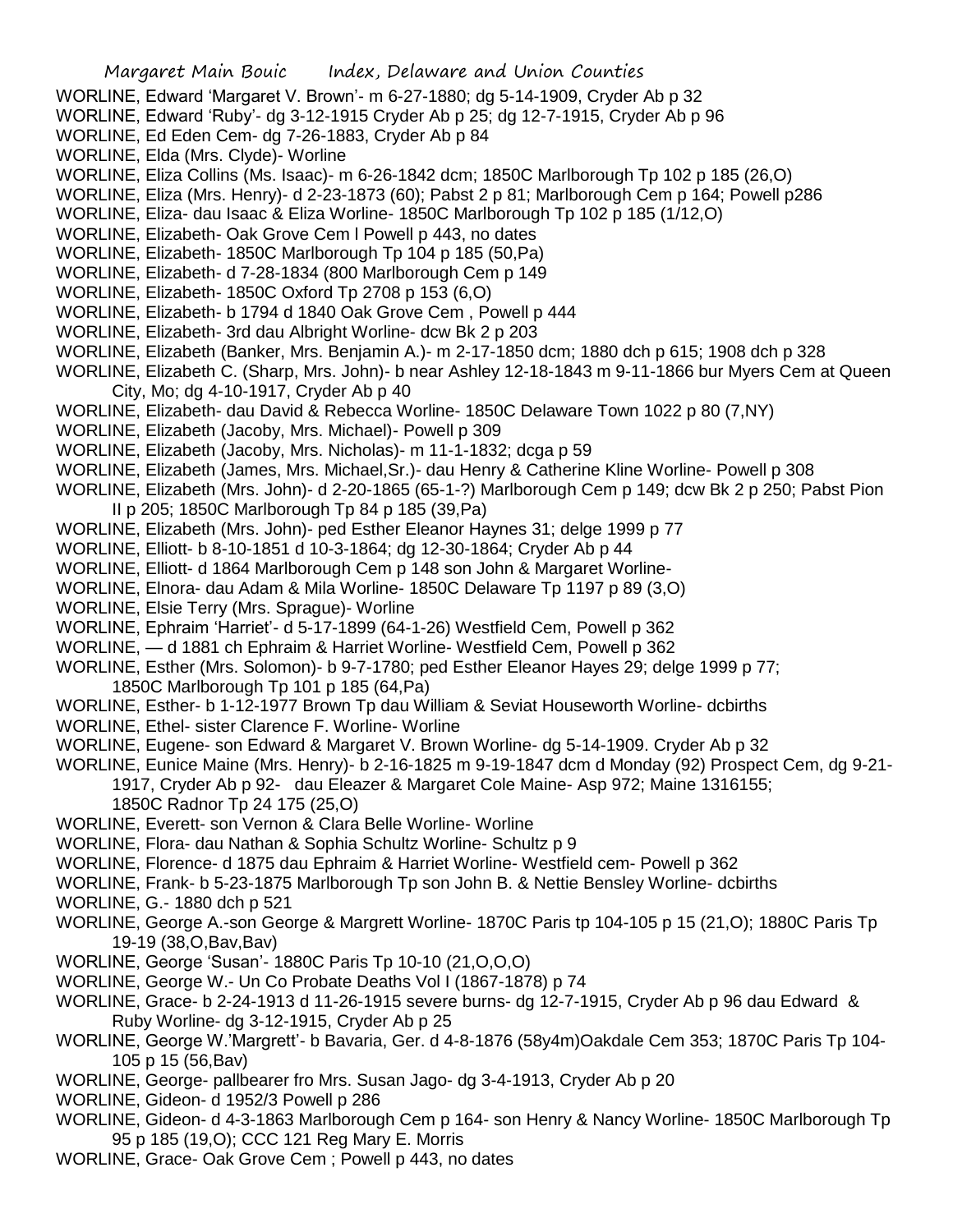WORLINE, Edward 'Margaret V. Brown'- m 6-27-1880; dg 5-14-1909, Cryder Ab p 32

WORLINE, Edward 'Ruby'- dg 3-12-1915 Cryder Ab p 25; dg 12-7-1915, Cryder Ab p 96

WORLINE, Ed Eden Cem- dg 7-26-1883, Cryder Ab p 84

WORLINE, Elda (Mrs. Clyde)- Worline

WORLINE, Eliza Collins (Ms. Isaac)- m 6-26-1842 dcm; 1850C Marlborough Tp 102 p 185 (26,O)

WORLINE, Eliza (Mrs. Henry)- d 2-23-1873 (60); Pabst 2 p 81; Marlborough Cem p 164; Powell p286

WORLINE, Eliza- dau Isaac & Eliza Worline- 1850C Marlborough Tp 102 p 185 (1/12,O)

WORLINE, Elizabeth- Oak Grove Cem l Powell p 443, no dates

WORLINE, Elizabeth- 1850C Marlborough Tp 104 p 185 (50,Pa)

WORLINE, Elizabeth- d 7-28-1834 (800 Marlborough Cem p 149

WORLINE, Elizabeth- 1850C Oxford Tp 2708 p 153 (6,O)

WORLINE, Elizabeth- b 1794 d 1840 Oak Grove Cem , Powell p 444

WORLINE, Elizabeth- 3rd dau Albright Worline- dcw Bk 2 p 203

WORLINE, Elizabeth (Banker, Mrs. Benjamin A.)- m 2-17-1850 dcm; 1880 dch p 615; 1908 dch p 328

WORLINE, Elizabeth C. (Sharp, Mrs. John)- b near Ashley 12-18-1843 m 9-11-1866 bur Myers Cem at Queen City, Mo; dg 4-10-1917, Cryder Ab p 40

WORLINE, Elizabeth- dau David & Rebecca Worline- 1850C Delaware Town 1022 p 80 (7,NY)

WORLINE, Elizabeth (Jacoby, Mrs. Michael)- Powell p 309

WORLINE, Elizabeth (Jacoby, Mrs. Nicholas)- m 11-1-1832; dcga p 59

WORLINE, Elizabeth (James, Mrs. Michael,Sr.)- dau Henry & Catherine Kline Worline- Powell p 308

WORLINE, Elizabeth (Mrs. John)- d 2-20-1865 (65-1-?) Marlborough Cem p 149; dcw Bk 2 p 250; Pabst Pion II p 205; 1850C Marlborough Tp 84 p 185 (39,Pa)

WORLINE, Elizabeth (Mrs. John)- ped Esther Eleanor Haynes 31; delge 1999 p 77

WORLINE, Elliott- b 8-10-1851 d 10-3-1864; dg 12-30-1864; Cryder Ab p 44

WORLINE, Elliott- d 1864 Marlborough Cem p 148 son John & Margaret Worline-

WORLINE, Elnora- dau Adam & Mila Worline- 1850C Delaware Tp 1197 p 89 (3,O)

WORLINE, Elsie Terry (Mrs. Sprague)- Worline

WORLINE, Ephraim 'Harriet'- d 5-17-1899 (64-1-26) Westfield Cem, Powell p 362

WORLINE, — d 1881 ch Ephraim & Harriet Worline- Westfield Cem, Powell p 362

WORLINE, Esther (Mrs. Solomon)- b 9-7-1780; ped Esther Eleanor Hayes 29; delge 1999 p 77; 1850C Marlborough Tp 101 p 185 (64,Pa)

WORLINE, Esther- b 1-12-1977 Brown Tp dau William & Seviat Houseworth Worline- dcbirths

WORLINE, Ethel- sister Clarence F. Worline- Worline

WORLINE, Eugene- son Edward & Margaret V. Brown Worline- dg 5-14-1909. Cryder Ab p 32

WORLINE, Eunice Maine (Mrs. Henry)- b 2-16-1825 m 9-19-1847 dcm d Monday (92) Prospect Cem, dg 9-21-1917, Cryder Ab p 92- dau Eleazer & Margaret Cole Maine- Asp 972; Maine 1316155; 1850C Radnor Tp 24 175 (25,O)

WORLINE, Everett- son Vernon & Clara Belle Worline- Worline

WORLINE, Flora- dau Nathan & Sophia Schultz Worline- Schultz p 9

WORLINE, Florence- d 1875 dau Ephraim & Harriet Worline- Westfield cem- Powell p 362

WORLINE, Frank- b 5-23-1875 Marlborough Tp son John B. & Nettie Bensley Worline- dcbirths

WORLINE, G.- 1880 dch p 521

WORLINE, George A.-son George & Margrett Worline- 1870C Paris tp 104-105 p 15 (21,O); 1880C Paris Tp 19-19 (38,O,Bav,Bav)

WORLINE, George 'Susan'- 1880C Paris Tp 10-10 (21,O,O,O)

WORLINE, George W.- Un Co Probate Deaths Vol I (1867-1878) p 74

WORLINE, Grace- b 2-24-1913 d 11-26-1915 severe burns- dg 12-7-1915, Cryder Ab p 96 dau Edward & Ruby Worline- dg 3-12-1915, Cryder Ab p 25

WORLINE, George W.'Margrett'- b Bavaria, Ger. d 4-8-1876 (58y4m)Oakdale Cem 353; 1870C Paris Tp 104-105 p 15 (56,Bav)

WORLINE, George- pallbearer fro Mrs. Susan Jago- dg 3-4-1913, Cryder Ab p 20

WORLINE, Gideon- d 1952/3 Powell p 286

WORLINE, Gideon- d 4-3-1863 Marlborough Cem p 164- son Henry & Nancy Worline- 1850C Marlborough Tp 95 p 185 (19,O); CCC 121 Reg Mary E. Morris

WORLINE, Grace- Oak Grove Cem ; Powell p 443, no dates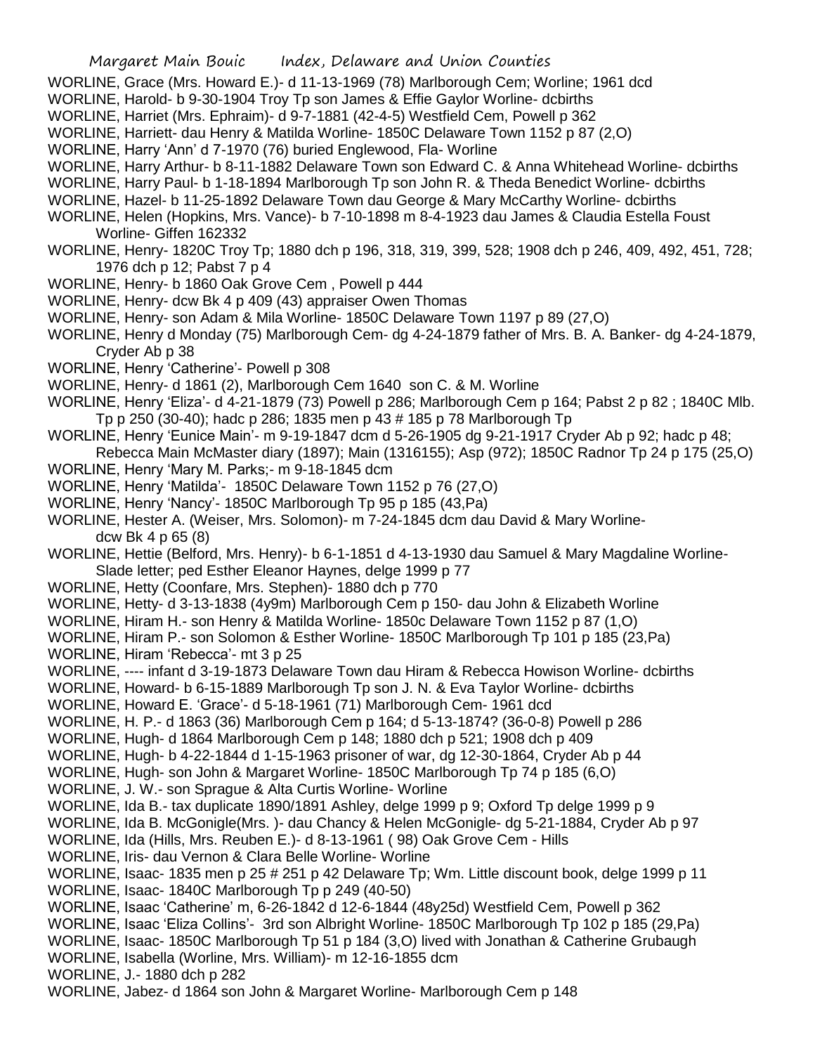WORLINE, Grace (Mrs. Howard E.)- d 11-13-1969 (78) Marlborough Cem; Worline; 1961 dcd
WORLINE, Harold- b 9-30-1904 Troy Tp son James & Effie Gaylor Worline- dcbirths
WORLINE, Harriet (Mrs. Ephraim)- d 9-7-1881 (42-4-5) Westfield Cem, Powell p 362
WORLINE, Harriett- dau Henry & Matilda Worline- 1850C Delaware Town 1152 p 87 (2,O)
WORLINE, Harry 'Ann' d 7-1970 (76) buried Englewood, Fla- Worline
WORLINE, Harry Arthur- b 8-11-1882 Delaware Town son Edward C. & Anna Whitehead Worline- dcbirths
WORLINE, Harry Paul- b 1-18-1894 Marlborough Tp son John R. & Theda Benedict Worline- dcbirths
WORLINE, Hazel- b 11-25-1892 Delaware Town dau George & Mary McCarthy Worline- dcbirths
WORLINE, Helen (Hopkins, Mrs. Vance)- b 7-10-1898 m 8-4-1923 dau James & Claudia Estella Foust Worline- Giffen 162332
WORLINE, Henry- 1820C Troy Tp; 1880 dch p 196, 318, 319, 399, 528; 1908 dch p 246, 409, 492, 451, 728; 1976 dch p 12; Pabst 7 p 4
WORLINE, Henry- b 1860 Oak Grove Cem , Powell p 444
WORLINE, Henry- dcw Bk 4 p 409 (43) appraiser Owen Thomas
WORLINE, Henry- son Adam & Mila Worline- 1850C Delaware Town 1197 p 89 (27,O)
WORLINE, Henry d Monday (75) Marlborough Cem- dg 4-24-1879 father of Mrs. B. A. Banker- dg 4-24-1879, Cryder Ab p 38
WORLINE, Henry 'Catherine'- Powell p 308
WORLINE, Henry- d 1861 (2), Marlborough Cem 1640 son C. & M. Worline
WORLINE, Henry 'Eliza'- d 4-21-1879 (73) Powell p 286; Marlborough Cem p 164; Pabst 2 p 82 ; 1840C Mlb. Tp p 250 (30-40); hadc p 286; 1835 men p 43 # 185 p 78 Marlborough Tp
WORLINE, Henry 'Eunice Main'- m 9-19-1847 dcm d 5-26-1905 dg 9-21-1917 Cryder Ab p 92; hadc p 48; Rebecca Main McMaster diary (1897); Main (1316155); Asp (972); 1850C Radnor Tp 24 p 175 (25,O)
WORLINE, Henry 'Mary M. Parks;- m 9-18-1845 dcm
WORLINE, Henry 'Matilda'- 1850C Delaware Town 1152 p 76 (27,O)
WORLINE, Henry 'Nancy'- 1850C Marlborough Tp 95 p 185 (43,Pa)
WORLINE, Hester A. (Weiser, Mrs. Solomon)- m 7-24-1845 dcm dau David & Mary Worline- dcw Bk 4 p 65 (8)
WORLINE, Hettie (Belford, Mrs. Henry)- b 6-1-1851 d 4-13-1930 dau Samuel & Mary Magdaline Worline- Slade letter; ped Esther Eleanor Haynes, delge 1999 p 77
WORLINE, Hetty (Coonfare, Mrs. Stephen)- 1880 dch p 770
WORLINE, Hetty- d 3-13-1838 (4y9m) Marlborough Cem p 150- dau John & Elizabeth Worline
WORLINE, Hiram H.- son Henry & Matilda Worline- 1850c Delaware Town 1152 p 87 (1,O)
WORLINE, Hiram P.- son Solomon & Esther Worline- 1850C Marlborough Tp 101 p 185 (23,Pa)
WORLINE, Hiram 'Rebecca'- mt 3 p 25
WORLINE, ---- infant d 3-19-1873 Delaware Town dau Hiram & Rebecca Howison Worline- dcbirths
WORLINE, Howard- b 6-15-1889 Marlborough Tp son J. N. & Eva Taylor Worline- dcbirths
WORLINE, Howard E. 'Grace'- d 5-18-1961 (71) Marlborough Cem- 1961 dcd
WORLINE, H. P.- d 1863 (36) Marlborough Cem p 164; d 5-13-1874? (36-0-8) Powell p 286
WORLINE, Hugh- d 1864 Marlborough Cem p 148; 1880 dch p 521; 1908 dch p 409
WORLINE, Hugh- b 4-22-1844 d 1-15-1963 prisoner of war, dg 12-30-1864, Cryder Ab p 44
WORLINE, Hugh- son John & Margaret Worline- 1850C Marlborough Tp 74 p 185 (6,O)
WORLINE, J. W.- son Sprague & Alta Curtis Worline- Worline
WORLINE, Ida B.- tax duplicate 1890/1891 Ashley, delge 1999 p 9; Oxford Tp delge 1999 p 9
WORLINE, Ida B. McGonigle(Mrs. )- dau Chancy & Helen McGonigle- dg 5-21-1884, Cryder Ab p 97
WORLINE, Ida (Hills, Mrs. Reuben E.)- d 8-13-1961 ( 98) Oak Grove Cem - Hills
WORLINE, Iris- dau Vernon & Clara Belle Worline- Worline
WORLINE, Isaac- 1835 men p 25 # 251 p 42 Delaware Tp; Wm. Little discount book, delge 1999 p 11
WORLINE, Isaac- 1840C Marlborough Tp p 249 (40-50)
WORLINE, Isaac 'Catherine' m, 6-26-1842 d 12-6-1844 (48y25d) Westfield Cem, Powell p 362
WORLINE, Isaac 'Eliza Collins'- 3rd son Albright Worline- 1850C Marlborough Tp 102 p 185 (29,Pa)
WORLINE, Isaac- 1850C Marlborough Tp 51 p 184 (3,O) lived with Jonathan & Catherine Grubaugh
WORLINE, Isabella (Worline, Mrs. William)- m 12-16-1855 dcm
WORLINE, J.- 1880 dch p 282
WORLINE, Jabez- d 1864 son John & Margaret Worline- Marlborough Cem p 148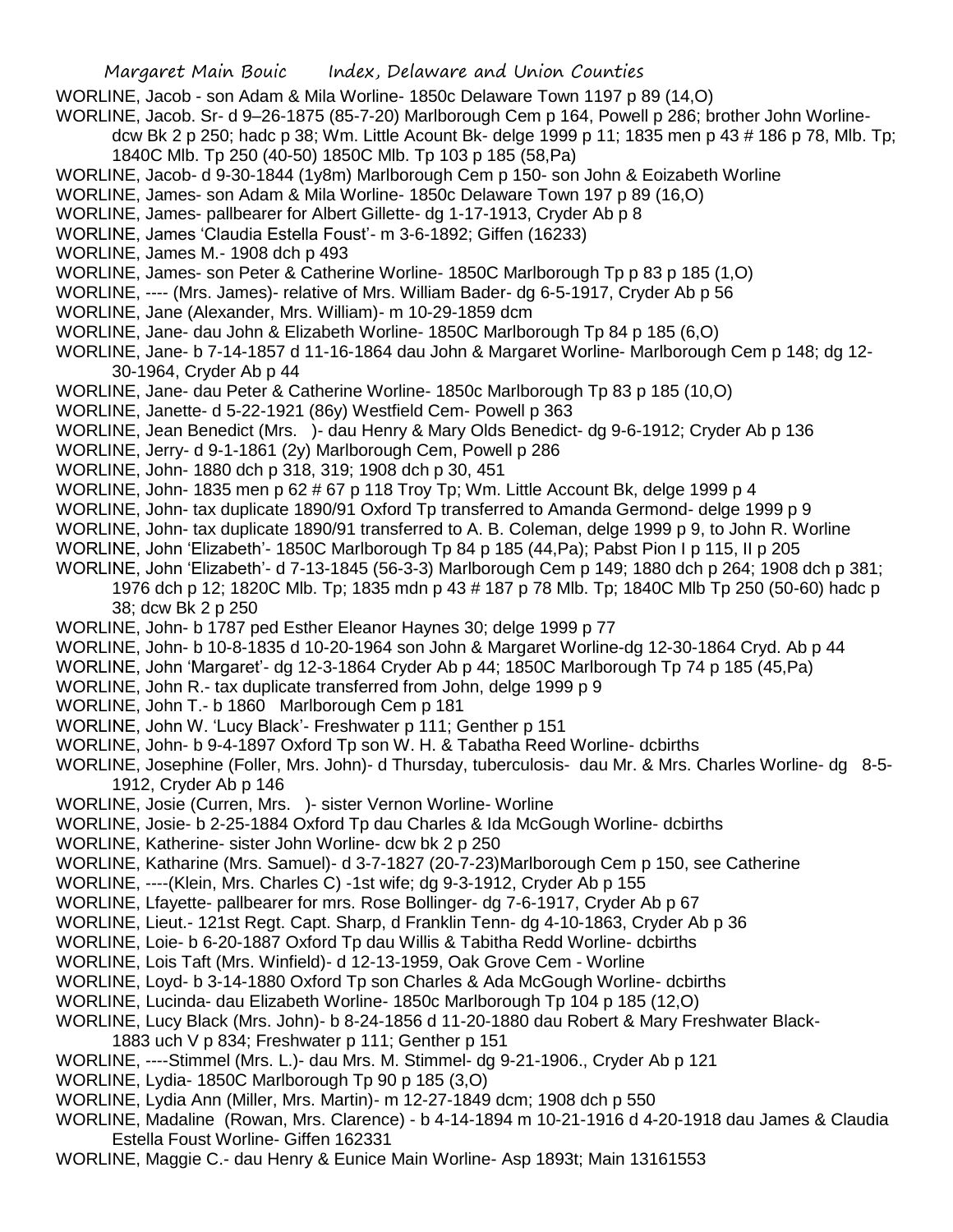WORLINE, Jacob - son Adam & Mila Worline- 1850c Delaware Town 1197 p 89 (14,O)

WORLINE, Jacob. Sr- d 9–26-1875 (85-7-20) Marlborough Cem p 164, Powell p 286; brother John Worline- dcw Bk 2 p 250; hadc p 38; Wm. Little Acount Bk- delge 1999 p 11; 1835 men p 43 # 186 p 78, Mlb. Tp; 1840C Mlb. Tp 250 (40-50) 1850C Mlb. Tp 103 p 185 (58,Pa)

WORLINE, Jacob- d 9-30-1844 (1y8m) Marlborough Cem p 150- son John & Eoizabeth Worline

WORLINE, James- son Adam & Mila Worline- 1850c Delaware Town 197 p 89 (16,O)

WORLINE, James- pallbearer for Albert Gillette- dg 1-17-1913, Cryder Ab p 8

WORLINE, James 'Claudia Estella Foust'- m 3-6-1892; Giffen (16233)

WORLINE, James M.- 1908 dch p 493

WORLINE, James- son Peter & Catherine Worline- 1850C Marlborough Tp p 83 p 185 (1,O)

WORLINE, ---- (Mrs. James)- relative of Mrs. William Bader- dg 6-5-1917, Cryder Ab p 56

WORLINE, Jane (Alexander, Mrs. William)- m 10-29-1859 dcm

WORLINE, Jane- dau John & Elizabeth Worline- 1850C Marlborough Tp 84 p 185 (6,O)

WORLINE, Jane- b 7-14-1857 d 11-16-1864 dau John & Margaret Worline- Marlborough Cem p 148; dg 12-30-1964, Cryder Ab p 44

WORLINE, Jane- dau Peter & Catherine Worline- 1850c Marlborough Tp 83 p 185 (10,O)

WORLINE, Janette- d 5-22-1921 (86y) Westfield Cem- Powell p 363

WORLINE, Jean Benedict (Mrs. )- dau Henry & Mary Olds Benedict- dg 9-6-1912; Cryder Ab p 136

WORLINE, Jerry- d 9-1-1861 (2y) Marlborough Cem, Powell p 286

WORLINE, John- 1880 dch p 318, 319; 1908 dch p 30, 451

WORLINE, John- 1835 men p 62 # 67 p 118 Troy Tp; Wm. Little Account Bk, delge 1999 p 4

WORLINE, John- tax duplicate 1890/91 Oxford Tp transferred to Amanda Germond- delge 1999 p 9

WORLINE, John- tax duplicate 1890/91 transferred to A. B. Coleman, delge 1999 p 9, to John R. Worline

WORLINE, John 'Elizabeth'- 1850C Marlborough Tp 84 p 185 (44,Pa); Pabst Pion I p 115, II p 205

WORLINE, John 'Elizabeth'- d 7-13-1845 (56-3-3) Marlborough Cem p 149; 1880 dch p 264; 1908 dch p 381; 1976 dch p 12; 1820C Mlb. Tp; 1835 mdn p 43 # 187 p 78 Mlb. Tp; 1840C Mlb Tp 250 (50-60) hadc p 38; dcw Bk 2 p 250

WORLINE, John- b 1787 ped Esther Eleanor Haynes 30; delge 1999 p 77

WORLINE, John- b 10-8-1835 d 10-20-1964 son John & Margaret Worline-dg 12-30-1864 Cryd. Ab p 44

WORLINE, John 'Margaret'- dg 12-3-1864 Cryder Ab p 44; 1850C Marlborough Tp 74 p 185 (45,Pa)

WORLINE, John R.- tax duplicate transferred from John, delge 1999 p 9

WORLINE, John T.- b 1860 Marlborough Cem p 181

WORLINE, John W. 'Lucy Black'- Freshwater p 111; Genther p 151

WORLINE, John- b 9-4-1897 Oxford Tp son W. H. & Tabatha Reed Worline- dcbirths

WORLINE, Josephine (Foller, Mrs. John)- d Thursday, tuberculosis- dau Mr. & Mrs. Charles Worline- dg 8-5-1912, Cryder Ab p 146

WORLINE, Josie (Curren, Mrs. )- sister Vernon Worline- Worline

WORLINE, Josie- b 2-25-1884 Oxford Tp dau Charles & Ida McGough Worline- dcbirths

WORLINE, Katherine- sister John Worline- dcw bk 2 p 250

WORLINE, Katharine (Mrs. Samuel)- d 3-7-1827 (20-7-23)Marlborough Cem p 150, see Catherine

WORLINE, ----(Klein, Mrs. Charles C) -1st wife; dg 9-3-1912, Cryder Ab p 155

WORLINE, Lfayette- pallbearer for mrs. Rose Bollinger- dg 7-6-1917, Cryder Ab p 67

WORLINE, Lieut.- 121st Regt. Capt. Sharp, d Franklin Tenn- dg 4-10-1863, Cryder Ab p 36

WORLINE, Loie- b 6-20-1887 Oxford Tp dau Willis & Tabitha Redd Worline- dcbirths

WORLINE, Lois Taft (Mrs. Winfield)- d 12-13-1959, Oak Grove Cem - Worline

WORLINE, Loyd- b 3-14-1880 Oxford Tp son Charles & Ada McGough Worline- dcbirths

WORLINE, Lucinda- dau Elizabeth Worline- 1850c Marlborough Tp 104 p 185 (12,O)

WORLINE, Lucy Black (Mrs. John)- b 8-24-1856 d 11-20-1880 dau Robert & Mary Freshwater Black- 1883 uch V p 834; Freshwater p 111; Genther p 151

WORLINE, ----Stimmel (Mrs. L.)- dau Mrs. M. Stimmel- dg 9-21-1906., Cryder Ab p 121

WORLINE, Lydia- 1850C Marlborough Tp 90 p 185 (3,O)

WORLINE, Lydia Ann (Miller, Mrs. Martin)- m 12-27-1849 dcm; 1908 dch p 550

WORLINE, Madaline (Rowan, Mrs. Clarence) - b 4-14-1894 m 10-21-1916 d 4-20-1918 dau James & Claudia Estella Foust Worline- Giffen 162331

WORLINE, Maggie C.- dau Henry & Eunice Main Worline- Asp 1893t; Main 13161553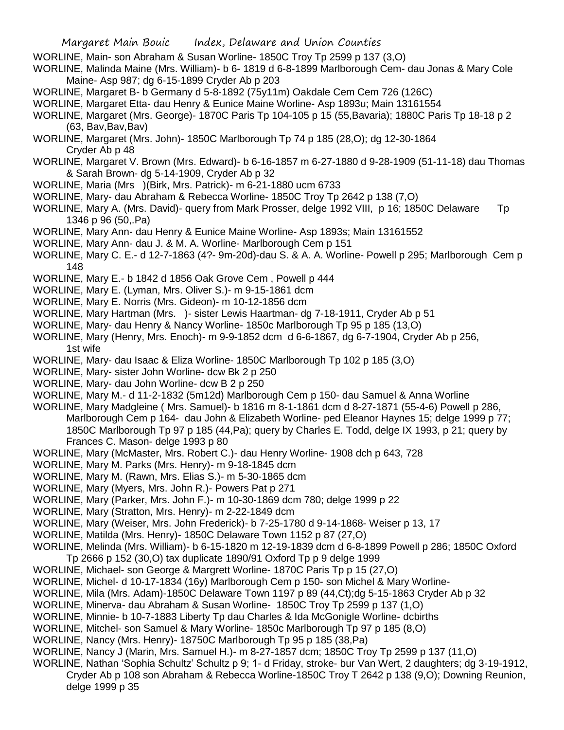WORLINE, Main- son Abraham & Susan Worline- 1850C Troy Tp 2599 p 137 (3,O)

WORLINE, Malinda Maine (Mrs. William)- b 6- 1819 d 6-8-1899 Marlborough Cem- dau Jonas & Mary Cole Maine- Asp 987; dg 6-15-1899 Cryder Ab p 203

WORLINE, Margaret B- b Germany d 5-8-1892 (75y11m) Oakdale Cem Cem 726 (126C)

WORLINE, Margaret Etta- dau Henry & Eunice Maine Worline- Asp 1893u; Main 13161554

WORLINE, Margaret (Mrs. George)- 1870C Paris Tp 104-105 p 15 (55,Bavaria); 1880C Paris Tp 18-18 p 2 (63, Bav,Bav,Bav)

WORLINE, Margaret (Mrs. John)- 1850C Marlborough Tp 74 p 185 (28,O); dg 12-30-1864 Cryder Ab p 48

WORLINE, Margaret V. Brown (Mrs. Edward)- b 6-16-1857 m 6-27-1880 d 9-28-1909 (51-11-18) dau Thomas & Sarah Brown- dg 5-14-1909, Cryder Ab p 32

WORLINE, Maria (Mrs )(Birk, Mrs. Patrick)- m 6-21-1880 ucm 6733

WORLINE, Mary- dau Abraham & Rebecca Worline- 1850C Troy Tp 2642 p 138 (7,O)

WORLINE, Mary A. (Mrs. David)- query from Mark Prosser, delge 1992 VIII, p 16; 1850C Delaware Tp 1346 p 96 (50,.Pa)

WORLINE, Mary Ann- dau Henry & Eunice Maine Worline- Asp 1893s; Main 13161552

WORLINE, Mary Ann- dau J. & M. A. Worline- Marlborough Cem p 151

WORLINE, Mary C. E.- d 12-7-1863 (4?- 9m-20d)-dau S. & A. A. Worline- Powell p 295; Marlborough Cem p 148

WORLINE, Mary E.- b 1842 d 1856 Oak Grove Cem , Powell p 444

WORLINE, Mary E. (Lyman, Mrs. Oliver S.)- m 9-15-1861 dcm

WORLINE, Mary E. Norris (Mrs. Gideon)- m 10-12-1856 dcm

WORLINE, Mary Hartman (Mrs. )- sister Lewis Haartman- dg 7-18-1911, Cryder Ab p 51

WORLINE, Mary- dau Henry & Nancy Worline- 1850c Marlborough Tp 95 p 185 (13,O)

WORLINE, Mary (Henry, Mrs. Enoch)- m 9-9-1852 dcm d 6-6-1867, dg 6-7-1904, Cryder Ab p 256, 1st wife

WORLINE, Mary- dau Isaac & Eliza Worline- 1850C Marlborough Tp 102 p 185 (3,O)

WORLINE, Mary- sister John Worline- dcw Bk 2 p 250

WORLINE, Mary- dau John Worline- dcw B 2 p 250

WORLINE, Mary M.- d 11-2-1832 (5m12d) Marlborough Cem p 150- dau Samuel & Anna Worline

WORLINE, Mary Madgleine ( Mrs. Samuel)- b 1816 m 8-1-1861 dcm d 8-27-1871 (55-4-6) Powell p 286, Marlborough Cem p 164- dau John & Elizabeth Worline- ped Eleanor Haynes 15; delge 1999 p 77; 1850C Marlborough Tp 97 p 185 (44,Pa); query by Charles E. Todd, delge IX 1993, p 21; query by Frances C. Mason- delge 1993 p 80

WORLINE, Mary (McMaster, Mrs. Robert C.)- dau Henry Worline- 1908 dch p 643, 728

WORLINE, Mary M. Parks (Mrs. Henry)- m 9-18-1845 dcm

WORLINE, Mary M. (Rawn, Mrs. Elias S.)- m 5-30-1865 dcm

WORLINE, Mary (Myers, Mrs. John R.)- Powers Pat p 271

WORLINE, Mary (Parker, Mrs. John F.)- m 10-30-1869 dcm 780; delge 1999 p 22

WORLINE, Mary (Stratton, Mrs. Henry)- m 2-22-1849 dcm

WORLINE, Mary (Weiser, Mrs. John Frederick)- b 7-25-1780 d 9-14-1868- Weiser p 13, 17

WORLINE, Matilda (Mrs. Henry)- 1850C Delaware Town 1152 p 87 (27,O)

WORLINE, Melinda (Mrs. William)- b 6-15-1820 m 12-19-1839 dcm d 6-8-1899 Powell p 286; 1850C Oxford Tp 2666 p 152 (30,O) tax duplicate 1890/91 Oxford Tp p 9 delge 1999

WORLINE, Michael- son George & Margrett Worline- 1870C Paris Tp p 15 (27,O)

WORLINE, Michel- d 10-17-1834 (16y) Marlborough Cem p 150- son Michel & Mary Worline-

WORLINE, Mila (Mrs. Adam)-1850C Delaware Town 1197 p 89 (44,Ct);dg 5-15-1863 Cryder Ab p 32

WORLINE, Minerva- dau Abraham & Susan Worline- 1850C Troy Tp 2599 p 137 (1,O)

WORLINE, Minnie- b 10-7-1883 Liberty Tp dau Charles & Ida McGonigle Worline- dcbirths

WORLINE, Mitchel- son Samuel & Mary Worline- 1850c Marlborough Tp 97 p 185 (8,O)

WORLINE, Nancy (Mrs. Henry)- 18750C Marlborough Tp 95 p 185 (38,Pa)

WORLINE, Nancy J (Marin, Mrs. Samuel H.)- m 8-27-1857 dcm; 1850C Troy Tp 2599 p 137 (11,O)

WORLINE, Nathan 'Sophia Schultz' Schultz p 9; 1- d Friday, stroke- bur Van Wert, 2 daughters; dg 3-19-1912, Cryder Ab p 108 son Abraham & Rebecca Worline-1850C Troy T 2642 p 138 (9,O); Downing Reunion, delge 1999 p 35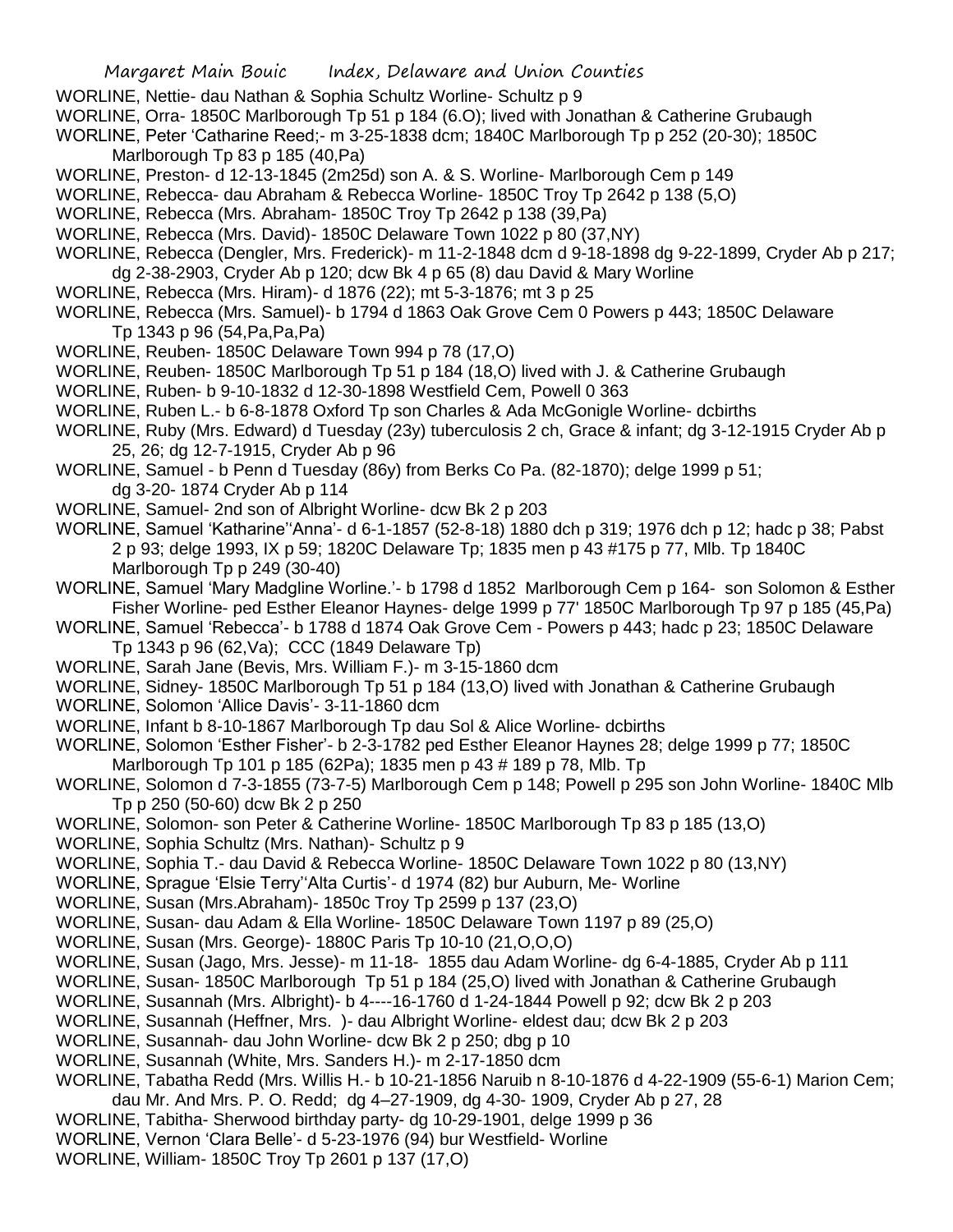WORLINE, Nettie- dau Nathan & Sophia Schultz Worline- Schultz p 9

WORLINE, Orra- 1850C Marlborough Tp 51 p 184 (6.O); lived with Jonathan & Catherine Grubaugh

WORLINE, Peter 'Catharine Reed;- m 3-25-1838 dcm; 1840C Marlborough Tp p 252 (20-30); 1850C Marlborough Tp 83 p 185 (40,Pa)

WORLINE, Preston- d 12-13-1845 (2m25d) son A. & S. Worline- Marlborough Cem p 149

WORLINE, Rebecca- dau Abraham & Rebecca Worline- 1850C Troy Tp 2642 p 138 (5,O)

WORLINE, Rebecca (Mrs. Abraham- 1850C Troy Tp 2642 p 138 (39,Pa)

WORLINE, Rebecca (Mrs. David)- 1850C Delaware Town 1022 p 80 (37,NY)

WORLINE, Rebecca (Dengler, Mrs. Frederick)- m 11-2-1848 dcm d 9-18-1898 dg 9-22-1899, Cryder Ab p 217; dg 2-38-2903, Cryder Ab p 120; dcw Bk 4 p 65 (8) dau David & Mary Worline

WORLINE, Rebecca (Mrs. Hiram)- d 1876 (22); mt 5-3-1876; mt 3 p 25

WORLINE, Rebecca (Mrs. Samuel)- b 1794 d 1863 Oak Grove Cem 0 Powers p 443; 1850C Delaware Tp 1343 p 96 (54,Pa,Pa,Pa)

WORLINE, Reuben- 1850C Delaware Town 994 p 78 (17,O)

WORLINE, Reuben- 1850C Marlborough Tp 51 p 184 (18,O) lived with J. & Catherine Grubaugh

WORLINE, Ruben- b 9-10-1832 d 12-30-1898 Westfield Cem, Powell 0 363

WORLINE, Ruben L.- b 6-8-1878 Oxford Tp son Charles & Ada McGonigle Worline- dcbirths

WORLINE, Ruby (Mrs. Edward) d Tuesday (23y) tuberculosis 2 ch, Grace & infant; dg 3-12-1915 Cryder Ab p 25, 26; dg 12-7-1915, Cryder Ab p 96

WORLINE, Samuel - b Penn d Tuesday (86y) from Berks Co Pa. (82-1870); delge 1999 p 51; dg 3-20- 1874 Cryder Ab p 114

WORLINE, Samuel- 2nd son of Albright Worline- dcw Bk 2 p 203

WORLINE, Samuel 'Katharine''Anna'- d 6-1-1857 (52-8-18) 1880 dch p 319; 1976 dch p 12; hadc p 38; Pabst 2 p 93; delge 1993, IX p 59; 1820C Delaware Tp; 1835 men p 43 #175 p 77, Mlb. Tp 1840C Marlborough Tp p 249 (30-40)

WORLINE, Samuel 'Mary Madgline Worline.'- b 1798 d 1852 Marlborough Cem p 164- son Solomon & Esther Fisher Worline- ped Esther Eleanor Haynes- delge 1999 p 77' 1850C Marlborough Tp 97 p 185 (45,Pa)

WORLINE, Samuel 'Rebecca'- b 1788 d 1874 Oak Grove Cem - Powers p 443; hadc p 23; 1850C Delaware Tp 1343 p 96 (62,Va); CCC (1849 Delaware Tp)

WORLINE, Sarah Jane (Bevis, Mrs. William F.)- m 3-15-1860 dcm

WORLINE, Sidney- 1850C Marlborough Tp 51 p 184 (13,O) lived with Jonathan & Catherine Grubaugh

WORLINE, Solomon 'Allice Davis'- 3-11-1860 dcm

WORLINE, Infant b 8-10-1867 Marlborough Tp dau Sol & Alice Worline- dcbirths

WORLINE, Solomon 'Esther Fisher'- b 2-3-1782 ped Esther Eleanor Haynes 28; delge 1999 p 77; 1850C Marlborough Tp 101 p 185 (62Pa); 1835 men p 43 # 189 p 78, Mlb. Tp

WORLINE, Solomon d 7-3-1855 (73-7-5) Marlborough Cem p 148; Powell p 295 son John Worline- 1840C Mlb Tp p 250 (50-60) dcw Bk 2 p 250

WORLINE, Solomon- son Peter & Catherine Worline- 1850C Marlborough Tp 83 p 185 (13,O)

WORLINE, Sophia Schultz (Mrs. Nathan)- Schultz p 9

WORLINE, Sophia T.- dau David & Rebecca Worline- 1850C Delaware Town 1022 p 80 (13,NY)

WORLINE, Sprague 'Elsie Terry''Alta Curtis'- d 1974 (82) bur Auburn, Me- Worline

WORLINE, Susan (Mrs.Abraham)- 1850c Troy Tp 2599 p 137 (23,O)

WORLINE, Susan- dau Adam & Ella Worline- 1850C Delaware Town 1197 p 89 (25,O)

WORLINE, Susan (Mrs. George)- 1880C Paris Tp 10-10 (21,O,O,O)

WORLINE, Susan (Jago, Mrs. Jesse)- m 11-18- 1855 dau Adam Worline- dg 6-4-1885, Cryder Ab p 111

WORLINE, Susan- 1850C Marlborough Tp 51 p 184 (25,O) lived with Jonathan & Catherine Grubaugh

WORLINE, Susannah (Mrs. Albright)- b 4----16-1760 d 1-24-1844 Powell p 92; dcw Bk 2 p 203

WORLINE, Susannah (Heffner, Mrs. )- dau Albright Worline- eldest dau; dcw Bk 2 p 203

WORLINE, Susannah- dau John Worline- dcw Bk 2 p 250; dbg p 10

WORLINE, Susannah (White, Mrs. Sanders H.)- m 2-17-1850 dcm

WORLINE, Tabatha Redd (Mrs. Willis H.- b 10-21-1856 Naruib n 8-10-1876 d 4-22-1909 (55-6-1) Marion Cem; dau Mr. And Mrs. P. O. Redd; dg 4–27-1909, dg 4-30- 1909, Cryder Ab p 27, 28

WORLINE, Tabitha- Sherwood birthday party- dg 10-29-1901, delge 1999 p 36

WORLINE, Vernon 'Clara Belle'- d 5-23-1976 (94) bur Westfield- Worline

WORLINE, William- 1850C Troy Tp 2601 p 137 (17,O)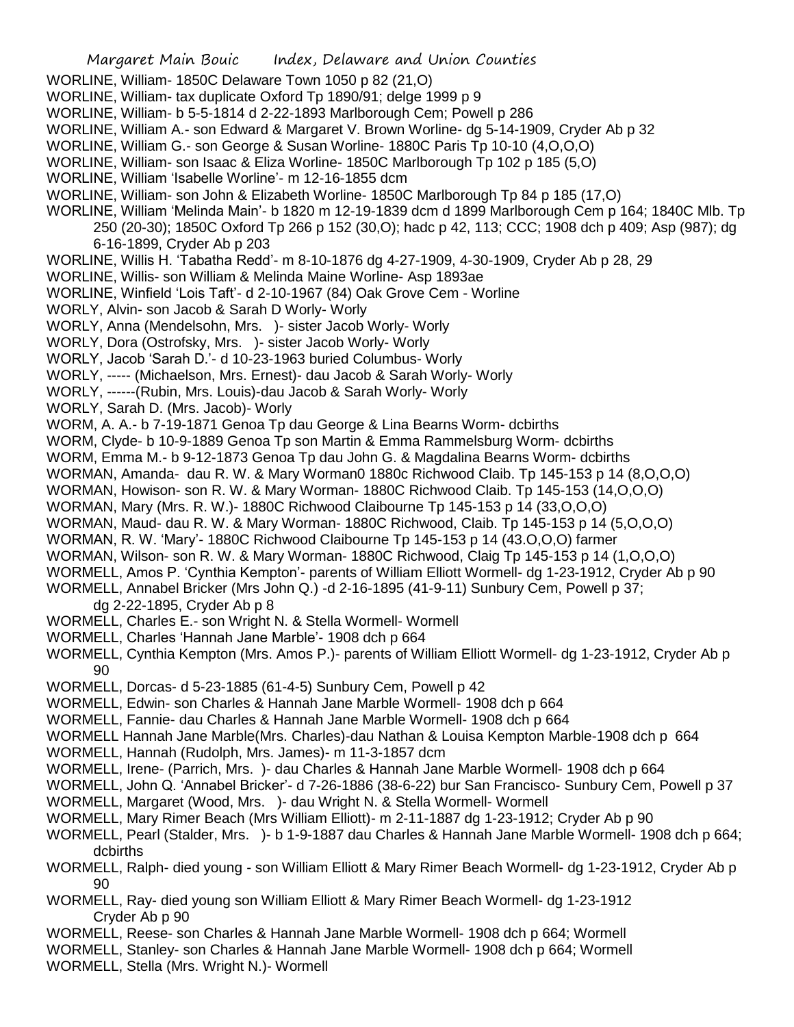WORLINE, William- 1850C Delaware Town 1050 p 82 (21,O)

WORLINE, William- tax duplicate Oxford Tp 1890/91; delge 1999 p 9

WORLINE, William- b 5-5-1814 d 2-22-1893 Marlborough Cem; Powell p 286

WORLINE, William A.- son Edward & Margaret V. Brown Worline- dg 5-14-1909, Cryder Ab p 32

WORLINE, William G.- son George & Susan Worline- 1880C Paris Tp 10-10 (4,O,O,O)

WORLINE, William- son Isaac & Eliza Worline- 1850C Marlborough Tp 102 p 185 (5,O)

WORLINE, William 'Isabelle Worline'- m 12-16-1855 dcm

WORLINE, William- son John & Elizabeth Worline- 1850C Marlborough Tp 84 p 185 (17,O)

WORLINE, William 'Melinda Main'- b 1820 m 12-19-1839 dcm d 1899 Marlborough Cem p 164; 1840C Mlb. Tp 250 (20-30); 1850C Oxford Tp 266 p 152 (30,O); hadc p 42, 113; CCC; 1908 dch p 409; Asp (987); dg 6-16-1899, Cryder Ab p 203

WORLINE, Willis H. 'Tabatha Redd'- m 8-10-1876 dg 4-27-1909, 4-30-1909, Cryder Ab p 28, 29

WORLINE, Willis- son William & Melinda Maine Worline- Asp 1893ae

WORLINE, Winfield 'Lois Taft'- d 2-10-1967 (84) Oak Grove Cem - Worline

WORLY, Alvin- son Jacob & Sarah D Worly- Worly

WORLY, Anna (Mendelsohn, Mrs. )- sister Jacob Worly- Worly

WORLY, Dora (Ostrofsky, Mrs. )- sister Jacob Worly- Worly

WORLY, Jacob 'Sarah D.'- d 10-23-1963 buried Columbus- Worly

WORLY, ----- (Michaelson, Mrs. Ernest)- dau Jacob & Sarah Worly- Worly

WORLY, ------(Rubin, Mrs. Louis)-dau Jacob & Sarah Worly- Worly

WORLY, Sarah D. (Mrs. Jacob)- Worly

WORM, A. A.- b 7-19-1871 Genoa Tp dau George & Lina Bearns Worm- dcbirths

WORM, Clyde- b 10-9-1889 Genoa Tp son Martin & Emma Rammelsburg Worm- dcbirths

WORM, Emma M.- b 9-12-1873 Genoa Tp dau John G. & Magdalina Bearns Worm- dcbirths

WORMAN, Amanda- dau R. W. & Mary Worman0 1880c Richwood Claib. Tp 145-153 p 14 (8,O,O,O)

WORMAN, Howison- son R. W. & Mary Worman- 1880C Richwood Claib. Tp 145-153 (14,O,O,O)

WORMAN, Mary (Mrs. R. W.)- 1880C Richwood Claibourne Tp 145-153 p 14 (33,O,O,O)

WORMAN, Maud- dau R. W. & Mary Worman- 1880C Richwood, Claib. Tp 145-153 p 14 (5,O,O,O)

WORMAN, R. W. 'Mary'- 1880C Richwood Claibourne Tp 145-153 p 14 (43.O,O,O) farmer

WORMAN, Wilson- son R. W. & Mary Worman- 1880C Richwood, Claig Tp 145-153 p 14 (1,O,O,O)

WORMELL, Amos P. 'Cynthia Kempton'- parents of William Elliott Wormell- dg 1-23-1912, Cryder Ab p 90

WORMELL, Annabel Bricker (Mrs John Q.) -d 2-16-1895 (41-9-11) Sunbury Cem, Powell p 37; dg 2-22-1895, Cryder Ab p 8

WORMELL, Charles E.- son Wright N. & Stella Wormell- Wormell

WORMELL, Charles 'Hannah Jane Marble'- 1908 dch p 664

WORMELL, Cynthia Kempton (Mrs. Amos P.)- parents of William Elliott Wormell- dg 1-23-1912, Cryder Ab p 90

WORMELL, Dorcas- d 5-23-1885 (61-4-5) Sunbury Cem, Powell p 42

WORMELL, Edwin- son Charles & Hannah Jane Marble Wormell- 1908 dch p 664

WORMELL, Fannie- dau Charles & Hannah Jane Marble Wormell- 1908 dch p 664

WORMELL Hannah Jane Marble(Mrs. Charles)-dau Nathan & Louisa Kempton Marble-1908 dch p 664

WORMELL, Hannah (Rudolph, Mrs. James)- m 11-3-1857 dcm

WORMELL, Irene- (Parrich, Mrs. )- dau Charles & Hannah Jane Marble Wormell- 1908 dch p 664

WORMELL, John Q. 'Annabel Bricker'- d 7-26-1886 (38-6-22) bur San Francisco- Sunbury Cem, Powell p 37

WORMELL, Margaret (Wood, Mrs. )- dau Wright N. & Stella Wormell- Wormell

WORMELL, Mary Rimer Beach (Mrs William Elliott)- m 2-11-1887 dg 1-23-1912; Cryder Ab p 90

WORMELL, Pearl (Stalder, Mrs. )- b 1-9-1887 dau Charles & Hannah Jane Marble Wormell- 1908 dch p 664; dcbirths

WORMELL, Ralph- died young - son William Elliott & Mary Rimer Beach Wormell- dg 1-23-1912, Cryder Ab p 90

WORMELL, Ray- died young son William Elliott & Mary Rimer Beach Wormell- dg 1-23-1912 Cryder Ab p 90

WORMELL, Reese- son Charles & Hannah Jane Marble Wormell- 1908 dch p 664; Wormell

WORMELL, Stanley- son Charles & Hannah Jane Marble Wormell- 1908 dch p 664; Wormell

WORMELL, Stella (Mrs. Wright N.)- Wormell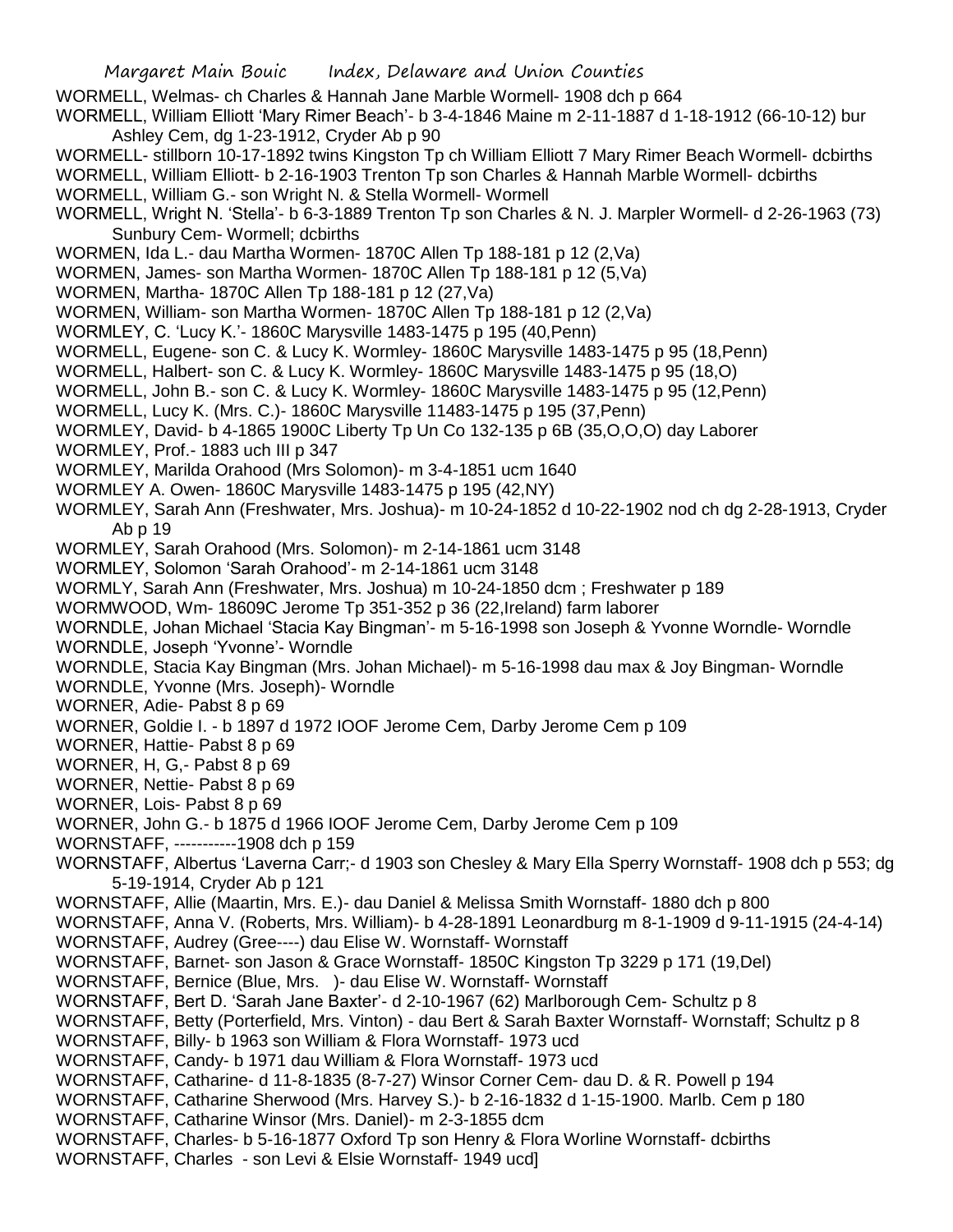WORMELL, Welmas- ch Charles & Hannah Jane Marble Wormell- 1908 dch p 664

WORMELL, William Elliott 'Mary Rimer Beach'- b 3-4-1846 Maine m 2-11-1887 d 1-18-1912 (66-10-12) bur Ashley Cem, dg 1-23-1912, Cryder Ab p 90

WORMELL- stillborn 10-17-1892 twins Kingston Tp ch William Elliott 7 Mary Rimer Beach Wormell- dcbirths

WORMELL, William Elliott- b 2-16-1903 Trenton Tp son Charles & Hannah Marble Wormell- dcbirths

WORMELL, William G.- son Wright N. & Stella Wormell- Wormell

WORMELL, Wright N. 'Stella'- b 6-3-1889 Trenton Tp son Charles & N. J. Marpler Wormell- d 2-26-1963 (73) Sunbury Cem- Wormell; dcbirths

WORMEN, Ida L.- dau Martha Wormen- 1870C Allen Tp 188-181 p 12 (2,Va)

WORMEN, James- son Martha Wormen- 1870C Allen Tp 188-181 p 12 (5,Va)

WORMEN, Martha- 1870C Allen Tp 188-181 p 12 (27,Va)

WORMEN, William- son Martha Wormen- 1870C Allen Tp 188-181 p 12 (2,Va)

WORMLEY, C. 'Lucy K.'- 1860C Marysville 1483-1475 p 195 (40,Penn)

WORMELL, Eugene- son C. & Lucy K. Wormley- 1860C Marysville 1483-1475 p 95 (18,Penn)

WORMELL, Halbert- son C. & Lucy K. Wormley- 1860C Marysville 1483-1475 p 95 (18,O)

WORMELL, John B.- son C. & Lucy K. Wormley- 1860C Marysville 1483-1475 p 95 (12,Penn)

WORMELL, Lucy K. (Mrs. C.)- 1860C Marysville 11483-1475 p 195 (37,Penn)

WORMLEY, David- b 4-1865 1900C Liberty Tp Un Co 132-135 p 6B (35,O,O,O) day Laborer

WORMLEY, Prof.- 1883 uch III p 347

WORMLEY, Marilda Orahood (Mrs Solomon)- m 3-4-1851 ucm 1640

WORMLEY A. Owen- 1860C Marysville 1483-1475 p 195 (42,NY)

WORMLEY, Sarah Ann (Freshwater, Mrs. Joshua)- m 10-24-1852 d 10-22-1902 nod ch dg 2-28-1913, Cryder Ab p 19

WORMLEY, Sarah Orahood (Mrs. Solomon)- m 2-14-1861 ucm 3148

WORMLEY, Solomon 'Sarah Orahood'- m 2-14-1861 ucm 3148

WORMLY, Sarah Ann (Freshwater, Mrs. Joshua) m 10-24-1850 dcm ; Freshwater p 189

WORMWOOD, Wm- 18609C Jerome Tp 351-352 p 36 (22,Ireland) farm laborer

WORNDLE, Johan Michael 'Stacia Kay Bingman'- m 5-16-1998 son Joseph & Yvonne Worndle- Worndle

WORNDLE, Joseph 'Yvonne'- Worndle

WORNDLE, Stacia Kay Bingman (Mrs. Johan Michael)- m 5-16-1998 dau max & Joy Bingman- Worndle

WORNDLE, Yvonne (Mrs. Joseph)- Worndle

WORNER, Adie- Pabst 8 p 69

WORNER, Goldie I. - b 1897 d 1972 IOOF Jerome Cem, Darby Jerome Cem p 109

WORNER, Hattie- Pabst 8 p 69

WORNER, H, G,- Pabst 8 p 69

WORNER, Nettie- Pabst 8 p 69

WORNER, Lois- Pabst 8 p 69

WORNER, John G.- b 1875 d 1966 IOOF Jerome Cem, Darby Jerome Cem p 109

WORNSTAFF, -----------1908 dch p 159

WORNSTAFF, Albertus 'Laverna Carr;- d 1903 son Chesley & Mary Ella Sperry Wornstaff- 1908 dch p 553; dg 5-19-1914, Cryder Ab p 121

WORNSTAFF, Allie (Maartin, Mrs. E.)- dau Daniel & Melissa Smith Wornstaff- 1880 dch p 800

WORNSTAFF, Anna V. (Roberts, Mrs. William)- b 4-28-1891 Leonardburg m 8-1-1909 d 9-11-1915 (24-4-14)

WORNSTAFF, Audrey (Gree----) dau Elise W. Wornstaff- Wornstaff

WORNSTAFF, Barnet- son Jason & Grace Wornstaff- 1850C Kingston Tp 3229 p 171 (19,Del)

WORNSTAFF, Bernice (Blue, Mrs. )- dau Elise W. Wornstaff- Wornstaff

WORNSTAFF, Bert D. 'Sarah Jane Baxter'- d 2-10-1967 (62) Marlborough Cem- Schultz p 8

WORNSTAFF, Betty (Porterfield, Mrs. Vinton) - dau Bert & Sarah Baxter Wornstaff- Wornstaff; Schultz p 8

WORNSTAFF, Billy- b 1963 son William & Flora Wornstaff- 1973 ucd

WORNSTAFF, Candy- b 1971 dau William & Flora Wornstaff- 1973 ucd

WORNSTAFF, Catharine- d 11-8-1835 (8-7-27) Winsor Corner Cem- dau D. & R. Powell p 194

WORNSTAFF, Catharine Sherwood (Mrs. Harvey S.)- b 2-16-1832 d 1-15-1900. Marlb. Cem p 180

WORNSTAFF, Catharine Winsor (Mrs. Daniel)- m 2-3-1855 dcm

WORNSTAFF, Charles- b 5-16-1877 Oxford Tp son Henry & Flora Worline Wornstaff- dcbirths

WORNSTAFF, Charles - son Levi & Elsie Wornstaff- 1949 ucd]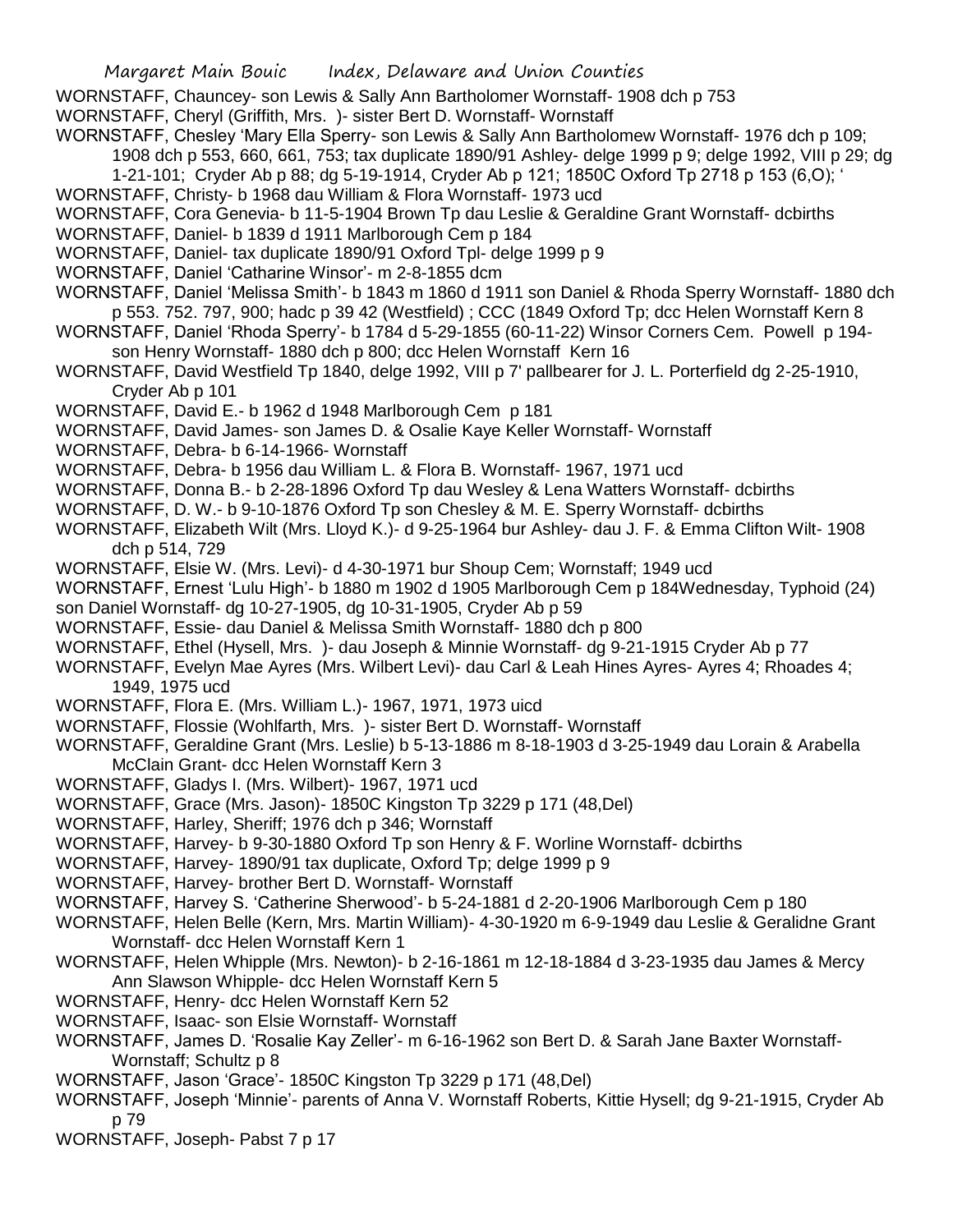WORNSTAFF, Chauncey- son Lewis & Sally Ann Bartholomer Wornstaff- 1908 dch p 753

WORNSTAFF, Cheryl (Griffith, Mrs. )- sister Bert D. Wornstaff- Wornstaff

WORNSTAFF, Chesley 'Mary Ella Sperry- son Lewis & Sally Ann Bartholomew Wornstaff- 1976 dch p 109; 1908 dch p 553, 660, 661, 753; tax duplicate 1890/91 Ashley- delge 1999 p 9; delge 1992, VIII p 29; dg 1-21-101; Cryder Ab p 88; dg 5-19-1914, Cryder Ab p 121; 1850C Oxford Tp 2718 p 153 (6,O); '

WORNSTAFF, Christy- b 1968 dau William & Flora Wornstaff- 1973 ucd

WORNSTAFF, Cora Genevia- b 11-5-1904 Brown Tp dau Leslie & Geraldine Grant Wornstaff- dcbirths

WORNSTAFF, Daniel- b 1839 d 1911 Marlborough Cem p 184

WORNSTAFF, Daniel- tax duplicate 1890/91 Oxford Tpl- delge 1999 p 9

WORNSTAFF, Daniel 'Catharine Winsor'- m 2-8-1855 dcm

WORNSTAFF, Daniel 'Melissa Smith'- b 1843 m 1860 d 1911 son Daniel & Rhoda Sperry Wornstaff- 1880 dch p 553. 752. 797, 900; hadc p 39 42 (Westfield) ; CCC (1849 Oxford Tp; dcc Helen Wornstaff Kern 8

WORNSTAFF, Daniel 'Rhoda Sperry'- b 1784 d 5-29-1855 (60-11-22) Winsor Corners Cem. Powell p 194- son Henry Wornstaff- 1880 dch p 800; dcc Helen Wornstaff Kern 16

WORNSTAFF, David Westfield Tp 1840, delge 1992, VIII p 7' pallbearer for J. L. Porterfield dg 2-25-1910, Cryder Ab p 101

WORNSTAFF, David E.- b 1962 d 1948 Marlborough Cem p 181

WORNSTAFF, David James- son James D. & Osalie Kaye Keller Wornstaff- Wornstaff

WORNSTAFF, Debra- b 6-14-1966- Wornstaff

WORNSTAFF, Debra- b 1956 dau William L. & Flora B. Wornstaff- 1967, 1971 ucd

WORNSTAFF, Donna B.- b 2-28-1896 Oxford Tp dau Wesley & Lena Watters Wornstaff- dcbirths

WORNSTAFF, D. W.- b 9-10-1876 Oxford Tp son Chesley & M. E. Sperry Wornstaff- dcbirths

WORNSTAFF, Elizabeth Wilt (Mrs. Lloyd K.)- d 9-25-1964 bur Ashley- dau J. F. & Emma Clifton Wilt- 1908 dch p 514, 729

WORNSTAFF, Elsie W. (Mrs. Levi)- d 4-30-1971 bur Shoup Cem; Wornstaff; 1949 ucd

WORNSTAFF, Ernest 'Lulu High'- b 1880 m 1902 d 1905 Marlborough Cem p 184Wednesday, Typhoid (24) son Daniel Wornstaff- dg 10-27-1905, dg 10-31-1905, Cryder Ab p 59

WORNSTAFF, Essie- dau Daniel & Melissa Smith Wornstaff- 1880 dch p 800

WORNSTAFF, Ethel (Hysell, Mrs. )- dau Joseph & Minnie Wornstaff- dg 9-21-1915 Cryder Ab p 77

WORNSTAFF, Evelyn Mae Ayres (Mrs. Wilbert Levi)- dau Carl & Leah Hines Ayres- Ayres 4; Rhoades 4; 1949, 1975 ucd

WORNSTAFF, Flora E. (Mrs. William L.)- 1967, 1971, 1973 uicd

WORNSTAFF, Flossie (Wohlfarth, Mrs. )- sister Bert D. Wornstaff- Wornstaff

WORNSTAFF, Geraldine Grant (Mrs. Leslie) b 5-13-1886 m 8-18-1903 d 3-25-1949 dau Lorain & Arabella McClain Grant- dcc Helen Wornstaff Kern 3

WORNSTAFF, Gladys I. (Mrs. Wilbert)- 1967, 1971 ucd

WORNSTAFF, Grace (Mrs. Jason)- 1850C Kingston Tp 3229 p 171 (48,Del)

WORNSTAFF, Harley, Sheriff; 1976 dch p 346; Wornstaff

WORNSTAFF, Harvey- b 9-30-1880 Oxford Tp son Henry & F. Worline Wornstaff- dcbirths

WORNSTAFF, Harvey- 1890/91 tax duplicate, Oxford Tp; delge 1999 p 9

WORNSTAFF, Harvey- brother Bert D. Wornstaff- Wornstaff

WORNSTAFF, Harvey S. 'Catherine Sherwood'- b 5-24-1881 d 2-20-1906 Marlborough Cem p 180

WORNSTAFF, Helen Belle (Kern, Mrs. Martin William)- 4-30-1920 m 6-9-1949 dau Leslie & Geraldine Grant Wornstaff- dcc Helen Wornstaff Kern 1

WORNSTAFF, Helen Whipple (Mrs. Newton)- b 2-16-1861 m 12-18-1884 d 3-23-1935 dau James & Mercy Ann Slawson Whipple- dcc Helen Wornstaff Kern 5

WORNSTAFF, Henry- dcc Helen Wornstaff Kern 52

WORNSTAFF, Isaac- son Elsie Wornstaff- Wornstaff

WORNSTAFF, James D. 'Rosalie Kay Zeller'- m 6-16-1962 son Bert D. & Sarah Jane Baxter Wornstaff- Wornstaff; Schultz p 8

WORNSTAFF, Jason 'Grace'- 1850C Kingston Tp 3229 p 171 (48,Del)

WORNSTAFF, Joseph 'Minnie'- parents of Anna V. Wornstaff Roberts, Kittie Hysell; dg 9-21-1915, Cryder Ab p 79

WORNSTAFF, Joseph- Pabst 7 p 17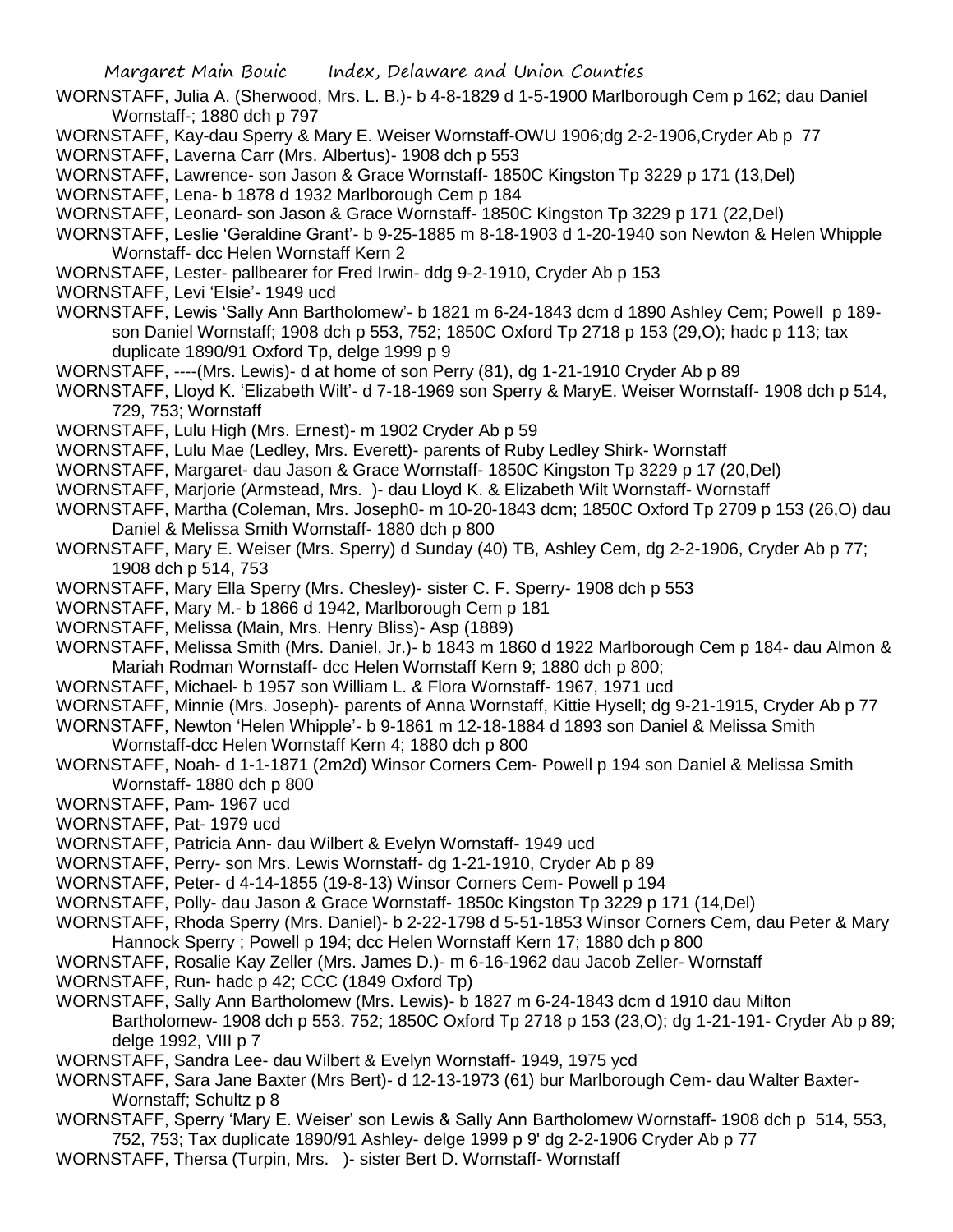WORNSTAFF, Julia A. (Sherwood, Mrs. L. B.)- b 4-8-1829 d 1-5-1900 Marlborough Cem p 162; dau Daniel Wornstaff-; 1880 dch p 797

WORNSTAFF, Kay-dau Sperry & Mary E. Weiser Wornstaff-OWU 1906;dg 2-2-1906,Cryder Ab p 77

WORNSTAFF, Laverna Carr (Mrs. Albertus)- 1908 dch p 553

WORNSTAFF, Lawrence- son Jason & Grace Wornstaff- 1850C Kingston Tp 3229 p 171 (13,Del)

WORNSTAFF, Lena- b 1878 d 1932 Marlborough Cem p 184

WORNSTAFF, Leonard- son Jason & Grace Wornstaff- 1850C Kingston Tp 3229 p 171 (22,Del)

WORNSTAFF, Leslie 'Geraldine Grant'- b 9-25-1885 m 8-18-1903 d 1-20-1940 son Newton & Helen Whipple Wornstaff- dcc Helen Wornstaff Kern 2

WORNSTAFF, Lester- pallbearer for Fred Irwin- ddg 9-2-1910, Cryder Ab p 153

WORNSTAFF, Levi 'Elsie'- 1949 ucd

WORNSTAFF, Lewis 'Sally Ann Bartholomew'- b 1821 m 6-24-1843 dcm d 1890 Ashley Cem; Powell p 189- son Daniel Wornstaff; 1908 dch p 553, 752; 1850C Oxford Tp 2718 p 153 (29,O); hadc p 113; tax duplicate 1890/91 Oxford Tp, delge 1999 p 9

WORNSTAFF, ----(Mrs. Lewis)- d at home of son Perry (81), dg 1-21-1910 Cryder Ab p 89

WORNSTAFF, Lloyd K. 'Elizabeth Wilt'- d 7-18-1969 son Sperry & MaryE. Weiser Wornstaff- 1908 dch p 514, 729, 753; Wornstaff

WORNSTAFF, Lulu High (Mrs. Ernest)- m 1902 Cryder Ab p 59

WORNSTAFF, Lulu Mae (Ledley, Mrs. Everett)- parents of Ruby Ledley Shirk- Wornstaff

WORNSTAFF, Margaret- dau Jason & Grace Wornstaff- 1850C Kingston Tp 3229 p 17 (20,Del)

WORNSTAFF, Marjorie (Armstead, Mrs. )- dau Lloyd K. & Elizabeth Wilt Wornstaff- Wornstaff

WORNSTAFF, Martha (Coleman, Mrs. Joseph0- m 10-20-1843 dcm; 1850C Oxford Tp 2709 p 153 (26,O) dau Daniel & Melissa Smith Wornstaff- 1880 dch p 800

WORNSTAFF, Mary E. Weiser (Mrs. Sperry) d Sunday (40) TB, Ashley Cem, dg 2-2-1906, Cryder Ab p 77; 1908 dch p 514, 753

WORNSTAFF, Mary Ella Sperry (Mrs. Chesley)- sister C. F. Sperry- 1908 dch p 553

WORNSTAFF, Mary M.- b 1866 d 1942, Marlborough Cem p 181

WORNSTAFF, Melissa (Main, Mrs. Henry Bliss)- Asp (1889)

WORNSTAFF, Melissa Smith (Mrs. Daniel, Jr.)- b 1843 m 1860 d 1922 Marlborough Cem p 184- dau Almon & Mariah Rodman Wornstaff- dcc Helen Wornstaff Kern 9; 1880 dch p 800;

WORNSTAFF, Michael- b 1957 son William L. & Flora Wornstaff- 1967, 1971 ucd

WORNSTAFF, Minnie (Mrs. Joseph)- parents of Anna Wornstaff, Kittie Hysell; dg 9-21-1915, Cryder Ab p 77

WORNSTAFF, Newton 'Helen Whipple'- b 9-1861 m 12-18-1884 d 1893 son Daniel & Melissa Smith Wornstaff-dcc Helen Wornstaff Kern 4; 1880 dch p 800

WORNSTAFF, Noah- d 1-1-1871 (2m2d) Winsor Corners Cem- Powell p 194 son Daniel & Melissa Smith Wornstaff- 1880 dch p 800

WORNSTAFF, Pam- 1967 ucd

WORNSTAFF, Pat- 1979 ucd

WORNSTAFF, Patricia Ann- dau Wilbert & Evelyn Wornstaff- 1949 ucd

WORNSTAFF, Perry- son Mrs. Lewis Wornstaff- dg 1-21-1910, Cryder Ab p 89

WORNSTAFF, Peter- d 4-14-1855 (19-8-13) Winsor Corners Cem- Powell p 194

WORNSTAFF, Polly- dau Jason & Grace Wornstaff- 1850c Kingston Tp 3229 p 171 (14,Del)

WORNSTAFF, Rhoda Sperry (Mrs. Daniel)- b 2-22-1798 d 5-51-1853 Winsor Corners Cem, dau Peter & Mary Hannock Sperry ; Powell p 194; dcc Helen Wornstaff Kern 17; 1880 dch p 800

WORNSTAFF, Rosalie Kay Zeller (Mrs. James D.)- m 6-16-1962 dau Jacob Zeller- Wornstaff

WORNSTAFF, Run- hadc p 42; CCC (1849 Oxford Tp)

WORNSTAFF, Sally Ann Bartholomew (Mrs. Lewis)- b 1827 m 6-24-1843 dcm d 1910 dau Milton Bartholomew- 1908 dch p 553. 752; 1850C Oxford Tp 2718 p 153 (23,O); dg 1-21-191- Cryder Ab p 89; delge 1992, VIII p 7

WORNSTAFF, Sandra Lee- dau Wilbert & Evelyn Wornstaff- 1949, 1975 ycd

WORNSTAFF, Sara Jane Baxter (Mrs Bert)- d 12-13-1973 (61) bur Marlborough Cem- dau Walter Baxter- Wornstaff; Schultz p 8

WORNSTAFF, Sperry 'Mary E. Weiser' son Lewis & Sally Ann Bartholomew Wornstaff- 1908 dch p 514, 553, 752, 753; Tax duplicate 1890/91 Ashley- delge 1999 p 9' dg 2-2-1906 Cryder Ab p 77

WORNSTAFF, Thersa (Turpin, Mrs. )- sister Bert D. Wornstaff- Wornstaff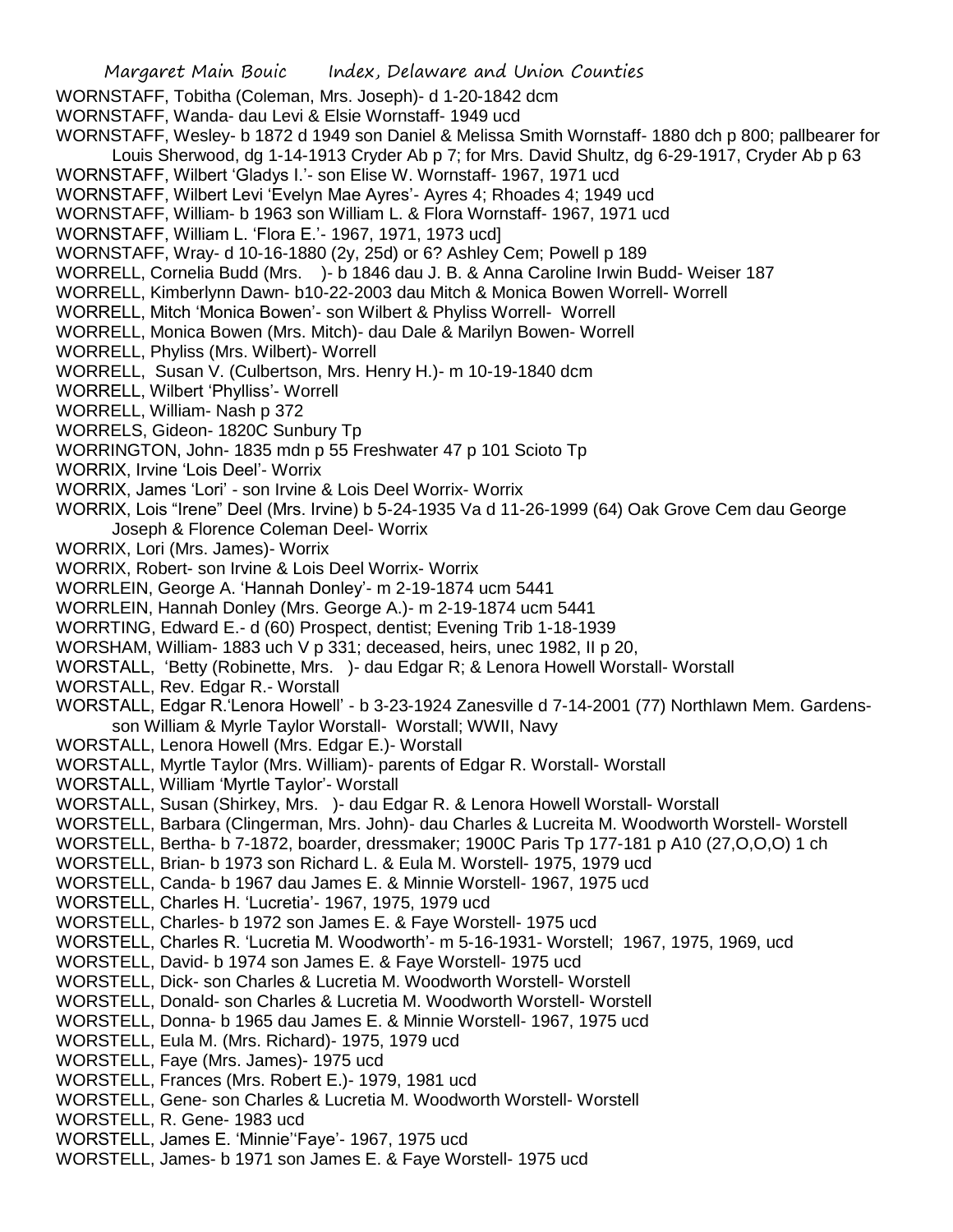WORNSTAFF, Tobitha (Coleman, Mrs. Joseph)- d 1-20-1842 dcm

WORNSTAFF, Wanda- dau Levi & Elsie Wornstaff- 1949 ucd

WORNSTAFF, Wesley- b 1872 d 1949 son Daniel & Melissa Smith Wornstaff- 1880 dch p 800; pallbearer for Louis Sherwood, dg 1-14-1913 Cryder Ab p 7; for Mrs. David Shultz, dg 6-29-1917, Cryder Ab p 63

WORNSTAFF, Wilbert 'Gladys I.'- son Elise W. Wornstaff- 1967, 1971 ucd

WORNSTAFF, Wilbert Levi 'Evelyn Mae Ayres'- Ayres 4; Rhoades 4; 1949 ucd

WORNSTAFF, William- b 1963 son William L. & Flora Wornstaff- 1967, 1971 ucd

WORNSTAFF, William L. 'Flora E.'- 1967, 1971, 1973 ucd]

WORNSTAFF, Wray- d 10-16-1880 (2y, 25d) or 6? Ashley Cem; Powell p 189

WORRELL, Cornelia Budd (Mrs. )- b 1846 dau J. B. & Anna Caroline Irwin Budd- Weiser 187

WORRELL, Kimberlynn Dawn- b10-22-2003 dau Mitch & Monica Bowen Worrell- Worrell

WORRELL, Mitch 'Monica Bowen'- son Wilbert & Phyliss Worrell- Worrell

WORRELL, Monica Bowen (Mrs. Mitch)- dau Dale & Marilyn Bowen- Worrell

WORRELL, Phyliss (Mrs. Wilbert)- Worrell

WORRELL, Susan V. (Culbertson, Mrs. Henry H.)- m 10-19-1840 dcm

WORRELL, Wilbert 'Phylliss'- Worrell

WORRELL, William- Nash p 372

WORRELS, Gideon- 1820C Sunbury Tp

WORRINGTON, John- 1835 mdn p 55 Freshwater 47 p 101 Scioto Tp

WORRIX, Irvine 'Lois Deel'- Worrix

WORRIX, James 'Lori' - son Irvine & Lois Deel Worrix- Worrix

WORRIX, Lois "Irene" Deel (Mrs. Irvine) b 5-24-1935 Va d 11-26-1999 (64) Oak Grove Cem dau George Joseph & Florence Coleman Deel- Worrix

WORRIX, Lori (Mrs. James)- Worrix

WORRIX, Robert- son Irvine & Lois Deel Worrix- Worrix

WORRLEIN, George A. 'Hannah Donley'- m 2-19-1874 ucm 5441

WORRLEIN, Hannah Donley (Mrs. George A.)- m 2-19-1874 ucm 5441

WORRTING, Edward E.- d (60) Prospect, dentist; Evening Trib 1-18-1939

WORSHAM, William- 1883 uch V p 331; deceased, heirs, unec 1982, II p 20,

WORSTALL, 'Betty (Robinette, Mrs. )- dau Edgar R; & Lenora Howell Worstall- Worstall

WORSTALL, Rev. Edgar R.- Worstall

WORSTALL, Edgar R.'Lenora Howell' - b 3-23-1924 Zanesville d 7-14-2001 (77) Northlawn Mem. Gardens- son William & Myrle Taylor Worstall- Worstall; WWII, Navy

WORSTALL, Lenora Howell (Mrs. Edgar E.)- Worstall

WORSTALL, Myrtle Taylor (Mrs. William)- parents of Edgar R. Worstall- Worstall

WORSTALL, William 'Myrtle Taylor'- Worstall

WORSTALL, Susan (Shirkey, Mrs. )- dau Edgar R. & Lenora Howell Worstall- Worstall

WORSTELL, Barbara (Clingerman, Mrs. John)- dau Charles & Lucreita M. Woodworth Worstell- Worstell

WORSTELL, Bertha- b 7-1872, boarder, dressmaker; 1900C Paris Tp 177-181 p A10 (27,O,O,O) 1 ch

WORSTELL, Brian- b 1973 son Richard L. & Eula M. Worstell- 1975, 1979 ucd

WORSTELL, Canda- b 1967 dau James E. & Minnie Worstell- 1967, 1975 ucd

WORSTELL, Charles H. 'Lucretia'- 1967, 1975, 1979 ucd

WORSTELL, Charles- b 1972 son James E. & Faye Worstell- 1975 ucd

WORSTELL, Charles R. 'Lucretia M. Woodworth'- m 5-16-1931- Worstell; 1967, 1975, 1969, ucd

WORSTELL, David- b 1974 son James E. & Faye Worstell- 1975 ucd

WORSTELL, Dick- son Charles & Lucretia M. Woodworth Worstell- Worstell

WORSTELL, Donald- son Charles & Lucretia M. Woodworth Worstell- Worstell

WORSTELL, Donna- b 1965 dau James E. & Minnie Worstell- 1967, 1975 ucd

WORSTELL, Eula M. (Mrs. Richard)- 1975, 1979 ucd

WORSTELL, Faye (Mrs. James)- 1975 ucd

WORSTELL, Frances (Mrs. Robert E.)- 1979, 1981 ucd

WORSTELL, Gene- son Charles & Lucretia M. Woodworth Worstell- Worstell

WORSTELL, R. Gene- 1983 ucd

WORSTELL, James E. 'Minnie''Faye'- 1967, 1975 ucd

WORSTELL, James- b 1971 son James E. & Faye Worstell- 1975 ucd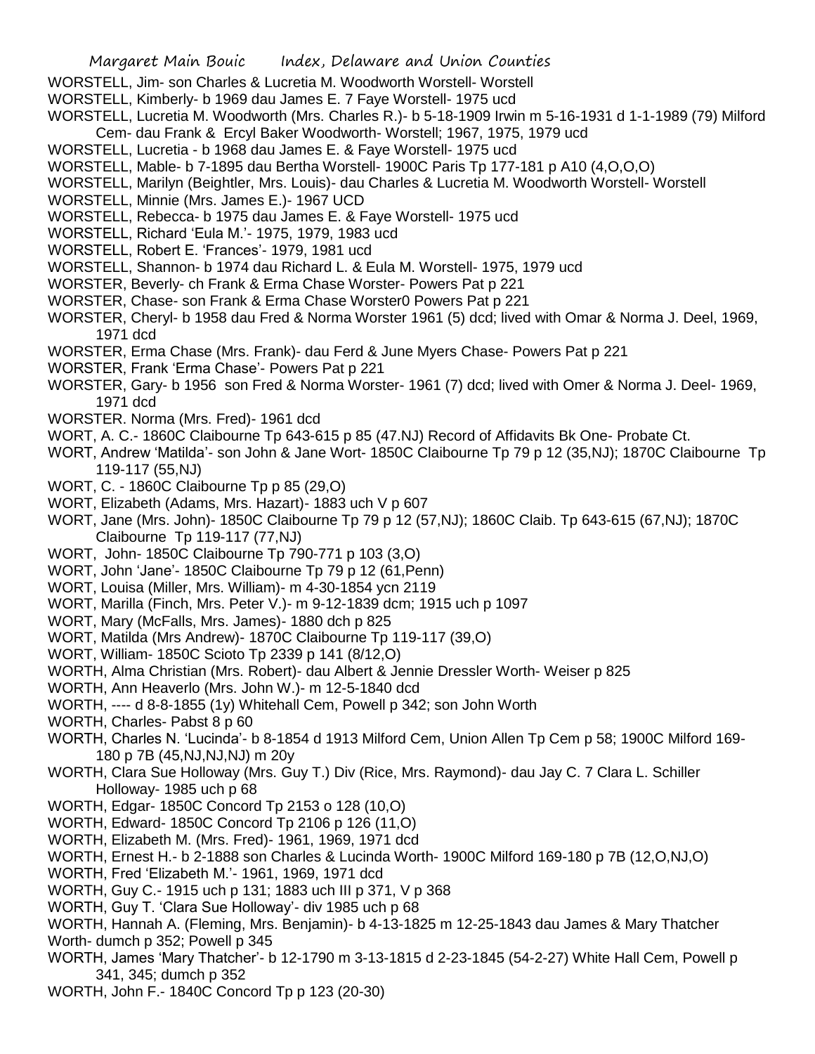WORSTELL, Jim- son Charles & Lucretia M. Woodworth Worstell- Worstell

WORSTELL, Kimberly- b 1969 dau James E. 7 Faye Worstell- 1975 ucd

WORSTELL, Lucretia M. Woodworth (Mrs. Charles R.)- b 5-18-1909 Irwin m 5-16-1931 d 1-1-1989 (79) Milford Cem- dau Frank & Ercyl Baker Woodworth- Worstell; 1967, 1975, 1979 ucd

WORSTELL, Lucretia - b 1968 dau James E. & Faye Worstell- 1975 ucd

WORSTELL, Mable- b 7-1895 dau Bertha Worstell- 1900C Paris Tp 177-181 p A10 (4,O,O,O)

WORSTELL, Marilyn (Beightler, Mrs. Louis)- dau Charles & Lucretia M. Woodworth Worstell- Worstell

WORSTELL, Minnie (Mrs. James E.)- 1967 UCD

WORSTELL, Rebecca- b 1975 dau James E. & Faye Worstell- 1975 ucd

WORSTELL, Richard 'Eula M.'- 1975, 1979, 1983 ucd

WORSTELL, Robert E. 'Frances'- 1979, 1981 ucd

WORSTELL, Shannon- b 1974 dau Richard L. & Eula M. Worstell- 1975, 1979 ucd

WORSTER, Beverly- ch Frank & Erma Chase Worster- Powers Pat p 221

WORSTER, Chase- son Frank & Erma Chase Worster0 Powers Pat p 221

WORSTER, Cheryl- b 1958 dau Fred & Norma Worster 1961 (5) dcd; lived with Omar & Norma J. Deel, 1969, 1971 dcd

WORSTER, Erma Chase (Mrs. Frank)- dau Ferd & June Myers Chase- Powers Pat p 221

WORSTER, Frank 'Erma Chase'- Powers Pat p 221

WORSTER, Gary- b 1956 son Fred & Norma Worster- 1961 (7) dcd; lived with Omer & Norma J. Deel- 1969, 1971 dcd

WORSTER. Norma (Mrs. Fred)- 1961 dcd

WORT, A. C.- 1860C Claibourne Tp 643-615 p 85 (47.NJ) Record of Affidavits Bk One- Probate Ct.

WORT, Andrew 'Matilda'- son John & Jane Wort- 1850C Claibourne Tp 79 p 12 (35,NJ); 1870C Claibourne Tp 119-117 (55,NJ)

WORT, C. - 1860C Claibourne Tp p 85 (29,O)

WORT, Elizabeth (Adams, Mrs. Hazart)- 1883 uch V p 607

WORT, Jane (Mrs. John)- 1850C Claibourne Tp 79 p 12 (57,NJ); 1860C Claib. Tp 643-615 (67,NJ); 1870C Claibourne Tp 119-117 (77,NJ)

WORT, John- 1850C Claibourne Tp 790-771 p 103 (3,O)

WORT, John 'Jane'- 1850C Claibourne Tp 79 p 12 (61,Penn)

WORT, Louisa (Miller, Mrs. William)- m 4-30-1854 ycn 2119

WORT, Marilla (Finch, Mrs. Peter V.)- m 9-12-1839 dcm; 1915 uch p 1097

WORT, Mary (McFalls, Mrs. James)- 1880 dch p 825

WORT, Matilda (Mrs Andrew)- 1870C Claibourne Tp 119-117 (39,O)

WORT, William- 1850C Scioto Tp 2339 p 141 (8/12,O)

WORTH, Alma Christian (Mrs. Robert)- dau Albert & Jennie Dressler Worth- Weiser p 825

WORTH, Ann Heaverlo (Mrs. John W.)- m 12-5-1840 dcd

WORTH, ---- d 8-8-1855 (1y) Whitehall Cem, Powell p 342; son John Worth

WORTH, Charles- Pabst 8 p 60

WORTH, Charles N. 'Lucinda'- b 8-1854 d 1913 Milford Cem, Union Allen Tp Cem p 58; 1900C Milford 169-180 p 7B (45,NJ,NJ,NJ) m 20y

WORTH, Clara Sue Holloway (Mrs. Guy T.) Div (Rice, Mrs. Raymond)- dau Jay C. 7 Clara L. Schiller Holloway- 1985 uch p 68

WORTH, Edgar- 1850C Concord Tp 2153 o 128 (10,O)

WORTH, Edward- 1850C Concord Tp 2106 p 126 (11,O)

WORTH, Elizabeth M. (Mrs. Fred)- 1961, 1969, 1971 dcd

WORTH, Ernest H.- b 2-1888 son Charles & Lucinda Worth- 1900C Milford 169-180 p 7B (12,O,NJ,O)

WORTH, Fred 'Elizabeth M.'- 1961, 1969, 1971 dcd

WORTH, Guy C.- 1915 uch p 131; 1883 uch III p 371, V p 368

WORTH, Guy T. 'Clara Sue Holloway'- div 1985 uch p 68

WORTH, Hannah A. (Fleming, Mrs. Benjamin)- b 4-13-1825 m 12-25-1843 dau James & Mary Thatcher Worth- dumch p 352; Powell p 345

WORTH, James 'Mary Thatcher'- b 12-1790 m 3-13-1815 d 2-23-1845 (54-2-27) White Hall Cem, Powell p 341, 345; dumch p 352

WORTH, John F.- 1840C Concord Tp p 123 (20-30)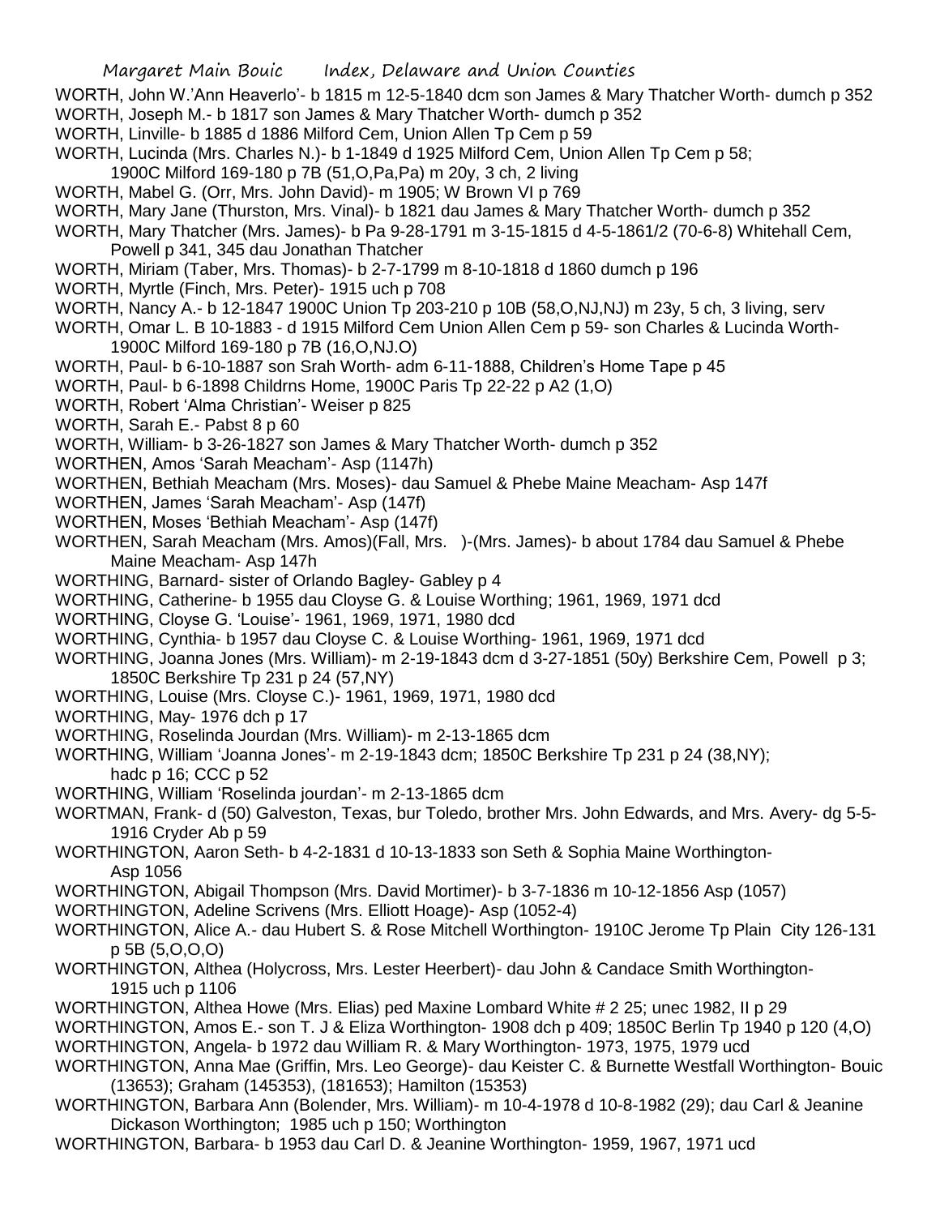WORTH, John W.'Ann Heaverlo'- b 1815 m 12-5-1840 dcm son James & Mary Thatcher Worth- dumch p 352
WORTH, Joseph M.- b 1817 son James & Mary Thatcher Worth- dumch p 352
WORTH, Linville- b 1885 d 1886 Milford Cem, Union Allen Tp Cem p 59
WORTH, Lucinda (Mrs. Charles N.)- b 1-1849 d 1925 Milford Cem, Union Allen Tp Cem p 58;
1900C Milford 169-180 p 7B (51,O,Pa,Pa) m 20y, 3 ch, 2 living
WORTH, Mabel G. (Orr, Mrs. John David)- m 1905; W Brown VI p 769
WORTH, Mary Jane (Thurston, Mrs. Vinal)- b 1821 dau James & Mary Thatcher Worth- dumch p 352
WORTH, Mary Thatcher (Mrs. James)- b Pa 9-28-1791 m 3-15-1815 d 4-5-1861/2 (70-6-8) Whitehall Cem, Powell p 341, 345 dau Jonathan Thatcher
WORTH, Miriam (Taber, Mrs. Thomas)- b 2-7-1799 m 8-10-1818 d 1860 dumch p 196
WORTH, Myrtle (Finch, Mrs. Peter)- 1915 uch p 708
WORTH, Nancy A.- b 12-1847 1900C Union Tp 203-210 p 10B (58,O,NJ,NJ) m 23y, 5 ch, 3 living, serv
WORTH, Omar L. B 10-1883 - d 1915 Milford Cem Union Allen Cem p 59- son Charles & Lucinda Worth- 1900C Milford 169-180 p 7B (16,O,NJ.O)
WORTH, Paul- b 6-10-1887 son Srah Worth- adm 6-11-1888, Children's Home Tape p 45
WORTH, Paul- b 6-1898 Childrns Home, 1900C Paris Tp 22-22 p A2 (1,O)
WORTH, Robert 'Alma Christian'- Weiser p 825
WORTH, Sarah E.- Pabst 8 p 60
WORTH, William- b 3-26-1827 son James & Mary Thatcher Worth- dumch p 352
WORTHEN, Amos 'Sarah Meacham'- Asp (1147h)
WORTHEN, Bethiah Meacham (Mrs. Moses)- dau Samuel & Phebe Maine Meacham- Asp 147f
WORTHEN, James 'Sarah Meacham'- Asp (147f)
WORTHEN, Moses 'Bethiah Meacham'- Asp (147f)
WORTHEN, Sarah Meacham (Mrs. Amos)(Fall, Mrs. )-(Mrs. James)- b about 1784 dau Samuel & Phebe Maine Meacham- Asp 147h
WORTHING, Barnard- sister of Orlando Bagley- Gabley p 4
WORTHING, Catherine- b 1955 dau Cloyse G. & Louise Worthing; 1961, 1969, 1971 dcd
WORTHING, Cloyse G. 'Louise'- 1961, 1969, 1971, 1980 dcd
WORTHING, Cynthia- b 1957 dau Cloyse C. & Louise Worthing- 1961, 1969, 1971 dcd
WORTHING, Joanna Jones (Mrs. William)- m 2-19-1843 dcm d 3-27-1851 (50y) Berkshire Cem, Powell p 3; 1850C Berkshire Tp 231 p 24 (57,NY)
WORTHING, Louise (Mrs. Cloyse C.)- 1961, 1969, 1971, 1980 dcd
WORTHING, May- 1976 dch p 17
WORTHING, Roselinda Jourdan (Mrs. William)- m 2-13-1865 dcm
WORTHING, William 'Joanna Jones'- m 2-19-1843 dcm; 1850C Berkshire Tp 231 p 24 (38,NY); hadc p 16; CCC p 52
WORTHING, William 'Roselinda jourdan'- m 2-13-1865 dcm
WORTMAN, Frank- d (50) Galveston, Texas, bur Toledo, brother Mrs. John Edwards, and Mrs. Avery- dg 5-5-1916 Cryder Ab p 59
WORTHINGTON, Aaron Seth- b 4-2-1831 d 10-13-1833 son Seth & Sophia Maine Worthington- Asp 1056
WORTHINGTON, Abigail Thompson (Mrs. David Mortimer)- b 3-7-1836 m 10-12-1856 Asp (1057)
WORTHINGTON, Adeline Scrivens (Mrs. Elliott Hoage)- Asp (1052-4)
WORTHINGTON, Alice A.- dau Hubert S. & Rose Mitchell Worthington- 1910C Jerome Tp Plain City 126-131 p 5B (5,O,O,O)
WORTHINGTON, Althea (Holycross, Mrs. Lester Heerbert)- dau John & Candace Smith Worthington- 1915 uch p 1106
WORTHINGTON, Althea Howe (Mrs. Elias) ped Maxine Lombard White # 2 25; unec 1982, II p 29
WORTHINGTON, Amos E.- son T. J & Eliza Worthington- 1908 dch p 409; 1850C Berlin Tp 1940 p 120 (4,O)
WORTHINGTON, Angela- b 1972 dau William R. & Mary Worthington- 1973, 1975, 1979 ucd
WORTHINGTON, Anna Mae (Griffin, Mrs. Leo George)- dau Keister C. & Burnette Westfall Worthington- Bouic (13653); Graham (145353), (181653); Hamilton (15353)
WORTHINGTON, Barbara Ann (Bolender, Mrs. William)- m 10-4-1978 d 10-8-1982 (29); dau Carl & Jeanine Dickason Worthington; 1985 uch p 150; Worthington
WORTHINGTON, Barbara- b 1953 dau Carl D. & Jeanine Worthington- 1959, 1967, 1971 ucd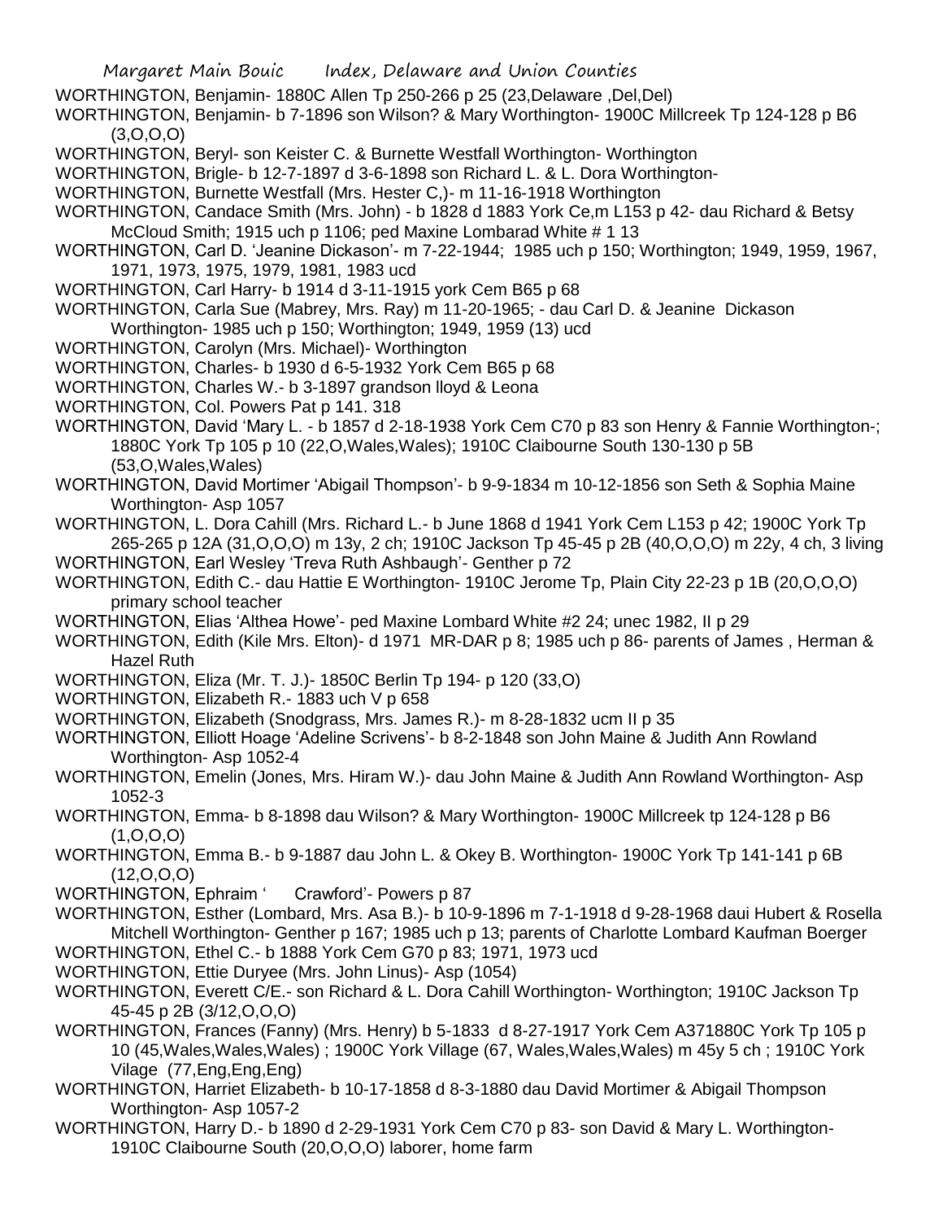WORTHINGTON, Benjamin- 1880C Allen Tp 250-266 p 25 (23,Delaware ,Del,Del)

WORTHINGTON, Benjamin- b 7-1896 son Wilson? & Mary Worthington- 1900C Millcreek Tp 124-128 p B6 (3,O,O,O)

WORTHINGTON, Beryl- son Keister C. & Burnette Westfall Worthington- Worthington

WORTHINGTON, Brigle- b 12-7-1897 d 3-6-1898 son Richard L. & L. Dora Worthington-

WORTHINGTON, Burnette Westfall (Mrs. Hester C,)- m 11-16-1918 Worthington

WORTHINGTON, Candace Smith (Mrs. John) - b 1828 d 1883 York Ce,m L153 p 42- dau Richard & Betsy McCloud Smith; 1915 uch p 1106; ped Maxine Lombarad White # 1 13

WORTHINGTON, Carl D. 'Jeanine Dickason'- m 7-22-1944; 1985 uch p 150; Worthington; 1949, 1959, 1967, 1971, 1973, 1975, 1979, 1981, 1983 ucd

WORTHINGTON, Carl Harry- b 1914 d 3-11-1915 york Cem B65 p 68

WORTHINGTON, Carla Sue (Mabrey, Mrs. Ray) m 11-20-1965; - dau Carl D. & Jeanine Dickason Worthington- 1985 uch p 150; Worthington; 1949, 1959 (13) ucd

WORTHINGTON, Carolyn (Mrs. Michael)- Worthington

WORTHINGTON, Charles- b 1930 d 6-5-1932 York Cem B65 p 68

WORTHINGTON, Charles W.- b 3-1897 grandson lloyd & Leona

WORTHINGTON, Col. Powers Pat p 141. 318

WORTHINGTON, David 'Mary L. - b 1857 d 2-18-1938 York Cem C70 p 83 son Henry & Fannie Worthington-; 1880C York Tp 105 p 10 (22,O,Wales,Wales); 1910C Claibourne South 130-130 p 5B (53,O,Wales,Wales)

WORTHINGTON, David Mortimer 'Abigail Thompson'- b 9-9-1834 m 10-12-1856 son Seth & Sophia Maine Worthington- Asp 1057

WORTHINGTON, L. Dora Cahill (Mrs. Richard L.- b June 1868 d 1941 York Cem L153 p 42; 1900C York Tp 265-265 p 12A (31,O,O,O) m 13y, 2 ch; 1910C Jackson Tp 45-45 p 2B (40,O,O,O) m 22y, 4 ch, 3 living

WORTHINGTON, Earl Wesley 'Treva Ruth Ashbaugh'- Genther p 72

WORTHINGTON, Edith C.- dau Hattie E Worthington- 1910C Jerome Tp, Plain City 22-23 p 1B (20,O,O,O) primary school teacher

WORTHINGTON, Elias 'Althea Howe'- ped Maxine Lombard White #2 24; unec 1982, II p 29

WORTHINGTON, Edith (Kile Mrs. Elton)- d 1971 MR-DAR p 8; 1985 uch p 86- parents of James , Herman & Hazel Ruth

WORTHINGTON, Eliza (Mr. T. J.)- 1850C Berlin Tp 194- p 120 (33,O)

WORTHINGTON, Elizabeth R.- 1883 uch V p 658

WORTHINGTON, Elizabeth (Snodgrass, Mrs. James R.)- m 8-28-1832 ucm II p 35

WORTHINGTON, Elliott Hoage 'Adeline Scrivens'- b 8-2-1848 son John Maine & Judith Ann Rowland Worthington- Asp 1052-4

WORTHINGTON, Emelin (Jones, Mrs. Hiram W.)- dau John Maine & Judith Ann Rowland Worthington- Asp 1052-3

WORTHINGTON, Emma- b 8-1898 dau Wilson? & Mary Worthington- 1900C Millcreek tp 124-128 p B6 (1,O,O,O)

WORTHINGTON, Emma B.- b 9-1887 dau John L. & Okey B. Worthington- 1900C York Tp 141-141 p 6B (12,O,O,O)

WORTHINGTON, Ephraim ' Crawford'- Powers p 87

WORTHINGTON, Esther (Lombard, Mrs. Asa B.)- b 10-9-1896 m 7-1-1918 d 9-28-1968 daui Hubert & Rosella Mitchell Worthington- Genther p 167; 1985 uch p 13; parents of Charlotte Lombard Kaufman Boerger

WORTHINGTON, Ethel C.- b 1888 York Cem G70 p 83; 1971, 1973 ucd

WORTHINGTON, Ettie Duryee (Mrs. John Linus)- Asp (1054)

WORTHINGTON, Everett C/E.- son Richard & L. Dora Cahill Worthington- Worthington; 1910C Jackson Tp 45-45 p 2B (3/12,O,O,O)

WORTHINGTON, Frances (Fanny) (Mrs. Henry) b 5-1833 d 8-27-1917 York Cem A371880C York Tp 105 p 10 (45,Wales,Wales,Wales) ; 1900C York Village (67, Wales,Wales,Wales) m 45y 5 ch ; 1910C York Vilage (77,Eng,Eng,Eng)

WORTHINGTON, Harriet Elizabeth- b 10-17-1858 d 8-3-1880 dau David Mortimer & Abigail Thompson Worthington- Asp 1057-2

WORTHINGTON, Harry D.- b 1890 d 2-29-1931 York Cem C70 p 83- son David & Mary L. Worthington- 1910C Claibourne South (20,O,O,O) laborer, home farm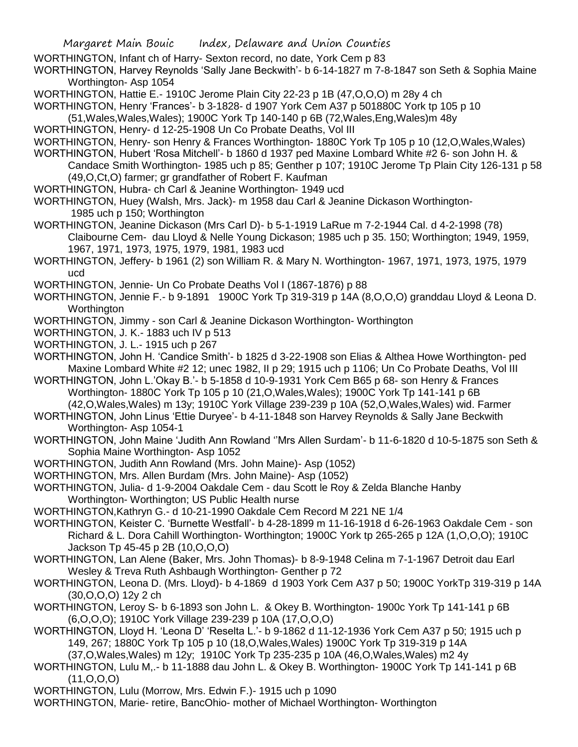WORTHINGTON, Infant ch of Harry- Sexton record, no date, York Cem p 83

WORTHINGTON, Harvey Reynolds 'Sally Jane Beckwith'- b 6-14-1827 m 7-8-1847 son Seth & Sophia Maine Worthington- Asp 1054

WORTHINGTON, Hattie E.- 1910C Jerome Plain City 22-23 p 1B (47,O,O,O) m 28y 4 ch

WORTHINGTON, Henry 'Frances'- b 3-1828- d 1907 York Cem A37 p 501880C York tp 105 p 10 (51,Wales,Wales,Wales); 1900C York Tp 140-140 p 6B (72,Wales,Eng,Wales)m 48y

WORTHINGTON, Henry- d 12-25-1908 Un Co Probate Deaths, Vol III

WORTHINGTON, Henry- son Henry & Frances Worthington- 1880C York Tp 105 p 10 (12,O,Wales,Wales)

WORTHINGTON, Hubert 'Rosa Mitchell'- b 1860 d 1937 ped Maxine Lombard White #2 6- son John H. & Candace Smith Worthington- 1985 uch p 85; Genther p 107; 1910C Jerome Tp Plain City 126-131 p 58 (49,O,Ct,O) farmer; gr grandfather of Robert F. Kaufman

WORTHINGTON, Hubra- ch Carl & Jeanine Worthington- 1949 ucd

WORTHINGTON, Huey (Walsh, Mrs. Jack)- m 1958 dau Carl & Jeanine Dickason Worthington- 1985 uch p 150; Worthington

WORTHINGTON, Jeanine Dickason (Mrs Carl D)- b 5-1-1919 LaRue m 7-2-1944 Cal. d 4-2-1998 (78) Claibourne Cem- dau Lloyd & Nelle Young Dickason; 1985 uch p 35. 150; Worthington; 1949, 1959, 1967, 1971, 1973, 1975, 1979, 1981, 1983 ucd

WORTHINGTON, Jeffery- b 1961 (2) son William R. & Mary N. Worthington- 1967, 1971, 1973, 1975, 1979 ucd

WORTHINGTON, Jennie- Un Co Probate Deaths Vol I (1867-1876) p 88

WORTHINGTON, Jennie F.- b 9-1891 1900C York Tp 319-319 p 14A (8,O,O,O) granddau Lloyd & Leona D. Worthington

WORTHINGTON, Jimmy - son Carl & Jeanine Dickason Worthington- Worthington

WORTHINGTON, J. K.- 1883 uch IV p 513

WORTHINGTON, J. L.- 1915 uch p 267

WORTHINGTON, John H. 'Candice Smith'- b 1825 d 3-22-1908 son Elias & Althea Howe Worthington- ped Maxine Lombard White #2 12; unec 1982, II p 29; 1915 uch p 1106; Un Co Probate Deaths, Vol III

WORTHINGTON, John L.'Okay B.'- b 5-1858 d 10-9-1931 York Cem B65 p 68- son Henry & Frances Worthington- 1880C York Tp 105 p 10 (21,O,Wales,Wales); 1900C York Tp 141-141 p 6B (42,O,Wales,Wales) m 13y; 1910C York Village 239-239 p 10A (52,O,Wales,Wales) wid. Farmer

WORTHINGTON, John Linus 'Ettie Duryee'- b 4-11-1848 son Harvey Reynolds & Sally Jane Beckwith Worthington- Asp 1054-1

WORTHINGTON, John Maine 'Judith Ann Rowland ''Mrs Allen Surdam'- b 11-6-1820 d 10-5-1875 son Seth & Sophia Maine Worthington- Asp 1052

WORTHINGTON, Judith Ann Rowland (Mrs. John Maine)- Asp (1052)

WORTHINGTON, Mrs. Allen Burdam (Mrs. John Maine)- Asp (1052)

WORTHINGTON, Julia- d 1-9-2004 Oakdale Cem - dau Scott le Roy & Zelda Blanche Hanby Worthington- Worthington; US Public Health nurse

WORTHINGTON,Kathryn G.- d 10-21-1990 Oakdale Cem Record M 221 NE 1/4

WORTHINGTON, Keister C. 'Burnette Westfall'- b 4-28-1899 m 11-16-1918 d 6-26-1963 Oakdale Cem - son Richard & L. Dora Cahill Worthington- Worthington; 1900C York tp 265-265 p 12A (1,O,O,O); 1910C Jackson Tp 45-45 p 2B (10,O,O,O)

WORTHINGTON, Lan Alene (Baker, Mrs. John Thomas)- b 8-9-1948 Celina m 7-1-1967 Detroit dau Earl Wesley & Treva Ruth Ashbaugh Worthington- Genther p 72

WORTHINGTON, Leona D. (Mrs. Lloyd)- b 4-1869 d 1903 York Cem A37 p 50; 1900C YorkTp 319-319 p 14A (30,O,O,O) 12y 2 ch

WORTHINGTON, Leroy S- b 6-1893 son John L. & Okey B. Worthington- 1900c York Tp 141-141 p 6B (6,O,O,O); 1910C York Village 239-239 p 10A (17,O,O,O)

WORTHINGTON, Lloyd H. 'Leona D' 'Reselta L.'- b 9-1862 d 11-12-1936 York Cem A37 p 50; 1915 uch p 149, 267; 1880C York Tp 105 p 10 (18,O,Wales,Wales) 1900C York Tp 319-319 p 14A (37,O,Wales,Wales) m 12y; 1910C York Tp 235-235 p 10A (46,O,Wales,Wales) m2 4y

WORTHINGTON, Lulu M,.- b 11-1888 dau John L. & Okey B. Worthington- 1900C York Tp 141-141 p 6B (11,O,O,O)

WORTHINGTON, Lulu (Morrow, Mrs. Edwin F.)- 1915 uch p 1090

WORTHINGTON, Marie- retire, BancOhio- mother of Michael Worthington- Worthington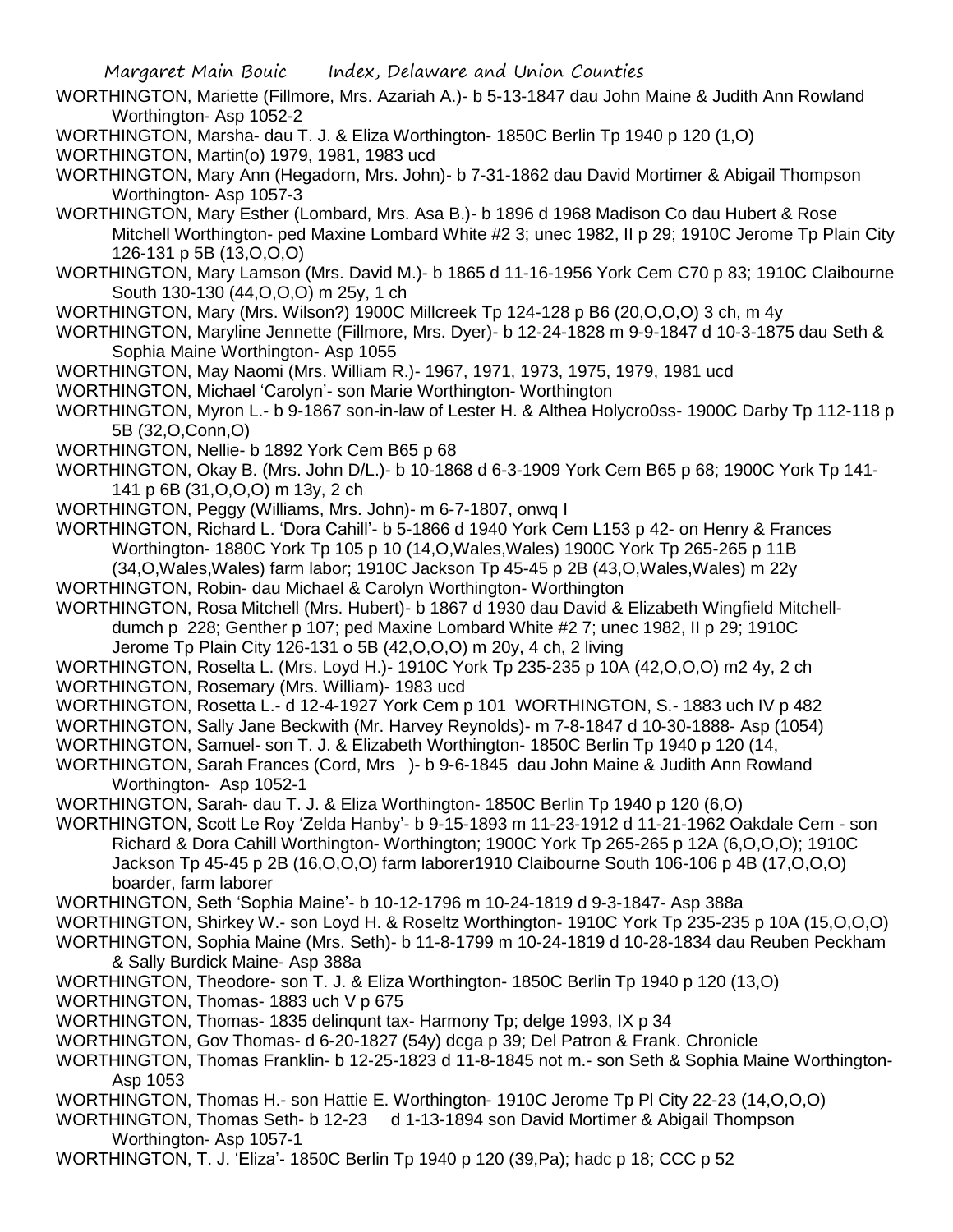WORTHINGTON, Mariette (Fillmore, Mrs. Azariah A.)- b 5-13-1847 dau John Maine & Judith Ann Rowland Worthington- Asp 1052-2

WORTHINGTON, Marsha- dau T. J. & Eliza Worthington- 1850C Berlin Tp 1940 p 120 (1,O)

WORTHINGTON, Martin(o) 1979, 1981, 1983 ucd

WORTHINGTON, Mary Ann (Hegadorn, Mrs. John)- b 7-31-1862 dau David Mortimer & Abigail Thompson Worthington- Asp 1057-3

WORTHINGTON, Mary Esther (Lombard, Mrs. Asa B.)- b 1896 d 1968 Madison Co dau Hubert & Rose Mitchell Worthington- ped Maxine Lombard White #2 3; unec 1982, II p 29; 1910C Jerome Tp Plain City 126-131 p 5B (13,O,O,O)

WORTHINGTON, Mary Lamson (Mrs. David M.)- b 1865 d 11-16-1956 York Cem C70 p 83; 1910C Claibourne South 130-130 (44,O,O,O) m 25y, 1 ch

WORTHINGTON, Mary (Mrs. Wilson?) 1900C Millcreek Tp 124-128 p B6 (20,O,O,O) 3 ch, m 4y

WORTHINGTON, Maryline Jennette (Fillmore, Mrs. Dyer)- b 12-24-1828 m 9-9-1847 d 10-3-1875 dau Seth & Sophia Maine Worthington- Asp 1055

WORTHINGTON, May Naomi (Mrs. William R.)- 1967, 1971, 1973, 1975, 1979, 1981 ucd

WORTHINGTON, Michael 'Carolyn'- son Marie Worthington- Worthington

WORTHINGTON, Myron L.- b 9-1867 son-in-law of Lester H. & Althea Holycro0ss- 1900C Darby Tp 112-118 p 5B (32,O,Conn,O)

WORTHINGTON, Nellie- b 1892 York Cem B65 p 68

WORTHINGTON, Okay B. (Mrs. John D/L.)- b 10-1868 d 6-3-1909 York Cem B65 p 68; 1900C York Tp 141-141 p 6B (31,O,O,O) m 13y, 2 ch

WORTHINGTON, Peggy (Williams, Mrs. John)- m 6-7-1807, onwq I

WORTHINGTON, Richard L. 'Dora Cahill'- b 5-1866 d 1940 York Cem L153 p 42- on Henry & Frances Worthington- 1880C York Tp 105 p 10 (14,O,Wales,Wales) 1900C York Tp 265-265 p 11B (34,O,Wales,Wales) farm labor; 1910C Jackson Tp 45-45 p 2B (43,O,Wales,Wales) m 22y

WORTHINGTON, Robin- dau Michael & Carolyn Worthington- Worthington

WORTHINGTON, Rosa Mitchell (Mrs. Hubert)- b 1867 d 1930 dau David & Elizabeth Wingfield Mitchell- dumch p 228; Genther p 107; ped Maxine Lombard White #2 7; unec 1982, II p 29; 1910C Jerome Tp Plain City 126-131 o 5B (42,O,O,O) m 20y, 4 ch, 2 living

WORTHINGTON, Roselta L. (Mrs. Loyd H.)- 1910C York Tp 235-235 p 10A (42,O,O,O) m2 4y, 2 ch

WORTHINGTON, Rosemary (Mrs. William)- 1983 ucd

WORTHINGTON, Rosetta L.- d 12-4-1927 York Cem p 101 WORTHINGTON, S.- 1883 uch IV p 482

WORTHINGTON, Sally Jane Beckwith (Mr. Harvey Reynolds)- m 7-8-1847 d 10-30-1888- Asp (1054)

WORTHINGTON, Samuel- son T. J. & Elizabeth Worthington- 1850C Berlin Tp 1940 p 120 (14,

WORTHINGTON, Sarah Frances (Cord, Mrs )- b 9-6-1845 dau John Maine & Judith Ann Rowland Worthington- Asp 1052-1

WORTHINGTON, Sarah- dau T. J. & Eliza Worthington- 1850C Berlin Tp 1940 p 120 (6,O)

WORTHINGTON, Scott Le Roy 'Zelda Hanby'- b 9-15-1893 m 11-23-1912 d 11-21-1962 Oakdale Cem - son Richard & Dora Cahill Worthington- Worthington; 1900C York Tp 265-265 p 12A (6,O,O,O); 1910C Jackson Tp 45-45 p 2B (16,O,O,O) farm laborer1910 Claibourne South 106-106 p 4B (17,O,O,O) boarder, farm laborer

WORTHINGTON, Seth 'Sophia Maine'- b 10-12-1796 m 10-24-1819 d 9-3-1847- Asp 388a

WORTHINGTON, Shirkey W.- son Loyd H. & Roseltz Worthington- 1910C York Tp 235-235 p 10A (15,O,O,O)

WORTHINGTON, Sophia Maine (Mrs. Seth)- b 11-8-1799 m 10-24-1819 d 10-28-1834 dau Reuben Peckham & Sally Burdick Maine- Asp 388a

WORTHINGTON, Theodore- son T. J. & Eliza Worthington- 1850C Berlin Tp 1940 p 120 (13,O)

WORTHINGTON, Thomas- 1883 uch V p 675

WORTHINGTON, Thomas- 1835 delinqunt tax- Harmony Tp; delge 1993, IX p 34

WORTHINGTON, Gov Thomas- d 6-20-1827 (54y) dcga p 39; Del Patron & Frank. Chronicle

WORTHINGTON, Thomas Franklin- b 12-25-1823 d 11-8-1845 not m.- son Seth & Sophia Maine Worthington- Asp 1053

WORTHINGTON, Thomas H.- son Hattie E. Worthington- 1910C Jerome Tp Pl City 22-23 (14,O,O,O)

WORTHINGTON, Thomas Seth- b 12-23 d 1-13-1894 son David Mortimer & Abigail Thompson Worthington- Asp 1057-1

WORTHINGTON, T. J. 'Eliza'- 1850C Berlin Tp 1940 p 120 (39,Pa); hadc p 18; CCC p 52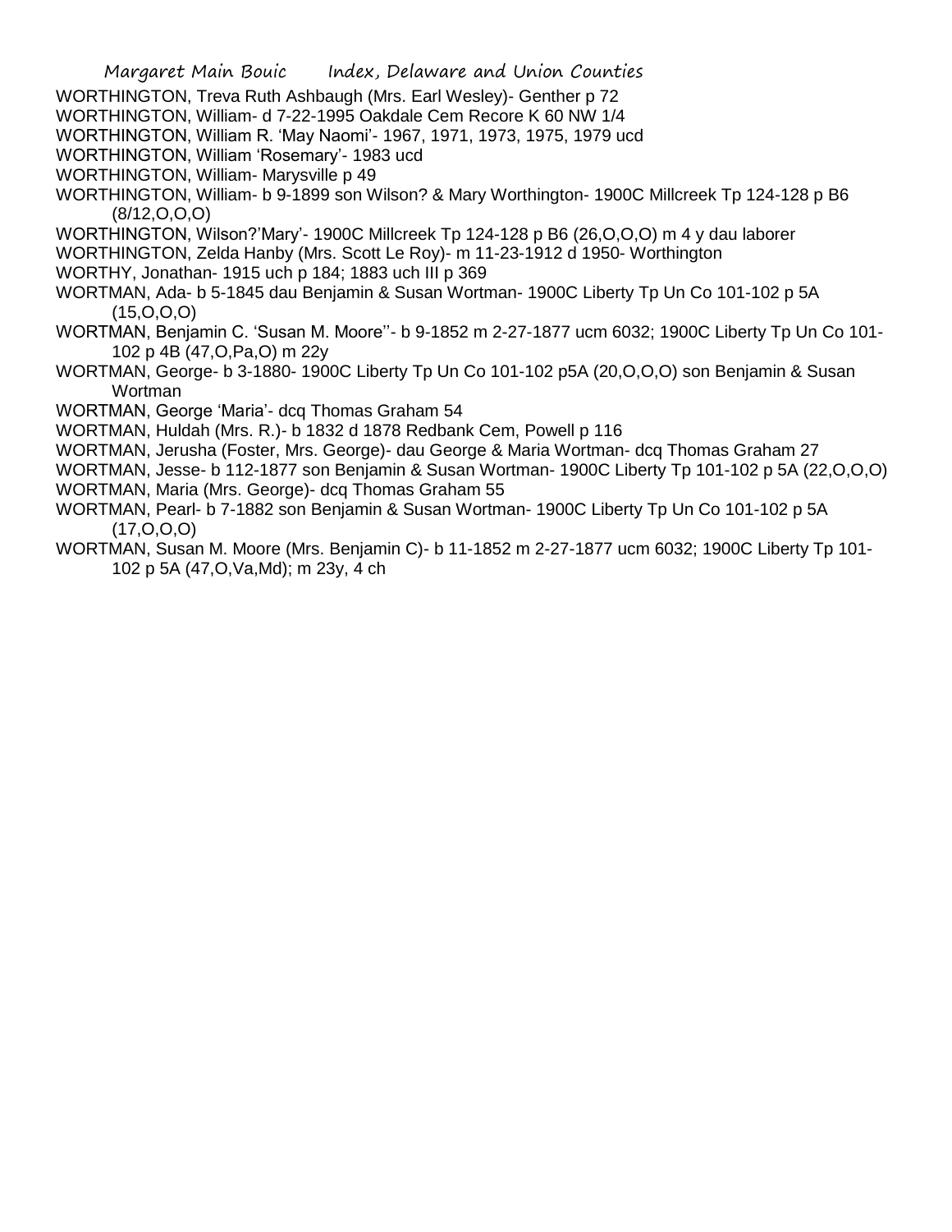WORTHINGTON, Treva Ruth Ashbaugh (Mrs. Earl Wesley)- Genther p 72

WORTHINGTON, William- d 7-22-1995 Oakdale Cem Recore K 60 NW 1/4

WORTHINGTON, William R. 'May Naomi'- 1967, 1971, 1973, 1975, 1979 ucd

WORTHINGTON, William 'Rosemary'- 1983 ucd

WORTHINGTON, William- Marysville p 49

WORTHINGTON, William- b 9-1899 son Wilson? & Mary Worthington- 1900C Millcreek Tp 124-128 p B6 (8/12,O,O,O)

WORTHINGTON, Wilson?'Mary'- 1900C Millcreek Tp 124-128 p B6 (26,O,O,O) m 4 y dau laborer

WORTHINGTON, Zelda Hanby (Mrs. Scott Le Roy)- m 11-23-1912 d 1950- Worthington

WORTHY, Jonathan- 1915 uch p 184; 1883 uch III p 369

WORTMAN, Ada- b 5-1845 dau Benjamin & Susan Wortman- 1900C Liberty Tp Un Co 101-102 p 5A (15,O,O,O)

WORTMAN, Benjamin C. 'Susan M. Moore''- b 9-1852 m 2-27-1877 ucm 6032; 1900C Liberty Tp Un Co 101-102 p 4B (47,O,Pa,O) m 22y

WORTMAN, George- b 3-1880- 1900C Liberty Tp Un Co 101-102 p5A (20,O,O,O) son Benjamin & Susan Wortman

WORTMAN, George 'Maria'- dcq Thomas Graham 54

WORTMAN, Huldah (Mrs. R.)- b 1832 d 1878 Redbank Cem, Powell p 116

WORTMAN, Jerusha (Foster, Mrs. George)- dau George & Maria Wortman- dcq Thomas Graham 27

WORTMAN, Jesse- b 112-1877 son Benjamin & Susan Wortman- 1900C Liberty Tp 101-102 p 5A (22,O,O,O)

WORTMAN, Maria (Mrs. George)- dcq Thomas Graham 55

WORTMAN, Pearl- b 7-1882 son Benjamin & Susan Wortman- 1900C Liberty Tp Un Co 101-102 p 5A (17,O,O,O)

WORTMAN, Susan M. Moore (Mrs. Benjamin C)- b 11-1852 m 2-27-1877 ucm 6032; 1900C Liberty Tp 101-102 p 5A (47,O,Va,Md); m 23y, 4 ch